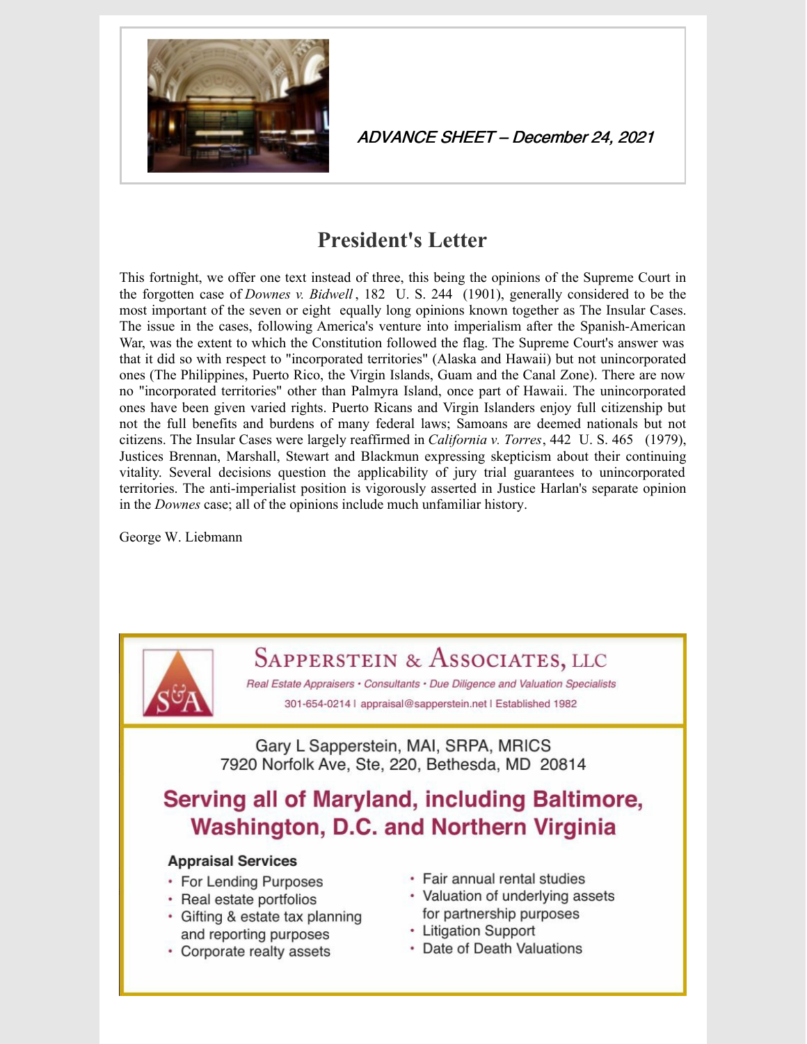*ADVANCE SHEET – December 24, 2021*

## President's Letter

This fortnight, we offer one text instead of three, this being the opinions of the Supreme Court in the forgotten case of *Downes v. Bidwell*, 182 U. S. 244 (1901), generally considered to be the most important of the seven or eight equally long opinions known together as The Insular Cases. The issue in the cases, following America's venture into imperialism after the Spanish-American War, was the extent to which the Constitution followed the flag. The Supreme Court's answer was that it did so with respect to "incorporated territories" (Alaska and Hawaii) but not unincorporated ones (The Philippines, Puerto Rico, the Virgin Islands, Guam and the Canal Zone). There are now no "incorporated territories" other than Palmyra Island, once part of Hawaii. The unincorporated ones have been given varied rights. Puerto Ricans and Virgin Islanders enjoy full citizenship but not the full benefits and burdens of many federal laws; Samoans are deemed nationals but not citizens. The Insular Cases were largely reaffirmed in *California v. Torres*, 442 U. S. 465 (1979), Justices Brennan, Marshall, Stewart and Blackmun expressing skepticism about their continuing vitality. Several decisions question the applicability of jury trial guarantees to unincorporated territories. The anti-imperialist position is vigorously asserted in Justice Harlan's separate opinion in the *Downes* case; all of the opinions include much unfamiliar history.

George W. Liebmann

---

**SAPPERSTEIN & ASSOCIATES, LLC**

*Real Estate Appraisers • Consultants • Due Diligence and Valuation Specialists*

301-654-0214 | appraisal@sapperstein.net | Established 1982

Gary L Sapperstein, MAI, SRPA, MRICS
7920 Norfolk Ave, Ste, 220, Bethesda, MD 20814

**Serving all of Maryland, including Baltimore, Washington, D.C. and Northern Virginia**

**Appraisal Services**

- For Lending Purposes
- Real estate portfolios
- Gifting & estate tax planning and reporting purposes
- Corporate realty assets
- Fair annual rental studies
- Valuation of underlying assets for partnership purposes
- Litigation Support
- Date of Death Valuations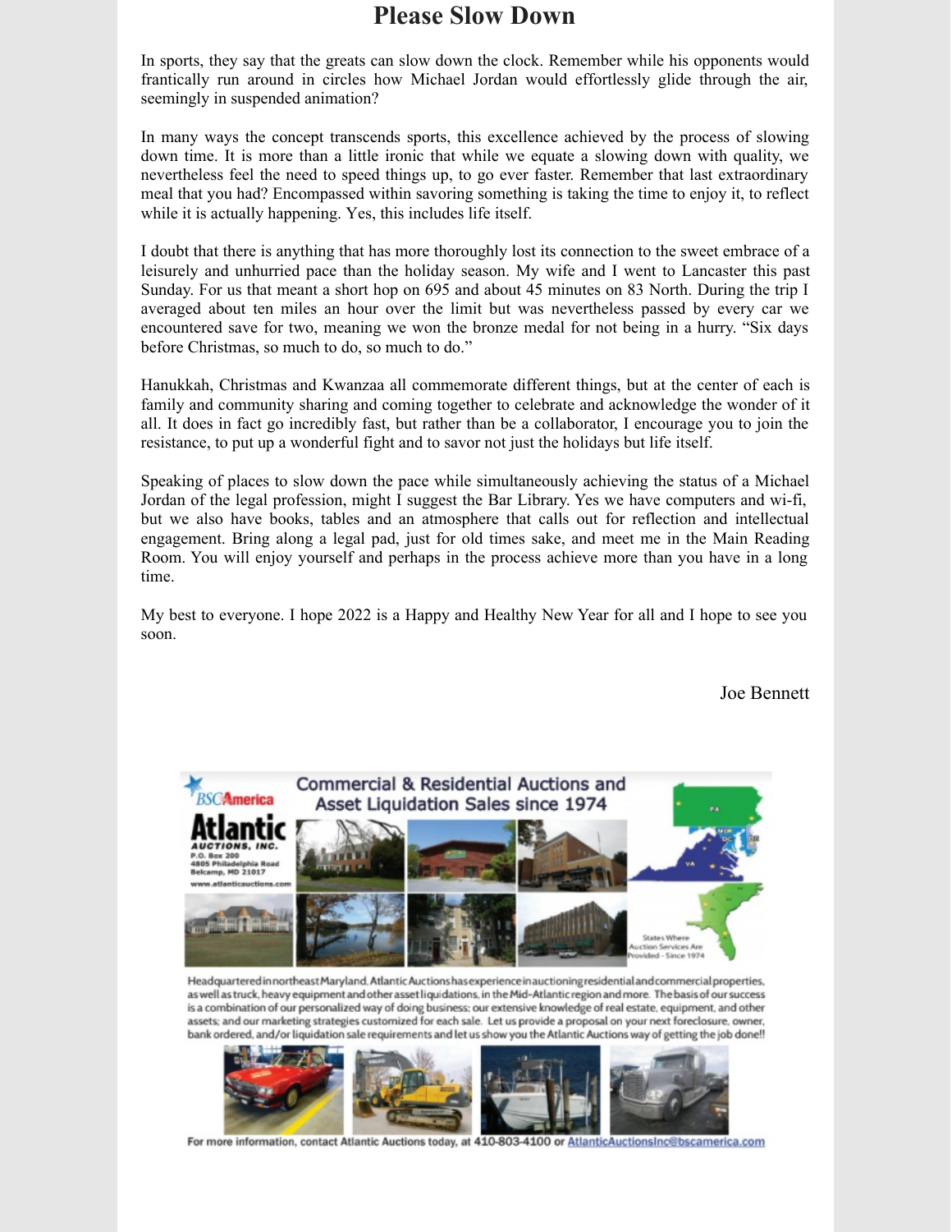# Please Slow Down

In sports, they say that the greats can slow down the clock. Remember while his opponents would frantically run around in circles how Michael Jordan would effortlessly glide through the air, seemingly in suspended animation?

In many ways the concept transcends sports, this excellence achieved by the process of slowing down time. It is more than a little ironic that while we equate a slowing down with quality, we nevertheless feel the need to speed things up, to go ever faster. Remember that last extraordinary meal that you had? Encompassed within savoring something is taking the time to enjoy it, to reflect while it is actually happening. Yes, this includes life itself.

I doubt that there is anything that has more thoroughly lost its connection to the sweet embrace of a leisurely and unhurried pace than the holiday season. My wife and I went to Lancaster this past Sunday. For us that meant a short hop on 695 and about 45 minutes on 83 North. During the trip I averaged about ten miles an hour over the limit but was nevertheless passed by every car we encountered save for two, meaning we won the bronze medal for not being in a hurry. "Six days before Christmas, so much to do, so much to do."

Hanukkah, Christmas and Kwanzaa all commemorate different things, but at the center of each is family and community sharing and coming together to celebrate and acknowledge the wonder of it all. It does in fact go incredibly fast, but rather than be a collaborator, I encourage you to join the resistance, to put up a wonderful fight and to savor not just the holidays but life itself.

Speaking of places to slow down the pace while simultaneously achieving the status of a Michael Jordan of the legal profession, might I suggest the Bar Library. Yes we have computers and wi-fi, but we also have books, tables and an atmosphere that calls out for reflection and intellectual engagement. Bring along a legal pad, just for old times sake, and meet me in the Main Reading Room. You will enjoy yourself and perhaps in the process achieve more than you have in a long time.

My best to everyone. I hope 2022 is a Happy and Healthy New Year for all and I hope to see you soon.

Joe Bennett

BSC America

**Atlantic AUCTIONS, INC.**
P.O. Box 200
4805 Philadelphia Road
Belcamp, MD 21017
www.atlanticauctions.com

**Commercial & Residential Auctions and Asset Liquidation Sales since 1974**

States Where Auction Services Are Provided - Since 1974

Headquartered in northeast Maryland, Atlantic Auctions has experience in auctioning residential and commercial properties, as well as truck, heavy equipment and other asset liquidations, in the Mid-Atlantic region and more. The basis of our success is a combination of our personalized way of doing business; our extensive knowledge of real estate, equipment, and other assets; and our marketing strategies customized for each sale. Let us provide a proposal on your next foreclosure, owner, bank ordered, and/or liquidation sale requirements and let us show you the Atlantic Auctions way of getting the job done!!

For more information, contact Atlantic Auctions today, at 410-803-4100 or AtlanticAuctionsInc@bscamerica.com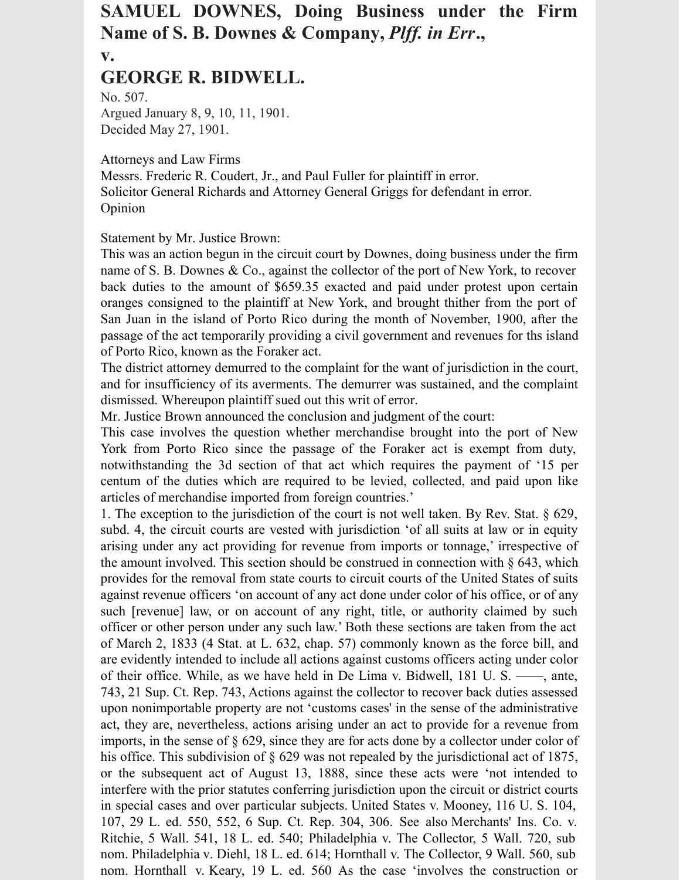# SAMUEL DOWNES, Doing Business under the Firm Name of S. B. Downes & Company, *Plff. in Err*.,

**v.**

# GEORGE R. BIDWELL.

No. 507.
Argued January 8, 9, 10, 11, 1901.
Decided May 27, 1901.

Attorneys and Law Firms
Messrs. Frederic R. Coudert, Jr., and Paul Fuller for plaintiff in error.
Solicitor General Richards and Attorney General Griggs for defendant in error.
Opinion

Statement by Mr. Justice Brown:

This was an action begun in the circuit court by Downes, doing business under the firm name of S. B. Downes & Co., against the collector of the port of New York, to recover back duties to the amount of $659.35 exacted and paid under protest upon certain oranges consigned to the plaintiff at New York, and brought thither from the port of San Juan in the island of Porto Rico during the month of November, 1900, after the passage of the act temporarily providing a civil government and revenues for ths island of Porto Rico, known as the Foraker act.

The district attorney demurred to the complaint for the want of jurisdiction in the court, and for insufficiency of its averments. The demurrer was sustained, and the complaint dismissed. Whereupon plaintiff sued out this writ of error.

Mr. Justice Brown announced the conclusion and judgment of the court:

This case involves the question whether merchandise brought into the port of New York from Porto Rico since the passage of the Foraker act is exempt from duty, notwithstanding the 3d section of that act which requires the payment of '15 per centum of the duties which are required to be levied, collected, and paid upon like articles of merchandise imported from foreign countries.'

1. The exception to the jurisdiction of the court is not well taken. By Rev. Stat. § 629, subd. 4, the circuit courts are vested with jurisdiction 'of all suits at law or in equity arising under any act providing for revenue from imports or tonnage,' irrespective of the amount involved. This section should be construed in connection with § 643, which provides for the removal from state courts to circuit courts of the United States of suits against revenue officers 'on account of any act done under color of his office, or of any such [revenue] law, or on account of any right, title, or authority claimed by such officer or other person under any such law.' Both these sections are taken from the act of March 2, 1833 (4 Stat. at L. 632, chap. 57) commonly known as the force bill, and are evidently intended to include all actions against customs officers acting under color of their office. While, as we have held in De Lima v. Bidwell, 181 U. S. ——, ante, 743, 21 Sup. Ct. Rep. 743, Actions against the collector to recover back duties assessed upon nonimportable property are not 'customs cases' in the sense of the administrative act, they are, nevertheless, actions arising under an act to provide for a revenue from imports, in the sense of § 629, since they are for acts done by a collector under color of his office. This subdivision of § 629 was not repealed by the jurisdictional act of 1875, or the subsequent act of August 13, 1888, since these acts were 'not intended to interfere with the prior statutes conferring jurisdiction upon the circuit or district courts in special cases and over particular subjects. United States v. Mooney, 116 U. S. 104, 107, 29 L. ed. 550, 552, 6 Sup. Ct. Rep. 304, 306. See also Merchants' Ins. Co. v. Ritchie, 5 Wall. 541, 18 L. ed. 540; Philadelphia v. The Collector, 5 Wall. 720, sub nom. Philadelphia v. Diehl, 18 L. ed. 614; Hornthall v. The Collector, 9 Wall. 560, sub nom. Hornthall v. Keary, 19 L. ed. 560 As the case 'involves the construction or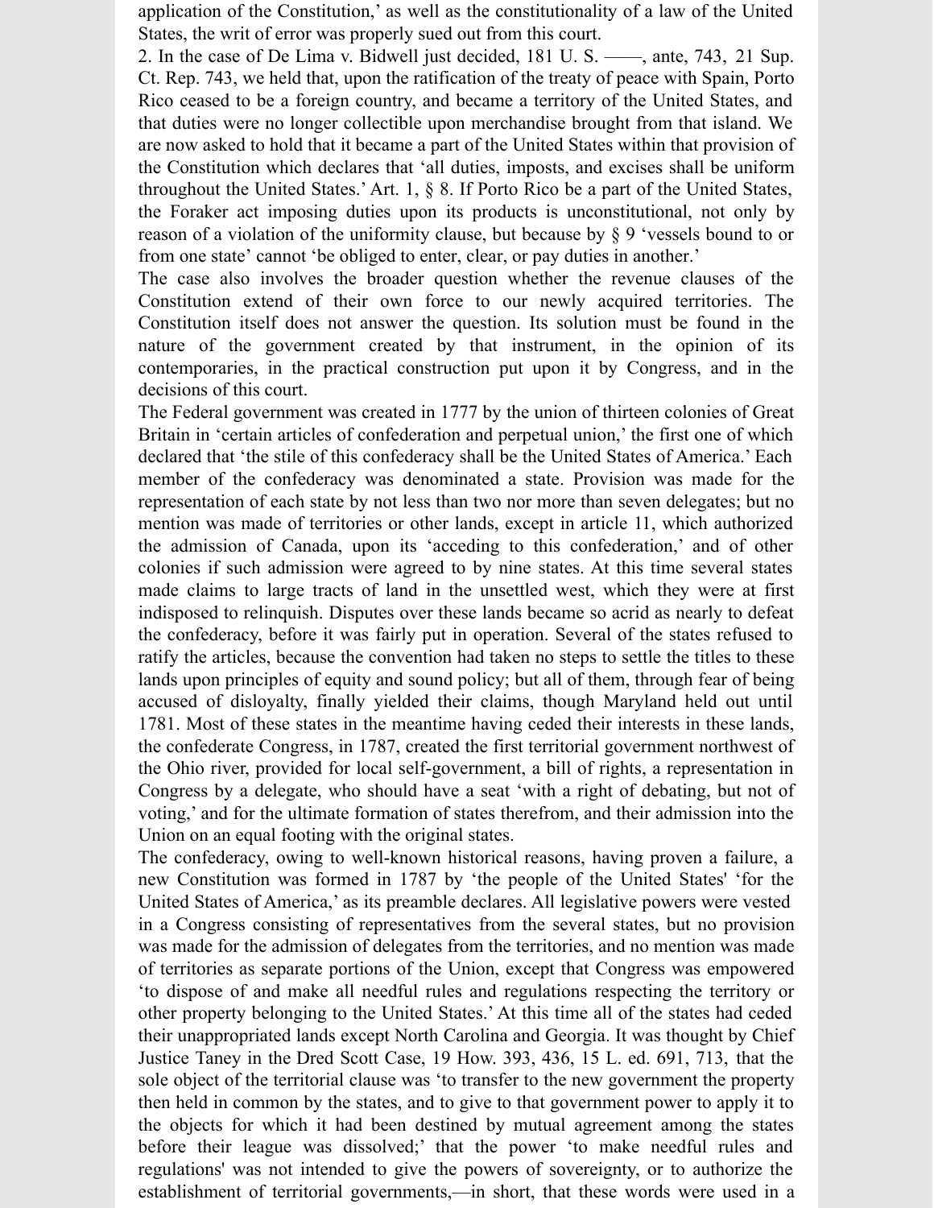application of the Constitution,' as well as the constitutionality of a law of the United States, the writ of error was properly sued out from this court.

2. In the case of De Lima v. Bidwell just decided, 181 U. S. ——, ante, 743, 21 Sup. Ct. Rep. 743, we held that, upon the ratification of the treaty of peace with Spain, Porto Rico ceased to be a foreign country, and became a territory of the United States, and that duties were no longer collectible upon merchandise brought from that island. We are now asked to hold that it became a part of the United States within that provision of the Constitution which declares that 'all duties, imposts, and excises shall be uniform throughout the United States.' Art. 1, § 8. If Porto Rico be a part of the United States, the Foraker act imposing duties upon its products is unconstitutional, not only by reason of a violation of the uniformity clause, but because by § 9 'vessels bound to or from one state' cannot 'be obliged to enter, clear, or pay duties in another.'

The case also involves the broader question whether the revenue clauses of the Constitution extend of their own force to our newly acquired territories. The Constitution itself does not answer the question. Its solution must be found in the nature of the government created by that instrument, in the opinion of its contemporaries, in the practical construction put upon it by Congress, and in the decisions of this court.

The Federal government was created in 1777 by the union of thirteen colonies of Great Britain in 'certain articles of confederation and perpetual union,' the first one of which declared that 'the stile of this confederacy shall be the United States of America.' Each member of the confederacy was denominated a state. Provision was made for the representation of each state by not less than two nor more than seven delegates; but no mention was made of territories or other lands, except in article 11, which authorized the admission of Canada, upon its 'acceding to this confederation,' and of other colonies if such admission were agreed to by nine states. At this time several states made claims to large tracts of land in the unsettled west, which they were at first indisposed to relinquish. Disputes over these lands became so acrid as nearly to defeat the confederacy, before it was fairly put in operation. Several of the states refused to ratify the articles, because the convention had taken no steps to settle the titles to these lands upon principles of equity and sound policy; but all of them, through fear of being accused of disloyalty, finally yielded their claims, though Maryland held out until 1781. Most of these states in the meantime having ceded their interests in these lands, the confederate Congress, in 1787, created the first territorial government northwest of the Ohio river, provided for local self-government, a bill of rights, a representation in Congress by a delegate, who should have a seat 'with a right of debating, but not of voting,' and for the ultimate formation of states therefrom, and their admission into the Union on an equal footing with the original states.

The confederacy, owing to well-known historical reasons, having proven a failure, a new Constitution was formed in 1787 by 'the people of the United States' 'for the United States of America,' as its preamble declares. All legislative powers were vested in a Congress consisting of representatives from the several states, but no provision was made for the admission of delegates from the territories, and no mention was made of territories as separate portions of the Union, except that Congress was empowered 'to dispose of and make all needful rules and regulations respecting the territory or other property belonging to the United States.' At this time all of the states had ceded their unappropriated lands except North Carolina and Georgia. It was thought by Chief Justice Taney in the Dred Scott Case, 19 How. 393, 436, 15 L. ed. 691, 713, that the sole object of the territorial clause was 'to transfer to the new government the property then held in common by the states, and to give to that government power to apply it to the objects for which it had been destined by mutual agreement among the states before their league was dissolved;' that the power 'to make needful rules and regulations' was not intended to give the powers of sovereignty, or to authorize the establishment of territorial governments,—in short, that these words were used in a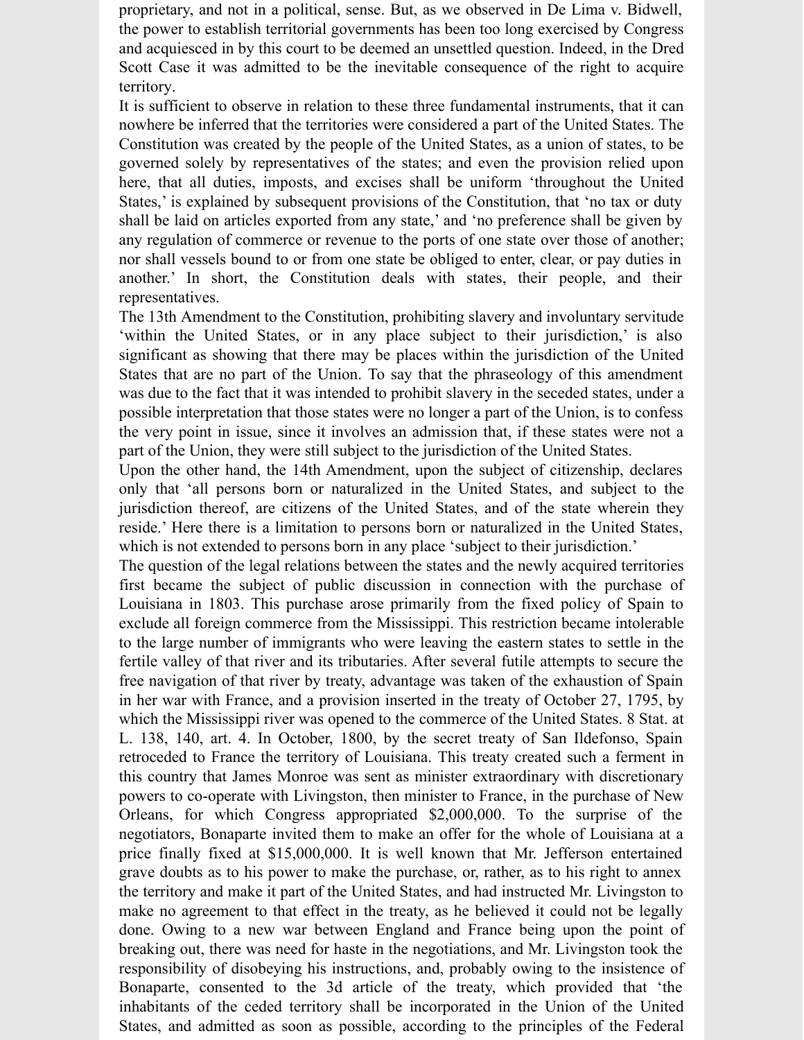proprietary, and not in a political, sense. But, as we observed in De Lima v. Bidwell, the power to establish territorial governments has been too long exercised by Congress and acquiesced in by this court to be deemed an unsettled question. Indeed, in the Dred Scott Case it was admitted to be the inevitable consequence of the right to acquire territory.

It is sufficient to observe in relation to these three fundamental instruments, that it can nowhere be inferred that the territories were considered a part of the United States. The Constitution was created by the people of the United States, as a union of states, to be governed solely by representatives of the states; and even the provision relied upon here, that all duties, imposts, and excises shall be uniform 'throughout the United States,' is explained by subsequent provisions of the Constitution, that 'no tax or duty shall be laid on articles exported from any state,' and 'no preference shall be given by any regulation of commerce or revenue to the ports of one state over those of another; nor shall vessels bound to or from one state be obliged to enter, clear, or pay duties in another.' In short, the Constitution deals with states, their people, and their representatives.

The 13th Amendment to the Constitution, prohibiting slavery and involuntary servitude 'within the United States, or in any place subject to their jurisdiction,' is also significant as showing that there may be places within the jurisdiction of the United States that are no part of the Union. To say that the phraseology of this amendment was due to the fact that it was intended to prohibit slavery in the seceded states, under a possible interpretation that those states were no longer a part of the Union, is to confess the very point in issue, since it involves an admission that, if these states were not a part of the Union, they were still subject to the jurisdiction of the United States.

Upon the other hand, the 14th Amendment, upon the subject of citizenship, declares only that 'all persons born or naturalized in the United States, and subject to the jurisdiction thereof, are citizens of the United States, and of the state wherein they reside.' Here there is a limitation to persons born or naturalized in the United States, which is not extended to persons born in any place 'subject to their jurisdiction.'

The question of the legal relations between the states and the newly acquired territories first became the subject of public discussion in connection with the purchase of Louisiana in 1803. This purchase arose primarily from the fixed policy of Spain to exclude all foreign commerce from the Mississippi. This restriction became intolerable to the large number of immigrants who were leaving the eastern states to settle in the fertile valley of that river and its tributaries. After several futile attempts to secure the free navigation of that river by treaty, advantage was taken of the exhaustion of Spain in her war with France, and a provision inserted in the treaty of October 27, 1795, by which the Mississippi river was opened to the commerce of the United States. 8 Stat. at L. 138, 140, art. 4. In October, 1800, by the secret treaty of San Ildefonso, Spain retroceded to France the territory of Louisiana. This treaty created such a ferment in this country that James Monroe was sent as minister extraordinary with discretionary powers to co-operate with Livingston, then minister to France, in the purchase of New Orleans, for which Congress appropriated $2,000,000. To the surprise of the negotiators, Bonaparte invited them to make an offer for the whole of Louisiana at a price finally fixed at $15,000,000. It is well known that Mr. Jefferson entertained grave doubts as to his power to make the purchase, or, rather, as to his right to annex the territory and make it part of the United States, and had instructed Mr. Livingston to make no agreement to that effect in the treaty, as he believed it could not be legally done. Owing to a new war between England and France being upon the point of breaking out, there was need for haste in the negotiations, and Mr. Livingston took the responsibility of disobeying his instructions, and, probably owing to the insistence of Bonaparte, consented to the 3d article of the treaty, which provided that 'the inhabitants of the ceded territory shall be incorporated in the Union of the United States, and admitted as soon as possible, according to the principles of the Federal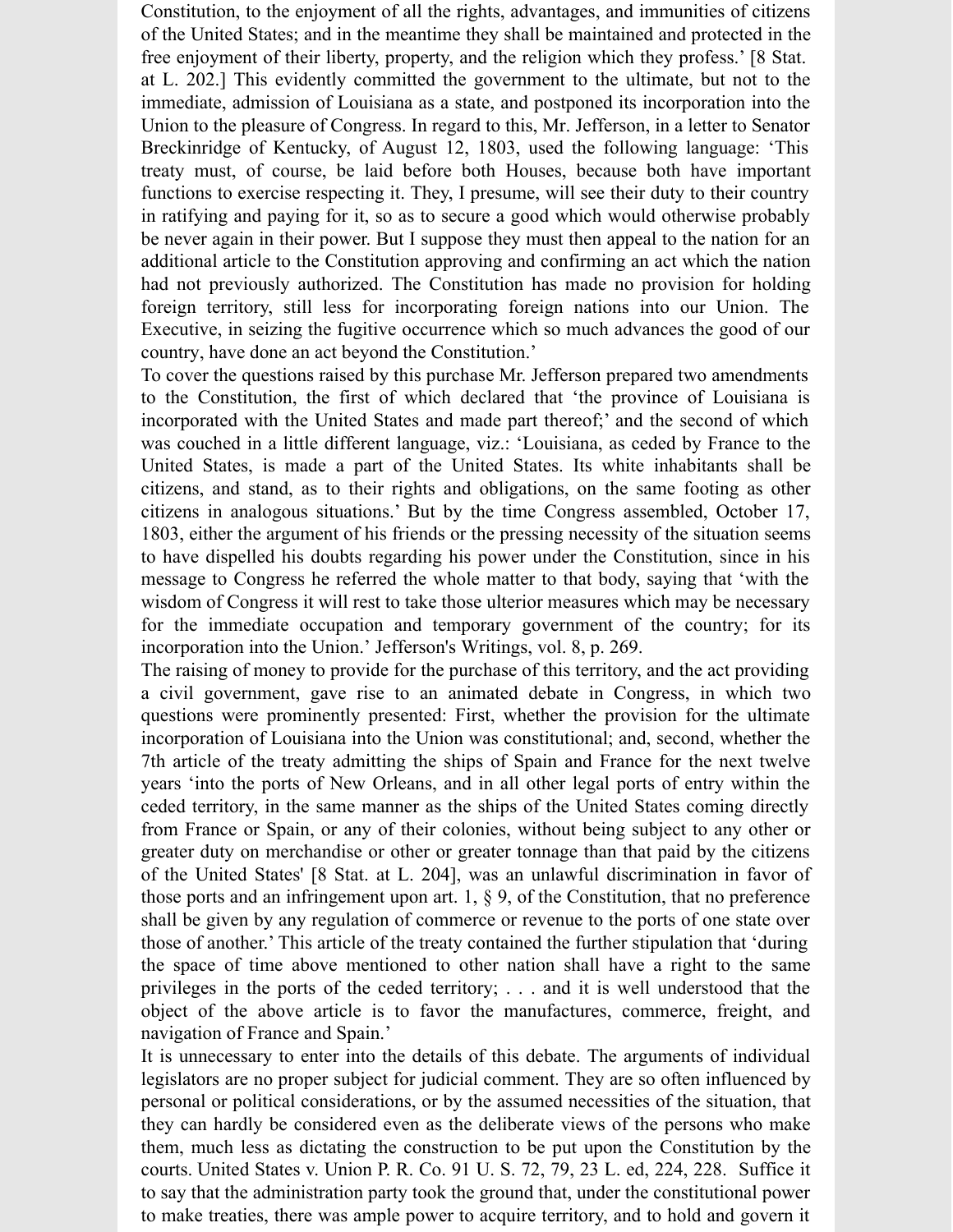Constitution, to the enjoyment of all the rights, advantages, and immunities of citizens of the United States; and in the meantime they shall be maintained and protected in the free enjoyment of their liberty, property, and the religion which they profess.' [8 Stat. at L. 202.] This evidently committed the government to the ultimate, but not to the immediate, admission of Louisiana as a state, and postponed its incorporation into the Union to the pleasure of Congress. In regard to this, Mr. Jefferson, in a letter to Senator Breckinridge of Kentucky, of August 12, 1803, used the following language: 'This treaty must, of course, be laid before both Houses, because both have important functions to exercise respecting it. They, I presume, will see their duty to their country in ratifying and paying for it, so as to secure a good which would otherwise probably be never again in their power. But I suppose they must then appeal to the nation for an additional article to the Constitution approving and confirming an act which the nation had not previously authorized. The Constitution has made no provision for holding foreign territory, still less for incorporating foreign nations into our Union. The Executive, in seizing the fugitive occurrence which so much advances the good of our country, have done an act beyond the Constitution.'

To cover the questions raised by this purchase Mr. Jefferson prepared two amendments to the Constitution, the first of which declared that 'the province of Louisiana is incorporated with the United States and made part thereof;' and the second of which was couched in a little different language, viz.: 'Louisiana, as ceded by France to the United States, is made a part of the United States. Its white inhabitants shall be citizens, and stand, as to their rights and obligations, on the same footing as other citizens in analogous situations.' But by the time Congress assembled, October 17, 1803, either the argument of his friends or the pressing necessity of the situation seems to have dispelled his doubts regarding his power under the Constitution, since in his message to Congress he referred the whole matter to that body, saying that 'with the wisdom of Congress it will rest to take those ulterior measures which may be necessary for the immediate occupation and temporary government of the country; for its incorporation into the Union.' Jefferson's Writings, vol. 8, p. 269.

The raising of money to provide for the purchase of this territory, and the act providing a civil government, gave rise to an animated debate in Congress, in which two questions were prominently presented: First, whether the provision for the ultimate incorporation of Louisiana into the Union was constitutional; and, second, whether the 7th article of the treaty admitting the ships of Spain and France for the next twelve years 'into the ports of New Orleans, and in all other legal ports of entry within the ceded territory, in the same manner as the ships of the United States coming directly from France or Spain, or any of their colonies, without being subject to any other or greater duty on merchandise or other or greater tonnage than that paid by the citizens of the United States' [8 Stat. at L. 204], was an unlawful discrimination in favor of those ports and an infringement upon art. 1, § 9, of the Constitution, that no preference shall be given by any regulation of commerce or revenue to the ports of one state over those of another.' This article of the treaty contained the further stipulation that 'during the space of time above mentioned to other nation shall have a right to the same privileges in the ports of the ceded territory; . . . and it is well understood that the object of the above article is to favor the manufactures, commerce, freight, and navigation of France and Spain.'

It is unnecessary to enter into the details of this debate. The arguments of individual legislators are no proper subject for judicial comment. They are so often influenced by personal or political considerations, or by the assumed necessities of the situation, that they can hardly be considered even as the deliberate views of the persons who make them, much less as dictating the construction to be put upon the Constitution by the courts. United States v. Union P. R. Co. 91 U. S. 72, 79, 23 L. ed, 224, 228. Suffice it to say that the administration party took the ground that, under the constitutional power to make treaties, there was ample power to acquire territory, and to hold and govern it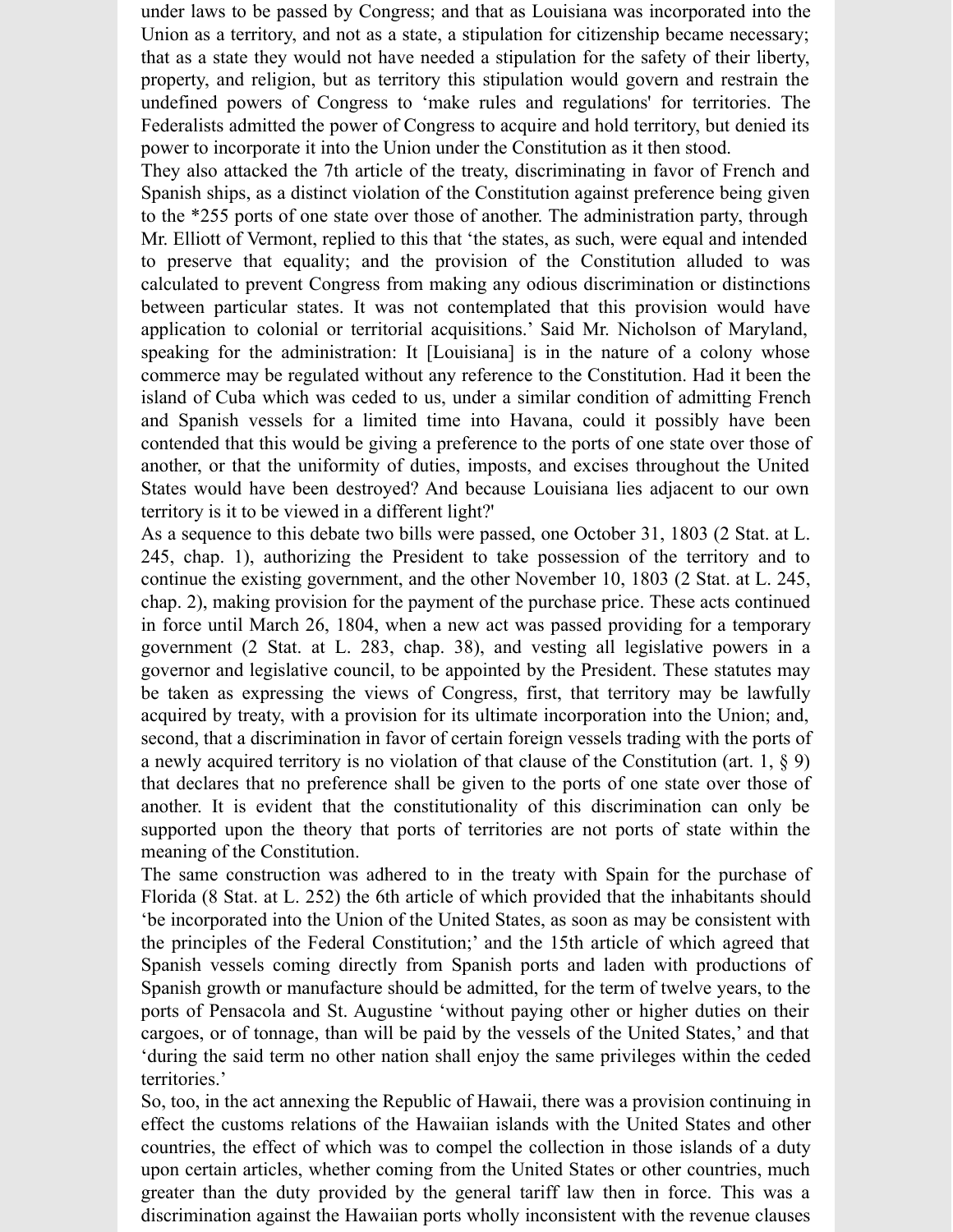under laws to be passed by Congress; and that as Louisiana was incorporated into the Union as a territory, and not as a state, a stipulation for citizenship became necessary; that as a state they would not have needed a stipulation for the safety of their liberty, property, and religion, but as territory this stipulation would govern and restrain the undefined powers of Congress to 'make rules and regulations' for territories. The Federalists admitted the power of Congress to acquire and hold territory, but denied its power to incorporate it into the Union under the Constitution as it then stood.

They also attacked the 7th article of the treaty, discriminating in favor of French and Spanish ships, as a distinct violation of the Constitution against preference being given to the *255 ports of one state over those of another. The administration party, through Mr. Elliott of Vermont, replied to this that 'the states, as such, were equal and intended to preserve that equality; and the provision of the Constitution alluded to was calculated to prevent Congress from making any odious discrimination or distinctions between particular states. It was not contemplated that this provision would have application to colonial or territorial acquisitions.' Said Mr. Nicholson of Maryland, speaking for the administration: It [Louisiana] is in the nature of a colony whose commerce may be regulated without any reference to the Constitution. Had it been the island of Cuba which was ceded to us, under a similar condition of admitting French and Spanish vessels for a limited time into Havana, could it possibly have been contended that this would be giving a preference to the ports of one state over those of another, or that the uniformity of duties, imposts, and excises throughout the United States would have been destroyed? And because Louisiana lies adjacent to our own territory is it to be viewed in a different light?'

As a sequence to this debate two bills were passed, one October 31, 1803 (2 Stat. at L. 245, chap. 1), authorizing the President to take possession of the territory and to continue the existing government, and the other November 10, 1803 (2 Stat. at L. 245, chap. 2), making provision for the payment of the purchase price. These acts continued in force until March 26, 1804, when a new act was passed providing for a temporary government (2 Stat. at L. 283, chap. 38), and vesting all legislative powers in a governor and legislative council, to be appointed by the President. These statutes may be taken as expressing the views of Congress, first, that territory may be lawfully acquired by treaty, with a provision for its ultimate incorporation into the Union; and, second, that a discrimination in favor of certain foreign vessels trading with the ports of a newly acquired territory is no violation of that clause of the Constitution (art. 1, § 9) that declares that no preference shall be given to the ports of one state over those of another. It is evident that the constitutionality of this discrimination can only be supported upon the theory that ports of territories are not ports of state within the meaning of the Constitution.

The same construction was adhered to in the treaty with Spain for the purchase of Florida (8 Stat. at L. 252) the 6th article of which provided that the inhabitants should 'be incorporated into the Union of the United States, as soon as may be consistent with the principles of the Federal Constitution;' and the 15th article of which agreed that Spanish vessels coming directly from Spanish ports and laden with productions of Spanish growth or manufacture should be admitted, for the term of twelve years, to the ports of Pensacola and St. Augustine 'without paying other or higher duties on their cargoes, or of tonnage, than will be paid by the vessels of the United States,' and that 'during the said term no other nation shall enjoy the same privileges within the ceded territories.'

So, too, in the act annexing the Republic of Hawaii, there was a provision continuing in effect the customs relations of the Hawaiian islands with the United States and other countries, the effect of which was to compel the collection in those islands of a duty upon certain articles, whether coming from the United States or other countries, much greater than the duty provided by the general tariff law then in force. This was a discrimination against the Hawaiian ports wholly inconsistent with the revenue clauses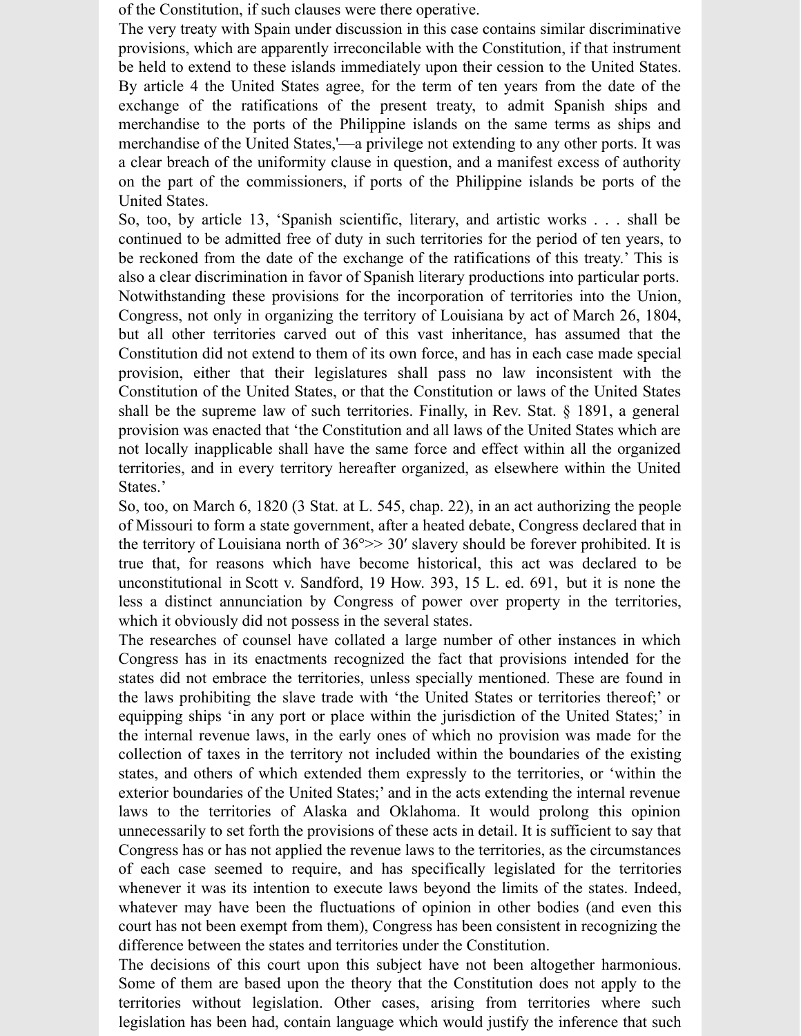of the Constitution, if such clauses were there operative.

The very treaty with Spain under discussion in this case contains similar discriminative provisions, which are apparently irreconcilable with the Constitution, if that instrument be held to extend to these islands immediately upon their cession to the United States. By article 4 the United States agree, for the term of ten years from the date of the exchange of the ratifications of the present treaty, to admit Spanish ships and merchandise to the ports of the Philippine islands on the same terms as ships and merchandise of the United States,'—a privilege not extending to any other ports. It was a clear breach of the uniformity clause in question, and a manifest excess of authority on the part of the commissioners, if ports of the Philippine islands be ports of the United States.

So, too, by article 13, 'Spanish scientific, literary, and artistic works . . . shall be continued to be admitted free of duty in such territories for the period of ten years, to be reckoned from the date of the exchange of the ratifications of this treaty.' This is also a clear discrimination in favor of Spanish literary productions into particular ports.

Notwithstanding these provisions for the incorporation of territories into the Union, Congress, not only in organizing the territory of Louisiana by act of March 26, 1804, but all other territories carved out of this vast inheritance, has assumed that the Constitution did not extend to them of its own force, and has in each case made special provision, either that their legislatures shall pass no law inconsistent with the Constitution of the United States, or that the Constitution or laws of the United States shall be the supreme law of such territories. Finally, in Rev. Stat. § 1891, a general provision was enacted that 'the Constitution and all laws of the United States which are not locally inapplicable shall have the same force and effect within all the organized territories, and in every territory hereafter organized, as elsewhere within the United States.'

So, too, on March 6, 1820 (3 Stat. at L. 545, chap. 22), in an act authorizing the people of Missouri to form a state government, after a heated debate, Congress declared that in the territory of Louisiana north of 36°>> 30′ slavery should be forever prohibited. It is true that, for reasons which have become historical, this act was declared to be unconstitutional in Scott v. Sandford, 19 How. 393, 15 L. ed. 691, but it is none the less a distinct annunciation by Congress of power over property in the territories, which it obviously did not possess in the several states.

The researches of counsel have collated a large number of other instances in which Congress has in its enactments recognized the fact that provisions intended for the states did not embrace the territories, unless specially mentioned. These are found in the laws prohibiting the slave trade with 'the United States or territories thereof;' or equipping ships 'in any port or place within the jurisdiction of the United States;' in the internal revenue laws, in the early ones of which no provision was made for the collection of taxes in the territory not included within the boundaries of the existing states, and others of which extended them expressly to the territories, or 'within the exterior boundaries of the United States;' and in the acts extending the internal revenue laws to the territories of Alaska and Oklahoma. It would prolong this opinion unnecessarily to set forth the provisions of these acts in detail. It is sufficient to say that Congress has or has not applied the revenue laws to the territories, as the circumstances of each case seemed to require, and has specifically legislated for the territories whenever it was its intention to execute laws beyond the limits of the states. Indeed, whatever may have been the fluctuations of opinion in other bodies (and even this court has not been exempt from them), Congress has been consistent in recognizing the difference between the states and territories under the Constitution.

The decisions of this court upon this subject have not been altogether harmonious. Some of them are based upon the theory that the Constitution does not apply to the territories without legislation. Other cases, arising from territories where such legislation has been had, contain language which would justify the inference that such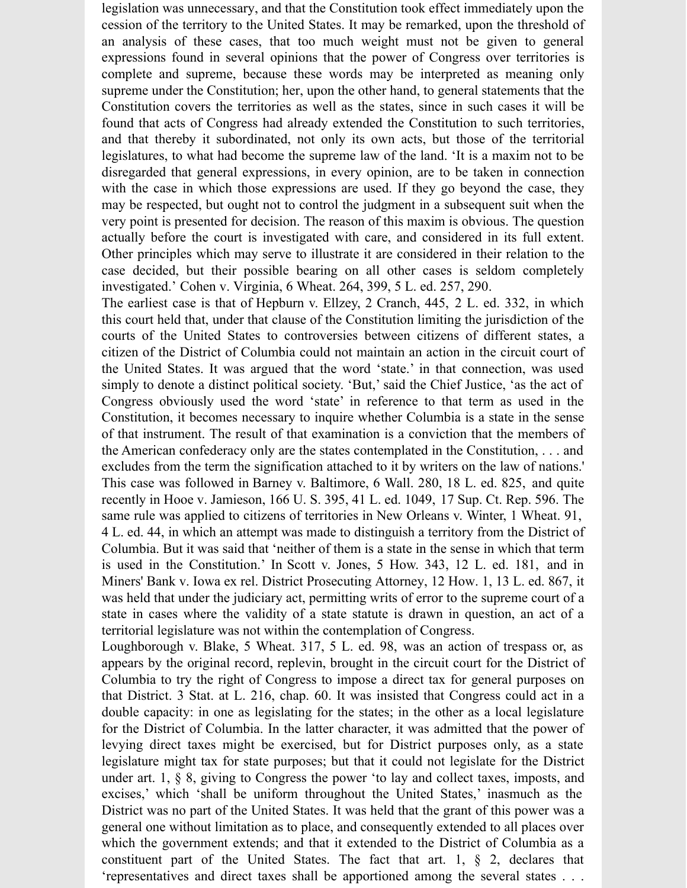legislation was unnecessary, and that the Constitution took effect immediately upon the cession of the territory to the United States. It may be remarked, upon the threshold of an analysis of these cases, that too much weight must not be given to general expressions found in several opinions that the power of Congress over territories is complete and supreme, because these words may be interpreted as meaning only supreme under the Constitution; her, upon the other hand, to general statements that the Constitution covers the territories as well as the states, since in such cases it will be found that acts of Congress had already extended the Constitution to such territories, and that thereby it subordinated, not only its own acts, but those of the territorial legislatures, to what had become the supreme law of the land. 'It is a maxim not to be disregarded that general expressions, in every opinion, are to be taken in connection with the case in which those expressions are used. If they go beyond the case, they may be respected, but ought not to control the judgment in a subsequent suit when the very point is presented for decision. The reason of this maxim is obvious. The question actually before the court is investigated with care, and considered in its full extent. Other principles which may serve to illustrate it are considered in their relation to the case decided, but their possible bearing on all other cases is seldom completely investigated.' Cohen v. Virginia, 6 Wheat. 264, 399, 5 L. ed. 257, 290.

The earliest case is that of Hepburn v. Ellzey, 2 Cranch, 445, 2 L. ed. 332, in which this court held that, under that clause of the Constitution limiting the jurisdiction of the courts of the United States to controversies between citizens of different states, a citizen of the District of Columbia could not maintain an action in the circuit court of the United States. It was argued that the word 'state.' in that connection, was used simply to denote a distinct political society. 'But,' said the Chief Justice, 'as the act of Congress obviously used the word 'state' in reference to that term as used in the Constitution, it becomes necessary to inquire whether Columbia is a state in the sense of that instrument. The result of that examination is a conviction that the members of the American confederacy only are the states contemplated in the Constitution, . . . and excludes from the term the signification attached to it by writers on the law of nations.' This case was followed in Barney v. Baltimore, 6 Wall. 280, 18 L. ed. 825, and quite recently in Hooe v. Jamieson, 166 U. S. 395, 41 L. ed. 1049, 17 Sup. Ct. Rep. 596. The same rule was applied to citizens of territories in New Orleans v. Winter, 1 Wheat. 91, 4 L. ed. 44, in which an attempt was made to distinguish a territory from the District of Columbia. But it was said that 'neither of them is a state in the sense in which that term is used in the Constitution.' In Scott v. Jones, 5 How. 343, 12 L. ed. 181, and in Miners' Bank v. Iowa ex rel. District Prosecuting Attorney, 12 How. 1, 13 L. ed. 867, it was held that under the judiciary act, permitting writs of error to the supreme court of a state in cases where the validity of a state statute is drawn in question, an act of a territorial legislature was not within the contemplation of Congress.

Loughborough v. Blake, 5 Wheat. 317, 5 L. ed. 98, was an action of trespass or, as appears by the original record, replevin, brought in the circuit court for the District of Columbia to try the right of Congress to impose a direct tax for general purposes on that District. 3 Stat. at L. 216, chap. 60. It was insisted that Congress could act in a double capacity: in one as legislating for the states; in the other as a local legislature for the District of Columbia. In the latter character, it was admitted that the power of levying direct taxes might be exercised, but for District purposes only, as a state legislature might tax for state purposes; but that it could not legislate for the District under art. 1, § 8, giving to Congress the power 'to lay and collect taxes, imposts, and excises,' which 'shall be uniform throughout the United States,' inasmuch as the District was no part of the United States. It was held that the grant of this power was a general one without limitation as to place, and consequently extended to all places over which the government extends; and that it extended to the District of Columbia as a constituent part of the United States. The fact that art. 1, § 2, declares that 'representatives and direct taxes shall be apportioned among the several states . . .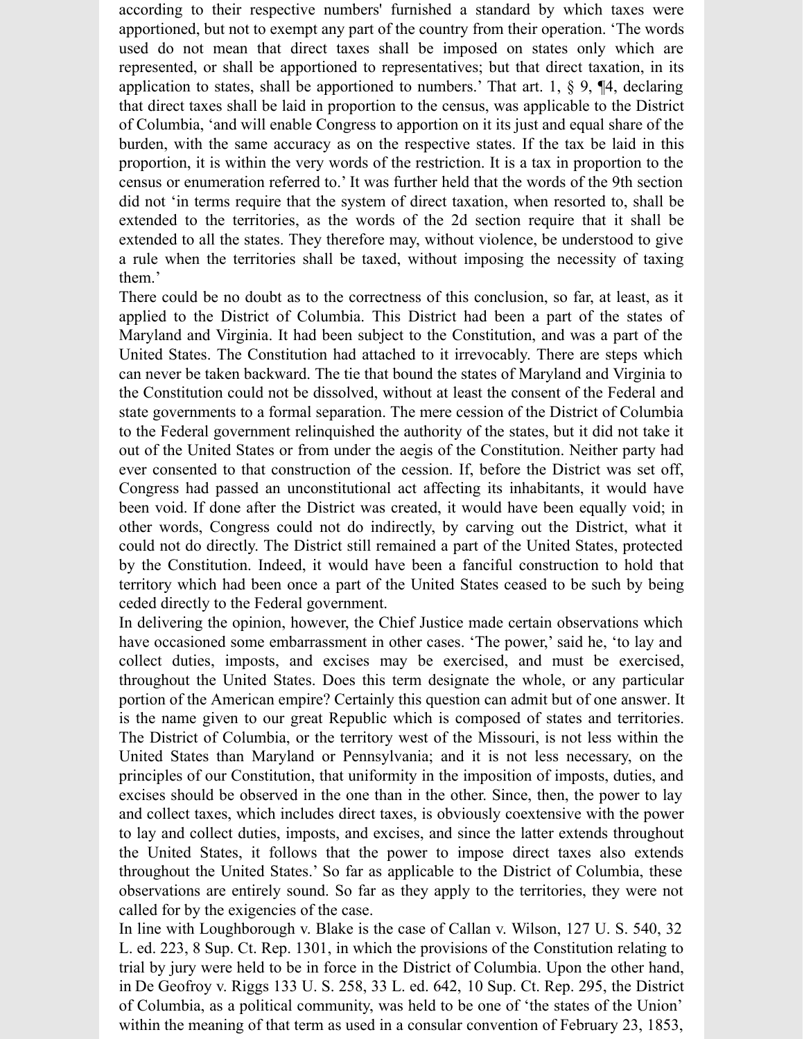according to their respective numbers' furnished a standard by which taxes were apportioned, but not to exempt any part of the country from their operation. 'The words used do not mean that direct taxes shall be imposed on states only which are represented, or shall be apportioned to representatives; but that direct taxation, in its application to states, shall be apportioned to numbers.' That art. 1, § 9, ¶4, declaring that direct taxes shall be laid in proportion to the census, was applicable to the District of Columbia, 'and will enable Congress to apportion on it its just and equal share of the burden, with the same accuracy as on the respective states. If the tax be laid in this proportion, it is within the very words of the restriction. It is a tax in proportion to the census or enumeration referred to.' It was further held that the words of the 9th section did not 'in terms require that the system of direct taxation, when resorted to, shall be extended to the territories, as the words of the 2d section require that it shall be extended to all the states. They therefore may, without violence, be understood to give a rule when the territories shall be taxed, without imposing the necessity of taxing them.'

There could be no doubt as to the correctness of this conclusion, so far, at least, as it applied to the District of Columbia. This District had been a part of the states of Maryland and Virginia. It had been subject to the Constitution, and was a part of the United States. The Constitution had attached to it irrevocably. There are steps which can never be taken backward. The tie that bound the states of Maryland and Virginia to the Constitution could not be dissolved, without at least the consent of the Federal and state governments to a formal separation. The mere cession of the District of Columbia to the Federal government relinquished the authority of the states, but it did not take it out of the United States or from under the aegis of the Constitution. Neither party had ever consented to that construction of the cession. If, before the District was set off, Congress had passed an unconstitutional act affecting its inhabitants, it would have been void. If done after the District was created, it would have been equally void; in other words, Congress could not do indirectly, by carving out the District, what it could not do directly. The District still remained a part of the United States, protected by the Constitution. Indeed, it would have been a fanciful construction to hold that territory which had been once a part of the United States ceased to be such by being ceded directly to the Federal government.

In delivering the opinion, however, the Chief Justice made certain observations which have occasioned some embarrassment in other cases. 'The power,' said he, 'to lay and collect duties, imposts, and excises may be exercised, and must be exercised, throughout the United States. Does this term designate the whole, or any particular portion of the American empire? Certainly this question can admit but of one answer. It is the name given to our great Republic which is composed of states and territories. The District of Columbia, or the territory west of the Missouri, is not less within the United States than Maryland or Pennsylvania; and it is not less necessary, on the principles of our Constitution, that uniformity in the imposition of imposts, duties, and excises should be observed in the one than in the other. Since, then, the power to lay and collect taxes, which includes direct taxes, is obviously coextensive with the power to lay and collect duties, imposts, and excises, and since the latter extends throughout the United States, it follows that the power to impose direct taxes also extends throughout the United States.' So far as applicable to the District of Columbia, these observations are entirely sound. So far as they apply to the territories, they were not called for by the exigencies of the case.

In line with Loughborough v. Blake is the case of Callan v. Wilson, 127 U. S. 540, 32 L. ed. 223, 8 Sup. Ct. Rep. 1301, in which the provisions of the Constitution relating to trial by jury were held to be in force in the District of Columbia. Upon the other hand, in De Geofroy v. Riggs 133 U. S. 258, 33 L. ed. 642, 10 Sup. Ct. Rep. 295, the District of Columbia, as a political community, was held to be one of 'the states of the Union' within the meaning of that term as used in a consular convention of February 23, 1853,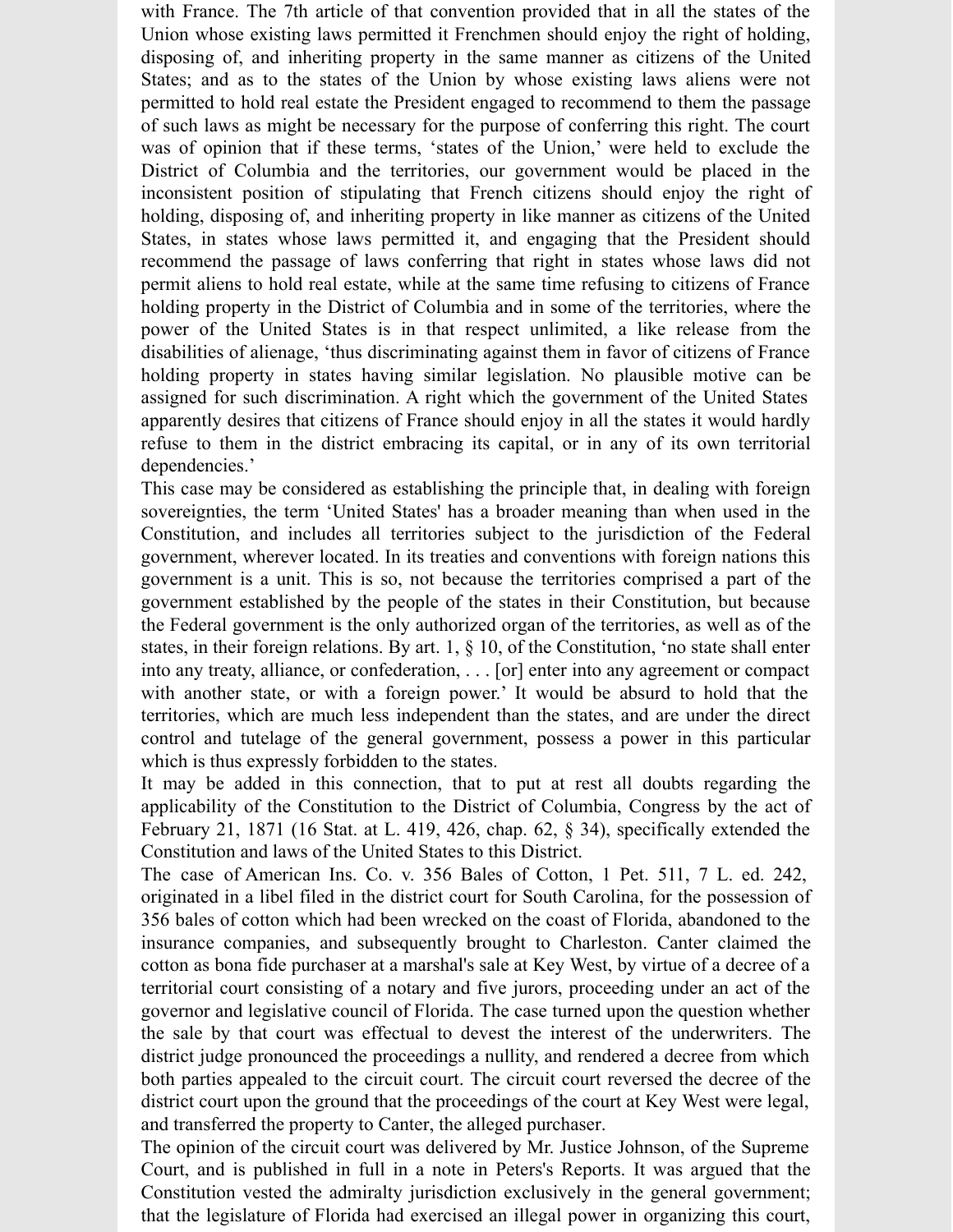with France. The 7th article of that convention provided that in all the states of the Union whose existing laws permitted it Frenchmen should enjoy the right of holding, disposing of, and inheriting property in the same manner as citizens of the United States; and as to the states of the Union by whose existing laws aliens were not permitted to hold real estate the President engaged to recommend to them the passage of such laws as might be necessary for the purpose of conferring this right. The court was of opinion that if these terms, 'states of the Union,' were held to exclude the District of Columbia and the territories, our government would be placed in the inconsistent position of stipulating that French citizens should enjoy the right of holding, disposing of, and inheriting property in like manner as citizens of the United States, in states whose laws permitted it, and engaging that the President should recommend the passage of laws conferring that right in states whose laws did not permit aliens to hold real estate, while at the same time refusing to citizens of France holding property in the District of Columbia and in some of the territories, where the power of the United States is in that respect unlimited, a like release from the disabilities of alienage, 'thus discriminating against them in favor of citizens of France holding property in states having similar legislation. No plausible motive can be assigned for such discrimination. A right which the government of the United States apparently desires that citizens of France should enjoy in all the states it would hardly refuse to them in the district embracing its capital, or in any of its own territorial dependencies.'

This case may be considered as establishing the principle that, in dealing with foreign sovereignties, the term 'United States' has a broader meaning than when used in the Constitution, and includes all territories subject to the jurisdiction of the Federal government, wherever located. In its treaties and conventions with foreign nations this government is a unit. This is so, not because the territories comprised a part of the government established by the people of the states in their Constitution, but because the Federal government is the only authorized organ of the territories, as well as of the states, in their foreign relations. By art. 1, § 10, of the Constitution, 'no state shall enter into any treaty, alliance, or confederation, . . . [or] enter into any agreement or compact with another state, or with a foreign power.' It would be absurd to hold that the territories, which are much less independent than the states, and are under the direct control and tutelage of the general government, possess a power in this particular which is thus expressly forbidden to the states.

It may be added in this connection, that to put at rest all doubts regarding the applicability of the Constitution to the District of Columbia, Congress by the act of February 21, 1871 (16 Stat. at L. 419, 426, chap. 62, § 34), specifically extended the Constitution and laws of the United States to this District.

The case of American Ins. Co. v. 356 Bales of Cotton, 1 Pet. 511, 7 L. ed. 242, originated in a libel filed in the district court for South Carolina, for the possession of 356 bales of cotton which had been wrecked on the coast of Florida, abandoned to the insurance companies, and subsequently brought to Charleston. Canter claimed the cotton as bona fide purchaser at a marshal's sale at Key West, by virtue of a decree of a territorial court consisting of a notary and five jurors, proceeding under an act of the governor and legislative council of Florida. The case turned upon the question whether the sale by that court was effectual to devest the interest of the underwriters. The district judge pronounced the proceedings a nullity, and rendered a decree from which both parties appealed to the circuit court. The circuit court reversed the decree of the district court upon the ground that the proceedings of the court at Key West were legal, and transferred the property to Canter, the alleged purchaser.

The opinion of the circuit court was delivered by Mr. Justice Johnson, of the Supreme Court, and is published in full in a note in Peters's Reports. It was argued that the Constitution vested the admiralty jurisdiction exclusively in the general government; that the legislature of Florida had exercised an illegal power in organizing this court,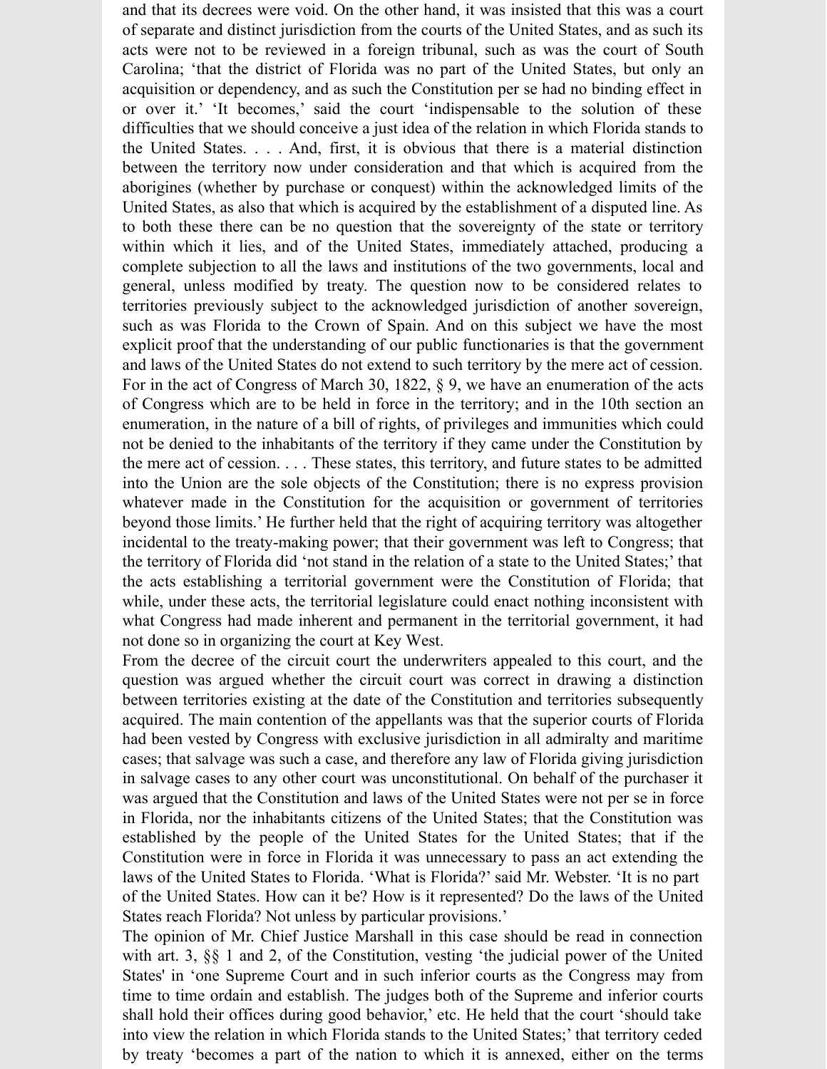and that its decrees were void. On the other hand, it was insisted that this was a court of separate and distinct jurisdiction from the courts of the United States, and as such its acts were not to be reviewed in a foreign tribunal, such as was the court of South Carolina; 'that the district of Florida was no part of the United States, but only an acquisition or dependency, and as such the Constitution per se had no binding effect in or over it.' 'It becomes,' said the court 'indispensable to the solution of these difficulties that we should conceive a just idea of the relation in which Florida stands to the United States. . . . And, first, it is obvious that there is a material distinction between the territory now under consideration and that which is acquired from the aborigines (whether by purchase or conquest) within the acknowledged limits of the United States, as also that which is acquired by the establishment of a disputed line. As to both these there can be no question that the sovereignty of the state or territory within which it lies, and of the United States, immediately attached, producing a complete subjection to all the laws and institutions of the two governments, local and general, unless modified by treaty. The question now to be considered relates to territories previously subject to the acknowledged jurisdiction of another sovereign, such as was Florida to the Crown of Spain. And on this subject we have the most explicit proof that the understanding of our public functionaries is that the government and laws of the United States do not extend to such territory by the mere act of cession. For in the act of Congress of March 30, 1822, § 9, we have an enumeration of the acts of Congress which are to be held in force in the territory; and in the 10th section an enumeration, in the nature of a bill of rights, of privileges and immunities which could not be denied to the inhabitants of the territory if they came under the Constitution by the mere act of cession. . . . These states, this territory, and future states to be admitted into the Union are the sole objects of the Constitution; there is no express provision whatever made in the Constitution for the acquisition or government of territories beyond those limits.' He further held that the right of acquiring territory was altogether incidental to the treaty-making power; that their government was left to Congress; that the territory of Florida did 'not stand in the relation of a state to the United States;' that the acts establishing a territorial government were the Constitution of Florida; that while, under these acts, the territorial legislature could enact nothing inconsistent with what Congress had made inherent and permanent in the territorial government, it had not done so in organizing the court at Key West.

From the decree of the circuit court the underwriters appealed to this court, and the question was argued whether the circuit court was correct in drawing a distinction between territories existing at the date of the Constitution and territories subsequently acquired. The main contention of the appellants was that the superior courts of Florida had been vested by Congress with exclusive jurisdiction in all admiralty and maritime cases; that salvage was such a case, and therefore any law of Florida giving jurisdiction in salvage cases to any other court was unconstitutional. On behalf of the purchaser it was argued that the Constitution and laws of the United States were not per se in force in Florida, nor the inhabitants citizens of the United States; that the Constitution was established by the people of the United States for the United States; that if the Constitution were in force in Florida it was unnecessary to pass an act extending the laws of the United States to Florida. 'What is Florida?' said Mr. Webster. 'It is no part of the United States. How can it be? How is it represented? Do the laws of the United States reach Florida? Not unless by particular provisions.'

The opinion of Mr. Chief Justice Marshall in this case should be read in connection with art. 3, §§ 1 and 2, of the Constitution, vesting 'the judicial power of the United States' in 'one Supreme Court and in such inferior courts as the Congress may from time to time ordain and establish. The judges both of the Supreme and inferior courts shall hold their offices during good behavior,' etc. He held that the court 'should take into view the relation in which Florida stands to the United States;' that territory ceded by treaty 'becomes a part of the nation to which it is annexed, either on the terms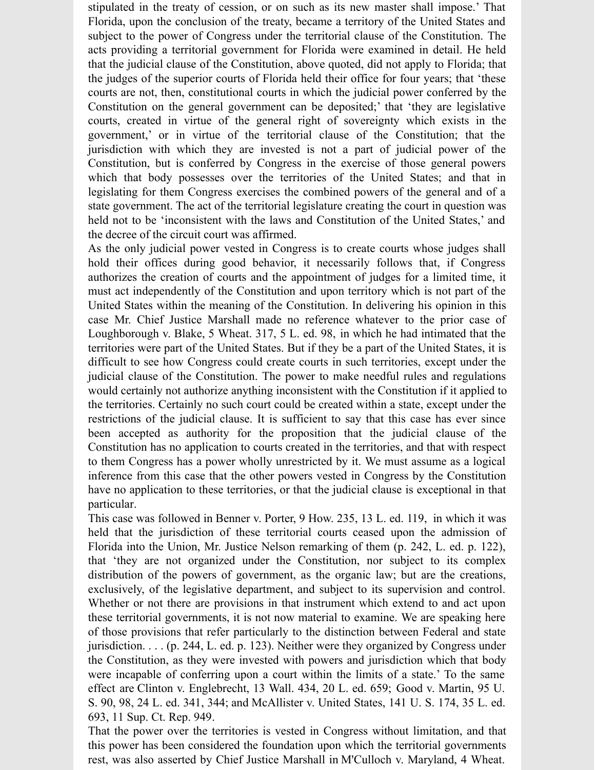stipulated in the treaty of cession, or on such as its new master shall impose.' That Florida, upon the conclusion of the treaty, became a territory of the United States and subject to the power of Congress under the territorial clause of the Constitution. The acts providing a territorial government for Florida were examined in detail. He held that the judicial clause of the Constitution, above quoted, did not apply to Florida; that the judges of the superior courts of Florida held their office for four years; that 'these courts are not, then, constitutional courts in which the judicial power conferred by the Constitution on the general government can be deposited;' that 'they are legislative courts, created in virtue of the general right of sovereignty which exists in the government,' or in virtue of the territorial clause of the Constitution; that the jurisdiction with which they are invested is not a part of judicial power of the Constitution, but is conferred by Congress in the exercise of those general powers which that body possesses over the territories of the United States; and that in legislating for them Congress exercises the combined powers of the general and of a state government. The act of the territorial legislature creating the court in question was held not to be 'inconsistent with the laws and Constitution of the United States,' and the decree of the circuit court was affirmed.

As the only judicial power vested in Congress is to create courts whose judges shall hold their offices during good behavior, it necessarily follows that, if Congress authorizes the creation of courts and the appointment of judges for a limited time, it must act independently of the Constitution and upon territory which is not part of the United States within the meaning of the Constitution. In delivering his opinion in this case Mr. Chief Justice Marshall made no reference whatever to the prior case of Loughborough v. Blake, 5 Wheat. 317, 5 L. ed. 98, in which he had intimated that the territories were part of the United States. But if they be a part of the United States, it is difficult to see how Congress could create courts in such territories, except under the judicial clause of the Constitution. The power to make needful rules and regulations would certainly not authorize anything inconsistent with the Constitution if it applied to the territories. Certainly no such court could be created within a state, except under the restrictions of the judicial clause. It is sufficient to say that this case has ever since been accepted as authority for the proposition that the judicial clause of the Constitution has no application to courts created in the territories, and that with respect to them Congress has a power wholly unrestricted by it. We must assume as a logical inference from this case that the other powers vested in Congress by the Constitution have no application to these territories, or that the judicial clause is exceptional in that particular.

This case was followed in Benner v. Porter, 9 How. 235, 13 L. ed. 119, in which it was held that the jurisdiction of these territorial courts ceased upon the admission of Florida into the Union, Mr. Justice Nelson remarking of them (p. 242, L. ed. p. 122), that 'they are not organized under the Constitution, nor subject to its complex distribution of the powers of government, as the organic law; but are the creations, exclusively, of the legislative department, and subject to its supervision and control. Whether or not there are provisions in that instrument which extend to and act upon these territorial governments, it is not now material to examine. We are speaking here of those provisions that refer particularly to the distinction between Federal and state jurisdiction. . . . (p. 244, L. ed. p. 123). Neither were they organized by Congress under the Constitution, as they were invested with powers and jurisdiction which that body were incapable of conferring upon a court within the limits of a state.' To the same effect are Clinton v. Englebrecht, 13 Wall. 434, 20 L. ed. 659; Good v. Martin, 95 U. S. 90, 98, 24 L. ed. 341, 344; and McAllister v. United States, 141 U. S. 174, 35 L. ed. 693, 11 Sup. Ct. Rep. 949.

That the power over the territories is vested in Congress without limitation, and that this power has been considered the foundation upon which the territorial governments rest, was also asserted by Chief Justice Marshall in M'Culloch v. Maryland, 4 Wheat.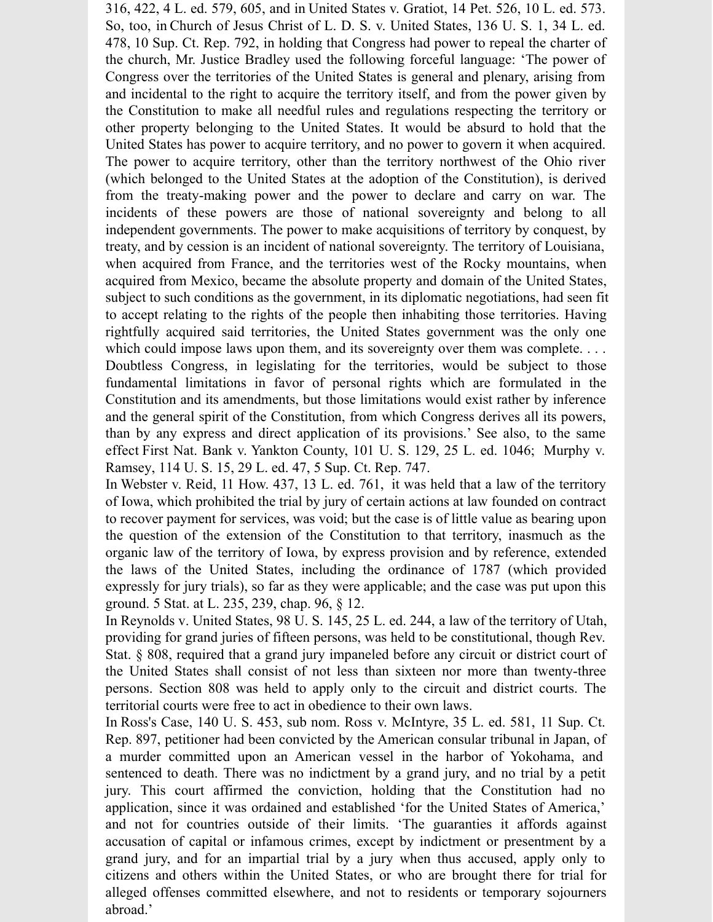316, 422, 4 L. ed. 579, 605, and in United States v. Gratiot, 14 Pet. 526, 10 L. ed. 573. So, too, in Church of Jesus Christ of L. D. S. v. United States, 136 U. S. 1, 34 L. ed. 478, 10 Sup. Ct. Rep. 792, in holding that Congress had power to repeal the charter of the church, Mr. Justice Bradley used the following forceful language: 'The power of Congress over the territories of the United States is general and plenary, arising from and incidental to the right to acquire the territory itself, and from the power given by the Constitution to make all needful rules and regulations respecting the territory or other property belonging to the United States. It would be absurd to hold that the United States has power to acquire territory, and no power to govern it when acquired. The power to acquire territory, other than the territory northwest of the Ohio river (which belonged to the United States at the adoption of the Constitution), is derived from the treaty-making power and the power to declare and carry on war. The incidents of these powers are those of national sovereignty and belong to all independent governments. The power to make acquisitions of territory by conquest, by treaty, and by cession is an incident of national sovereignty. The territory of Louisiana, when acquired from France, and the territories west of the Rocky mountains, when acquired from Mexico, became the absolute property and domain of the United States, subject to such conditions as the government, in its diplomatic negotiations, had seen fit to accept relating to the rights of the people then inhabiting those territories. Having rightfully acquired said territories, the United States government was the only one which could impose laws upon them, and its sovereignty over them was complete. . . . Doubtless Congress, in legislating for the territories, would be subject to those fundamental limitations in favor of personal rights which are formulated in the Constitution and its amendments, but those limitations would exist rather by inference and the general spirit of the Constitution, from which Congress derives all its powers, than by any express and direct application of its provisions.' See also, to the same effect First Nat. Bank v. Yankton County, 101 U. S. 129, 25 L. ed. 1046; Murphy v. Ramsey, 114 U. S. 15, 29 L. ed. 47, 5 Sup. Ct. Rep. 747.

In Webster v. Reid, 11 How. 437, 13 L. ed. 761, it was held that a law of the territory of Iowa, which prohibited the trial by jury of certain actions at law founded on contract to recover payment for services, was void; but the case is of little value as bearing upon the question of the extension of the Constitution to that territory, inasmuch as the organic law of the territory of Iowa, by express provision and by reference, extended the laws of the United States, including the ordinance of 1787 (which provided expressly for jury trials), so far as they were applicable; and the case was put upon this ground. 5 Stat. at L. 235, 239, chap. 96, § 12.

In Reynolds v. United States, 98 U. S. 145, 25 L. ed. 244, a law of the territory of Utah, providing for grand juries of fifteen persons, was held to be constitutional, though Rev. Stat. § 808, required that a grand jury impaneled before any circuit or district court of the United States shall consist of not less than sixteen nor more than twenty-three persons. Section 808 was held to apply only to the circuit and district courts. The territorial courts were free to act in obedience to their own laws.

In Ross's Case, 140 U. S. 453, sub nom. Ross v. McIntyre, 35 L. ed. 581, 11 Sup. Ct. Rep. 897, petitioner had been convicted by the American consular tribunal in Japan, of a murder committed upon an American vessel in the harbor of Yokohama, and sentenced to death. There was no indictment by a grand jury, and no trial by a petit jury. This court affirmed the conviction, holding that the Constitution had no application, since it was ordained and established 'for the United States of America,' and not for countries outside of their limits. 'The guaranties it affords against accusation of capital or infamous crimes, except by indictment or presentment by a grand jury, and for an impartial trial by a jury when thus accused, apply only to citizens and others within the United States, or who are brought there for trial for alleged offenses committed elsewhere, and not to residents or temporary sojourners abroad.'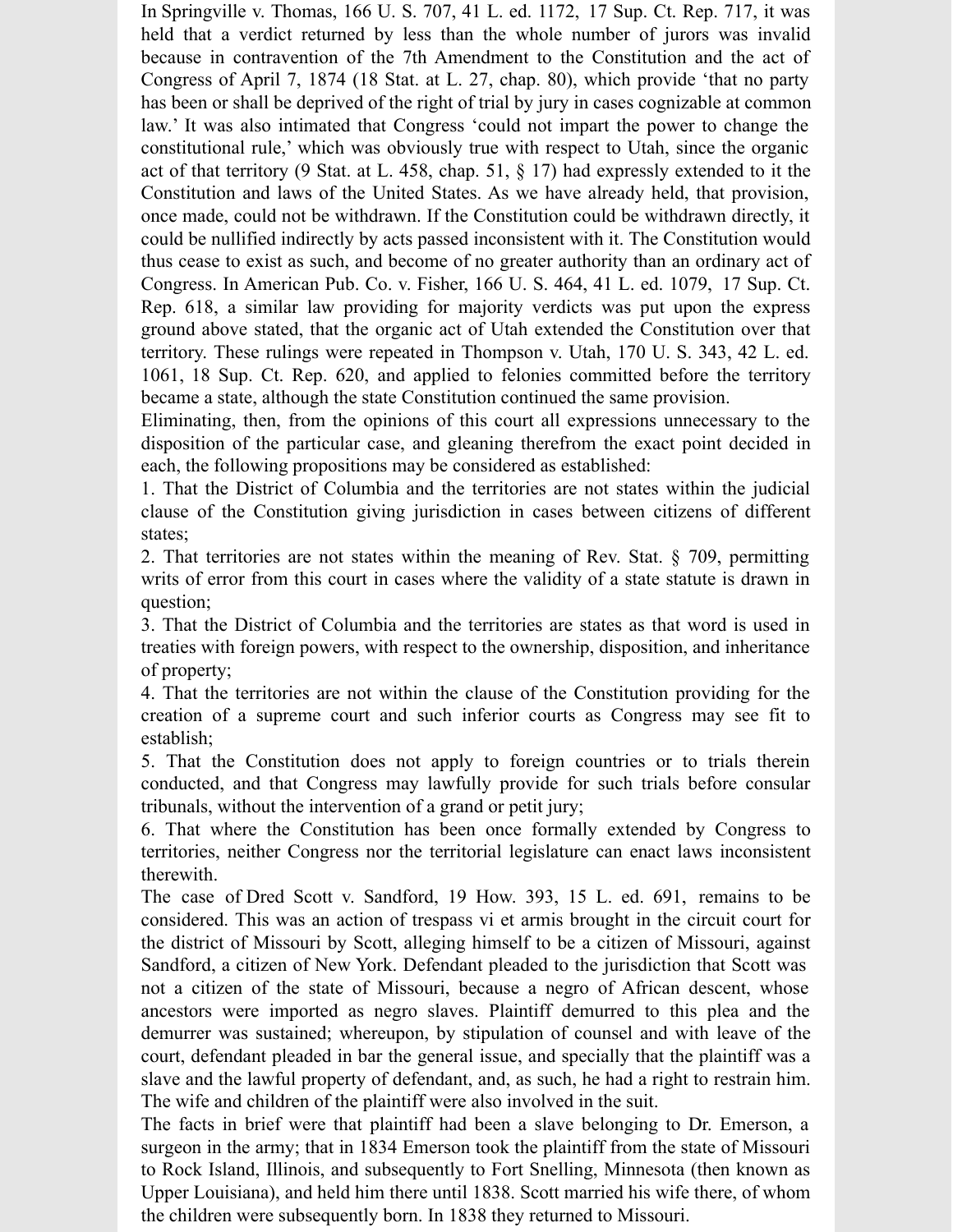In Springville v. Thomas, 166 U. S. 707, 41 L. ed. 1172, 17 Sup. Ct. Rep. 717, it was held that a verdict returned by less than the whole number of jurors was invalid because in contravention of the 7th Amendment to the Constitution and the act of Congress of April 7, 1874 (18 Stat. at L. 27, chap. 80), which provide 'that no party has been or shall be deprived of the right of trial by jury in cases cognizable at common law.' It was also intimated that Congress 'could not impart the power to change the constitutional rule,' which was obviously true with respect to Utah, since the organic act of that territory (9 Stat. at L. 458, chap. 51, § 17) had expressly extended to it the Constitution and laws of the United States. As we have already held, that provision, once made, could not be withdrawn. If the Constitution could be withdrawn directly, it could be nullified indirectly by acts passed inconsistent with it. The Constitution would thus cease to exist as such, and become of no greater authority than an ordinary act of Congress. In American Pub. Co. v. Fisher, 166 U. S. 464, 41 L. ed. 1079, 17 Sup. Ct. Rep. 618, a similar law providing for majority verdicts was put upon the express ground above stated, that the organic act of Utah extended the Constitution over that territory. These rulings were repeated in Thompson v. Utah, 170 U. S. 343, 42 L. ed. 1061, 18 Sup. Ct. Rep. 620, and applied to felonies committed before the territory became a state, although the state Constitution continued the same provision.

Eliminating, then, from the opinions of this court all expressions unnecessary to the disposition of the particular case, and gleaning therefrom the exact point decided in each, the following propositions may be considered as established:

1. That the District of Columbia and the territories are not states within the judicial clause of the Constitution giving jurisdiction in cases between citizens of different states;
2. That territories are not states within the meaning of Rev. Stat. § 709, permitting writs of error from this court in cases where the validity of a state statute is drawn in question;
3. That the District of Columbia and the territories are states as that word is used in treaties with foreign powers, with respect to the ownership, disposition, and inheritance of property;
4. That the territories are not within the clause of the Constitution providing for the creation of a supreme court and such inferior courts as Congress may see fit to establish;
5. That the Constitution does not apply to foreign countries or to trials therein conducted, and that Congress may lawfully provide for such trials before consular tribunals, without the intervention of a grand or petit jury;
6. That where the Constitution has been once formally extended by Congress to territories, neither Congress nor the territorial legislature can enact laws inconsistent therewith.

The case of Dred Scott v. Sandford, 19 How. 393, 15 L. ed. 691, remains to be considered. This was an action of trespass vi et armis brought in the circuit court for the district of Missouri by Scott, alleging himself to be a citizen of Missouri, against Sandford, a citizen of New York. Defendant pleaded to the jurisdiction that Scott was not a citizen of the state of Missouri, because a negro of African descent, whose ancestors were imported as negro slaves. Plaintiff demurred to this plea and the demurrer was sustained; whereupon, by stipulation of counsel and with leave of the court, defendant pleaded in bar the general issue, and specially that the plaintiff was a slave and the lawful property of defendant, and, as such, he had a right to restrain him. The wife and children of the plaintiff were also involved in the suit.

The facts in brief were that plaintiff had been a slave belonging to Dr. Emerson, a surgeon in the army; that in 1834 Emerson took the plaintiff from the state of Missouri to Rock Island, Illinois, and subsequently to Fort Snelling, Minnesota (then known as Upper Louisiana), and held him there until 1838. Scott married his wife there, of whom the children were subsequently born. In 1838 they returned to Missouri.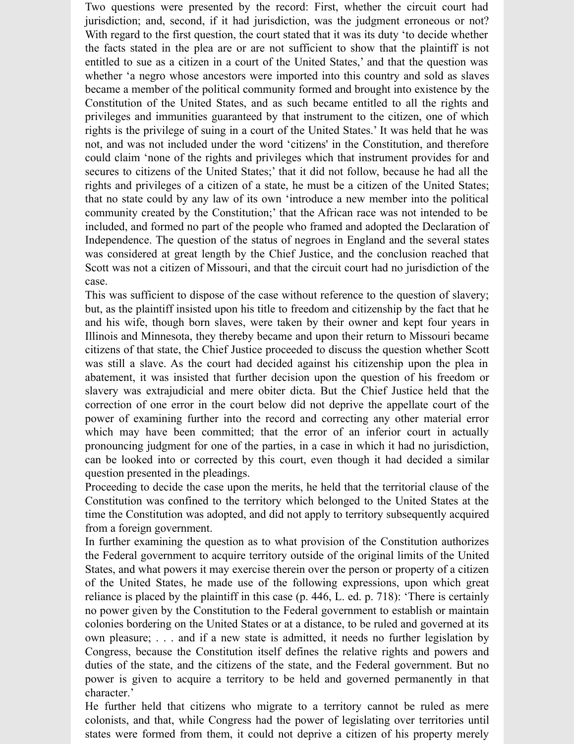Two questions were presented by the record: First, whether the circuit court had jurisdiction; and, second, if it had jurisdiction, was the judgment erroneous or not? With regard to the first question, the court stated that it was its duty 'to decide whether the facts stated in the plea are or are not sufficient to show that the plaintiff is not entitled to sue as a citizen in a court of the United States,' and that the question was whether 'a negro whose ancestors were imported into this country and sold as slaves became a member of the political community formed and brought into existence by the Constitution of the United States, and as such became entitled to all the rights and privileges and immunities guaranteed by that instrument to the citizen, one of which rights is the privilege of suing in a court of the United States.' It was held that he was not, and was not included under the word 'citizens' in the Constitution, and therefore could claim 'none of the rights and privileges which that instrument provides for and secures to citizens of the United States;' that it did not follow, because he had all the rights and privileges of a citizen of a state, he must be a citizen of the United States; that no state could by any law of its own 'introduce a new member into the political community created by the Constitution;' that the African race was not intended to be included, and formed no part of the people who framed and adopted the Declaration of Independence. The question of the status of negroes in England and the several states was considered at great length by the Chief Justice, and the conclusion reached that Scott was not a citizen of Missouri, and that the circuit court had no jurisdiction of the case.

This was sufficient to dispose of the case without reference to the question of slavery; but, as the plaintiff insisted upon his title to freedom and citizenship by the fact that he and his wife, though born slaves, were taken by their owner and kept four years in Illinois and Minnesota, they thereby became and upon their return to Missouri became citizens of that state, the Chief Justice proceeded to discuss the question whether Scott was still a slave. As the court had decided against his citizenship upon the plea in abatement, it was insisted that further decision upon the question of his freedom or slavery was extrajudicial and mere obiter dicta. But the Chief Justice held that the correction of one error in the court below did not deprive the appellate court of the power of examining further into the record and correcting any other material error which may have been committed; that the error of an inferior court in actually pronouncing judgment for one of the parties, in a case in which it had no jurisdiction, can be looked into or corrected by this court, even though it had decided a similar question presented in the pleadings.

Proceeding to decide the case upon the merits, he held that the territorial clause of the Constitution was confined to the territory which belonged to the United States at the time the Constitution was adopted, and did not apply to territory subsequently acquired from a foreign government.

In further examining the question as to what provision of the Constitution authorizes the Federal government to acquire territory outside of the original limits of the United States, and what powers it may exercise therein over the person or property of a citizen of the United States, he made use of the following expressions, upon which great reliance is placed by the plaintiff in this case (p. 446, L. ed. p. 718): 'There is certainly no power given by the Constitution to the Federal government to establish or maintain colonies bordering on the United States or at a distance, to be ruled and governed at its own pleasure; . . . and if a new state is admitted, it needs no further legislation by Congress, because the Constitution itself defines the relative rights and powers and duties of the state, and the citizens of the state, and the Federal government. But no power is given to acquire a territory to be held and governed permanently in that character.'

He further held that citizens who migrate to a territory cannot be ruled as mere colonists, and that, while Congress had the power of legislating over territories until states were formed from them, it could not deprive a citizen of his property merely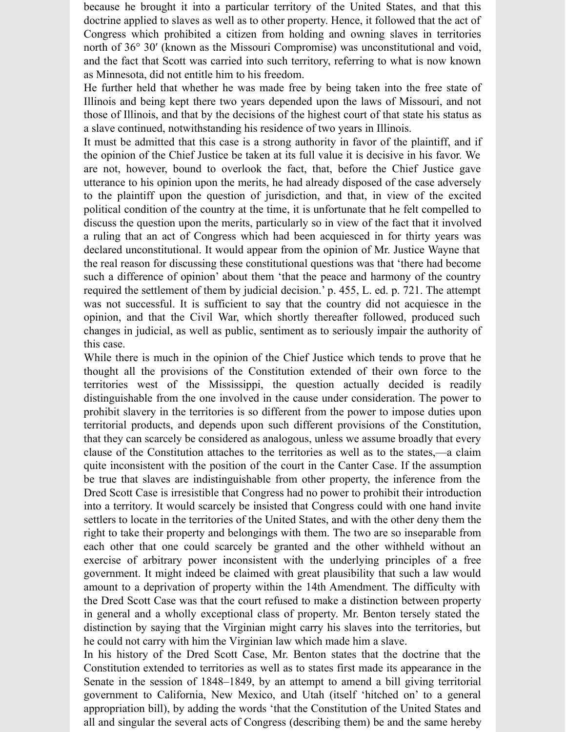because he brought it into a particular territory of the United States, and that this doctrine applied to slaves as well as to other property. Hence, it followed that the act of Congress which prohibited a citizen from holding and owning slaves in territories north of 36° 30′ (known as the Missouri Compromise) was unconstitutional and void, and the fact that Scott was carried into such territory, referring to what is now known as Minnesota, did not entitle him to his freedom.

He further held that whether he was made free by being taken into the free state of Illinois and being kept there two years depended upon the laws of Missouri, and not those of Illinois, and that by the decisions of the highest court of that state his status as a slave continued, notwithstanding his residence of two years in Illinois.

It must be admitted that this case is a strong authority in favor of the plaintiff, and if the opinion of the Chief Justice be taken at its full value it is decisive in his favor. We are not, however, bound to overlook the fact, that, before the Chief Justice gave utterance to his opinion upon the merits, he had already disposed of the case adversely to the plaintiff upon the question of jurisdiction, and that, in view of the excited political condition of the country at the time, it is unfortunate that he felt compelled to discuss the question upon the merits, particularly so in view of the fact that it involved a ruling that an act of Congress which had been acquiesced in for thirty years was declared unconstitutional. It would appear from the opinion of Mr. Justice Wayne that the real reason for discussing these constitutional questions was that 'there had become such a difference of opinion' about them 'that the peace and harmony of the country required the settlement of them by judicial decision.' p. 455, L. ed. p. 721. The attempt was not successful. It is sufficient to say that the country did not acquiesce in the opinion, and that the Civil War, which shortly thereafter followed, produced such changes in judicial, as well as public, sentiment as to seriously impair the authority of this case.

While there is much in the opinion of the Chief Justice which tends to prove that he thought all the provisions of the Constitution extended of their own force to the territories west of the Mississippi, the question actually decided is readily distinguishable from the one involved in the cause under consideration. The power to prohibit slavery in the territories is so different from the power to impose duties upon territorial products, and depends upon such different provisions of the Constitution, that they can scarcely be considered as analogous, unless we assume broadly that every clause of the Constitution attaches to the territories as well as to the states,—a claim quite inconsistent with the position of the court in the Canter Case. If the assumption be true that slaves are indistinguishable from other property, the inference from the Dred Scott Case is irresistible that Congress had no power to prohibit their introduction into a territory. It would scarcely be insisted that Congress could with one hand invite settlers to locate in the territories of the United States, and with the other deny them the right to take their property and belongings with them. The two are so inseparable from each other that one could scarcely be granted and the other withheld without an exercise of arbitrary power inconsistent with the underlying principles of a free government. It might indeed be claimed with great plausibility that such a law would amount to a deprivation of property within the 14th Amendment. The difficulty with the Dred Scott Case was that the court refused to make a distinction between property in general and a wholly exceptional class of property. Mr. Benton tersely stated the distinction by saying that the Virginian might carry his slaves into the territories, but he could not carry with him the Virginian law which made him a slave.

In his history of the Dred Scott Case, Mr. Benton states that the doctrine that the Constitution extended to territories as well as to states first made its appearance in the Senate in the session of 1848–1849, by an attempt to amend a bill giving territorial government to California, New Mexico, and Utah (itself 'hitched on' to a general appropriation bill), by adding the words 'that the Constitution of the United States and all and singular the several acts of Congress (describing them) be and the same hereby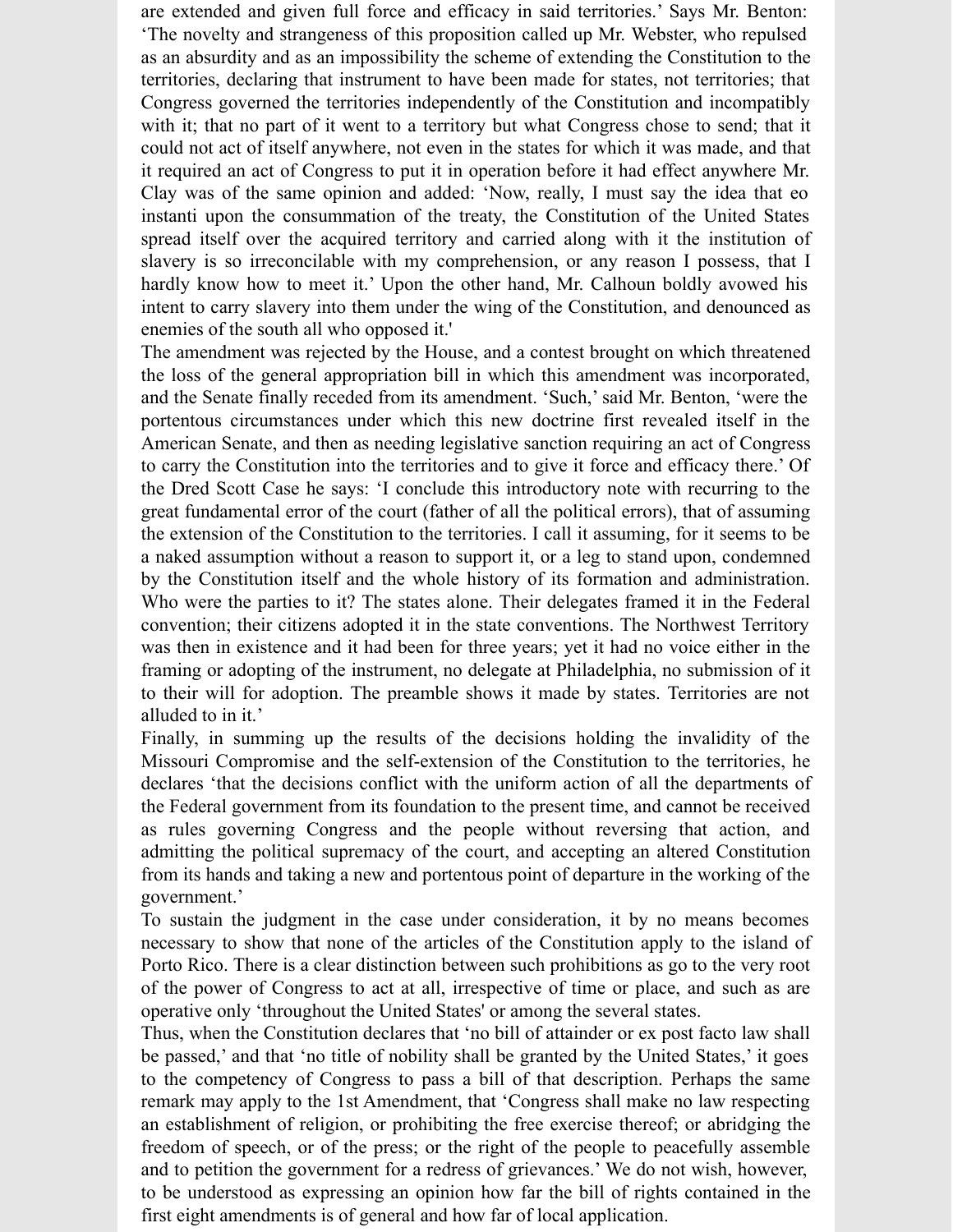are extended and given full force and efficacy in said territories.' Says Mr. Benton: 'The novelty and strangeness of this proposition called up Mr. Webster, who repulsed as an absurdity and as an impossibility the scheme of extending the Constitution to the territories, declaring that instrument to have been made for states, not territories; that Congress governed the territories independently of the Constitution and incompatibly with it; that no part of it went to a territory but what Congress chose to send; that it could not act of itself anywhere, not even in the states for which it was made, and that it required an act of Congress to put it in operation before it had effect anywhere Mr. Clay was of the same opinion and added: 'Now, really, I must say the idea that eo instanti upon the consummation of the treaty, the Constitution of the United States spread itself over the acquired territory and carried along with it the institution of slavery is so irreconcilable with my comprehension, or any reason I possess, that I hardly know how to meet it.' Upon the other hand, Mr. Calhoun boldly avowed his intent to carry slavery into them under the wing of the Constitution, and denounced as enemies of the south all who opposed it.'

The amendment was rejected by the House, and a contest brought on which threatened the loss of the general appropriation bill in which this amendment was incorporated, and the Senate finally receded from its amendment. 'Such,' said Mr. Benton, 'were the portentous circumstances under which this new doctrine first revealed itself in the American Senate, and then as needing legislative sanction requiring an act of Congress to carry the Constitution into the territories and to give it force and efficacy there.' Of the Dred Scott Case he says: 'I conclude this introductory note with recurring to the great fundamental error of the court (father of all the political errors), that of assuming the extension of the Constitution to the territories. I call it assuming, for it seems to be a naked assumption without a reason to support it, or a leg to stand upon, condemned by the Constitution itself and the whole history of its formation and administration. Who were the parties to it? The states alone. Their delegates framed it in the Federal convention; their citizens adopted it in the state conventions. The Northwest Territory was then in existence and it had been for three years; yet it had no voice either in the framing or adopting of the instrument, no delegate at Philadelphia, no submission of it to their will for adoption. The preamble shows it made by states. Territories are not alluded to in it.'

Finally, in summing up the results of the decisions holding the invalidity of the Missouri Compromise and the self-extension of the Constitution to the territories, he declares 'that the decisions conflict with the uniform action of all the departments of the Federal government from its foundation to the present time, and cannot be received as rules governing Congress and the people without reversing that action, and admitting the political supremacy of the court, and accepting an altered Constitution from its hands and taking a new and portentous point of departure in the working of the government.'

To sustain the judgment in the case under consideration, it by no means becomes necessary to show that none of the articles of the Constitution apply to the island of Porto Rico. There is a clear distinction between such prohibitions as go to the very root of the power of Congress to act at all, irrespective of time or place, and such as are operative only 'throughout the United States' or among the several states.

Thus, when the Constitution declares that 'no bill of attainder or ex post facto law shall be passed,' and that 'no title of nobility shall be granted by the United States,' it goes to the competency of Congress to pass a bill of that description. Perhaps the same remark may apply to the 1st Amendment, that 'Congress shall make no law respecting an establishment of religion, or prohibiting the free exercise thereof; or abridging the freedom of speech, or of the press; or the right of the people to peacefully assemble and to petition the government for a redress of grievances.' We do not wish, however, to be understood as expressing an opinion how far the bill of rights contained in the first eight amendments is of general and how far of local application.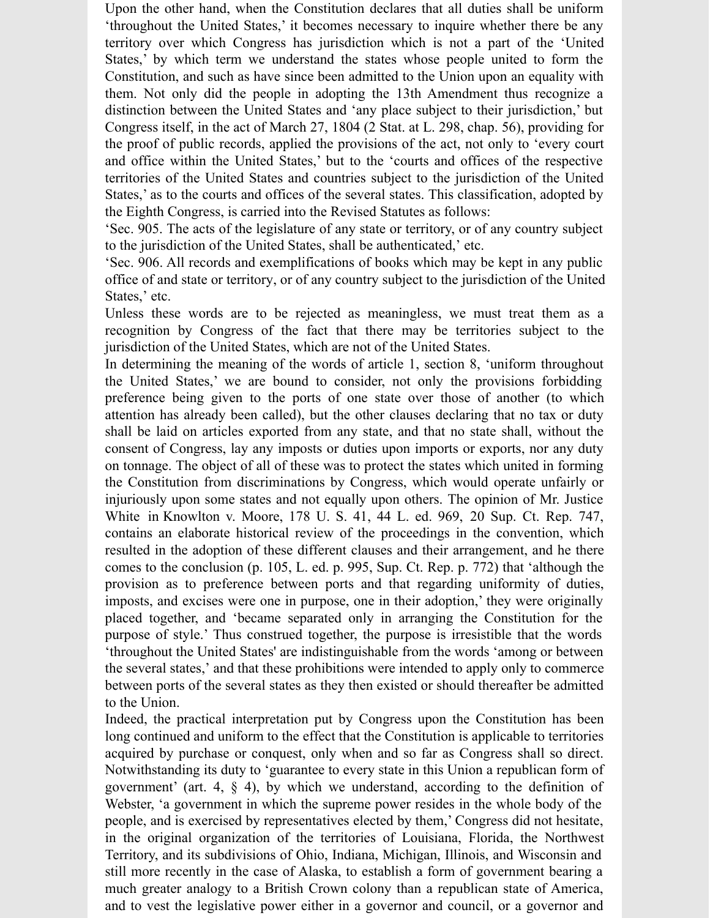Upon the other hand, when the Constitution declares that all duties shall be uniform 'throughout the United States,' it becomes necessary to inquire whether there be any territory over which Congress has jurisdiction which is not a part of the 'United States,' by which term we understand the states whose people united to form the Constitution, and such as have since been admitted to the Union upon an equality with them. Not only did the people in adopting the 13th Amendment thus recognize a distinction between the United States and 'any place subject to their jurisdiction,' but Congress itself, in the act of March 27, 1804 (2 Stat. at L. 298, chap. 56), providing for the proof of public records, applied the provisions of the act, not only to 'every court and office within the United States,' but to the 'courts and offices of the respective territories of the United States and countries subject to the jurisdiction of the United States,' as to the courts and offices of the several states. This classification, adopted by the Eighth Congress, is carried into the Revised Statutes as follows:

'Sec. 905. The acts of the legislature of any state or territory, or of any country subject to the jurisdiction of the United States, shall be authenticated,' etc.

'Sec. 906. All records and exemplifications of books which may be kept in any public office of and state or territory, or of any country subject to the jurisdiction of the United States,' etc.

Unless these words are to be rejected as meaningless, we must treat them as a recognition by Congress of the fact that there may be territories subject to the jurisdiction of the United States, which are not of the United States.

In determining the meaning of the words of article 1, section 8, 'uniform throughout the United States,' we are bound to consider, not only the provisions forbidding preference being given to the ports of one state over those of another (to which attention has already been called), but the other clauses declaring that no tax or duty shall be laid on articles exported from any state, and that no state shall, without the consent of Congress, lay any imposts or duties upon imports or exports, nor any duty on tonnage. The object of all of these was to protect the states which united in forming the Constitution from discriminations by Congress, which would operate unfairly or injuriously upon some states and not equally upon others. The opinion of Mr. Justice White in Knowlton v. Moore, 178 U. S. 41, 44 L. ed. 969, 20 Sup. Ct. Rep. 747, contains an elaborate historical review of the proceedings in the convention, which resulted in the adoption of these different clauses and their arrangement, and he there comes to the conclusion (p. 105, L. ed. p. 995, Sup. Ct. Rep. p. 772) that 'although the provision as to preference between ports and that regarding uniformity of duties, imposts, and excises were one in purpose, one in their adoption,' they were originally placed together, and 'became separated only in arranging the Constitution for the purpose of style.' Thus construed together, the purpose is irresistible that the words 'throughout the United States' are indistinguishable from the words 'among or between the several states,' and that these prohibitions were intended to apply only to commerce between ports of the several states as they then existed or should thereafter be admitted to the Union.

Indeed, the practical interpretation put by Congress upon the Constitution has been long continued and uniform to the effect that the Constitution is applicable to territories acquired by purchase or conquest, only when and so far as Congress shall so direct. Notwithstanding its duty to 'guarantee to every state in this Union a republican form of government' (art. 4, § 4), by which we understand, according to the definition of Webster, 'a government in which the supreme power resides in the whole body of the people, and is exercised by representatives elected by them,' Congress did not hesitate, in the original organization of the territories of Louisiana, Florida, the Northwest Territory, and its subdivisions of Ohio, Indiana, Michigan, Illinois, and Wisconsin and still more recently in the case of Alaska, to establish a form of government bearing a much greater analogy to a British Crown colony than a republican state of America, and to vest the legislative power either in a governor and council, or a governor and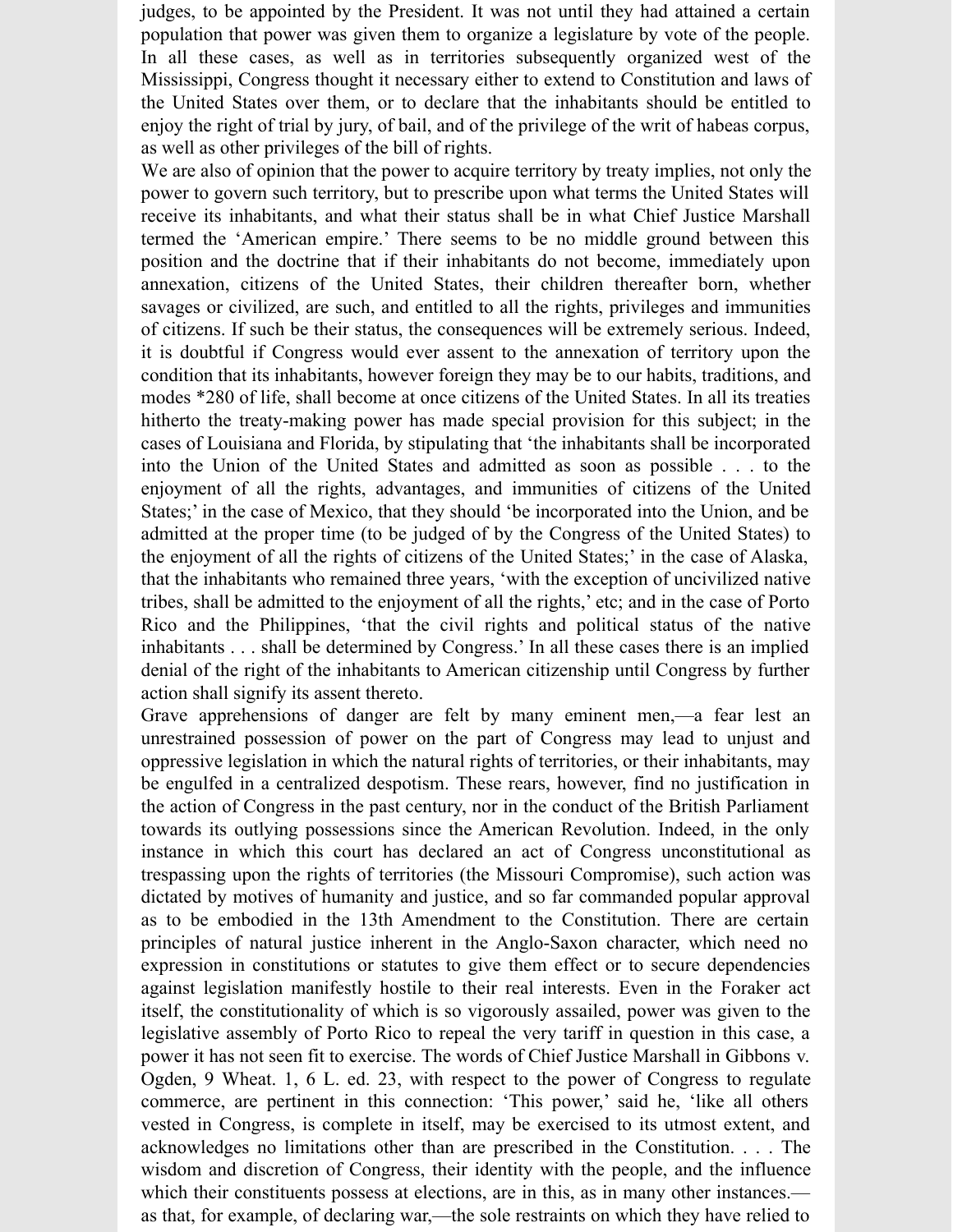judges, to be appointed by the President. It was not until they had attained a certain population that power was given them to organize a legislature by vote of the people. In all these cases, as well as in territories subsequently organized west of the Mississippi, Congress thought it necessary either to extend to Constitution and laws of the United States over them, or to declare that the inhabitants should be entitled to enjoy the right of trial by jury, of bail, and of the privilege of the writ of habeas corpus, as well as other privileges of the bill of rights.

We are also of opinion that the power to acquire territory by treaty implies, not only the power to govern such territory, but to prescribe upon what terms the United States will receive its inhabitants, and what their status shall be in what Chief Justice Marshall termed the 'American empire.' There seems to be no middle ground between this position and the doctrine that if their inhabitants do not become, immediately upon annexation, citizens of the United States, their children thereafter born, whether savages or civilized, are such, and entitled to all the rights, privileges and immunities of citizens. If such be their status, the consequences will be extremely serious. Indeed, it is doubtful if Congress would ever assent to the annexation of territory upon the condition that its inhabitants, however foreign they may be to our habits, traditions, and modes *280 of life, shall become at once citizens of the United States. In all its treaties hitherto the treaty-making power has made special provision for this subject; in the cases of Louisiana and Florida, by stipulating that 'the inhabitants shall be incorporated into the Union of the United States and admitted as soon as possible . . . to the enjoyment of all the rights, advantages, and immunities of citizens of the United States;' in the case of Mexico, that they should 'be incorporated into the Union, and be admitted at the proper time (to be judged of by the Congress of the United States) to the enjoyment of all the rights of citizens of the United States;' in the case of Alaska, that the inhabitants who remained three years, 'with the exception of uncivilized native tribes, shall be admitted to the enjoyment of all the rights,' etc; and in the case of Porto Rico and the Philippines, 'that the civil rights and political status of the native inhabitants . . . shall be determined by Congress.' In all these cases there is an implied denial of the right of the inhabitants to American citizenship until Congress by further action shall signify its assent thereto.

Grave apprehensions of danger are felt by many eminent men,—a fear lest an unrestrained possession of power on the part of Congress may lead to unjust and oppressive legislation in which the natural rights of territories, or their inhabitants, may be engulfed in a centralized despotism. These rears, however, find no justification in the action of Congress in the past century, nor in the conduct of the British Parliament towards its outlying possessions since the American Revolution. Indeed, in the only instance in which this court has declared an act of Congress unconstitutional as trespassing upon the rights of territories (the Missouri Compromise), such action was dictated by motives of humanity and justice, and so far commanded popular approval as to be embodied in the 13th Amendment to the Constitution. There are certain principles of natural justice inherent in the Anglo-Saxon character, which need no expression in constitutions or statutes to give them effect or to secure dependencies against legislation manifestly hostile to their real interests. Even in the Foraker act itself, the constitutionality of which is so vigorously assailed, power was given to the legislative assembly of Porto Rico to repeal the very tariff in question in this case, a power it has not seen fit to exercise. The words of Chief Justice Marshall in Gibbons v. Ogden, 9 Wheat. 1, 6 L. ed. 23, with respect to the power of Congress to regulate commerce, are pertinent in this connection: 'This power,' said he, 'like all others vested in Congress, is complete in itself, may be exercised to its utmost extent, and acknowledges no limitations other than are prescribed in the Constitution. . . . The wisdom and discretion of Congress, their identity with the people, and the influence which their constituents possess at elections, are in this, as in many other instances.—as that, for example, of declaring war,—the sole restraints on which they have relied to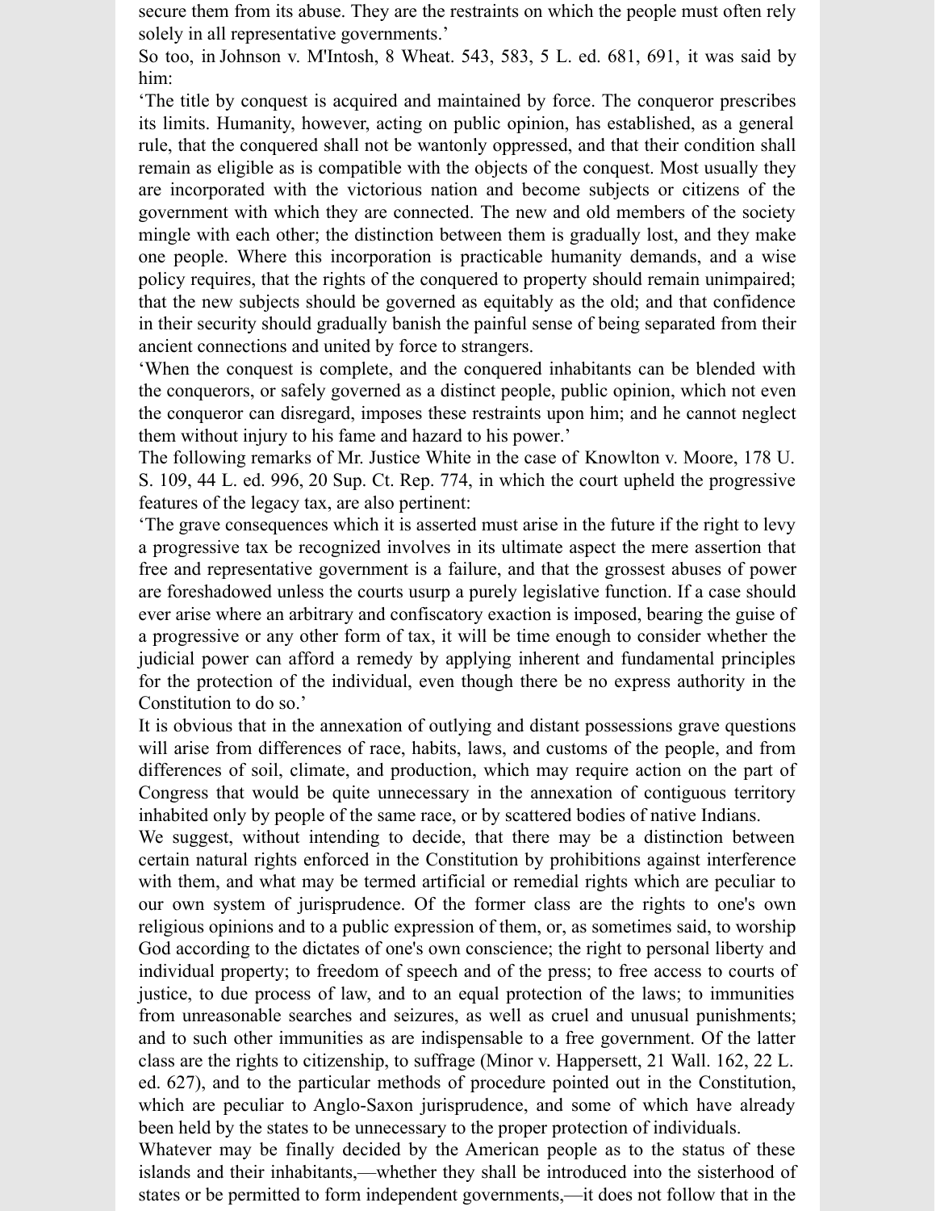secure them from its abuse. They are the restraints on which the people must often rely solely in all representative governments.'

So too, in Johnson v. M'Intosh, 8 Wheat. 543, 583, 5 L. ed. 681, 691, it was said by him:

'The title by conquest is acquired and maintained by force. The conqueror prescribes its limits. Humanity, however, acting on public opinion, has established, as a general rule, that the conquered shall not be wantonly oppressed, and that their condition shall remain as eligible as is compatible with the objects of the conquest. Most usually they are incorporated with the victorious nation and become subjects or citizens of the government with which they are connected. The new and old members of the society mingle with each other; the distinction between them is gradually lost, and they make one people. Where this incorporation is practicable humanity demands, and a wise policy requires, that the rights of the conquered to property should remain unimpaired; that the new subjects should be governed as equitably as the old; and that confidence in their security should gradually banish the painful sense of being separated from their ancient connections and united by force to strangers.

'When the conquest is complete, and the conquered inhabitants can be blended with the conquerors, or safely governed as a distinct people, public opinion, which not even the conqueror can disregard, imposes these restraints upon him; and he cannot neglect them without injury to his fame and hazard to his power.'

The following remarks of Mr. Justice White in the case of Knowlton v. Moore, 178 U. S. 109, 44 L. ed. 996, 20 Sup. Ct. Rep. 774, in which the court upheld the progressive features of the legacy tax, are also pertinent:

'The grave consequences which it is asserted must arise in the future if the right to levy a progressive tax be recognized involves in its ultimate aspect the mere assertion that free and representative government is a failure, and that the grossest abuses of power are foreshadowed unless the courts usurp a purely legislative function. If a case should ever arise where an arbitrary and confiscatory exaction is imposed, bearing the guise of a progressive or any other form of tax, it will be time enough to consider whether the judicial power can afford a remedy by applying inherent and fundamental principles for the protection of the individual, even though there be no express authority in the Constitution to do so.'

It is obvious that in the annexation of outlying and distant possessions grave questions will arise from differences of race, habits, laws, and customs of the people, and from differences of soil, climate, and production, which may require action on the part of Congress that would be quite unnecessary in the annexation of contiguous territory inhabited only by people of the same race, or by scattered bodies of native Indians.

We suggest, without intending to decide, that there may be a distinction between certain natural rights enforced in the Constitution by prohibitions against interference with them, and what may be termed artificial or remedial rights which are peculiar to our own system of jurisprudence. Of the former class are the rights to one's own religious opinions and to a public expression of them, or, as sometimes said, to worship God according to the dictates of one's own conscience; the right to personal liberty and individual property; to freedom of speech and of the press; to free access to courts of justice, to due process of law, and to an equal protection of the laws; to immunities from unreasonable searches and seizures, as well as cruel and unusual punishments; and to such other immunities as are indispensable to a free government. Of the latter class are the rights to citizenship, to suffrage (Minor v. Happersett, 21 Wall. 162, 22 L. ed. 627), and to the particular methods of procedure pointed out in the Constitution, which are peculiar to Anglo-Saxon jurisprudence, and some of which have already been held by the states to be unnecessary to the proper protection of individuals.

Whatever may be finally decided by the American people as to the status of these islands and their inhabitants,—whether they shall be introduced into the sisterhood of states or be permitted to form independent governments,—it does not follow that in the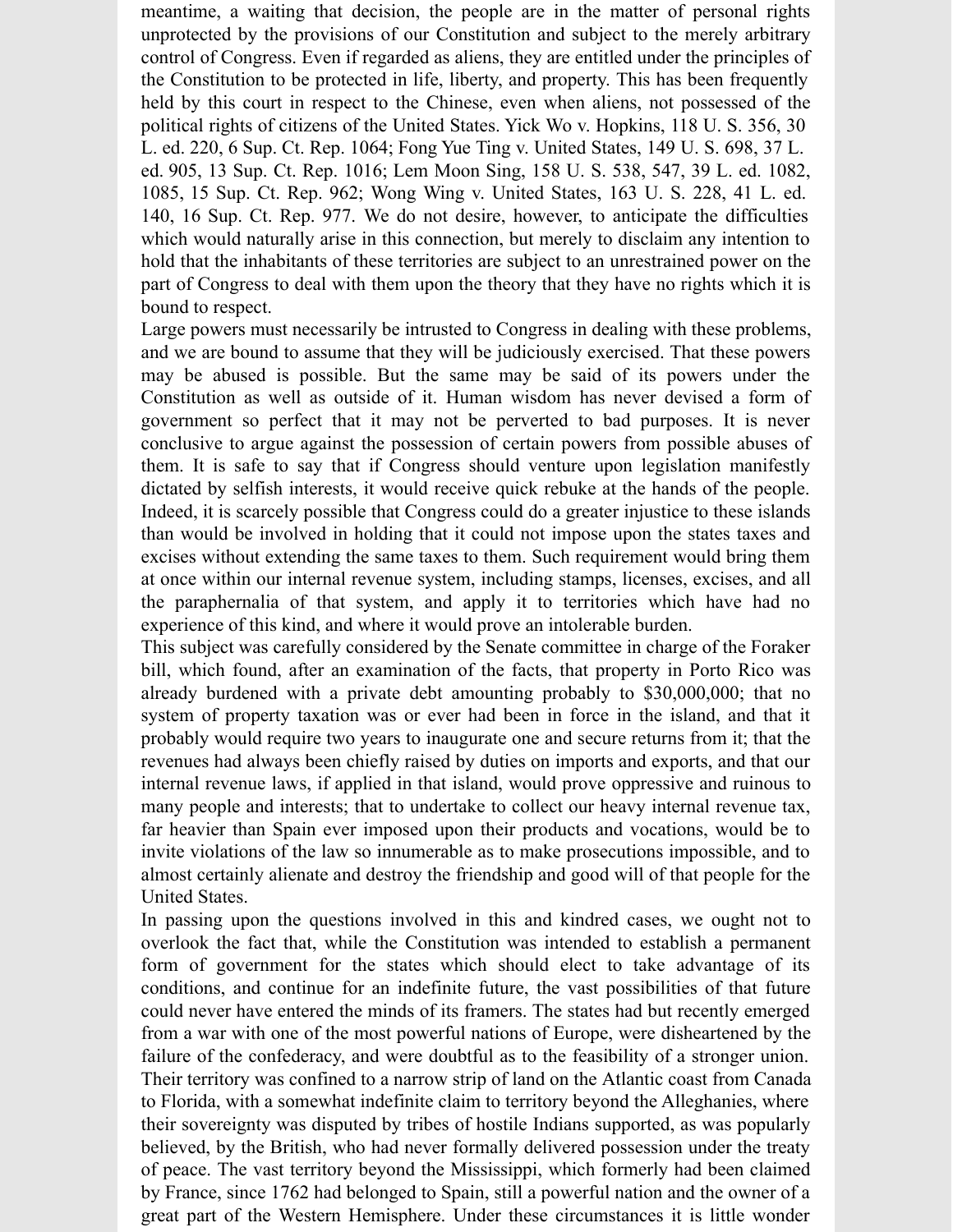meantime, a waiting that decision, the people are in the matter of personal rights unprotected by the provisions of our Constitution and subject to the merely arbitrary control of Congress. Even if regarded as aliens, they are entitled under the principles of the Constitution to be protected in life, liberty, and property. This has been frequently held by this court in respect to the Chinese, even when aliens, not possessed of the political rights of citizens of the United States. Yick Wo v. Hopkins, 118 U. S. 356, 30 L. ed. 220, 6 Sup. Ct. Rep. 1064; Fong Yue Ting v. United States, 149 U. S. 698, 37 L. ed. 905, 13 Sup. Ct. Rep. 1016; Lem Moon Sing, 158 U. S. 538, 547, 39 L. ed. 1082, 1085, 15 Sup. Ct. Rep. 962; Wong Wing v. United States, 163 U. S. 228, 41 L. ed. 140, 16 Sup. Ct. Rep. 977. We do not desire, however, to anticipate the difficulties which would naturally arise in this connection, but merely to disclaim any intention to hold that the inhabitants of these territories are subject to an unrestrained power on the part of Congress to deal with them upon the theory that they have no rights which it is bound to respect.

Large powers must necessarily be intrusted to Congress in dealing with these problems, and we are bound to assume that they will be judiciously exercised. That these powers may be abused is possible. But the same may be said of its powers under the Constitution as well as outside of it. Human wisdom has never devised a form of government so perfect that it may not be perverted to bad purposes. It is never conclusive to argue against the possession of certain powers from possible abuses of them. It is safe to say that if Congress should venture upon legislation manifestly dictated by selfish interests, it would receive quick rebuke at the hands of the people. Indeed, it is scarcely possible that Congress could do a greater injustice to these islands than would be involved in holding that it could not impose upon the states taxes and excises without extending the same taxes to them. Such requirement would bring them at once within our internal revenue system, including stamps, licenses, excises, and all the paraphernalia of that system, and apply it to territories which have had no experience of this kind, and where it would prove an intolerable burden.

This subject was carefully considered by the Senate committee in charge of the Foraker bill, which found, after an examination of the facts, that property in Porto Rico was already burdened with a private debt amounting probably to $30,000,000; that no system of property taxation was or ever had been in force in the island, and that it probably would require two years to inaugurate one and secure returns from it; that the revenues had always been chiefly raised by duties on imports and exports, and that our internal revenue laws, if applied in that island, would prove oppressive and ruinous to many people and interests; that to undertake to collect our heavy internal revenue tax, far heavier than Spain ever imposed upon their products and vocations, would be to invite violations of the law so innumerable as to make prosecutions impossible, and to almost certainly alienate and destroy the friendship and good will of that people for the United States.

In passing upon the questions involved in this and kindred cases, we ought not to overlook the fact that, while the Constitution was intended to establish a permanent form of government for the states which should elect to take advantage of its conditions, and continue for an indefinite future, the vast possibilities of that future could never have entered the minds of its framers. The states had but recently emerged from a war with one of the most powerful nations of Europe, were disheartened by the failure of the confederacy, and were doubtful as to the feasibility of a stronger union. Their territory was confined to a narrow strip of land on the Atlantic coast from Canada to Florida, with a somewhat indefinite claim to territory beyond the Alleghanies, where their sovereignty was disputed by tribes of hostile Indians supported, as was popularly believed, by the British, who had never formally delivered possession under the treaty of peace. The vast territory beyond the Mississippi, which formerly had been claimed by France, since 1762 had belonged to Spain, still a powerful nation and the owner of a great part of the Western Hemisphere. Under these circumstances it is little wonder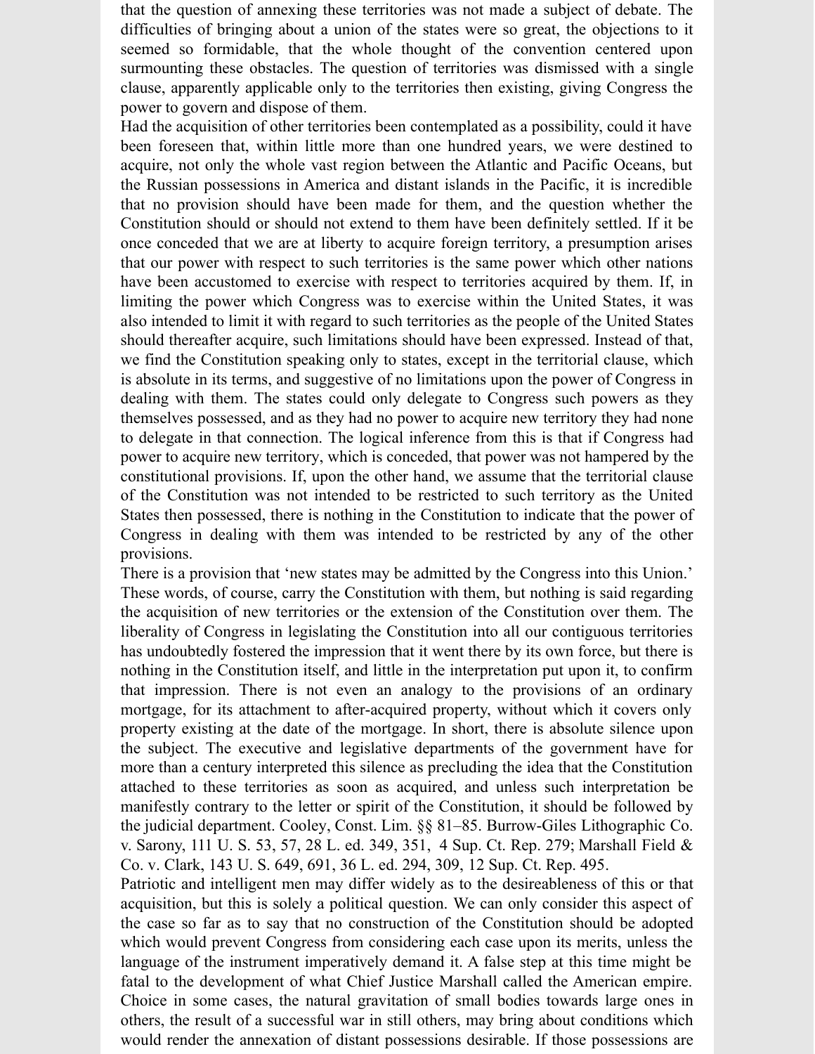that the question of annexing these territories was not made a subject of debate. The difficulties of bringing about a union of the states were so great, the objections to it seemed so formidable, that the whole thought of the convention centered upon surmounting these obstacles. The question of territories was dismissed with a single clause, apparently applicable only to the territories then existing, giving Congress the power to govern and dispose of them.

Had the acquisition of other territories been contemplated as a possibility, could it have been foreseen that, within little more than one hundred years, we were destined to acquire, not only the whole vast region between the Atlantic and Pacific Oceans, but the Russian possessions in America and distant islands in the Pacific, it is incredible that no provision should have been made for them, and the question whether the Constitution should or should not extend to them have been definitely settled. If it be once conceded that we are at liberty to acquire foreign territory, a presumption arises that our power with respect to such territories is the same power which other nations have been accustomed to exercise with respect to territories acquired by them. If, in limiting the power which Congress was to exercise within the United States, it was also intended to limit it with regard to such territories as the people of the United States should thereafter acquire, such limitations should have been expressed. Instead of that, we find the Constitution speaking only to states, except in the territorial clause, which is absolute in its terms, and suggestive of no limitations upon the power of Congress in dealing with them. The states could only delegate to Congress such powers as they themselves possessed, and as they had no power to acquire new territory they had none to delegate in that connection. The logical inference from this is that if Congress had power to acquire new territory, which is conceded, that power was not hampered by the constitutional provisions. If, upon the other hand, we assume that the territorial clause of the Constitution was not intended to be restricted to such territory as the United States then possessed, there is nothing in the Constitution to indicate that the power of Congress in dealing with them was intended to be restricted by any of the other provisions.

There is a provision that 'new states may be admitted by the Congress into this Union.' These words, of course, carry the Constitution with them, but nothing is said regarding the acquisition of new territories or the extension of the Constitution over them. The liberality of Congress in legislating the Constitution into all our contiguous territories has undoubtedly fostered the impression that it went there by its own force, but there is nothing in the Constitution itself, and little in the interpretation put upon it, to confirm that impression. There is not even an analogy to the provisions of an ordinary mortgage, for its attachment to after-acquired property, without which it covers only property existing at the date of the mortgage. In short, there is absolute silence upon the subject. The executive and legislative departments of the government have for more than a century interpreted this silence as precluding the idea that the Constitution attached to these territories as soon as acquired, and unless such interpretation be manifestly contrary to the letter or spirit of the Constitution, it should be followed by the judicial department. Cooley, Const. Lim. §§ 81–85. Burrow-Giles Lithographic Co. v. Sarony, 111 U. S. 53, 57, 28 L. ed. 349, 351, 4 Sup. Ct. Rep. 279; Marshall Field & Co. v. Clark, 143 U. S. 649, 691, 36 L. ed. 294, 309, 12 Sup. Ct. Rep. 495.

Patriotic and intelligent men may differ widely as to the desireableness of this or that acquisition, but this is solely a political question. We can only consider this aspect of the case so far as to say that no construction of the Constitution should be adopted which would prevent Congress from considering each case upon its merits, unless the language of the instrument imperatively demand it. A false step at this time might be fatal to the development of what Chief Justice Marshall called the American empire. Choice in some cases, the natural gravitation of small bodies towards large ones in others, the result of a successful war in still others, may bring about conditions which would render the annexation of distant possessions desirable. If those possessions are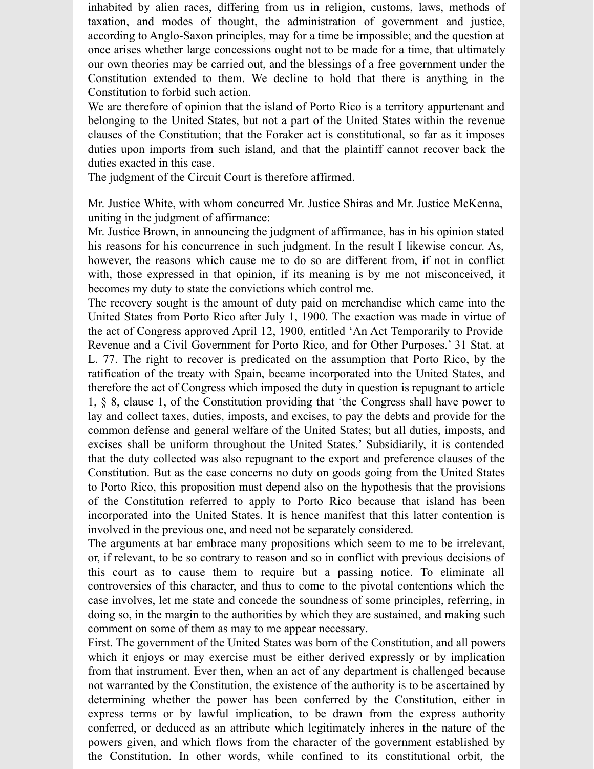inhabited by alien races, differing from us in religion, customs, laws, methods of taxation, and modes of thought, the administration of government and justice, according to Anglo-Saxon principles, may for a time be impossible; and the question at once arises whether large concessions ought not to be made for a time, that ultimately our own theories may be carried out, and the blessings of a free government under the Constitution extended to them. We decline to hold that there is anything in the Constitution to forbid such action.

We are therefore of opinion that the island of Porto Rico is a territory appurtenant and belonging to the United States, but not a part of the United States within the revenue clauses of the Constitution; that the Foraker act is constitutional, so far as it imposes duties upon imports from such island, and that the plaintiff cannot recover back the duties exacted in this case.

The judgment of the Circuit Court is therefore affirmed.

Mr. Justice White, with whom concurred Mr. Justice Shiras and Mr. Justice McKenna, uniting in the judgment of affirmance:

Mr. Justice Brown, in announcing the judgment of affirmance, has in his opinion stated his reasons for his concurrence in such judgment. In the result I likewise concur. As, however, the reasons which cause me to do so are different from, if not in conflict with, those expressed in that opinion, if its meaning is by me not misconceived, it becomes my duty to state the convictions which control me.

The recovery sought is the amount of duty paid on merchandise which came into the United States from Porto Rico after July 1, 1900. The exaction was made in virtue of the act of Congress approved April 12, 1900, entitled 'An Act Temporarily to Provide Revenue and a Civil Government for Porto Rico, and for Other Purposes.' 31 Stat. at L. 77. The right to recover is predicated on the assumption that Porto Rico, by the ratification of the treaty with Spain, became incorporated into the United States, and therefore the act of Congress which imposed the duty in question is repugnant to article 1, § 8, clause 1, of the Constitution providing that 'the Congress shall have power to lay and collect taxes, duties, imposts, and excises, to pay the debts and provide for the common defense and general welfare of the United States; but all duties, imposts, and excises shall be uniform throughout the United States.' Subsidiarily, it is contended that the duty collected was also repugnant to the export and preference clauses of the Constitution. But as the case concerns no duty on goods going from the United States to Porto Rico, this proposition must depend also on the hypothesis that the provisions of the Constitution referred to apply to Porto Rico because that island has been incorporated into the United States. It is hence manifest that this latter contention is involved in the previous one, and need not be separately considered.

The arguments at bar embrace many propositions which seem to me to be irrelevant, or, if relevant, to be so contrary to reason and so in conflict with previous decisions of this court as to cause them to require but a passing notice. To eliminate all controversies of this character, and thus to come to the pivotal contentions which the case involves, let me state and concede the soundness of some principles, referring, in doing so, in the margin to the authorities by which they are sustained, and making such comment on some of them as may to me appear necessary.

First. The government of the United States was born of the Constitution, and all powers which it enjoys or may exercise must be either derived expressly or by implication from that instrument. Ever then, when an act of any department is challenged because not warranted by the Constitution, the existence of the authority is to be ascertained by determining whether the power has been conferred by the Constitution, either in express terms or by lawful implication, to be drawn from the express authority conferred, or deduced as an attribute which legitimately inheres in the nature of the powers given, and which flows from the character of the government established by the Constitution. In other words, while confined to its constitutional orbit, the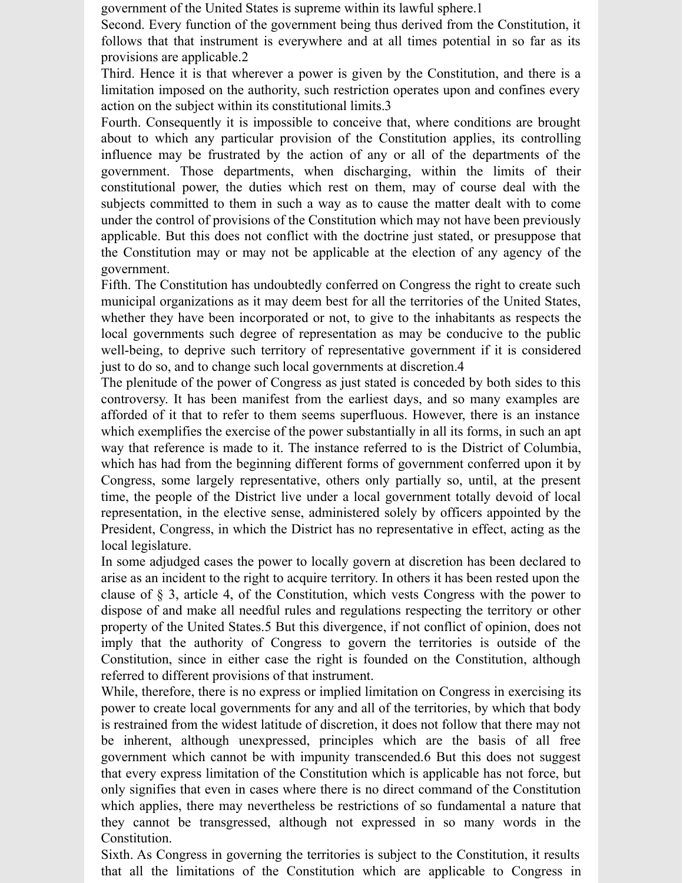government of the United States is supreme within its lawful sphere.[1]

Second. Every function of the government being thus derived from the Constitution, it follows that that instrument is everywhere and at all times potential in so far as its provisions are applicable.[2]

Third. Hence it is that wherever a power is given by the Constitution, and there is a limitation imposed on the authority, such restriction operates upon and confines every action on the subject within its constitutional limits.[3]

Fourth. Consequently it is impossible to conceive that, where conditions are brought about to which any particular provision of the Constitution applies, its controlling influence may be frustrated by the action of any or all of the departments of the government. Those departments, when discharging, within the limits of their constitutional power, the duties which rest on them, may of course deal with the subjects committed to them in such a way as to cause the matter dealt with to come under the control of provisions of the Constitution which may not have been previously applicable. But this does not conflict with the doctrine just stated, or presuppose that the Constitution may or may not be applicable at the election of any agency of the government.

Fifth. The Constitution has undoubtedly conferred on Congress the right to create such municipal organizations as it may deem best for all the territories of the United States, whether they have been incorporated or not, to give to the inhabitants as respects the local governments such degree of representation as may be conducive to the public well-being, to deprive such territory of representative government if it is considered just to do so, and to change such local governments at discretion.[4]

The plenitude of the power of Congress as just stated is conceded by both sides to this controversy. It has been manifest from the earliest days, and so many examples are afforded of it that to refer to them seems superfluous. However, there is an instance which exemplifies the exercise of the power substantially in all its forms, in such an apt way that reference is made to it. The instance referred to is the District of Columbia, which has had from the beginning different forms of government conferred upon it by Congress, some largely representative, others only partially so, until, at the present time, the people of the District live under a local government totally devoid of local representation, in the elective sense, administered solely by officers appointed by the President, Congress, in which the District has no representative in effect, acting as the local legislature.

In some adjudged cases the power to locally govern at discretion has been declared to arise as an incident to the right to acquire territory. In others it has been rested upon the clause of § 3, article 4, of the Constitution, which vests Congress with the power to dispose of and make all needful rules and regulations respecting the territory or other property of the United States.[5] But this divergence, if not conflict of opinion, does not imply that the authority of Congress to govern the territories is outside of the Constitution, since in either case the right is founded on the Constitution, although referred to different provisions of that instrument.

While, therefore, there is no express or implied limitation on Congress in exercising its power to create local governments for any and all of the territories, by which that body is restrained from the widest latitude of discretion, it does not follow that there may not be inherent, although unexpressed, principles which are the basis of all free government which cannot be with impunity transcended.[6] But this does not suggest that every express limitation of the Constitution which is applicable has not force, but only signifies that even in cases where there is no direct command of the Constitution which applies, there may nevertheless be restrictions of so fundamental a nature that they cannot be transgressed, although not expressed in so many words in the Constitution.

Sixth. As Congress in governing the territories is subject to the Constitution, it results that all the limitations of the Constitution which are applicable to Congress in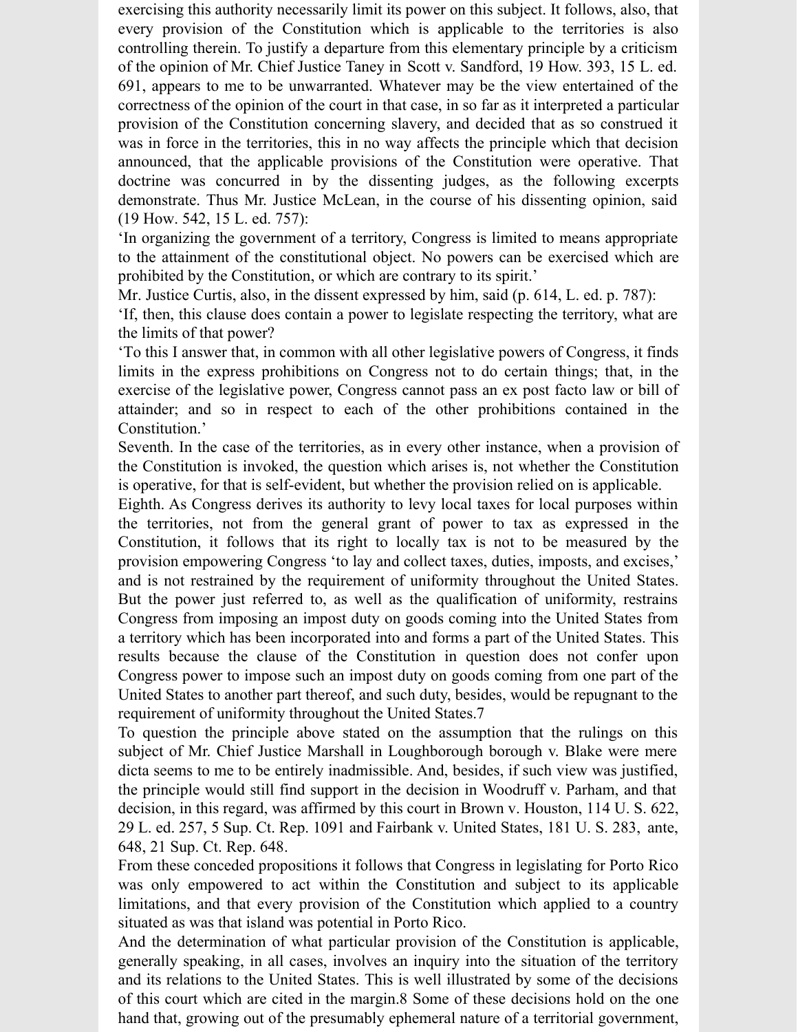exercising this authority necessarily limit its power on this subject. It follows, also, that every provision of the Constitution which is applicable to the territories is also controlling therein. To justify a departure from this elementary principle by a criticism of the opinion of Mr. Chief Justice Taney in Scott v. Sandford, 19 How. 393, 15 L. ed. 691, appears to me to be unwarranted. Whatever may be the view entertained of the correctness of the opinion of the court in that case, in so far as it interpreted a particular provision of the Constitution concerning slavery, and decided that as so construed it was in force in the territories, this in no way affects the principle which that decision announced, that the applicable provisions of the Constitution were operative. That doctrine was concurred in by the dissenting judges, as the following excerpts demonstrate. Thus Mr. Justice McLean, in the course of his dissenting opinion, said (19 How. 542, 15 L. ed. 757):

'In organizing the government of a territory, Congress is limited to means appropriate to the attainment of the constitutional object. No powers can be exercised which are prohibited by the Constitution, or which are contrary to its spirit.'

Mr. Justice Curtis, also, in the dissent expressed by him, said (p. 614, L. ed. p. 787):

'If, then, this clause does contain a power to legislate respecting the territory, what are the limits of that power?

'To this I answer that, in common with all other legislative powers of Congress, it finds limits in the express prohibitions on Congress not to do certain things; that, in the exercise of the legislative power, Congress cannot pass an ex post facto law or bill of attainder; and so in respect to each of the other prohibitions contained in the Constitution.'

Seventh. In the case of the territories, as in every other instance, when a provision of the Constitution is invoked, the question which arises is, not whether the Constitution is operative, for that is self-evident, but whether the provision relied on is applicable.

Eighth. As Congress derives its authority to levy local taxes for local purposes within the territories, not from the general grant of power to tax as expressed in the Constitution, it follows that its right to locally tax is not to be measured by the provision empowering Congress 'to lay and collect taxes, duties, imposts, and excises,' and is not restrained by the requirement of uniformity throughout the United States. But the power just referred to, as well as the qualification of uniformity, restrains Congress from imposing an impost duty on goods coming into the United States from a territory which has been incorporated into and forms a part of the United States. This results because the clause of the Constitution in question does not confer upon Congress power to impose such an impost duty on goods coming from one part of the United States to another part thereof, and such duty, besides, would be repugnant to the requirement of uniformity throughout the United States.[7]

To question the principle above stated on the assumption that the rulings on this subject of Mr. Chief Justice Marshall in Loughborough borough v. Blake were mere dicta seems to me to be entirely inadmissible. And, besides, if such view was justified, the principle would still find support in the decision in Woodruff v. Parham, and that decision, in this regard, was affirmed by this court in Brown v. Houston, 114 U. S. 622, 29 L. ed. 257, 5 Sup. Ct. Rep. 1091 and Fairbank v. United States, 181 U. S. 283, ante, 648, 21 Sup. Ct. Rep. 648.

From these conceded propositions it follows that Congress in legislating for Porto Rico was only empowered to act within the Constitution and subject to its applicable limitations, and that every provision of the Constitution which applied to a country situated as was that island was potential in Porto Rico.

And the determination of what particular provision of the Constitution is applicable, generally speaking, in all cases, involves an inquiry into the situation of the territory and its relations to the United States. This is well illustrated by some of the decisions of this court which are cited in the margin.[8] Some of these decisions hold on the one hand that, growing out of the presumably ephemeral nature of a territorial government,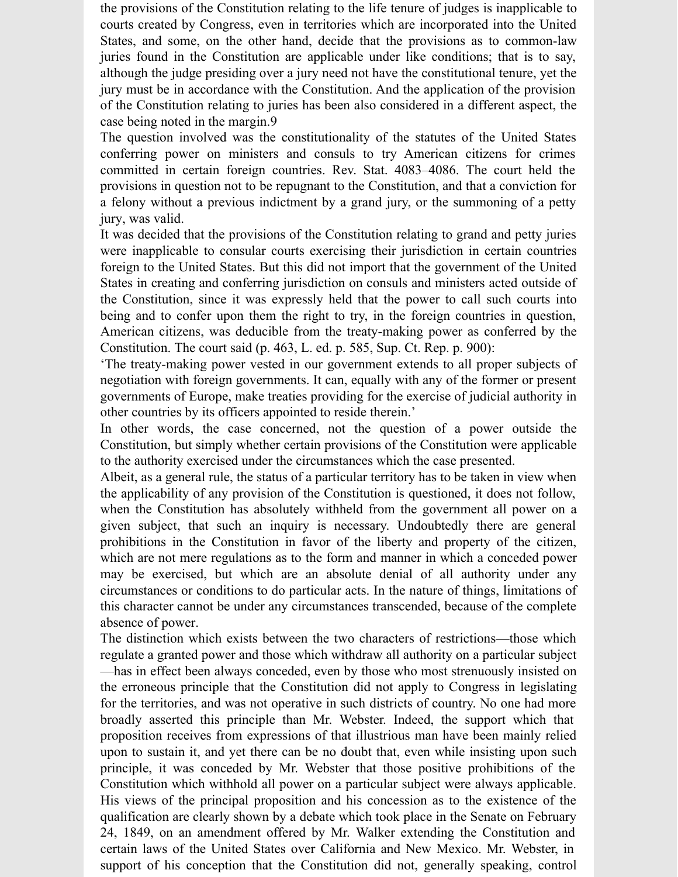the provisions of the Constitution relating to the life tenure of judges is inapplicable to courts created by Congress, even in territories which are incorporated into the United States, and some, on the other hand, decide that the provisions as to common-law juries found in the Constitution are applicable under like conditions; that is to say, although the judge presiding over a jury need not have the constitutional tenure, yet the jury must be in accordance with the Constitution. And the application of the provision of the Constitution relating to juries has been also considered in a different aspect, the case being noted in the margin.9

The question involved was the constitutionality of the statutes of the United States conferring power on ministers and consuls to try American citizens for crimes committed in certain foreign countries. Rev. Stat. 4083–4086. The court held the provisions in question not to be repugnant to the Constitution, and that a conviction for a felony without a previous indictment by a grand jury, or the summoning of a petty jury, was valid.

It was decided that the provisions of the Constitution relating to grand and petty juries were inapplicable to consular courts exercising their jurisdiction in certain countries foreign to the United States. But this did not import that the government of the United States in creating and conferring jurisdiction on consuls and ministers acted outside of the Constitution, since it was expressly held that the power to call such courts into being and to confer upon them the right to try, in the foreign countries in question, American citizens, was deducible from the treaty-making power as conferred by the Constitution. The court said (p. 463, L. ed. p. 585, Sup. Ct. Rep. p. 900):

'The treaty-making power vested in our government extends to all proper subjects of negotiation with foreign governments. It can, equally with any of the former or present governments of Europe, make treaties providing for the exercise of judicial authority in other countries by its officers appointed to reside therein.'

In other words, the case concerned, not the question of a power outside the Constitution, but simply whether certain provisions of the Constitution were applicable to the authority exercised under the circumstances which the case presented.

Albeit, as a general rule, the status of a particular territory has to be taken in view when the applicability of any provision of the Constitution is questioned, it does not follow, when the Constitution has absolutely withheld from the government all power on a given subject, that such an inquiry is necessary. Undoubtedly there are general prohibitions in the Constitution in favor of the liberty and property of the citizen, which are not mere regulations as to the form and manner in which a conceded power may be exercised, but which are an absolute denial of all authority under any circumstances or conditions to do particular acts. In the nature of things, limitations of this character cannot be under any circumstances transcended, because of the complete absence of power.

The distinction which exists between the two characters of restrictions—those which regulate a granted power and those which withdraw all authority on a particular subject—has in effect been always conceded, even by those who most strenuously insisted on the erroneous principle that the Constitution did not apply to Congress in legislating for the territories, and was not operative in such districts of country. No one had more broadly asserted this principle than Mr. Webster. Indeed, the support which that proposition receives from expressions of that illustrious man have been mainly relied upon to sustain it, and yet there can be no doubt that, even while insisting upon such principle, it was conceded by Mr. Webster that those positive prohibitions of the Constitution which withhold all power on a particular subject were always applicable. His views of the principal proposition and his concession as to the existence of the qualification are clearly shown by a debate which took place in the Senate on February 24, 1849, on an amendment offered by Mr. Walker extending the Constitution and certain laws of the United States over California and New Mexico. Mr. Webster, in support of his conception that the Constitution did not, generally speaking, control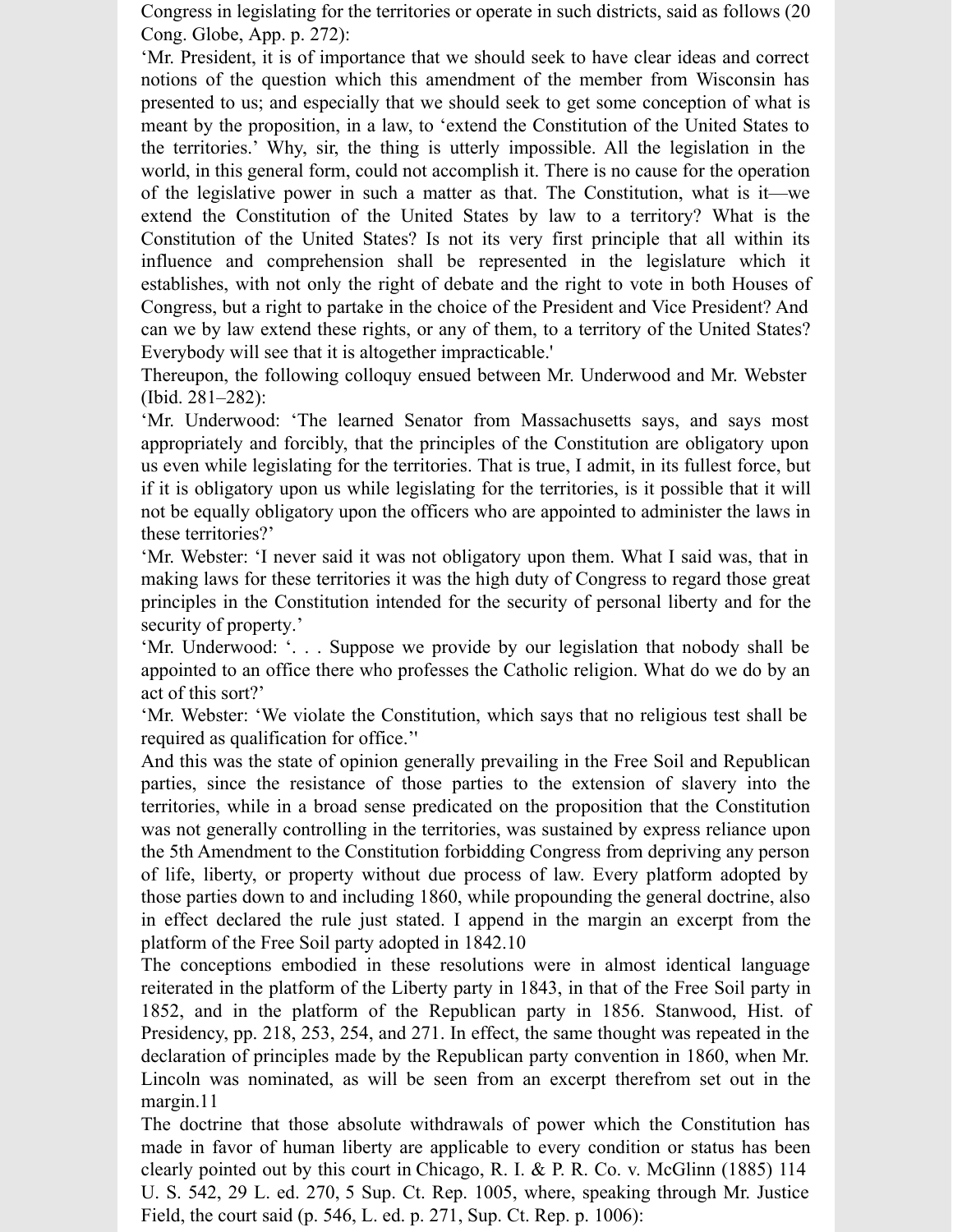Congress in legislating for the territories or operate in such districts, said as follows (20 Cong. Globe, App. p. 272):

'Mr. President, it is of importance that we should seek to have clear ideas and correct notions of the question which this amendment of the member from Wisconsin has presented to us; and especially that we should seek to get some conception of what is meant by the proposition, in a law, to 'extend the Constitution of the United States to the territories.' Why, sir, the thing is utterly impossible. All the legislation in the world, in this general form, could not accomplish it. There is no cause for the operation of the legislative power in such a matter as that. The Constitution, what is it—we extend the Constitution of the United States by law to a territory? What is the Constitution of the United States? Is not its very first principle that all within its influence and comprehension shall be represented in the legislature which it establishes, with not only the right of debate and the right to vote in both Houses of Congress, but a right to partake in the choice of the President and Vice President? And can we by law extend these rights, or any of them, to a territory of the United States? Everybody will see that it is altogether impracticable.'

Thereupon, the following colloquy ensued between Mr. Underwood and Mr. Webster (Ibid. 281–282):

'Mr. Underwood: 'The learned Senator from Massachusetts says, and says most appropriately and forcibly, that the principles of the Constitution are obligatory upon us even while legislating for the territories. That is true, I admit, in its fullest force, but if it is obligatory upon us while legislating for the territories, is it possible that it will not be equally obligatory upon the officers who are appointed to administer the laws in these territories?'

'Mr. Webster: 'I never said it was not obligatory upon them. What I said was, that in making laws for these territories it was the high duty of Congress to regard those great principles in the Constitution intended for the security of personal liberty and for the security of property.'

'Mr. Underwood: '. . . Suppose we provide by our legislation that nobody shall be appointed to an office there who professes the Catholic religion. What do we do by an act of this sort?'

'Mr. Webster: 'We violate the Constitution, which says that no religious test shall be required as qualification for office.''

And this was the state of opinion generally prevailing in the Free Soil and Republican parties, since the resistance of those parties to the extension of slavery into the territories, while in a broad sense predicated on the proposition that the Constitution was not generally controlling in the territories, was sustained by express reliance upon the 5th Amendment to the Constitution forbidding Congress from depriving any person of life, liberty, or property without due process of law. Every platform adopted by those parties down to and including 1860, while propounding the general doctrine, also in effect declared the rule just stated. I append in the margin an excerpt from the platform of the Free Soil party adopted in 1842.10

The conceptions embodied in these resolutions were in almost identical language reiterated in the platform of the Liberty party in 1843, in that of the Free Soil party in 1852, and in the platform of the Republican party in 1856. Stanwood, Hist. of Presidency, pp. 218, 253, 254, and 271. In effect, the same thought was repeated in the declaration of principles made by the Republican party convention in 1860, when Mr. Lincoln was nominated, as will be seen from an excerpt therefrom set out in the margin.11

The doctrine that those absolute withdrawals of power which the Constitution has made in favor of human liberty are applicable to every condition or status has been clearly pointed out by this court in Chicago, R. I. & P. R. Co. v. McGlinn (1885) 114 U. S. 542, 29 L. ed. 270, 5 Sup. Ct. Rep. 1005, where, speaking through Mr. Justice Field, the court said (p. 546, L. ed. p. 271, Sup. Ct. Rep. p. 1006):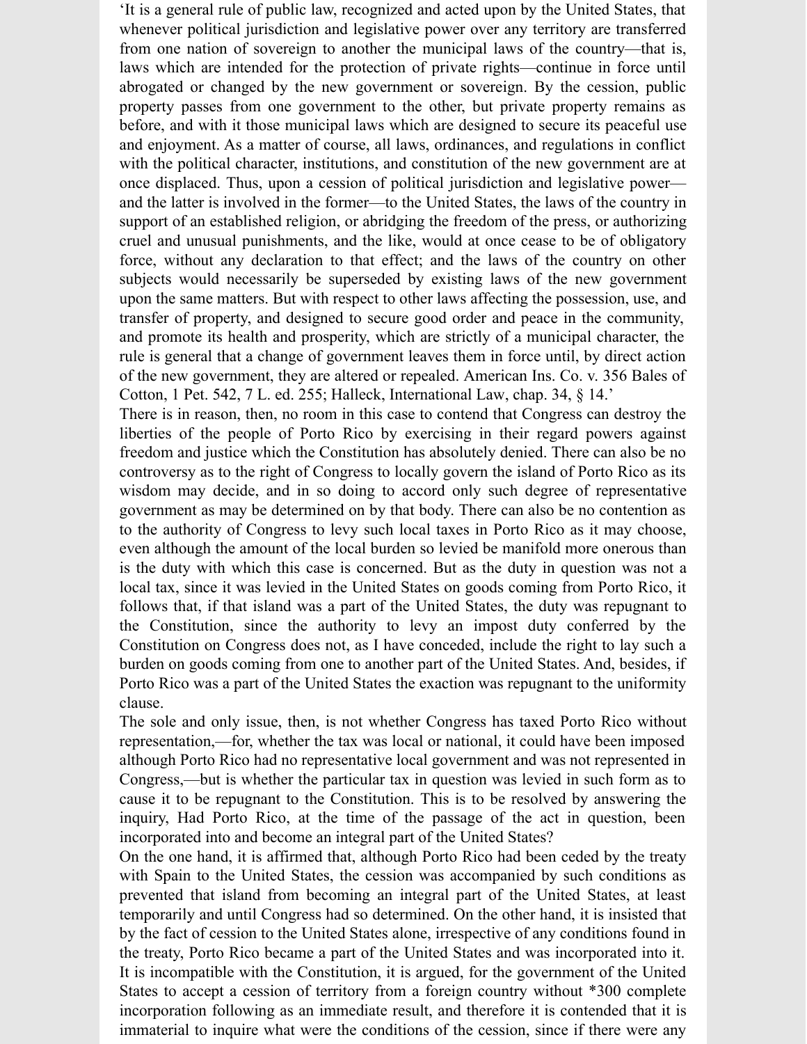'It is a general rule of public law, recognized and acted upon by the United States, that whenever political jurisdiction and legislative power over any territory are transferred from one nation of sovereign to another the municipal laws of the country—that is, laws which are intended for the protection of private rights—continue in force until abrogated or changed by the new government or sovereign. By the cession, public property passes from one government to the other, but private property remains as before, and with it those municipal laws which are designed to secure its peaceful use and enjoyment. As a matter of course, all laws, ordinances, and regulations in conflict with the political character, institutions, and constitution of the new government are at once displaced. Thus, upon a cession of political jurisdiction and legislative power—and the latter is involved in the former—to the United States, the laws of the country in support of an established religion, or abridging the freedom of the press, or authorizing cruel and unusual punishments, and the like, would at once cease to be of obligatory force, without any declaration to that effect; and the laws of the country on other subjects would necessarily be superseded by existing laws of the new government upon the same matters. But with respect to other laws affecting the possession, use, and transfer of property, and designed to secure good order and peace in the community, and promote its health and prosperity, which are strictly of a municipal character, the rule is general that a change of government leaves them in force until, by direct action of the new government, they are altered or repealed. American Ins. Co. v. 356 Bales of Cotton, 1 Pet. 542, 7 L. ed. 255; Halleck, International Law, chap. 34, § 14.'

There is in reason, then, no room in this case to contend that Congress can destroy the liberties of the people of Porto Rico by exercising in their regard powers against freedom and justice which the Constitution has absolutely denied. There can also be no controversy as to the right of Congress to locally govern the island of Porto Rico as its wisdom may decide, and in so doing to accord only such degree of representative government as may be determined on by that body. There can also be no contention as to the authority of Congress to levy such local taxes in Porto Rico as it may choose, even although the amount of the local burden so levied be manifold more onerous than is the duty with which this case is concerned. But as the duty in question was not a local tax, since it was levied in the United States on goods coming from Porto Rico, it follows that, if that island was a part of the United States, the duty was repugnant to the Constitution, since the authority to levy an impost duty conferred by the Constitution on Congress does not, as I have conceded, include the right to lay such a burden on goods coming from one to another part of the United States. And, besides, if Porto Rico was a part of the United States the exaction was repugnant to the uniformity clause.

The sole and only issue, then, is not whether Congress has taxed Porto Rico without representation,—for, whether the tax was local or national, it could have been imposed although Porto Rico had no representative local government and was not represented in Congress,—but is whether the particular tax in question was levied in such form as to cause it to be repugnant to the Constitution. This is to be resolved by answering the inquiry, Had Porto Rico, at the time of the passage of the act in question, been incorporated into and become an integral part of the United States?

On the one hand, it is affirmed that, although Porto Rico had been ceded by the treaty with Spain to the United States, the cession was accompanied by such conditions as prevented that island from becoming an integral part of the United States, at least temporarily and until Congress had so determined. On the other hand, it is insisted that by the fact of cession to the United States alone, irrespective of any conditions found in the treaty, Porto Rico became a part of the United States and was incorporated into it. It is incompatible with the Constitution, it is argued, for the government of the United States to accept a cession of territory from a foreign country without *300 complete incorporation following as an immediate result, and therefore it is contended that it is immaterial to inquire what were the conditions of the cession, since if there were any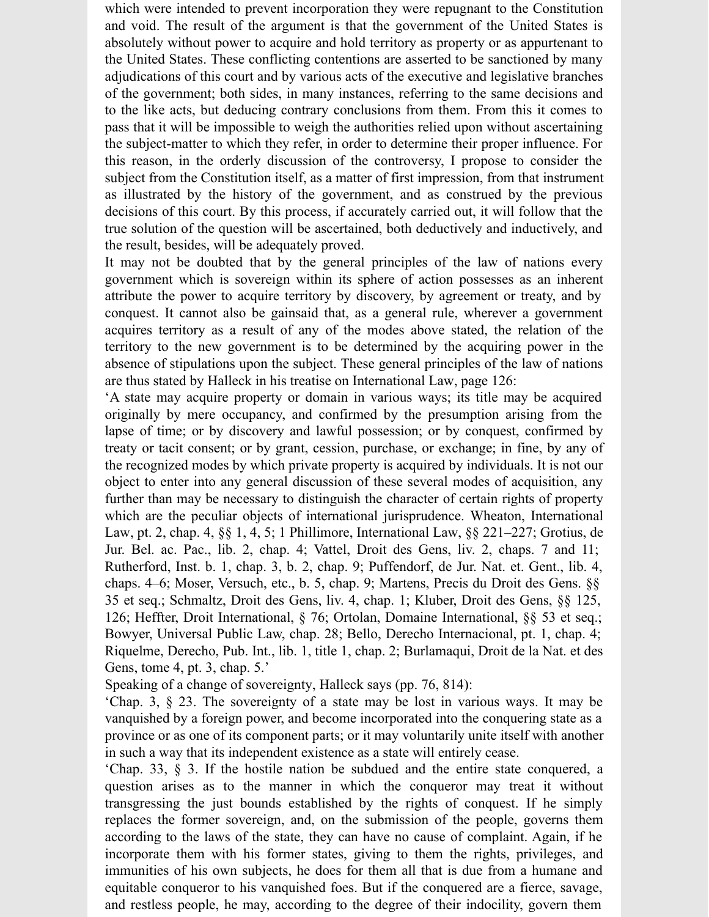which were intended to prevent incorporation they were repugnant to the Constitution and void. The result of the argument is that the government of the United States is absolutely without power to acquire and hold territory as property or as appurtenant to the United States. These conflicting contentions are asserted to be sanctioned by many adjudications of this court and by various acts of the executive and legislative branches of the government; both sides, in many instances, referring to the same decisions and to the like acts, but deducing contrary conclusions from them. From this it comes to pass that it will be impossible to weigh the authorities relied upon without ascertaining the subject-matter to which they refer, in order to determine their proper influence. For this reason, in the orderly discussion of the controversy, I propose to consider the subject from the Constitution itself, as a matter of first impression, from that instrument as illustrated by the history of the government, and as construed by the previous decisions of this court. By this process, if accurately carried out, it will follow that the true solution of the question will be ascertained, both deductively and inductively, and the result, besides, will be adequately proved.

It may not be doubted that by the general principles of the law of nations every government which is sovereign within its sphere of action possesses as an inherent attribute the power to acquire territory by discovery, by agreement or treaty, and by conquest. It cannot also be gainsaid that, as a general rule, wherever a government acquires territory as a result of any of the modes above stated, the relation of the territory to the new government is to be determined by the acquiring power in the absence of stipulations upon the subject. These general principles of the law of nations are thus stated by Halleck in his treatise on International Law, page 126:

'A state may acquire property or domain in various ways; its title may be acquired originally by mere occupancy, and confirmed by the presumption arising from the lapse of time; or by discovery and lawful possession; or by conquest, confirmed by treaty or tacit consent; or by grant, cession, purchase, or exchange; in fine, by any of the recognized modes by which private property is acquired by individuals. It is not our object to enter into any general discussion of these several modes of acquisition, any further than may be necessary to distinguish the character of certain rights of property which are the peculiar objects of international jurisprudence. Wheaton, International Law, pt. 2, chap. 4, §§ 1, 4, 5; 1 Phillimore, International Law, §§ 221–227; Grotius, de Jur. Bel. ac. Pac., lib. 2, chap. 4; Vattel, Droit des Gens, liv. 2, chaps. 7 and 11; Rutherford, Inst. b. 1, chap. 3, b. 2, chap. 9; Puffendorf, de Jur. Nat. et. Gent., lib. 4, chaps. 4–6; Moser, Versuch, etc., b. 5, chap. 9; Martens, Precis du Droit des Gens. §§ 35 et seq.; Schmaltz, Droit des Gens, liv. 4, chap. 1; Kluber, Droit des Gens, §§ 125, 126; Heffter, Droit International, § 76; Ortolan, Domaine International, §§ 53 et seq.; Bowyer, Universal Public Law, chap. 28; Bello, Derecho Internacional, pt. 1, chap. 4; Riquelme, Derecho, Pub. Int., lib. 1, title 1, chap. 2; Burlamaqui, Droit de la Nat. et des Gens, tome 4, pt. 3, chap. 5.'

Speaking of a change of sovereignty, Halleck says (pp. 76, 814):

'Chap. 3, § 23. The sovereignty of a state may be lost in various ways. It may be vanquished by a foreign power, and become incorporated into the conquering state as a province or as one of its component parts; or it may voluntarily unite itself with another in such a way that its independent existence as a state will entirely cease.

'Chap. 33, § 3. If the hostile nation be subdued and the entire state conquered, a question arises as to the manner in which the conqueror may treat it without transgressing the just bounds established by the rights of conquest. If he simply replaces the former sovereign, and, on the submission of the people, governs them according to the laws of the state, they can have no cause of complaint. Again, if he incorporate them with his former states, giving to them the rights, privileges, and immunities of his own subjects, he does for them all that is due from a humane and equitable conqueror to his vanquished foes. But if the conquered are a fierce, savage, and restless people, he may, according to the degree of their indocility, govern them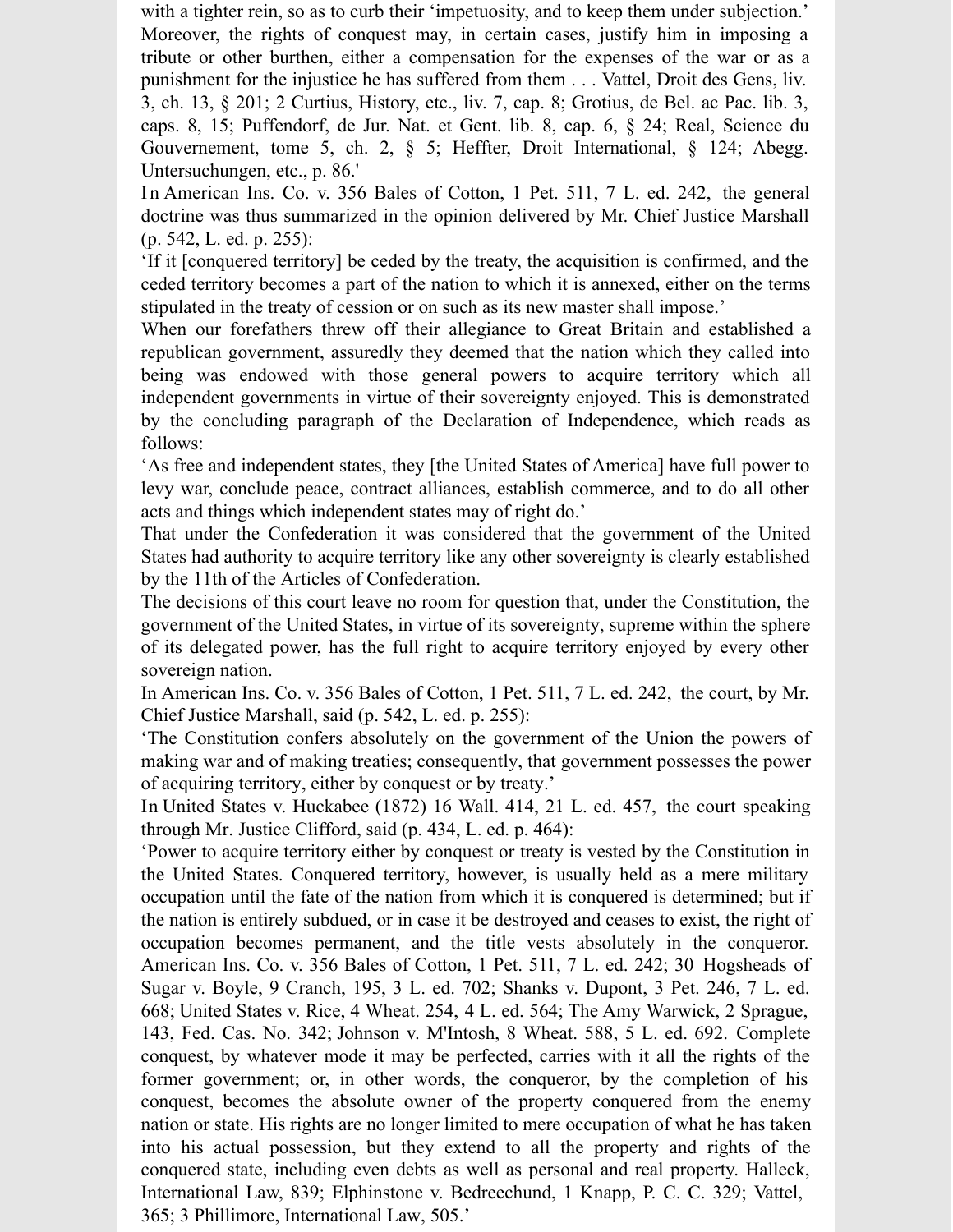with a tighter rein, so as to curb their 'impetuosity, and to keep them under subjection.' Moreover, the rights of conquest may, in certain cases, justify him in imposing a tribute or other burthen, either a compensation for the expenses of the war or as a punishment for the injustice he has suffered from them . . . Vattel, Droit des Gens, liv. 3, ch. 13, § 201; 2 Curtius, History, etc., liv. 7, cap. 8; Grotius, de Bel. ac Pac. lib. 3, caps. 8, 15; Puffendorf, de Jur. Nat. et Gent. lib. 8, cap. 6, § 24; Real, Science du Gouvernement, tome 5, ch. 2, § 5; Heffter, Droit International, § 124; Abegg. Untersuchungen, etc., p. 86.'

In American Ins. Co. v. 356 Bales of Cotton, 1 Pet. 511, 7 L. ed. 242, the general doctrine was thus summarized in the opinion delivered by Mr. Chief Justice Marshall (p. 542, L. ed. p. 255):

'If it [conquered territory] be ceded by the treaty, the acquisition is confirmed, and the ceded territory becomes a part of the nation to which it is annexed, either on the terms stipulated in the treaty of cession or on such as its new master shall impose.'

When our forefathers threw off their allegiance to Great Britain and established a republican government, assuredly they deemed that the nation which they called into being was endowed with those general powers to acquire territory which all independent governments in virtue of their sovereignty enjoyed. This is demonstrated by the concluding paragraph of the Declaration of Independence, which reads as follows:

'As free and independent states, they [the United States of America] have full power to levy war, conclude peace, contract alliances, establish commerce, and to do all other acts and things which independent states may of right do.'

That under the Confederation it was considered that the government of the United States had authority to acquire territory like any other sovereignty is clearly established by the 11th of the Articles of Confederation.

The decisions of this court leave no room for question that, under the Constitution, the government of the United States, in virtue of its sovereignty, supreme within the sphere of its delegated power, has the full right to acquire territory enjoyed by every other sovereign nation.

In American Ins. Co. v. 356 Bales of Cotton, 1 Pet. 511, 7 L. ed. 242, the court, by Mr. Chief Justice Marshall, said (p. 542, L. ed. p. 255):

'The Constitution confers absolutely on the government of the Union the powers of making war and of making treaties; consequently, that government possesses the power of acquiring territory, either by conquest or by treaty.'

In United States v. Huckabee (1872) 16 Wall. 414, 21 L. ed. 457, the court speaking through Mr. Justice Clifford, said (p. 434, L. ed. p. 464):

'Power to acquire territory either by conquest or treaty is vested by the Constitution in the United States. Conquered territory, however, is usually held as a mere military occupation until the fate of the nation from which it is conquered is determined; but if the nation is entirely subdued, or in case it be destroyed and ceases to exist, the right of occupation becomes permanent, and the title vests absolutely in the conqueror. American Ins. Co. v. 356 Bales of Cotton, 1 Pet. 511, 7 L. ed. 242; 30 Hogsheads of Sugar v. Boyle, 9 Cranch, 195, 3 L. ed. 702; Shanks v. Dupont, 3 Pet. 246, 7 L. ed. 668; United States v. Rice, 4 Wheat. 254, 4 L. ed. 564; The Amy Warwick, 2 Sprague, 143, Fed. Cas. No. 342; Johnson v. M'Intosh, 8 Wheat. 588, 5 L. ed. 692. Complete conquest, by whatever mode it may be perfected, carries with it all the rights of the former government; or, in other words, the conqueror, by the completion of his conquest, becomes the absolute owner of the property conquered from the enemy nation or state. His rights are no longer limited to mere occupation of what he has taken into his actual possession, but they extend to all the property and rights of the conquered state, including even debts as well as personal and real property. Halleck, International Law, 839; Elphinstone v. Bedreechund, 1 Knapp, P. C. C. 329; Vattel, 365; 3 Phillimore, International Law, 505.'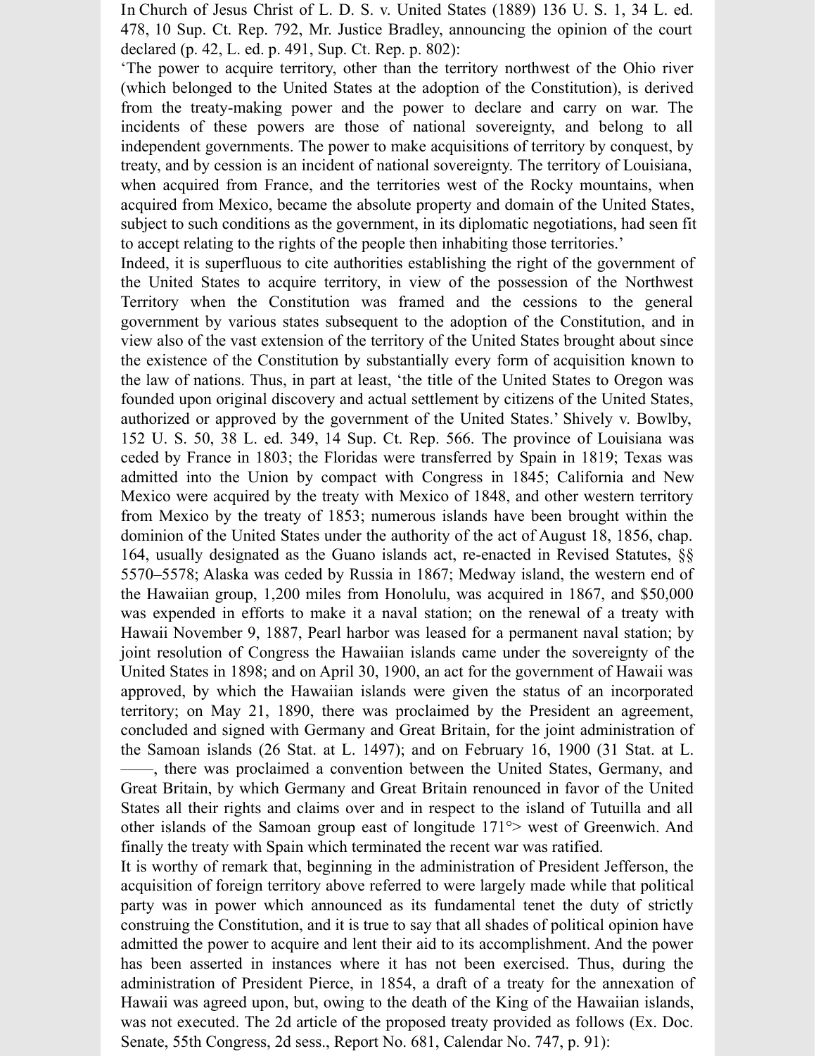In Church of Jesus Christ of L. D. S. v. United States (1889) 136 U. S. 1, 34 L. ed. 478, 10 Sup. Ct. Rep. 792, Mr. Justice Bradley, announcing the opinion of the court declared (p. 42, L. ed. p. 491, Sup. Ct. Rep. p. 802):

'The power to acquire territory, other than the territory northwest of the Ohio river (which belonged to the United States at the adoption of the Constitution), is derived from the treaty-making power and the power to declare and carry on war. The incidents of these powers are those of national sovereignty, and belong to all independent governments. The power to make acquisitions of territory by conquest, by treaty, and by cession is an incident of national sovereignty. The territory of Louisiana, when acquired from France, and the territories west of the Rocky mountains, when acquired from Mexico, became the absolute property and domain of the United States, subject to such conditions as the government, in its diplomatic negotiations, had seen fit to accept relating to the rights of the people then inhabiting those territories.'

Indeed, it is superfluous to cite authorities establishing the right of the government of the United States to acquire territory, in view of the possession of the Northwest Territory when the Constitution was framed and the cessions to the general government by various states subsequent to the adoption of the Constitution, and in view also of the vast extension of the territory of the United States brought about since the existence of the Constitution by substantially every form of acquisition known to the law of nations. Thus, in part at least, 'the title of the United States to Oregon was founded upon original discovery and actual settlement by citizens of the United States, authorized or approved by the government of the United States.' Shively v. Bowlby, 152 U. S. 50, 38 L. ed. 349, 14 Sup. Ct. Rep. 566. The province of Louisiana was ceded by France in 1803; the Floridas were transferred by Spain in 1819; Texas was admitted into the Union by compact with Congress in 1845; California and New Mexico were acquired by the treaty with Mexico of 1848, and other western territory from Mexico by the treaty of 1853; numerous islands have been brought within the dominion of the United States under the authority of the act of August 18, 1856, chap. 164, usually designated as the Guano islands act, re-enacted in Revised Statutes, §§ 5570–5578; Alaska was ceded by Russia in 1867; Medway island, the western end of the Hawaiian group, 1,200 miles from Honolulu, was acquired in 1867, and $50,000 was expended in efforts to make it a naval station; on the renewal of a treaty with Hawaii November 9, 1887, Pearl harbor was leased for a permanent naval station; by joint resolution of Congress the Hawaiian islands came under the sovereignty of the United States in 1898; and on April 30, 1900, an act for the government of Hawaii was approved, by which the Hawaiian islands were given the status of an incorporated territory; on May 21, 1890, there was proclaimed by the President an agreement, concluded and signed with Germany and Great Britain, for the joint administration of the Samoan islands (26 Stat. at L. 1497); and on February 16, 1900 (31 Stat. at L. ——, there was proclaimed a convention between the United States, Germany, and Great Britain, by which Germany and Great Britain renounced in favor of the United States all their rights and claims over and in respect to the island of Tutuilla and all other islands of the Samoan group east of longitude 171°> west of Greenwich. And finally the treaty with Spain which terminated the recent war was ratified.

It is worthy of remark that, beginning in the administration of President Jefferson, the acquisition of foreign territory above referred to were largely made while that political party was in power which announced as its fundamental tenet the duty of strictly construing the Constitution, and it is true to say that all shades of political opinion have admitted the power to acquire and lent their aid to its accomplishment. And the power has been asserted in instances where it has not been exercised. Thus, during the administration of President Pierce, in 1854, a draft of a treaty for the annexation of Hawaii was agreed upon, but, owing to the death of the King of the Hawaiian islands, was not executed. The 2d article of the proposed treaty provided as follows (Ex. Doc. Senate, 55th Congress, 2d sess., Report No. 681, Calendar No. 747, p. 91):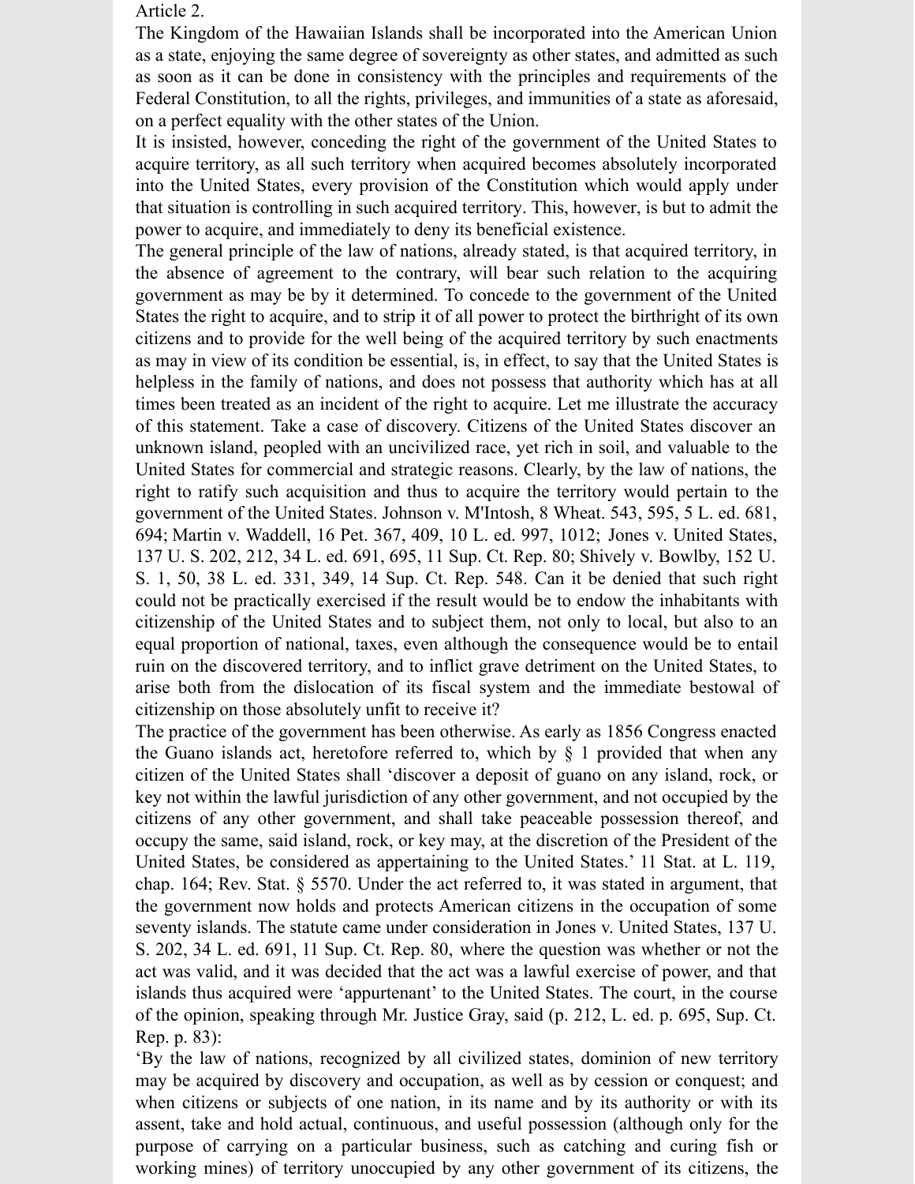Article 2.

The Kingdom of the Hawaiian Islands shall be incorporated into the American Union as a state, enjoying the same degree of sovereignty as other states, and admitted as such as soon as it can be done in consistency with the principles and requirements of the Federal Constitution, to all the rights, privileges, and immunities of a state as aforesaid, on a perfect equality with the other states of the Union.

It is insisted, however, conceding the right of the government of the United States to acquire territory, as all such territory when acquired becomes absolutely incorporated into the United States, every provision of the Constitution which would apply under that situation is controlling in such acquired territory. This, however, is but to admit the power to acquire, and immediately to deny its beneficial existence.

The general principle of the law of nations, already stated, is that acquired territory, in the absence of agreement to the contrary, will bear such relation to the acquiring government as may be by it determined. To concede to the government of the United States the right to acquire, and to strip it of all power to protect the birthright of its own citizens and to provide for the well being of the acquired territory by such enactments as may in view of its condition be essential, is, in effect, to say that the United States is helpless in the family of nations, and does not possess that authority which has at all times been treated as an incident of the right to acquire. Let me illustrate the accuracy of this statement. Take a case of discovery. Citizens of the United States discover an unknown island, peopled with an uncivilized race, yet rich in soil, and valuable to the United States for commercial and strategic reasons. Clearly, by the law of nations, the right to ratify such acquisition and thus to acquire the territory would pertain to the government of the United States. Johnson v. M'Intosh, 8 Wheat. 543, 595, 5 L. ed. 681, 694; Martin v. Waddell, 16 Pet. 367, 409, 10 L. ed. 997, 1012; Jones v. United States, 137 U. S. 202, 212, 34 L. ed. 691, 695, 11 Sup. Ct. Rep. 80; Shively v. Bowlby, 152 U. S. 1, 50, 38 L. ed. 331, 349, 14 Sup. Ct. Rep. 548. Can it be denied that such right could not be practically exercised if the result would be to endow the inhabitants with citizenship of the United States and to subject them, not only to local, but also to an equal proportion of national, taxes, even although the consequence would be to entail ruin on the discovered territory, and to inflict grave detriment on the United States, to arise both from the dislocation of its fiscal system and the immediate bestowal of citizenship on those absolutely unfit to receive it?

The practice of the government has been otherwise. As early as 1856 Congress enacted the Guano islands act, heretofore referred to, which by § 1 provided that when any citizen of the United States shall 'discover a deposit of guano on any island, rock, or key not within the lawful jurisdiction of any other government, and not occupied by the citizens of any other government, and shall take peaceable possession thereof, and occupy the same, said island, rock, or key may, at the discretion of the President of the United States, be considered as appertaining to the United States.' 11 Stat. at L. 119, chap. 164; Rev. Stat. § 5570. Under the act referred to, it was stated in argument, that the government now holds and protects American citizens in the occupation of some seventy islands. The statute came under consideration in Jones v. United States, 137 U. S. 202, 34 L. ed. 691, 11 Sup. Ct. Rep. 80, where the question was whether or not the act was valid, and it was decided that the act was a lawful exercise of power, and that islands thus acquired were 'appurtenant' to the United States. The court, in the course of the opinion, speaking through Mr. Justice Gray, said (p. 212, L. ed. p. 695, Sup. Ct. Rep. p. 83):

'By the law of nations, recognized by all civilized states, dominion of new territory may be acquired by discovery and occupation, as well as by cession or conquest; and when citizens or subjects of one nation, in its name and by its authority or with its assent, take and hold actual, continuous, and useful possession (although only for the purpose of carrying on a particular business, such as catching and curing fish or working mines) of territory unoccupied by any other government of its citizens, the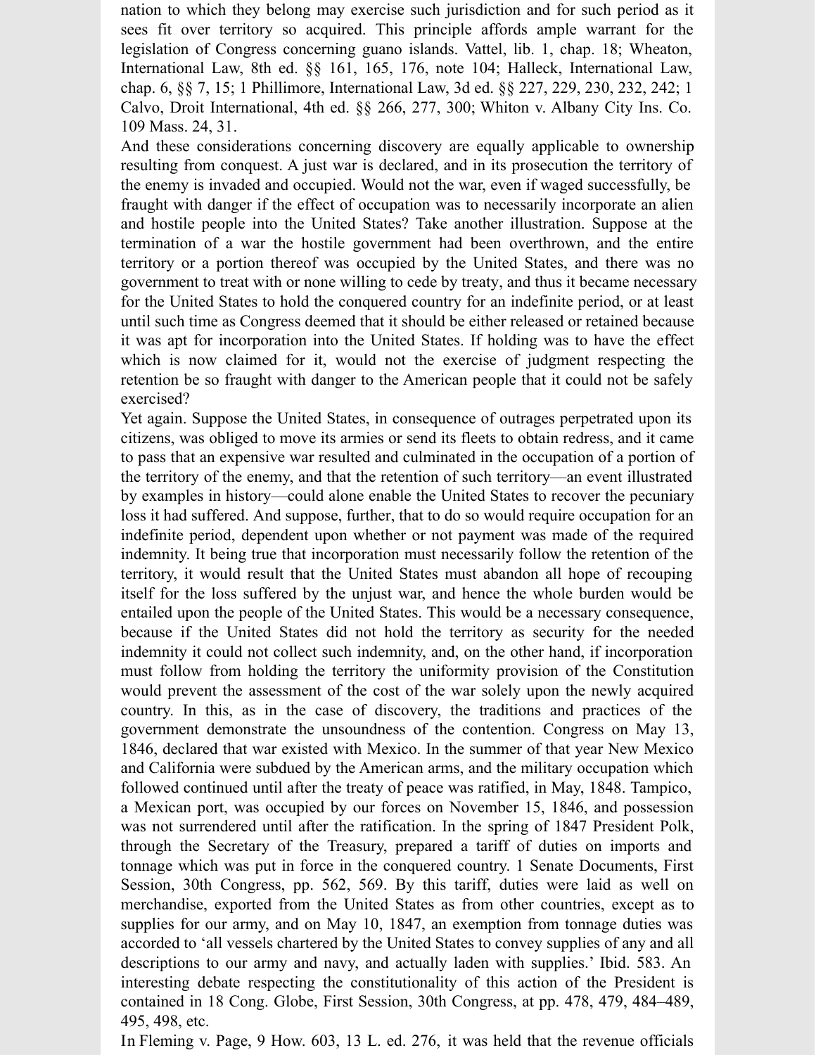nation to which they belong may exercise such jurisdiction and for such period as it sees fit over territory so acquired. This principle affords ample warrant for the legislation of Congress concerning guano islands. Vattel, lib. 1, chap. 18; Wheaton, International Law, 8th ed. §§ 161, 165, 176, note 104; Halleck, International Law, chap. 6, §§ 7, 15; 1 Phillimore, International Law, 3d ed. §§ 227, 229, 230, 232, 242; 1 Calvo, Droit International, 4th ed. §§ 266, 277, 300; Whiton v. Albany City Ins. Co. 109 Mass. 24, 31.

And these considerations concerning discovery are equally applicable to ownership resulting from conquest. A just war is declared, and in its prosecution the territory of the enemy is invaded and occupied. Would not the war, even if waged successfully, be fraught with danger if the effect of occupation was to necessarily incorporate an alien and hostile people into the United States? Take another illustration. Suppose at the termination of a war the hostile government had been overthrown, and the entire territory or a portion thereof was occupied by the United States, and there was no government to treat with or none willing to cede by treaty, and thus it became necessary for the United States to hold the conquered country for an indefinite period, or at least until such time as Congress deemed that it should be either released or retained because it was apt for incorporation into the United States. If holding was to have the effect which is now claimed for it, would not the exercise of judgment respecting the retention be so fraught with danger to the American people that it could not be safely exercised?

Yet again. Suppose the United States, in consequence of outrages perpetrated upon its citizens, was obliged to move its armies or send its fleets to obtain redress, and it came to pass that an expensive war resulted and culminated in the occupation of a portion of the territory of the enemy, and that the retention of such territory—an event illustrated by examples in history—could alone enable the United States to recover the pecuniary loss it had suffered. And suppose, further, that to do so would require occupation for an indefinite period, dependent upon whether or not payment was made of the required indemnity. It being true that incorporation must necessarily follow the retention of the territory, it would result that the United States must abandon all hope of recouping itself for the loss suffered by the unjust war, and hence the whole burden would be entailed upon the people of the United States. This would be a necessary consequence, because if the United States did not hold the territory as security for the needed indemnity it could not collect such indemnity, and, on the other hand, if incorporation must follow from holding the territory the uniformity provision of the Constitution would prevent the assessment of the cost of the war solely upon the newly acquired country. In this, as in the case of discovery, the traditions and practices of the government demonstrate the unsoundness of the contention. Congress on May 13, 1846, declared that war existed with Mexico. In the summer of that year New Mexico and California were subdued by the American arms, and the military occupation which followed continued until after the treaty of peace was ratified, in May, 1848. Tampico, a Mexican port, was occupied by our forces on November 15, 1846, and possession was not surrendered until after the ratification. In the spring of 1847 President Polk, through the Secretary of the Treasury, prepared a tariff of duties on imports and tonnage which was put in force in the conquered country. 1 Senate Documents, First Session, 30th Congress, pp. 562, 569. By this tariff, duties were laid as well on merchandise, exported from the United States as from other countries, except as to supplies for our army, and on May 10, 1847, an exemption from tonnage duties was accorded to 'all vessels chartered by the United States to convey supplies of any and all descriptions to our army and navy, and actually laden with supplies.' Ibid. 583. An interesting debate respecting the constitutionality of this action of the President is contained in 18 Cong. Globe, First Session, 30th Congress, at pp. 478, 479, 484–489, 495, 498, etc.

In Fleming v. Page, 9 How. 603, 13 L. ed. 276, it was held that the revenue officials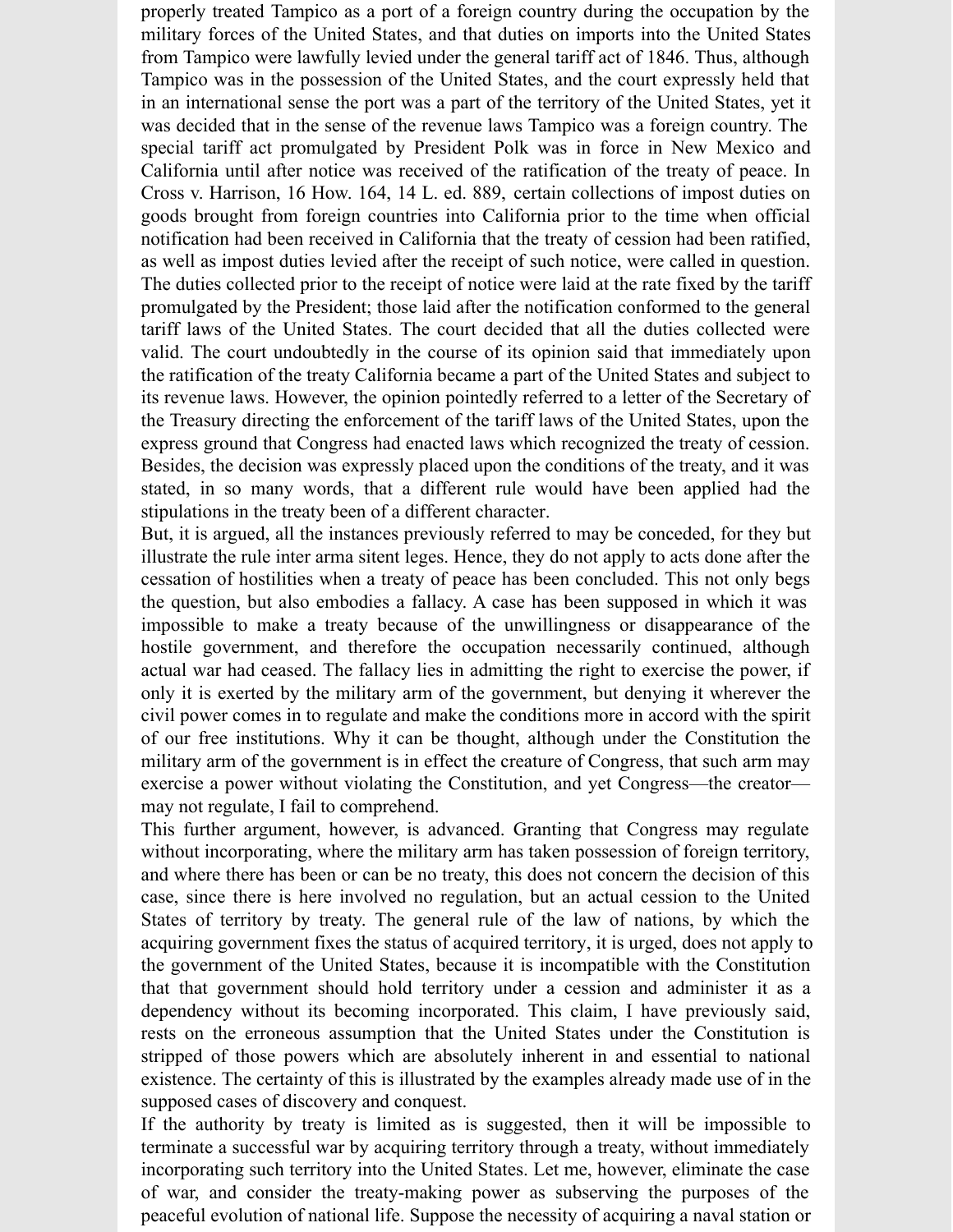properly treated Tampico as a port of a foreign country during the occupation by the military forces of the United States, and that duties on imports into the United States from Tampico were lawfully levied under the general tariff act of 1846. Thus, although Tampico was in the possession of the United States, and the court expressly held that in an international sense the port was a part of the territory of the United States, yet it was decided that in the sense of the revenue laws Tampico was a foreign country. The special tariff act promulgated by President Polk was in force in New Mexico and California until after notice was received of the ratification of the treaty of peace. In Cross v. Harrison, 16 How. 164, 14 L. ed. 889, certain collections of impost duties on goods brought from foreign countries into California prior to the time when official notification had been received in California that the treaty of cession had been ratified, as well as impost duties levied after the receipt of such notice, were called in question. The duties collected prior to the receipt of notice were laid at the rate fixed by the tariff promulgated by the President; those laid after the notification conformed to the general tariff laws of the United States. The court decided that all the duties collected were valid. The court undoubtedly in the course of its opinion said that immediately upon the ratification of the treaty California became a part of the United States and subject to its revenue laws. However, the opinion pointedly referred to a letter of the Secretary of the Treasury directing the enforcement of the tariff laws of the United States, upon the express ground that Congress had enacted laws which recognized the treaty of cession. Besides, the decision was expressly placed upon the conditions of the treaty, and it was stated, in so many words, that a different rule would have been applied had the stipulations in the treaty been of a different character.

But, it is argued, all the instances previously referred to may be conceded, for they but illustrate the rule inter arma sitent leges. Hence, they do not apply to acts done after the cessation of hostilities when a treaty of peace has been concluded. This not only begs the question, but also embodies a fallacy. A case has been supposed in which it was impossible to make a treaty because of the unwillingness or disappearance of the hostile government, and therefore the occupation necessarily continued, although actual war had ceased. The fallacy lies in admitting the right to exercise the power, if only it is exerted by the military arm of the government, but denying it wherever the civil power comes in to regulate and make the conditions more in accord with the spirit of our free institutions. Why it can be thought, although under the Constitution the military arm of the government is in effect the creature of Congress, that such arm may exercise a power without violating the Constitution, and yet Congress—the creator—may not regulate, I fail to comprehend.

This further argument, however, is advanced. Granting that Congress may regulate without incorporating, where the military arm has taken possession of foreign territory, and where there has been or can be no treaty, this does not concern the decision of this case, since there is here involved no regulation, but an actual cession to the United States of territory by treaty. The general rule of the law of nations, by which the acquiring government fixes the status of acquired territory, it is urged, does not apply to the government of the United States, because it is incompatible with the Constitution that that government should hold territory under a cession and administer it as a dependency without its becoming incorporated. This claim, I have previously said, rests on the erroneous assumption that the United States under the Constitution is stripped of those powers which are absolutely inherent in and essential to national existence. The certainty of this is illustrated by the examples already made use of in the supposed cases of discovery and conquest.

If the authority by treaty is limited as is suggested, then it will be impossible to terminate a successful war by acquiring territory through a treaty, without immediately incorporating such territory into the United States. Let me, however, eliminate the case of war, and consider the treaty-making power as subserving the purposes of the peaceful evolution of national life. Suppose the necessity of acquiring a naval station or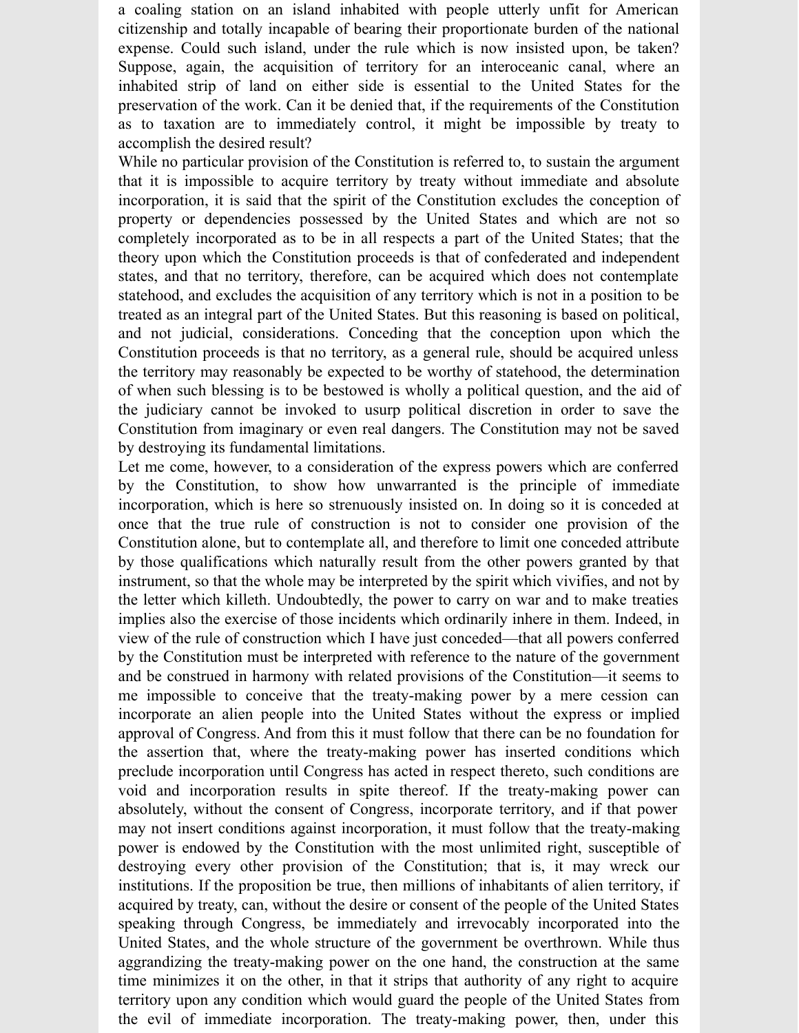a coaling station on an island inhabited with people utterly unfit for American citizenship and totally incapable of bearing their proportionate burden of the national expense. Could such island, under the rule which is now insisted upon, be taken? Suppose, again, the acquisition of territory for an interoceanic canal, where an inhabited strip of land on either side is essential to the United States for the preservation of the work. Can it be denied that, if the requirements of the Constitution as to taxation are to immediately control, it might be impossible by treaty to accomplish the desired result?

While no particular provision of the Constitution is referred to, to sustain the argument that it is impossible to acquire territory by treaty without immediate and absolute incorporation, it is said that the spirit of the Constitution excludes the conception of property or dependencies possessed by the United States and which are not so completely incorporated as to be in all respects a part of the United States; that the theory upon which the Constitution proceeds is that of confederated and independent states, and that no territory, therefore, can be acquired which does not contemplate statehood, and excludes the acquisition of any territory which is not in a position to be treated as an integral part of the United States. But this reasoning is based on political, and not judicial, considerations. Conceding that the conception upon which the Constitution proceeds is that no territory, as a general rule, should be acquired unless the territory may reasonably be expected to be worthy of statehood, the determination of when such blessing is to be bestowed is wholly a political question, and the aid of the judiciary cannot be invoked to usurp political discretion in order to save the Constitution from imaginary or even real dangers. The Constitution may not be saved by destroying its fundamental limitations.

Let me come, however, to a consideration of the express powers which are conferred by the Constitution, to show how unwarranted is the principle of immediate incorporation, which is here so strenuously insisted on. In doing so it is conceded at once that the true rule of construction is not to consider one provision of the Constitution alone, but to contemplate all, and therefore to limit one conceded attribute by those qualifications which naturally result from the other powers granted by that instrument, so that the whole may be interpreted by the spirit which vivifies, and not by the letter which killeth. Undoubtedly, the power to carry on war and to make treaties implies also the exercise of those incidents which ordinarily inhere in them. Indeed, in view of the rule of construction which I have just conceded—that all powers conferred by the Constitution must be interpreted with reference to the nature of the government and be construed in harmony with related provisions of the Constitution—it seems to me impossible to conceive that the treaty-making power by a mere cession can incorporate an alien people into the United States without the express or implied approval of Congress. And from this it must follow that there can be no foundation for the assertion that, where the treaty-making power has inserted conditions which preclude incorporation until Congress has acted in respect thereto, such conditions are void and incorporation results in spite thereof. If the treaty-making power can absolutely, without the consent of Congress, incorporate territory, and if that power may not insert conditions against incorporation, it must follow that the treaty-making power is endowed by the Constitution with the most unlimited right, susceptible of destroying every other provision of the Constitution; that is, it may wreck our institutions. If the proposition be true, then millions of inhabitants of alien territory, if acquired by treaty, can, without the desire or consent of the people of the United States speaking through Congress, be immediately and irrevocably incorporated into the United States, and the whole structure of the government be overthrown. While thus aggrandizing the treaty-making power on the one hand, the construction at the same time minimizes it on the other, in that it strips that authority of any right to acquire territory upon any condition which would guard the people of the United States from the evil of immediate incorporation. The treaty-making power, then, under this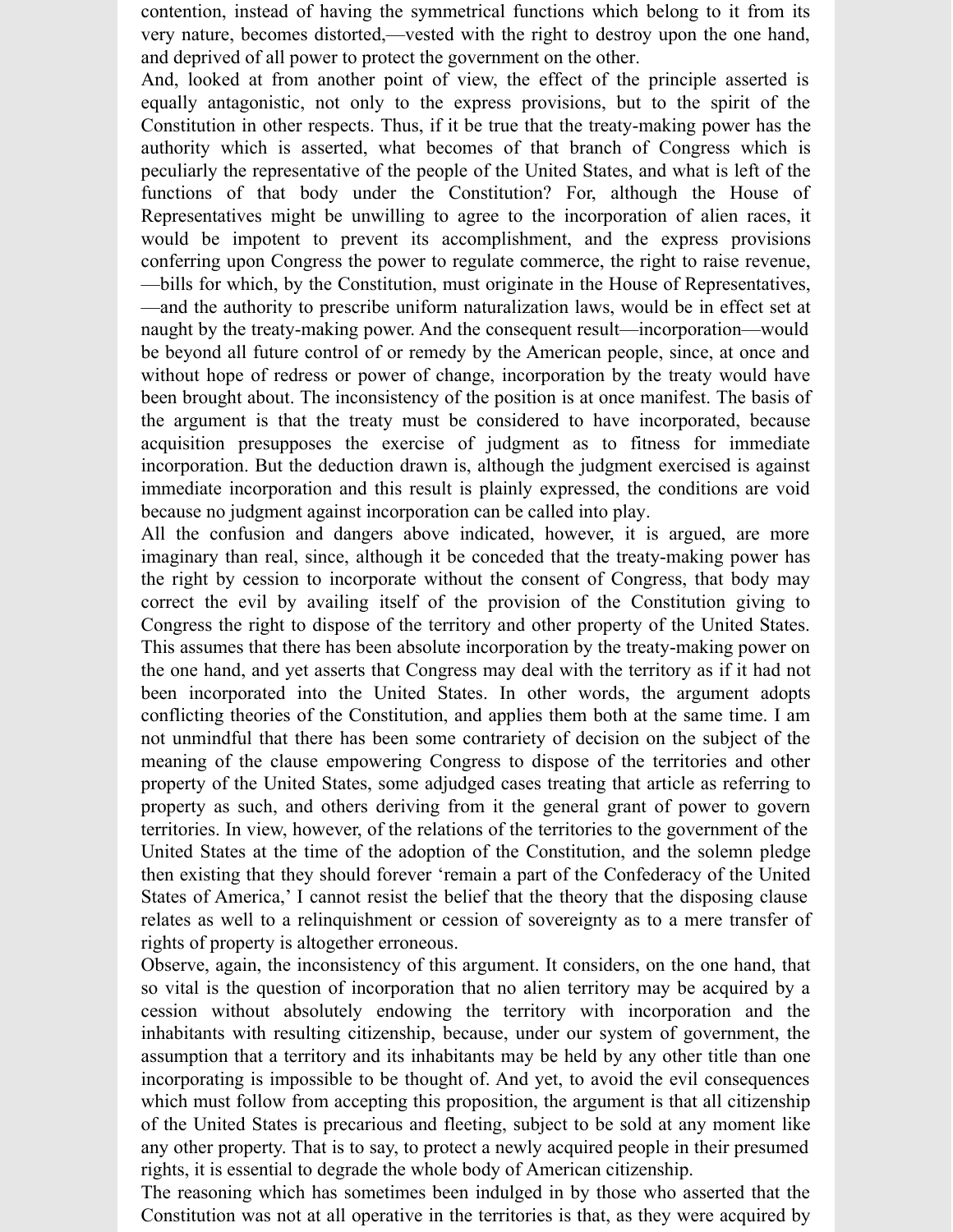contention, instead of having the symmetrical functions which belong to it from its very nature, becomes distorted,—vested with the right to destroy upon the one hand, and deprived of all power to protect the government on the other.

And, looked at from another point of view, the effect of the principle asserted is equally antagonistic, not only to the express provisions, but to the spirit of the Constitution in other respects. Thus, if it be true that the treaty-making power has the authority which is asserted, what becomes of that branch of Congress which is peculiarly the representative of the people of the United States, and what is left of the functions of that body under the Constitution? For, although the House of Representatives might be unwilling to agree to the incorporation of alien races, it would be impotent to prevent its accomplishment, and the express provisions conferring upon Congress the power to regulate commerce, the right to raise revenue,—bills for which, by the Constitution, must originate in the House of Representatives,—and the authority to prescribe uniform naturalization laws, would be in effect set at naught by the treaty-making power. And the consequent result—incorporation—would be beyond all future control of or remedy by the American people, since, at once and without hope of redress or power of change, incorporation by the treaty would have been brought about. The inconsistency of the position is at once manifest. The basis of the argument is that the treaty must be considered to have incorporated, because acquisition presupposes the exercise of judgment as to fitness for immediate incorporation. But the deduction drawn is, although the judgment exercised is against immediate incorporation and this result is plainly expressed, the conditions are void because no judgment against incorporation can be called into play.

All the confusion and dangers above indicated, however, it is argued, are more imaginary than real, since, although it be conceded that the treaty-making power has the right by cession to incorporate without the consent of Congress, that body may correct the evil by availing itself of the provision of the Constitution giving to Congress the right to dispose of the territory and other property of the United States. This assumes that there has been absolute incorporation by the treaty-making power on the one hand, and yet asserts that Congress may deal with the territory as if it had not been incorporated into the United States. In other words, the argument adopts conflicting theories of the Constitution, and applies them both at the same time. I am not unmindful that there has been some contrariety of decision on the subject of the meaning of the clause empowering Congress to dispose of the territories and other property of the United States, some adjudged cases treating that article as referring to property as such, and others deriving from it the general grant of power to govern territories. In view, however, of the relations of the territories to the government of the United States at the time of the adoption of the Constitution, and the solemn pledge then existing that they should forever 'remain a part of the Confederacy of the United States of America,' I cannot resist the belief that the theory that the disposing clause relates as well to a relinquishment or cession of sovereignty as to a mere transfer of rights of property is altogether erroneous.

Observe, again, the inconsistency of this argument. It considers, on the one hand, that so vital is the question of incorporation that no alien territory may be acquired by a cession without absolutely endowing the territory with incorporation and the inhabitants with resulting citizenship, because, under our system of government, the assumption that a territory and its inhabitants may be held by any other title than one incorporating is impossible to be thought of. And yet, to avoid the evil consequences which must follow from accepting this proposition, the argument is that all citizenship of the United States is precarious and fleeting, subject to be sold at any moment like any other property. That is to say, to protect a newly acquired people in their presumed rights, it is essential to degrade the whole body of American citizenship.

The reasoning which has sometimes been indulged in by those who asserted that the Constitution was not at all operative in the territories is that, as they were acquired by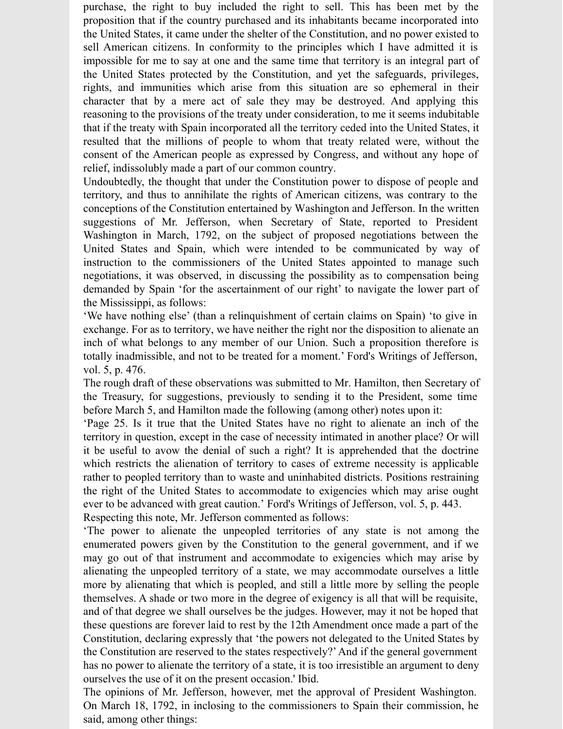purchase, the right to buy included the right to sell. This has been met by the proposition that if the country purchased and its inhabitants became incorporated into the United States, it came under the shelter of the Constitution, and no power existed to sell American citizens. In conformity to the principles which I have admitted it is impossible for me to say at one and the same time that territory is an integral part of the United States protected by the Constitution, and yet the safeguards, privileges, rights, and immunities which arise from this situation are so ephemeral in their character that by a mere act of sale they may be destroyed. And applying this reasoning to the provisions of the treaty under consideration, to me it seems indubitable that if the treaty with Spain incorporated all the territory ceded into the United States, it resulted that the millions of people to whom that treaty related were, without the consent of the American people as expressed by Congress, and without any hope of relief, indissolubly made a part of our common country.

Undoubtedly, the thought that under the Constitution power to dispose of people and territory, and thus to annihilate the rights of American citizens, was contrary to the conceptions of the Constitution entertained by Washington and Jefferson. In the written suggestions of Mr. Jefferson, when Secretary of State, reported to President Washington in March, 1792, on the subject of proposed negotiations between the United States and Spain, which were intended to be communicated by way of instruction to the commissioners of the United States appointed to manage such negotiations, it was observed, in discussing the possibility as to compensation being demanded by Spain 'for the ascertainment of our right' to navigate the lower part of the Mississippi, as follows:

'We have nothing else' (than a relinquishment of certain claims on Spain) 'to give in exchange. For as to territory, we have neither the right nor the disposition to alienate an inch of what belongs to any member of our Union. Such a proposition therefore is totally inadmissible, and not to be treated for a moment.' Ford's Writings of Jefferson, vol. 5, p. 476.

The rough draft of these observations was submitted to Mr. Hamilton, then Secretary of the Treasury, for suggestions, previously to sending it to the President, some time before March 5, and Hamilton made the following (among other) notes upon it:

'Page 25. Is it true that the United States have no right to alienate an inch of the territory in question, except in the case of necessity intimated in another place? Or will it be useful to avow the denial of such a right? It is apprehended that the doctrine which restricts the alienation of territory to cases of extreme necessity is applicable rather to peopled territory than to waste and uninhabited districts. Positions restraining the right of the United States to accommodate to exigencies which may arise ought ever to be advanced with great caution.' Ford's Writings of Jefferson, vol. 5, p. 443.

Respecting this note, Mr. Jefferson commented as follows:

'The power to alienate the unpeopled territories of any state is not among the enumerated powers given by the Constitution to the general government, and if we may go out of that instrument and accommodate to exigencies which may arise by alienating the unpeopled territory of a state, we may accommodate ourselves a little more by alienating that which is peopled, and still a little more by selling the people themselves. A shade or two more in the degree of exigency is all that will be requisite, and of that degree we shall ourselves be the judges. However, may it not be hoped that these questions are forever laid to rest by the 12th Amendment once made a part of the Constitution, declaring expressly that 'the powers not delegated to the United States by the Constitution are reserved to the states respectively?' And if the general government has no power to alienate the territory of a state, it is too irresistible an argument to deny ourselves the use of it on the present occasion.' Ibid.

The opinions of Mr. Jefferson, however, met the approval of President Washington. On March 18, 1792, in inclosing to the commissioners to Spain their commission, he said, among other things: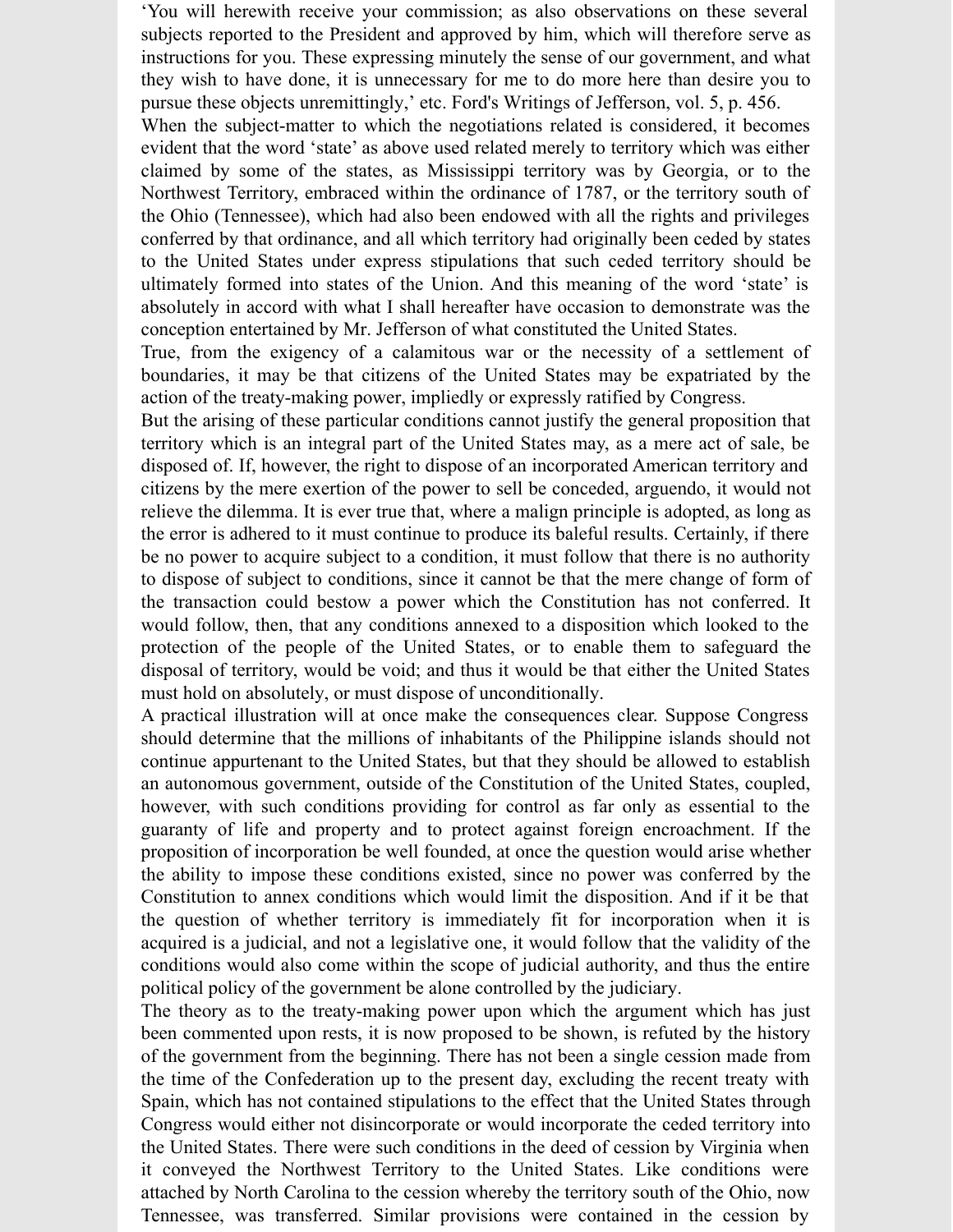'You will herewith receive your commission; as also observations on these several subjects reported to the President and approved by him, which will therefore serve as instructions for you. These expressing minutely the sense of our government, and what they wish to have done, it is unnecessary for me to do more here than desire you to pursue these objects unremittingly,' etc. Ford's Writings of Jefferson, vol. 5, p. 456.

When the subject-matter to which the negotiations related is considered, it becomes evident that the word 'state' as above used related merely to territory which was either claimed by some of the states, as Mississippi territory was by Georgia, or to the Northwest Territory, embraced within the ordinance of 1787, or the territory south of the Ohio (Tennessee), which had also been endowed with all the rights and privileges conferred by that ordinance, and all which territory had originally been ceded by states to the United States under express stipulations that such ceded territory should be ultimately formed into states of the Union. And this meaning of the word 'state' is absolutely in accord with what I shall hereafter have occasion to demonstrate was the conception entertained by Mr. Jefferson of what constituted the United States.

True, from the exigency of a calamitous war or the necessity of a settlement of boundaries, it may be that citizens of the United States may be expatriated by the action of the treaty-making power, impliedly or expressly ratified by Congress.

But the arising of these particular conditions cannot justify the general proposition that territory which is an integral part of the United States may, as a mere act of sale, be disposed of. If, however, the right to dispose of an incorporated American territory and citizens by the mere exertion of the power to sell be conceded, arguendo, it would not relieve the dilemma. It is ever true that, where a malign principle is adopted, as long as the error is adhered to it must continue to produce its baleful results. Certainly, if there be no power to acquire subject to a condition, it must follow that there is no authority to dispose of subject to conditions, since it cannot be that the mere change of form of the transaction could bestow a power which the Constitution has not conferred. It would follow, then, that any conditions annexed to a disposition which looked to the protection of the people of the United States, or to enable them to safeguard the disposal of territory, would be void; and thus it would be that either the United States must hold on absolutely, or must dispose of unconditionally.

A practical illustration will at once make the consequences clear. Suppose Congress should determine that the millions of inhabitants of the Philippine islands should not continue appurtenant to the United States, but that they should be allowed to establish an autonomous government, outside of the Constitution of the United States, coupled, however, with such conditions providing for control as far only as essential to the guaranty of life and property and to protect against foreign encroachment. If the proposition of incorporation be well founded, at once the question would arise whether the ability to impose these conditions existed, since no power was conferred by the Constitution to annex conditions which would limit the disposition. And if it be that the question of whether territory is immediately fit for incorporation when it is acquired is a judicial, and not a legislative one, it would follow that the validity of the conditions would also come within the scope of judicial authority, and thus the entire political policy of the government be alone controlled by the judiciary.

The theory as to the treaty-making power upon which the argument which has just been commented upon rests, it is now proposed to be shown, is refuted by the history of the government from the beginning. There has not been a single cession made from the time of the Confederation up to the present day, excluding the recent treaty with Spain, which has not contained stipulations to the effect that the United States through Congress would either not disincorporate or would incorporate the ceded territory into the United States. There were such conditions in the deed of cession by Virginia when it conveyed the Northwest Territory to the United States. Like conditions were attached by North Carolina to the cession whereby the territory south of the Ohio, now Tennessee, was transferred. Similar provisions were contained in the cession by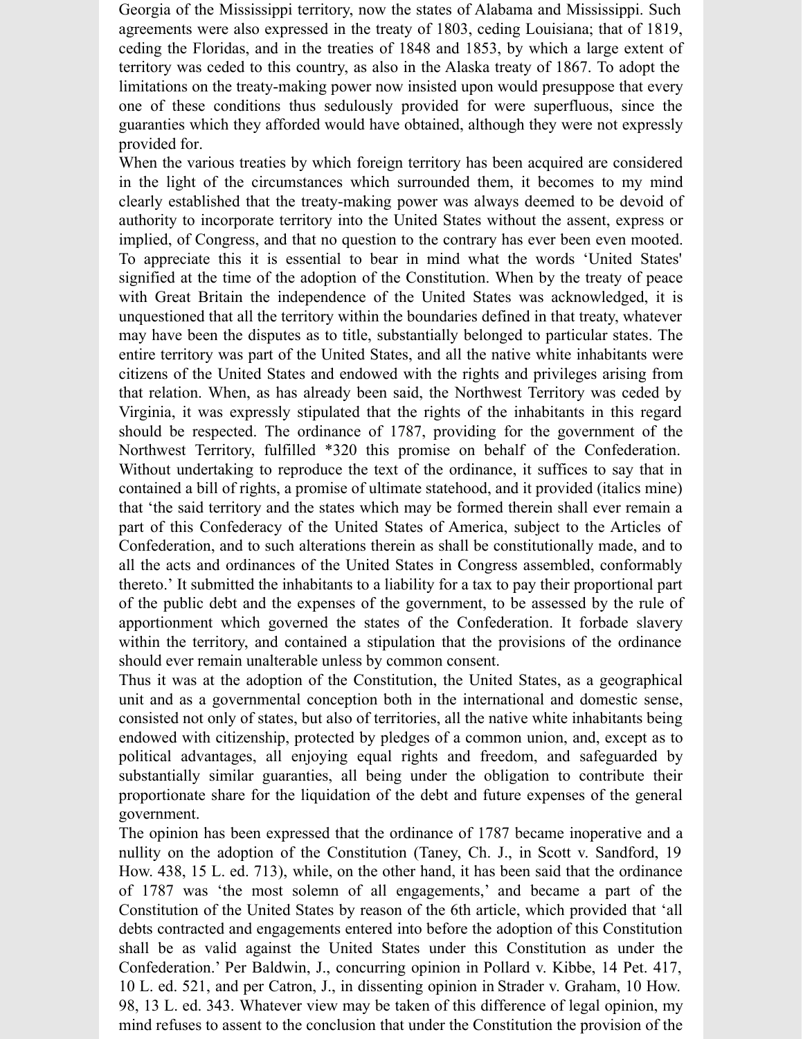Georgia of the Mississippi territory, now the states of Alabama and Mississippi. Such agreements were also expressed in the treaty of 1803, ceding Louisiana; that of 1819, ceding the Floridas, and in the treaties of 1848 and 1853, by which a large extent of territory was ceded to this country, as also in the Alaska treaty of 1867. To adopt the limitations on the treaty-making power now insisted upon would presuppose that every one of these conditions thus sedulously provided for were superfluous, since the guaranties which they afforded would have obtained, although they were not expressly provided for.

When the various treaties by which foreign territory has been acquired are considered in the light of the circumstances which surrounded them, it becomes to my mind clearly established that the treaty-making power was always deemed to be devoid of authority to incorporate territory into the United States without the assent, express or implied, of Congress, and that no question to the contrary has ever been even mooted. To appreciate this it is essential to bear in mind what the words 'United States' signified at the time of the adoption of the Constitution. When by the treaty of peace with Great Britain the independence of the United States was acknowledged, it is unquestioned that all the territory within the boundaries defined in that treaty, whatever may have been the disputes as to title, substantially belonged to particular states. The entire territory was part of the United States, and all the native white inhabitants were citizens of the United States and endowed with the rights and privileges arising from that relation. When, as has already been said, the Northwest Territory was ceded by Virginia, it was expressly stipulated that the rights of the inhabitants in this regard should be respected. The ordinance of 1787, providing for the government of the Northwest Territory, fulfilled *320 this promise on behalf of the Confederation. Without undertaking to reproduce the text of the ordinance, it suffices to say that in contained a bill of rights, a promise of ultimate statehood, and it provided (italics mine) that 'the said territory and the states which may be formed therein shall ever remain a part of this Confederacy of the United States of America, subject to the Articles of Confederation, and to such alterations therein as shall be constitutionally made, and to all the acts and ordinances of the United States in Congress assembled, conformably thereto.' It submitted the inhabitants to a liability for a tax to pay their proportional part of the public debt and the expenses of the government, to be assessed by the rule of apportionment which governed the states of the Confederation. It forbade slavery within the territory, and contained a stipulation that the provisions of the ordinance should ever remain unalterable unless by common consent.

Thus it was at the adoption of the Constitution, the United States, as a geographical unit and as a governmental conception both in the international and domestic sense, consisted not only of states, but also of territories, all the native white inhabitants being endowed with citizenship, protected by pledges of a common union, and, except as to political advantages, all enjoying equal rights and freedom, and safeguarded by substantially similar guaranties, all being under the obligation to contribute their proportionate share for the liquidation of the debt and future expenses of the general government.

The opinion has been expressed that the ordinance of 1787 became inoperative and a nullity on the adoption of the Constitution (Taney, Ch. J., in Scott v. Sandford, 19 How. 438, 15 L. ed. 713), while, on the other hand, it has been said that the ordinance of 1787 was 'the most solemn of all engagements,' and became a part of the Constitution of the United States by reason of the 6th article, which provided that 'all debts contracted and engagements entered into before the adoption of this Constitution shall be as valid against the United States under this Constitution as under the Confederation.' Per Baldwin, J., concurring opinion in Pollard v. Kibbe, 14 Pet. 417, 10 L. ed. 521, and per Catron, J., in dissenting opinion in Strader v. Graham, 10 How. 98, 13 L. ed. 343. Whatever view may be taken of this difference of legal opinion, my mind refuses to assent to the conclusion that under the Constitution the provision of the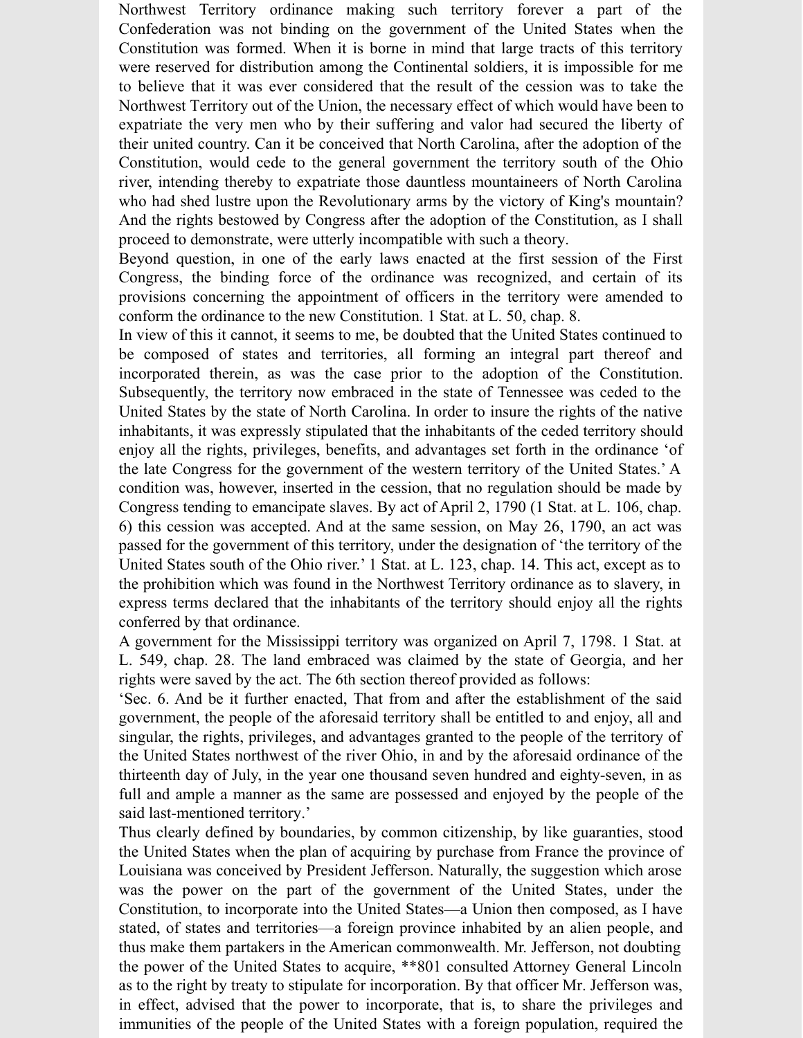Northwest Territory ordinance making such territory forever a part of the Confederation was not binding on the government of the United States when the Constitution was formed. When it is borne in mind that large tracts of this territory were reserved for distribution among the Continental soldiers, it is impossible for me to believe that it was ever considered that the result of the cession was to take the Northwest Territory out of the Union, the necessary effect of which would have been to expatriate the very men who by their suffering and valor had secured the liberty of their united country. Can it be conceived that North Carolina, after the adoption of the Constitution, would cede to the general government the territory south of the Ohio river, intending thereby to expatriate those dauntless mountaineers of North Carolina who had shed lustre upon the Revolutionary arms by the victory of King's mountain? And the rights bestowed by Congress after the adoption of the Constitution, as I shall proceed to demonstrate, were utterly incompatible with such a theory.

Beyond question, in one of the early laws enacted at the first session of the First Congress, the binding force of the ordinance was recognized, and certain of its provisions concerning the appointment of officers in the territory were amended to conform the ordinance to the new Constitution. 1 Stat. at L. 50, chap. 8.

In view of this it cannot, it seems to me, be doubted that the United States continued to be composed of states and territories, all forming an integral part thereof and incorporated therein, as was the case prior to the adoption of the Constitution. Subsequently, the territory now embraced in the state of Tennessee was ceded to the United States by the state of North Carolina. In order to insure the rights of the native inhabitants, it was expressly stipulated that the inhabitants of the ceded territory should enjoy all the rights, privileges, benefits, and advantages set forth in the ordinance 'of the late Congress for the government of the western territory of the United States.' A condition was, however, inserted in the cession, that no regulation should be made by Congress tending to emancipate slaves. By act of April 2, 1790 (1 Stat. at L. 106, chap. 6) this cession was accepted. And at the same session, on May 26, 1790, an act was passed for the government of this territory, under the designation of 'the territory of the United States south of the Ohio river.' 1 Stat. at L. 123, chap. 14. This act, except as to the prohibition which was found in the Northwest Territory ordinance as to slavery, in express terms declared that the inhabitants of the territory should enjoy all the rights conferred by that ordinance.

A government for the Mississippi territory was organized on April 7, 1798. 1 Stat. at L. 549, chap. 28. The land embraced was claimed by the state of Georgia, and her rights were saved by the act. The 6th section thereof provided as follows:

'Sec. 6. And be it further enacted, That from and after the establishment of the said government, the people of the aforesaid territory shall be entitled to and enjoy, all and singular, the rights, privileges, and advantages granted to the people of the territory of the United States northwest of the river Ohio, in and by the aforesaid ordinance of the thirteenth day of July, in the year one thousand seven hundred and eighty-seven, in as full and ample a manner as the same are possessed and enjoyed by the people of the said last-mentioned territory.'

Thus clearly defined by boundaries, by common citizenship, by like guaranties, stood the United States when the plan of acquiring by purchase from France the province of Louisiana was conceived by President Jefferson. Naturally, the suggestion which arose was the power on the part of the government of the United States, under the Constitution, to incorporate into the United States—a Union then composed, as I have stated, of states and territories—a foreign province inhabited by an alien people, and thus make them partakers in the American commonwealth. Mr. Jefferson, not doubting the power of the United States to acquire, **801 consulted Attorney General Lincoln as to the right by treaty to stipulate for incorporation. By that officer Mr. Jefferson was, in effect, advised that the power to incorporate, that is, to share the privileges and immunities of the people of the United States with a foreign population, required the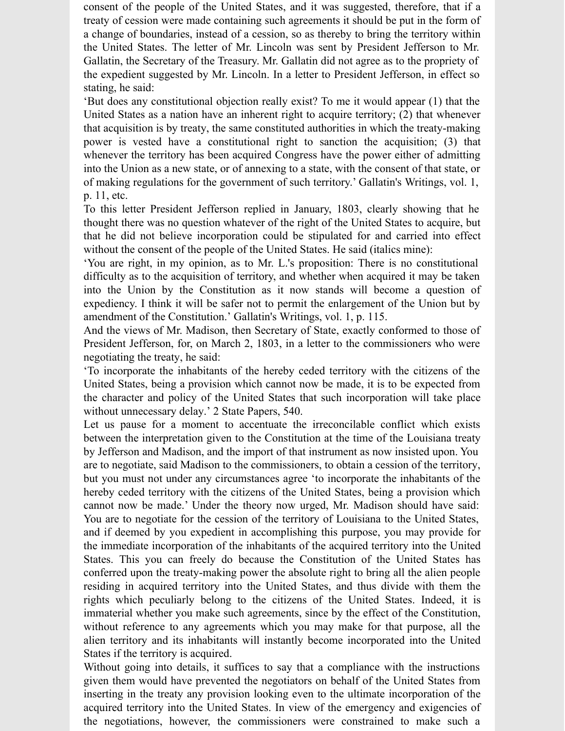consent of the people of the United States, and it was suggested, therefore, that if a treaty of cession were made containing such agreements it should be put in the form of a change of boundaries, instead of a cession, so as thereby to bring the territory within the United States. The letter of Mr. Lincoln was sent by President Jefferson to Mr. Gallatin, the Secretary of the Treasury. Mr. Gallatin did not agree as to the propriety of the expedient suggested by Mr. Lincoln. In a letter to President Jefferson, in effect so stating, he said:

'But does any constitutional objection really exist? To me it would appear (1) that the United States as a nation have an inherent right to acquire territory; (2) that whenever that acquisition is by treaty, the same constituted authorities in which the treaty-making power is vested have a constitutional right to sanction the acquisition; (3) that whenever the territory has been acquired Congress have the power either of admitting into the Union as a new state, or of annexing to a state, with the consent of that state, or of making regulations for the government of such territory.' Gallatin's Writings, vol. 1, p. 11, etc.

To this letter President Jefferson replied in January, 1803, clearly showing that he thought there was no question whatever of the right of the United States to acquire, but that he did not believe incorporation could be stipulated for and carried into effect without the consent of the people of the United States. He said (italics mine):

'You are right, in my opinion, as to Mr. L.'s proposition: There is no constitutional difficulty as to the acquisition of territory, and whether when acquired it may be taken into the Union by the Constitution as it now stands will become a question of expediency. I think it will be safer not to permit the enlargement of the Union but by amendment of the Constitution.' Gallatin's Writings, vol. 1, p. 115.

And the views of Mr. Madison, then Secretary of State, exactly conformed to those of President Jefferson, for, on March 2, 1803, in a letter to the commissioners who were negotiating the treaty, he said:

'To incorporate the inhabitants of the hereby ceded territory with the citizens of the United States, being a provision which cannot now be made, it is to be expected from the character and policy of the United States that such incorporation will take place without unnecessary delay.' 2 State Papers, 540.

Let us pause for a moment to accentuate the irreconcilable conflict which exists between the interpretation given to the Constitution at the time of the Louisiana treaty by Jefferson and Madison, and the import of that instrument as now insisted upon. You are to negotiate, said Madison to the commissioners, to obtain a cession of the territory, but you must not under any circumstances agree 'to incorporate the inhabitants of the hereby ceded territory with the citizens of the United States, being a provision which cannot now be made.' Under the theory now urged, Mr. Madison should have said: You are to negotiate for the cession of the territory of Louisiana to the United States, and if deemed by you expedient in accomplishing this purpose, you may provide for the immediate incorporation of the inhabitants of the acquired territory into the United States. This you can freely do because the Constitution of the United States has conferred upon the treaty-making power the absolute right to bring all the alien people residing in acquired territory into the United States, and thus divide with them the rights which peculiarly belong to the citizens of the United States. Indeed, it is immaterial whether you make such agreements, since by the effect of the Constitution, without reference to any agreements which you may make for that purpose, all the alien territory and its inhabitants will instantly become incorporated into the United States if the territory is acquired.

Without going into details, it suffices to say that a compliance with the instructions given them would have prevented the negotiators on behalf of the United States from inserting in the treaty any provision looking even to the ultimate incorporation of the acquired territory into the United States. In view of the emergency and exigencies of the negotiations, however, the commissioners were constrained to make such a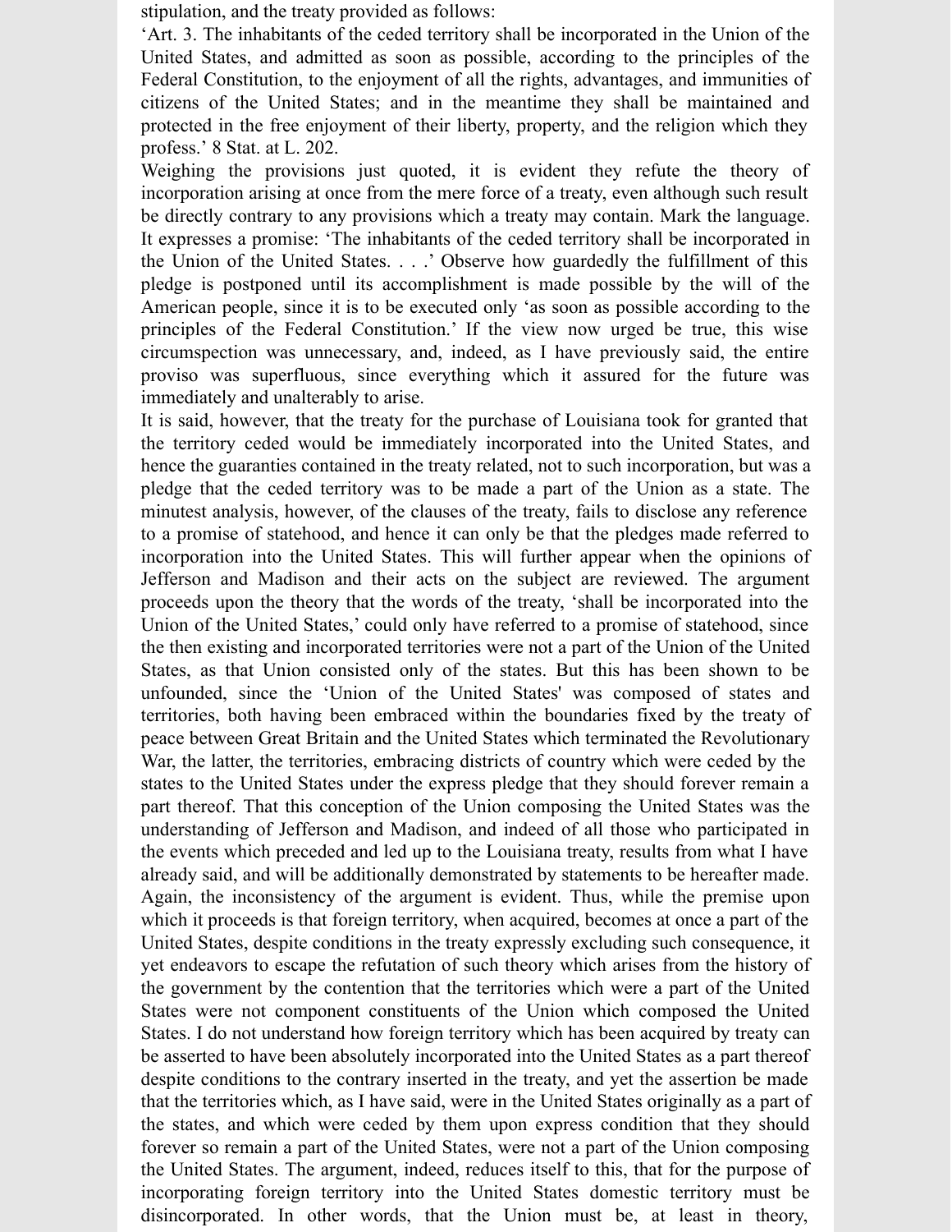stipulation, and the treaty provided as follows:

'Art. 3. The inhabitants of the ceded territory shall be incorporated in the Union of the United States, and admitted as soon as possible, according to the principles of the Federal Constitution, to the enjoyment of all the rights, advantages, and immunities of citizens of the United States; and in the meantime they shall be maintained and protected in the free enjoyment of their liberty, property, and the religion which they profess.' 8 Stat. at L. 202.

Weighing the provisions just quoted, it is evident they refute the theory of incorporation arising at once from the mere force of a treaty, even although such result be directly contrary to any provisions which a treaty may contain. Mark the language. It expresses a promise: 'The inhabitants of the ceded territory shall be incorporated in the Union of the United States. . . .' Observe how guardedly the fulfillment of this pledge is postponed until its accomplishment is made possible by the will of the American people, since it is to be executed only 'as soon as possible according to the principles of the Federal Constitution.' If the view now urged be true, this wise circumspection was unnecessary, and, indeed, as I have previously said, the entire proviso was superfluous, since everything which it assured for the future was immediately and unalterably to arise.

It is said, however, that the treaty for the purchase of Louisiana took for granted that the territory ceded would be immediately incorporated into the United States, and hence the guaranties contained in the treaty related, not to such incorporation, but was a pledge that the ceded territory was to be made a part of the Union as a state. The minutest analysis, however, of the clauses of the treaty, fails to disclose any reference to a promise of statehood, and hence it can only be that the pledges made referred to incorporation into the United States. This will further appear when the opinions of Jefferson and Madison and their acts on the subject are reviewed. The argument proceeds upon the theory that the words of the treaty, 'shall be incorporated into the Union of the United States,' could only have referred to a promise of statehood, since the then existing and incorporated territories were not a part of the Union of the United States, as that Union consisted only of the states. But this has been shown to be unfounded, since the 'Union of the United States' was composed of states and territories, both having been embraced within the boundaries fixed by the treaty of peace between Great Britain and the United States which terminated the Revolutionary War, the latter, the territories, embracing districts of country which were ceded by the states to the United States under the express pledge that they should forever remain a part thereof. That this conception of the Union composing the United States was the understanding of Jefferson and Madison, and indeed of all those who participated in the events which preceded and led up to the Louisiana treaty, results from what I have already said, and will be additionally demonstrated by statements to be hereafter made. Again, the inconsistency of the argument is evident. Thus, while the premise upon which it proceeds is that foreign territory, when acquired, becomes at once a part of the United States, despite conditions in the treaty expressly excluding such consequence, it yet endeavors to escape the refutation of such theory which arises from the history of the government by the contention that the territories which were a part of the United States were not component constituents of the Union which composed the United States. I do not understand how foreign territory which has been acquired by treaty can be asserted to have been absolutely incorporated into the United States as a part thereof despite conditions to the contrary inserted in the treaty, and yet the assertion be made that the territories which, as I have said, were in the United States originally as a part of the states, and which were ceded by them upon express condition that they should forever so remain a part of the United States, were not a part of the Union composing the United States. The argument, indeed, reduces itself to this, that for the purpose of incorporating foreign territory into the United States domestic territory must be disincorporated. In other words, that the Union must be, at least in theory,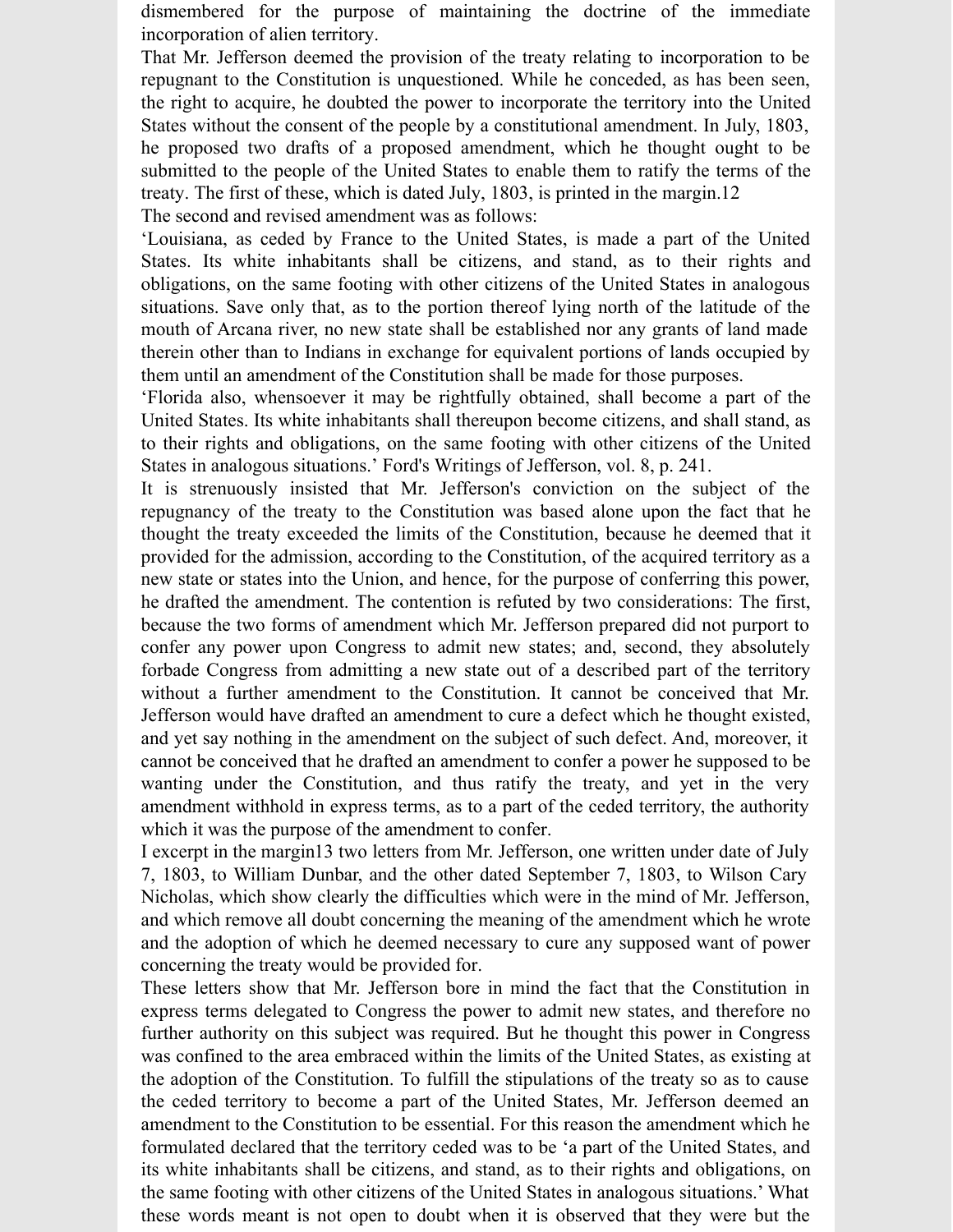dismembered for the purpose of maintaining the doctrine of the immediate incorporation of alien territory.

That Mr. Jefferson deemed the provision of the treaty relating to incorporation to be repugnant to the Constitution is unquestioned. While he conceded, as has been seen, the right to acquire, he doubted the power to incorporate the territory into the United States without the consent of the people by a constitutional amendment. In July, 1803, he proposed two drafts of a proposed amendment, which he thought ought to be submitted to the people of the United States to enable them to ratify the terms of the treaty. The first of these, which is dated July, 1803, is printed in the margin.12

The second and revised amendment was as follows:

'Louisiana, as ceded by France to the United States, is made a part of the United States. Its white inhabitants shall be citizens, and stand, as to their rights and obligations, on the same footing with other citizens of the United States in analogous situations. Save only that, as to the portion thereof lying north of the latitude of the mouth of Arcana river, no new state shall be established nor any grants of land made therein other than to Indians in exchange for equivalent portions of lands occupied by them until an amendment of the Constitution shall be made for those purposes.

'Florida also, whensoever it may be rightfully obtained, shall become a part of the United States. Its white inhabitants shall thereupon become citizens, and shall stand, as to their rights and obligations, on the same footing with other citizens of the United States in analogous situations.' Ford's Writings of Jefferson, vol. 8, p. 241.

It is strenuously insisted that Mr. Jefferson's conviction on the subject of the repugnancy of the treaty to the Constitution was based alone upon the fact that he thought the treaty exceeded the limits of the Constitution, because he deemed that it provided for the admission, according to the Constitution, of the acquired territory as a new state or states into the Union, and hence, for the purpose of conferring this power, he drafted the amendment. The contention is refuted by two considerations: The first, because the two forms of amendment which Mr. Jefferson prepared did not purport to confer any power upon Congress to admit new states; and, second, they absolutely forbade Congress from admitting a new state out of a described part of the territory without a further amendment to the Constitution. It cannot be conceived that Mr. Jefferson would have drafted an amendment to cure a defect which he thought existed, and yet say nothing in the amendment on the subject of such defect. And, moreover, it cannot be conceived that he drafted an amendment to confer a power he supposed to be wanting under the Constitution, and thus ratify the treaty, and yet in the very amendment withhold in express terms, as to a part of the ceded territory, the authority which it was the purpose of the amendment to confer.

I excerpt in the margin13 two letters from Mr. Jefferson, one written under date of July 7, 1803, to William Dunbar, and the other dated September 7, 1803, to Wilson Cary Nicholas, which show clearly the difficulties which were in the mind of Mr. Jefferson, and which remove all doubt concerning the meaning of the amendment which he wrote and the adoption of which he deemed necessary to cure any supposed want of power concerning the treaty would be provided for.

These letters show that Mr. Jefferson bore in mind the fact that the Constitution in express terms delegated to Congress the power to admit new states, and therefore no further authority on this subject was required. But he thought this power in Congress was confined to the area embraced within the limits of the United States, as existing at the adoption of the Constitution. To fulfill the stipulations of the treaty so as to cause the ceded territory to become a part of the United States, Mr. Jefferson deemed an amendment to the Constitution to be essential. For this reason the amendment which he formulated declared that the territory ceded was to be 'a part of the United States, and its white inhabitants shall be citizens, and stand, as to their rights and obligations, on the same footing with other citizens of the United States in analogous situations.' What these words meant is not open to doubt when it is observed that they were but the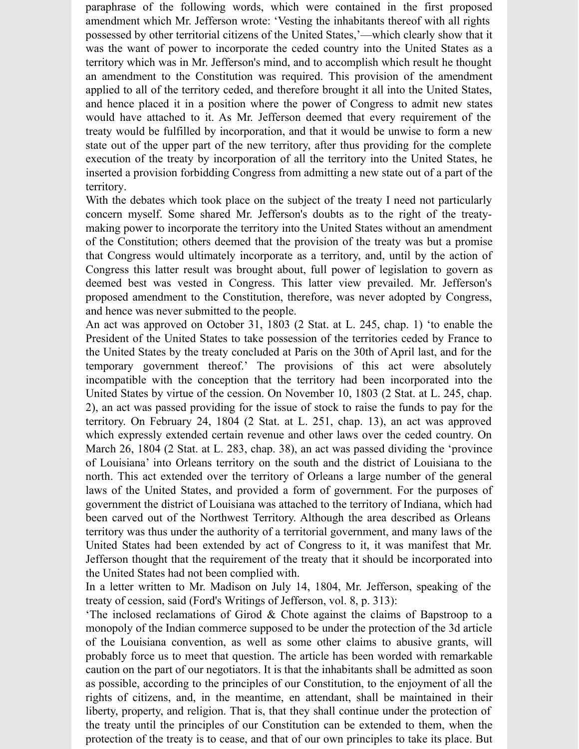paraphrase of the following words, which were contained in the first proposed amendment which Mr. Jefferson wrote: 'Vesting the inhabitants thereof with all rights possessed by other territorial citizens of the United States,'—which clearly show that it was the want of power to incorporate the ceded country into the United States as a territory which was in Mr. Jefferson's mind, and to accomplish which result he thought an amendment to the Constitution was required. This provision of the amendment applied to all of the territory ceded, and therefore brought it all into the United States, and hence placed it in a position where the power of Congress to admit new states would have attached to it. As Mr. Jefferson deemed that every requirement of the treaty would be fulfilled by incorporation, and that it would be unwise to form a new state out of the upper part of the new territory, after thus providing for the complete execution of the treaty by incorporation of all the territory into the United States, he inserted a provision forbidding Congress from admitting a new state out of a part of the territory.

With the debates which took place on the subject of the treaty I need not particularly concern myself. Some shared Mr. Jefferson's doubts as to the right of the treaty-making power to incorporate the territory into the United States without an amendment of the Constitution; others deemed that the provision of the treaty was but a promise that Congress would ultimately incorporate as a territory, and, until by the action of Congress this latter result was brought about, full power of legislation to govern as deemed best was vested in Congress. This latter view prevailed. Mr. Jefferson's proposed amendment to the Constitution, therefore, was never adopted by Congress, and hence was never submitted to the people.

An act was approved on October 31, 1803 (2 Stat. at L. 245, chap. 1) 'to enable the President of the United States to take possession of the territories ceded by France to the United States by the treaty concluded at Paris on the 30th of April last, and for the temporary government thereof.' The provisions of this act were absolutely incompatible with the conception that the territory had been incorporated into the United States by virtue of the cession. On November 10, 1803 (2 Stat. at L. 245, chap. 2), an act was passed providing for the issue of stock to raise the funds to pay for the territory. On February 24, 1804 (2 Stat. at L. 251, chap. 13), an act was approved which expressly extended certain revenue and other laws over the ceded country. On March 26, 1804 (2 Stat. at L. 283, chap. 38), an act was passed dividing the 'province of Louisiana' into Orleans territory on the south and the district of Louisiana to the north. This act extended over the territory of Orleans a large number of the general laws of the United States, and provided a form of government. For the purposes of government the district of Louisiana was attached to the territory of Indiana, which had been carved out of the Northwest Territory. Although the area described as Orleans territory was thus under the authority of a territorial government, and many laws of the United States had been extended by act of Congress to it, it was manifest that Mr. Jefferson thought that the requirement of the treaty that it should be incorporated into the United States had not been complied with.

In a letter written to Mr. Madison on July 14, 1804, Mr. Jefferson, speaking of the treaty of cession, said (Ford's Writings of Jefferson, vol. 8, p. 313):

'The inclosed reclamations of Girod & Chote against the claims of Bapstroop to a monopoly of the Indian commerce supposed to be under the protection of the 3d article of the Louisiana convention, as well as some other claims to abusive grants, will probably force us to meet that question. The article has been worded with remarkable caution on the part of our negotiators. It is that the inhabitants shall be admitted as soon as possible, according to the principles of our Constitution, to the enjoyment of all the rights of citizens, and, in the meantime, en attendant, shall be maintained in their liberty, property, and religion. That is, that they shall continue under the protection of the treaty until the principles of our Constitution can be extended to them, when the protection of the treaty is to cease, and that of our own principles to take its place. But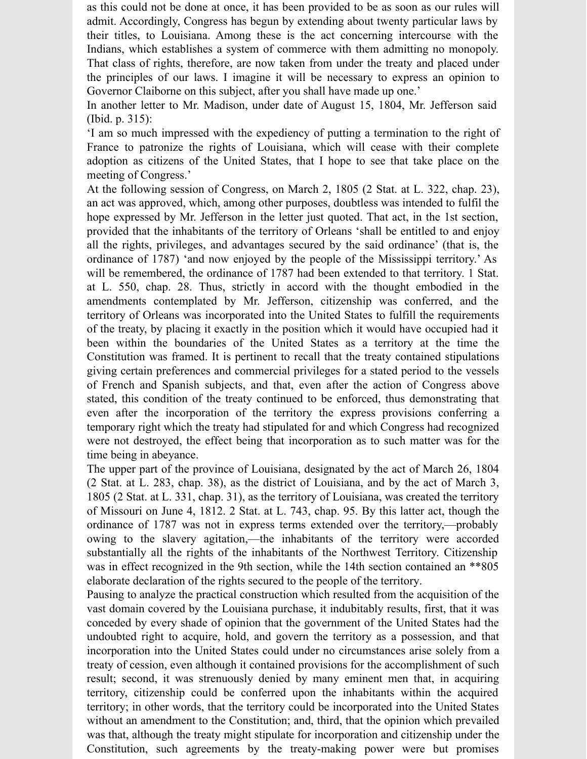as this could not be done at once, it has been provided to be as soon as our rules will admit. Accordingly, Congress has begun by extending about twenty particular laws by their titles, to Louisiana. Among these is the act concerning intercourse with the Indians, which establishes a system of commerce with them admitting no monopoly. That class of rights, therefore, are now taken from under the treaty and placed under the principles of our laws. I imagine it will be necessary to express an opinion to Governor Claiborne on this subject, after you shall have made up one.'

In another letter to Mr. Madison, under date of August 15, 1804, Mr. Jefferson said (Ibid. p. 315):

'I am so much impressed with the expediency of putting a termination to the right of France to patronize the rights of Louisiana, which will cease with their complete adoption as citizens of the United States, that I hope to see that take place on the meeting of Congress.'

At the following session of Congress, on March 2, 1805 (2 Stat. at L. 322, chap. 23), an act was approved, which, among other purposes, doubtless was intended to fulfil the hope expressed by Mr. Jefferson in the letter just quoted. That act, in the 1st section, provided that the inhabitants of the territory of Orleans 'shall be entitled to and enjoy all the rights, privileges, and advantages secured by the said ordinance' (that is, the ordinance of 1787) 'and now enjoyed by the people of the Mississippi territory.' As will be remembered, the ordinance of 1787 had been extended to that territory. 1 Stat. at L. 550, chap. 28. Thus, strictly in accord with the thought embodied in the amendments contemplated by Mr. Jefferson, citizenship was conferred, and the territory of Orleans was incorporated into the United States to fulfill the requirements of the treaty, by placing it exactly in the position which it would have occupied had it been within the boundaries of the United States as a territory at the time the Constitution was framed. It is pertinent to recall that the treaty contained stipulations giving certain preferences and commercial privileges for a stated period to the vessels of French and Spanish subjects, and that, even after the action of Congress above stated, this condition of the treaty continued to be enforced, thus demonstrating that even after the incorporation of the territory the express provisions conferring a temporary right which the treaty had stipulated for and which Congress had recognized were not destroyed, the effect being that incorporation as to such matter was for the time being in abeyance.

The upper part of the province of Louisiana, designated by the act of March 26, 1804 (2 Stat. at L. 283, chap. 38), as the district of Louisiana, and by the act of March 3, 1805 (2 Stat. at L. 331, chap. 31), as the territory of Louisiana, was created the territory of Missouri on June 4, 1812. 2 Stat. at L. 743, chap. 95. By this latter act, though the ordinance of 1787 was not in express terms extended over the territory,—probably owing to the slavery agitation,—the inhabitants of the territory were accorded substantially all the rights of the inhabitants of the Northwest Territory. Citizenship was in effect recognized in the 9th section, while the 14th section contained an **805 elaborate declaration of the rights secured to the people of the territory.

Pausing to analyze the practical construction which resulted from the acquisition of the vast domain covered by the Louisiana purchase, it indubitably results, first, that it was conceded by every shade of opinion that the government of the United States had the undoubted right to acquire, hold, and govern the territory as a possession, and that incorporation into the United States could under no circumstances arise solely from a treaty of cession, even although it contained provisions for the accomplishment of such result; second, it was strenuously denied by many eminent men that, in acquiring territory, citizenship could be conferred upon the inhabitants within the acquired territory; in other words, that the territory could be incorporated into the United States without an amendment to the Constitution; and, third, that the opinion which prevailed was that, although the treaty might stipulate for incorporation and citizenship under the Constitution, such agreements by the treaty-making power were but promises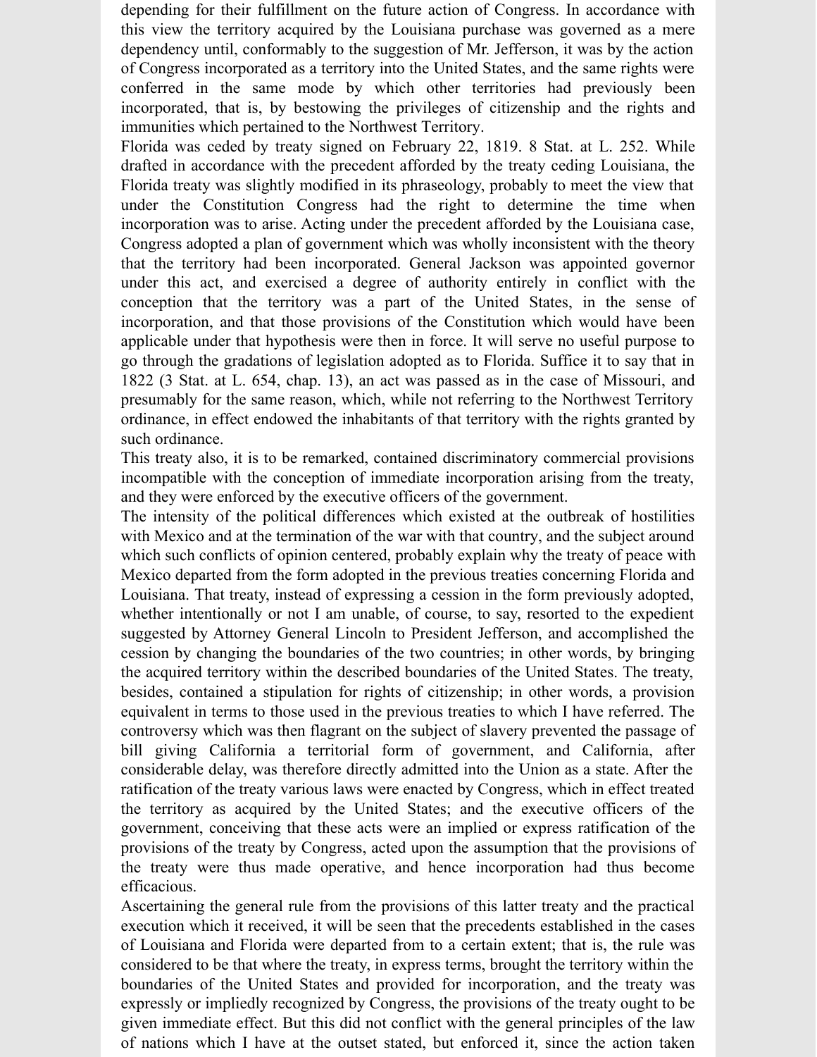depending for their fulfillment on the future action of Congress. In accordance with this view the territory acquired by the Louisiana purchase was governed as a mere dependency until, conformably to the suggestion of Mr. Jefferson, it was by the action of Congress incorporated as a territory into the United States, and the same rights were conferred in the same mode by which other territories had previously been incorporated, that is, by bestowing the privileges of citizenship and the rights and immunities which pertained to the Northwest Territory.

Florida was ceded by treaty signed on February 22, 1819. 8 Stat. at L. 252. While drafted in accordance with the precedent afforded by the treaty ceding Louisiana, the Florida treaty was slightly modified in its phraseology, probably to meet the view that under the Constitution Congress had the right to determine the time when incorporation was to arise. Acting under the precedent afforded by the Louisiana case, Congress adopted a plan of government which was wholly inconsistent with the theory that the territory had been incorporated. General Jackson was appointed governor under this act, and exercised a degree of authority entirely in conflict with the conception that the territory was a part of the United States, in the sense of incorporation, and that those provisions of the Constitution which would have been applicable under that hypothesis were then in force. It will serve no useful purpose to go through the gradations of legislation adopted as to Florida. Suffice it to say that in 1822 (3 Stat. at L. 654, chap. 13), an act was passed as in the case of Missouri, and presumably for the same reason, which, while not referring to the Northwest Territory ordinance, in effect endowed the inhabitants of that territory with the rights granted by such ordinance.

This treaty also, it is to be remarked, contained discriminatory commercial provisions incompatible with the conception of immediate incorporation arising from the treaty, and they were enforced by the executive officers of the government.

The intensity of the political differences which existed at the outbreak of hostilities with Mexico and at the termination of the war with that country, and the subject around which such conflicts of opinion centered, probably explain why the treaty of peace with Mexico departed from the form adopted in the previous treaties concerning Florida and Louisiana. That treaty, instead of expressing a cession in the form previously adopted, whether intentionally or not I am unable, of course, to say, resorted to the expedient suggested by Attorney General Lincoln to President Jefferson, and accomplished the cession by changing the boundaries of the two countries; in other words, by bringing the acquired territory within the described boundaries of the United States. The treaty, besides, contained a stipulation for rights of citizenship; in other words, a provision equivalent in terms to those used in the previous treaties to which I have referred. The controversy which was then flagrant on the subject of slavery prevented the passage of bill giving California a territorial form of government, and California, after considerable delay, was therefore directly admitted into the Union as a state. After the ratification of the treaty various laws were enacted by Congress, which in effect treated the territory as acquired by the United States; and the executive officers of the government, conceiving that these acts were an implied or express ratification of the provisions of the treaty by Congress, acted upon the assumption that the provisions of the treaty were thus made operative, and hence incorporation had thus become efficacious.

Ascertaining the general rule from the provisions of this latter treaty and the practical execution which it received, it will be seen that the precedents established in the cases of Louisiana and Florida were departed from to a certain extent; that is, the rule was considered to be that where the treaty, in express terms, brought the territory within the boundaries of the United States and provided for incorporation, and the treaty was expressly or impliedly recognized by Congress, the provisions of the treaty ought to be given immediate effect. But this did not conflict with the general principles of the law of nations which I have at the outset stated, but enforced it, since the action taken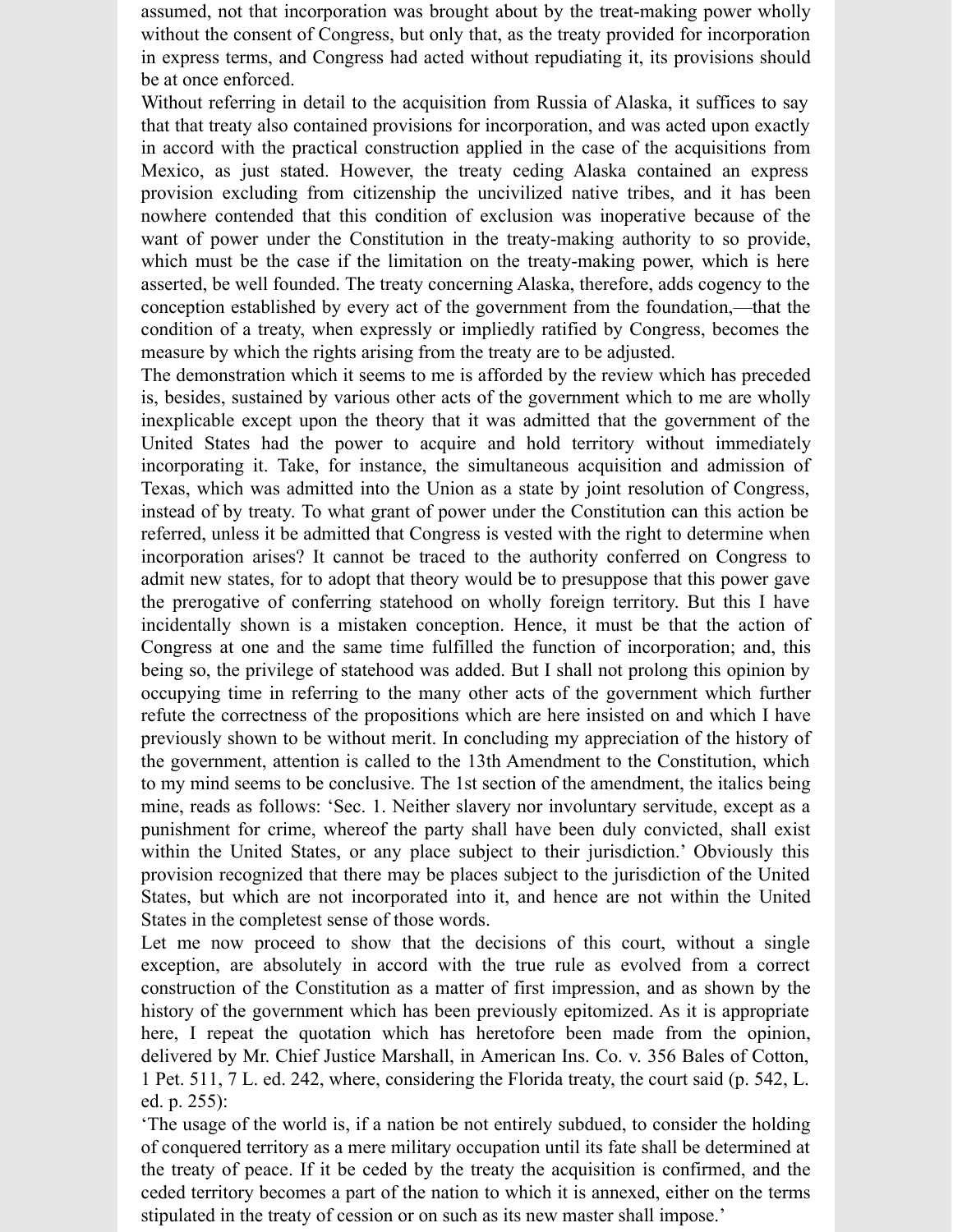assumed, not that incorporation was brought about by the treat-making power wholly without the consent of Congress, but only that, as the treaty provided for incorporation in express terms, and Congress had acted without repudiating it, its provisions should be at once enforced.

Without referring in detail to the acquisition from Russia of Alaska, it suffices to say that that treaty also contained provisions for incorporation, and was acted upon exactly in accord with the practical construction applied in the case of the acquisitions from Mexico, as just stated. However, the treaty ceding Alaska contained an express provision excluding from citizenship the uncivilized native tribes, and it has been nowhere contended that this condition of exclusion was inoperative because of the want of power under the Constitution in the treaty-making authority to so provide, which must be the case if the limitation on the treaty-making power, which is here asserted, be well founded. The treaty concerning Alaska, therefore, adds cogency to the conception established by every act of the government from the foundation,—that the condition of a treaty, when expressly or impliedly ratified by Congress, becomes the measure by which the rights arising from the treaty are to be adjusted.

The demonstration which it seems to me is afforded by the review which has preceded is, besides, sustained by various other acts of the government which to me are wholly inexplicable except upon the theory that it was admitted that the government of the United States had the power to acquire and hold territory without immediately incorporating it. Take, for instance, the simultaneous acquisition and admission of Texas, which was admitted into the Union as a state by joint resolution of Congress, instead of by treaty. To what grant of power under the Constitution can this action be referred, unless it be admitted that Congress is vested with the right to determine when incorporation arises? It cannot be traced to the authority conferred on Congress to admit new states, for to adopt that theory would be to presuppose that this power gave the prerogative of conferring statehood on wholly foreign territory. But this I have incidentally shown is a mistaken conception. Hence, it must be that the action of Congress at one and the same time fulfilled the function of incorporation; and, this being so, the privilege of statehood was added. But I shall not prolong this opinion by occupying time in referring to the many other acts of the government which further refute the correctness of the propositions which are here insisted on and which I have previously shown to be without merit. In concluding my appreciation of the history of the government, attention is called to the 13th Amendment to the Constitution, which to my mind seems to be conclusive. The 1st section of the amendment, the italics being mine, reads as follows: 'Sec. 1. Neither slavery nor involuntary servitude, except as a punishment for crime, whereof the party shall have been duly convicted, shall exist within the United States, or any place subject to their jurisdiction.' Obviously this provision recognized that there may be places subject to the jurisdiction of the United States, but which are not incorporated into it, and hence are not within the United States in the completest sense of those words.

Let me now proceed to show that the decisions of this court, without a single exception, are absolutely in accord with the true rule as evolved from a correct construction of the Constitution as a matter of first impression, and as shown by the history of the government which has been previously epitomized. As it is appropriate here, I repeat the quotation which has heretofore been made from the opinion, delivered by Mr. Chief Justice Marshall, in American Ins. Co. v. 356 Bales of Cotton, 1 Pet. 511, 7 L. ed. 242, where, considering the Florida treaty, the court said (p. 542, L. ed. p. 255):

'The usage of the world is, if a nation be not entirely subdued, to consider the holding of conquered territory as a mere military occupation until its fate shall be determined at the treaty of peace. If it be ceded by the treaty the acquisition is confirmed, and the ceded territory becomes a part of the nation to which it is annexed, either on the terms stipulated in the treaty of cession or on such as its new master shall impose.'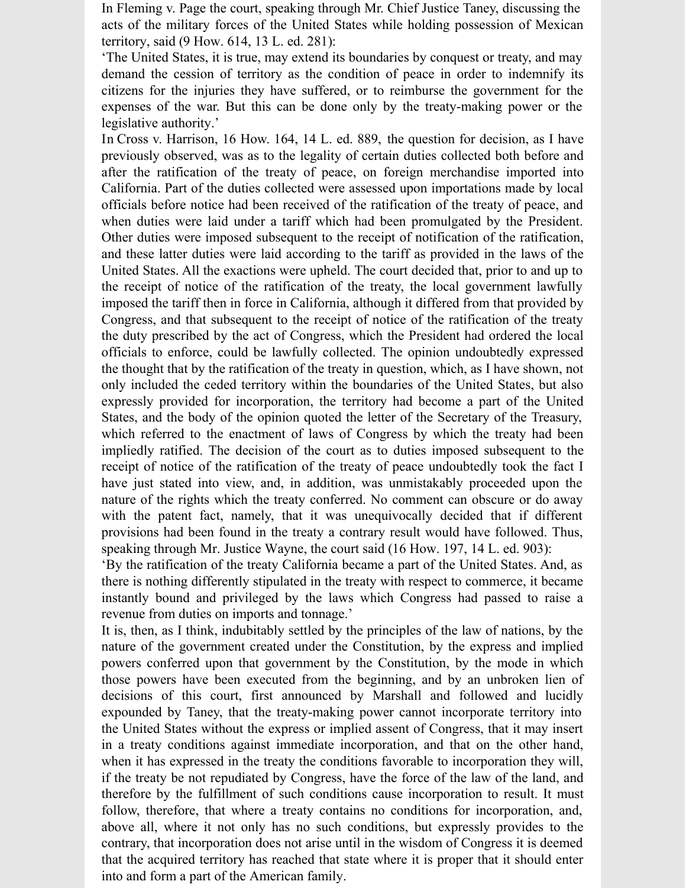In Fleming v. Page the court, speaking through Mr. Chief Justice Taney, discussing the acts of the military forces of the United States while holding possession of Mexican territory, said (9 How. 614, 13 L. ed. 281):

'The United States, it is true, may extend its boundaries by conquest or treaty, and may demand the cession of territory as the condition of peace in order to indemnify its citizens for the injuries they have suffered, or to reimburse the government for the expenses of the war. But this can be done only by the treaty-making power or the legislative authority.'

In Cross v. Harrison, 16 How. 164, 14 L. ed. 889, the question for decision, as I have previously observed, was as to the legality of certain duties collected both before and after the ratification of the treaty of peace, on foreign merchandise imported into California. Part of the duties collected were assessed upon importations made by local officials before notice had been received of the ratification of the treaty of peace, and when duties were laid under a tariff which had been promulgated by the President. Other duties were imposed subsequent to the receipt of notification of the ratification, and these latter duties were laid according to the tariff as provided in the laws of the United States. All the exactions were upheld. The court decided that, prior to and up to the receipt of notice of the ratification of the treaty, the local government lawfully imposed the tariff then in force in California, although it differed from that provided by Congress, and that subsequent to the receipt of notice of the ratification of the treaty the duty prescribed by the act of Congress, which the President had ordered the local officials to enforce, could be lawfully collected. The opinion undoubtedly expressed the thought that by the ratification of the treaty in question, which, as I have shown, not only included the ceded territory within the boundaries of the United States, but also expressly provided for incorporation, the territory had become a part of the United States, and the body of the opinion quoted the letter of the Secretary of the Treasury, which referred to the enactment of laws of Congress by which the treaty had been impliedly ratified. The decision of the court as to duties imposed subsequent to the receipt of notice of the ratification of the treaty of peace undoubtedly took the fact I have just stated into view, and, in addition, was unmistakably proceeded upon the nature of the rights which the treaty conferred. No comment can obscure or do away with the patent fact, namely, that it was unequivocally decided that if different provisions had been found in the treaty a contrary result would have followed. Thus, speaking through Mr. Justice Wayne, the court said (16 How. 197, 14 L. ed. 903):

'By the ratification of the treaty California became a part of the United States. And, as there is nothing differently stipulated in the treaty with respect to commerce, it became instantly bound and privileged by the laws which Congress had passed to raise a revenue from duties on imports and tonnage.'

It is, then, as I think, indubitably settled by the principles of the law of nations, by the nature of the government created under the Constitution, by the express and implied powers conferred upon that government by the Constitution, by the mode in which those powers have been executed from the beginning, and by an unbroken lien of decisions of this court, first announced by Marshall and followed and lucidly expounded by Taney, that the treaty-making power cannot incorporate territory into the United States without the express or implied assent of Congress, that it may insert in a treaty conditions against immediate incorporation, and that on the other hand, when it has expressed in the treaty the conditions favorable to incorporation they will, if the treaty be not repudiated by Congress, have the force of the law of the land, and therefore by the fulfillment of such conditions cause incorporation to result. It must follow, therefore, that where a treaty contains no conditions for incorporation, and, above all, where it not only has no such conditions, but expressly provides to the contrary, that incorporation does not arise until in the wisdom of Congress it is deemed that the acquired territory has reached that state where it is proper that it should enter into and form a part of the American family.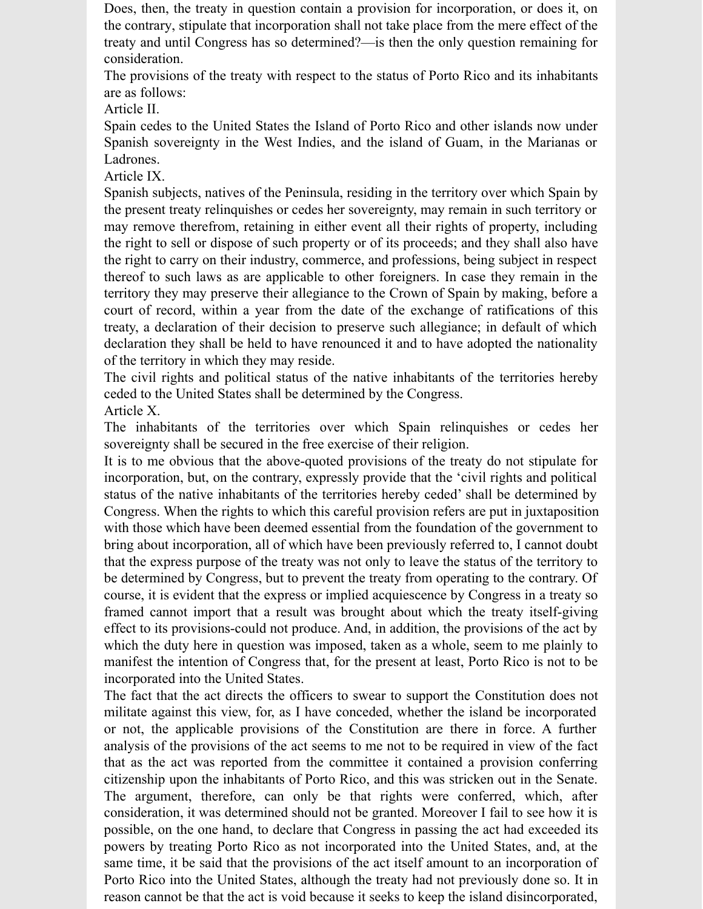Does, then, the treaty in question contain a provision for incorporation, or does it, on the contrary, stipulate that incorporation shall not take place from the mere effect of the treaty and until Congress has so determined?—is then the only question remaining for consideration.

The provisions of the treaty with respect to the status of Porto Rico and its inhabitants are as follows:

Article II.

Spain cedes to the United States the Island of Porto Rico and other islands now under Spanish sovereignty in the West Indies, and the island of Guam, in the Marianas or Ladrones.

Article IX.

Spanish subjects, natives of the Peninsula, residing in the territory over which Spain by the present treaty relinquishes or cedes her sovereignty, may remain in such territory or may remove therefrom, retaining in either event all their rights of property, including the right to sell or dispose of such property or of its proceeds; and they shall also have the right to carry on their industry, commerce, and professions, being subject in respect thereof to such laws as are applicable to other foreigners. In case they remain in the territory they may preserve their allegiance to the Crown of Spain by making, before a court of record, within a year from the date of the exchange of ratifications of this treaty, a declaration of their decision to preserve such allegiance; in default of which declaration they shall be held to have renounced it and to have adopted the nationality of the territory in which they may reside.

The civil rights and political status of the native inhabitants of the territories hereby ceded to the United States shall be determined by the Congress.

Article X.

The inhabitants of the territories over which Spain relinquishes or cedes her sovereignty shall be secured in the free exercise of their religion.

It is to me obvious that the above-quoted provisions of the treaty do not stipulate for incorporation, but, on the contrary, expressly provide that the 'civil rights and political status of the native inhabitants of the territories hereby ceded' shall be determined by Congress. When the rights to which this careful provision refers are put in juxtaposition with those which have been deemed essential from the foundation of the government to bring about incorporation, all of which have been previously referred to, I cannot doubt that the express purpose of the treaty was not only to leave the status of the territory to be determined by Congress, but to prevent the treaty from operating to the contrary. Of course, it is evident that the express or implied acquiescence by Congress in a treaty so framed cannot import that a result was brought about which the treaty itself-giving effect to its provisions-could not produce. And, in addition, the provisions of the act by which the duty here in question was imposed, taken as a whole, seem to me plainly to manifest the intention of Congress that, for the present at least, Porto Rico is not to be incorporated into the United States.

The fact that the act directs the officers to swear to support the Constitution does not militate against this view, for, as I have conceded, whether the island be incorporated or not, the applicable provisions of the Constitution are there in force. A further analysis of the provisions of the act seems to me not to be required in view of the fact that as the act was reported from the committee it contained a provision conferring citizenship upon the inhabitants of Porto Rico, and this was stricken out in the Senate. The argument, therefore, can only be that rights were conferred, which, after consideration, it was determined should not be granted. Moreover I fail to see how it is possible, on the one hand, to declare that Congress in passing the act had exceeded its powers by treating Porto Rico as not incorporated into the United States, and, at the same time, it be said that the provisions of the act itself amount to an incorporation of Porto Rico into the United States, although the treaty had not previously done so. It in reason cannot be that the act is void because it seeks to keep the island disincorporated,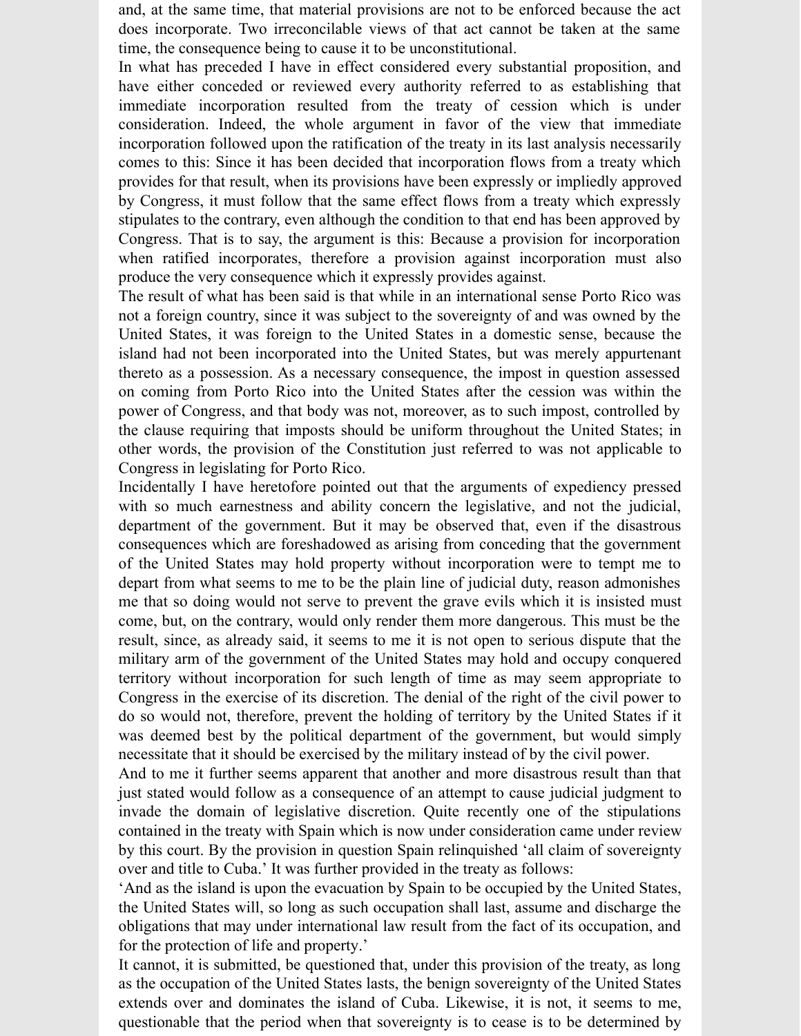and, at the same time, that material provisions are not to be enforced because the act does incorporate. Two irreconcilable views of that act cannot be taken at the same time, the consequence being to cause it to be unconstitutional.

In what has preceded I have in effect considered every substantial proposition, and have either conceded or reviewed every authority referred to as establishing that immediate incorporation resulted from the treaty of cession which is under consideration. Indeed, the whole argument in favor of the view that immediate incorporation followed upon the ratification of the treaty in its last analysis necessarily comes to this: Since it has been decided that incorporation flows from a treaty which provides for that result, when its provisions have been expressly or impliedly approved by Congress, it must follow that the same effect flows from a treaty which expressly stipulates to the contrary, even although the condition to that end has been approved by Congress. That is to say, the argument is this: Because a provision for incorporation when ratified incorporates, therefore a provision against incorporation must also produce the very consequence which it expressly provides against.

The result of what has been said is that while in an international sense Porto Rico was not a foreign country, since it was subject to the sovereignty of and was owned by the United States, it was foreign to the United States in a domestic sense, because the island had not been incorporated into the United States, but was merely appurtenant thereto as a possession. As a necessary consequence, the impost in question assessed on coming from Porto Rico into the United States after the cession was within the power of Congress, and that body was not, moreover, as to such impost, controlled by the clause requiring that imposts should be uniform throughout the United States; in other words, the provision of the Constitution just referred to was not applicable to Congress in legislating for Porto Rico.

Incidentally I have heretofore pointed out that the arguments of expediency pressed with so much earnestness and ability concern the legislative, and not the judicial, department of the government. But it may be observed that, even if the disastrous consequences which are foreshadowed as arising from conceding that the government of the United States may hold property without incorporation were to tempt me to depart from what seems to me to be the plain line of judicial duty, reason admonishes me that so doing would not serve to prevent the grave evils which it is insisted must come, but, on the contrary, would only render them more dangerous. This must be the result, since, as already said, it seems to me it is not open to serious dispute that the military arm of the government of the United States may hold and occupy conquered territory without incorporation for such length of time as may seem appropriate to Congress in the exercise of its discretion. The denial of the right of the civil power to do so would not, therefore, prevent the holding of territory by the United States if it was deemed best by the political department of the government, but would simply necessitate that it should be exercised by the military instead of by the civil power.

And to me it further seems apparent that another and more disastrous result than that just stated would follow as a consequence of an attempt to cause judicial judgment to invade the domain of legislative discretion. Quite recently one of the stipulations contained in the treaty with Spain which is now under consideration came under review by this court. By the provision in question Spain relinquished 'all claim of sovereignty over and title to Cuba.' It was further provided in the treaty as follows:

'And as the island is upon the evacuation by Spain to be occupied by the United States, the United States will, so long as such occupation shall last, assume and discharge the obligations that may under international law result from the fact of its occupation, and for the protection of life and property.'

It cannot, it is submitted, be questioned that, under this provision of the treaty, as long as the occupation of the United States lasts, the benign sovereignty of the United States extends over and dominates the island of Cuba. Likewise, it is not, it seems to me, questionable that the period when that sovereignty is to cease is to be determined by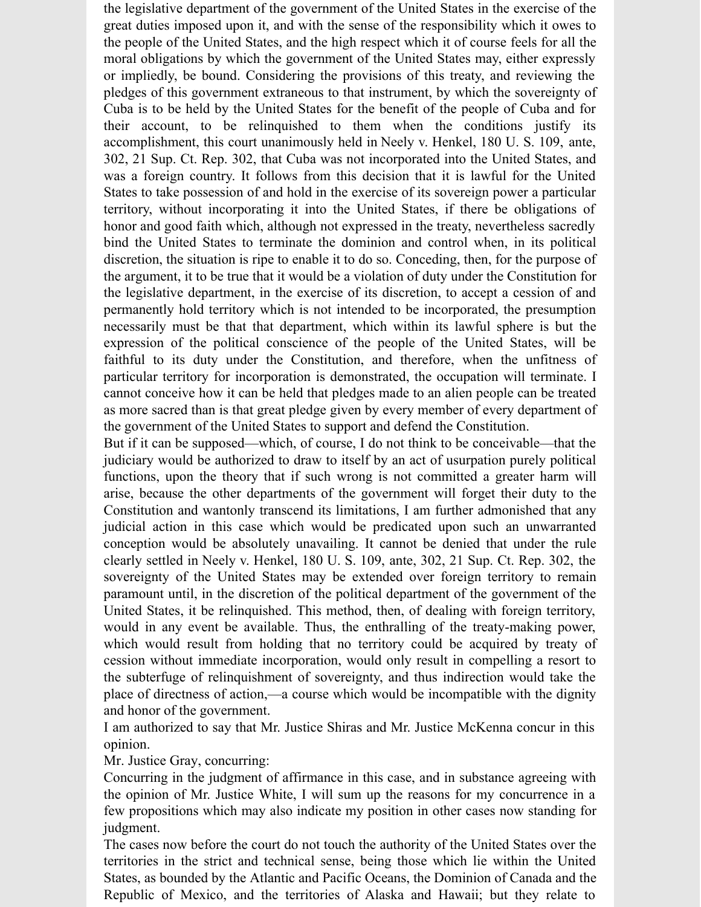the legislative department of the government of the United States in the exercise of the great duties imposed upon it, and with the sense of the responsibility which it owes to the people of the United States, and the high respect which it of course feels for all the moral obligations by which the government of the United States may, either expressly or impliedly, be bound. Considering the provisions of this treaty, and reviewing the pledges of this government extraneous to that instrument, by which the sovereignty of Cuba is to be held by the United States for the benefit of the people of Cuba and for their account, to be relinquished to them when the conditions justify its accomplishment, this court unanimously held in Neely v. Henkel, 180 U. S. 109, ante, 302, 21 Sup. Ct. Rep. 302, that Cuba was not incorporated into the United States, and was a foreign country. It follows from this decision that it is lawful for the United States to take possession of and hold in the exercise of its sovereign power a particular territory, without incorporating it into the United States, if there be obligations of honor and good faith which, although not expressed in the treaty, nevertheless sacredly bind the United States to terminate the dominion and control when, in its political discretion, the situation is ripe to enable it to do so. Conceding, then, for the purpose of the argument, it to be true that it would be a violation of duty under the Constitution for the legislative department, in the exercise of its discretion, to accept a cession of and permanently hold territory which is not intended to be incorporated, the presumption necessarily must be that that department, which within its lawful sphere is but the expression of the political conscience of the people of the United States, will be faithful to its duty under the Constitution, and therefore, when the unfitness of particular territory for incorporation is demonstrated, the occupation will terminate. I cannot conceive how it can be held that pledges made to an alien people can be treated as more sacred than is that great pledge given by every member of every department of the government of the United States to support and defend the Constitution.

But if it can be supposed—which, of course, I do not think to be conceivable—that the judiciary would be authorized to draw to itself by an act of usurpation purely political functions, upon the theory that if such wrong is not committed a greater harm will arise, because the other departments of the government will forget their duty to the Constitution and wantonly transcend its limitations, I am further admonished that any judicial action in this case which would be predicated upon such an unwarranted conception would be absolutely unavailing. It cannot be denied that under the rule clearly settled in Neely v. Henkel, 180 U. S. 109, ante, 302, 21 Sup. Ct. Rep. 302, the sovereignty of the United States may be extended over foreign territory to remain paramount until, in the discretion of the political department of the government of the United States, it be relinquished. This method, then, of dealing with foreign territory, would in any event be available. Thus, the enthralling of the treaty-making power, which would result from holding that no territory could be acquired by treaty of cession without immediate incorporation, would only result in compelling a resort to the subterfuge of relinquishment of sovereignty, and thus indirection would take the place of directness of action,—a course which would be incompatible with the dignity and honor of the government.

I am authorized to say that Mr. Justice Shiras and Mr. Justice McKenna concur in this opinion.

Mr. Justice Gray, concurring:

Concurring in the judgment of affirmance in this case, and in substance agreeing with the opinion of Mr. Justice White, I will sum up the reasons for my concurrence in a few propositions which may also indicate my position in other cases now standing for judgment.

The cases now before the court do not touch the authority of the United States over the territories in the strict and technical sense, being those which lie within the United States, as bounded by the Atlantic and Pacific Oceans, the Dominion of Canada and the Republic of Mexico, and the territories of Alaska and Hawaii; but they relate to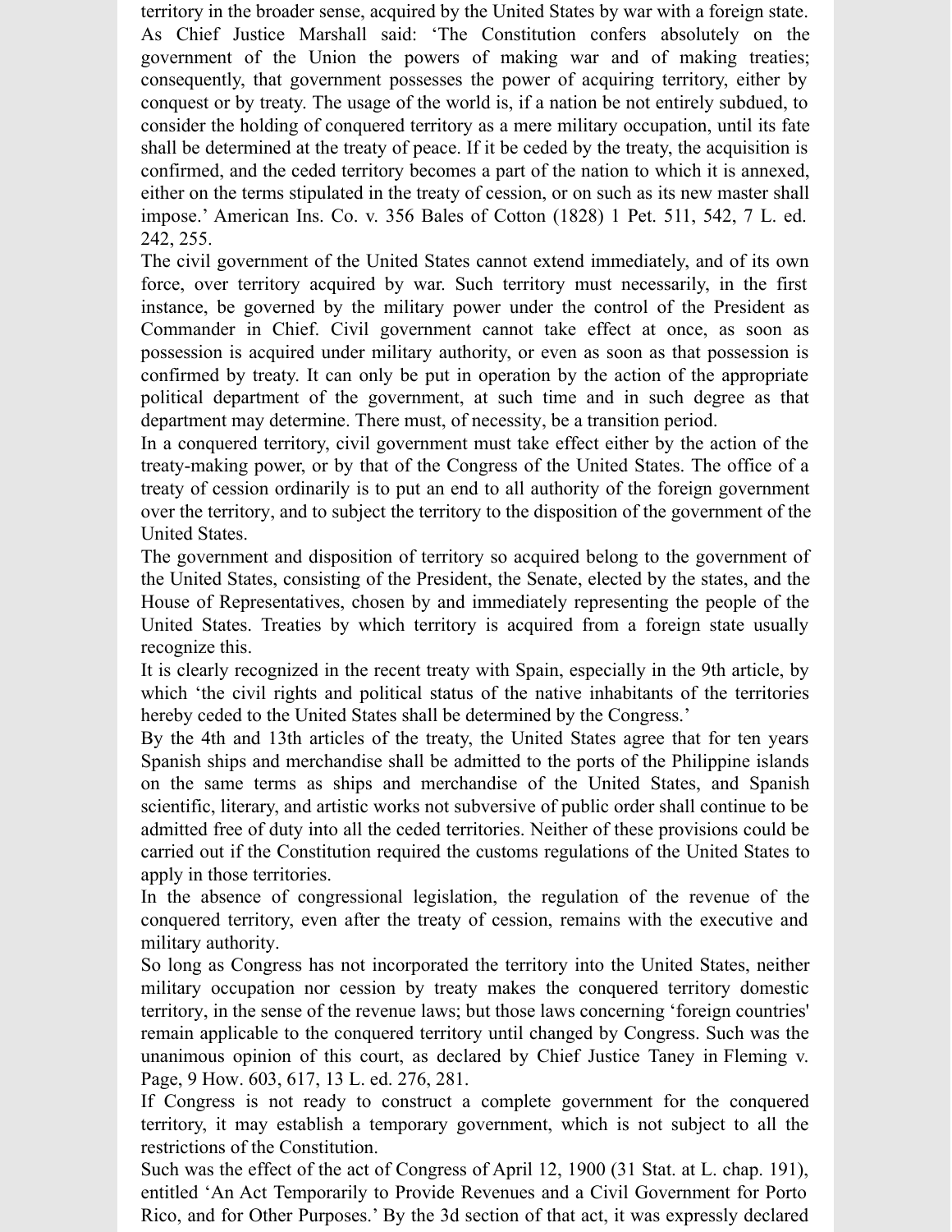territory in the broader sense, acquired by the United States by war with a foreign state. As Chief Justice Marshall said: 'The Constitution confers absolutely on the government of the Union the powers of making war and of making treaties; consequently, that government possesses the power of acquiring territory, either by conquest or by treaty. The usage of the world is, if a nation be not entirely subdued, to consider the holding of conquered territory as a mere military occupation, until its fate shall be determined at the treaty of peace. If it be ceded by the treaty, the acquisition is confirmed, and the ceded territory becomes a part of the nation to which it is annexed, either on the terms stipulated in the treaty of cession, or on such as its new master shall impose.' American Ins. Co. v. 356 Bales of Cotton (1828) 1 Pet. 511, 542, 7 L. ed. 242, 255.

The civil government of the United States cannot extend immediately, and of its own force, over territory acquired by war. Such territory must necessarily, in the first instance, be governed by the military power under the control of the President as Commander in Chief. Civil government cannot take effect at once, as soon as possession is acquired under military authority, or even as soon as that possession is confirmed by treaty. It can only be put in operation by the action of the appropriate political department of the government, at such time and in such degree as that department may determine. There must, of necessity, be a transition period.

In a conquered territory, civil government must take effect either by the action of the treaty-making power, or by that of the Congress of the United States. The office of a treaty of cession ordinarily is to put an end to all authority of the foreign government over the territory, and to subject the territory to the disposition of the government of the United States.

The government and disposition of territory so acquired belong to the government of the United States, consisting of the President, the Senate, elected by the states, and the House of Representatives, chosen by and immediately representing the people of the United States. Treaties by which territory is acquired from a foreign state usually recognize this.

It is clearly recognized in the recent treaty with Spain, especially in the 9th article, by which 'the civil rights and political status of the native inhabitants of the territories hereby ceded to the United States shall be determined by the Congress.'

By the 4th and 13th articles of the treaty, the United States agree that for ten years Spanish ships and merchandise shall be admitted to the ports of the Philippine islands on the same terms as ships and merchandise of the United States, and Spanish scientific, literary, and artistic works not subversive of public order shall continue to be admitted free of duty into all the ceded territories. Neither of these provisions could be carried out if the Constitution required the customs regulations of the United States to apply in those territories.

In the absence of congressional legislation, the regulation of the revenue of the conquered territory, even after the treaty of cession, remains with the executive and military authority.

So long as Congress has not incorporated the territory into the United States, neither military occupation nor cession by treaty makes the conquered territory domestic territory, in the sense of the revenue laws; but those laws concerning 'foreign countries' remain applicable to the conquered territory until changed by Congress. Such was the unanimous opinion of this court, as declared by Chief Justice Taney in Fleming v. Page, 9 How. 603, 617, 13 L. ed. 276, 281.

If Congress is not ready to construct a complete government for the conquered territory, it may establish a temporary government, which is not subject to all the restrictions of the Constitution.

Such was the effect of the act of Congress of April 12, 1900 (31 Stat. at L. chap. 191), entitled 'An Act Temporarily to Provide Revenues and a Civil Government for Porto Rico, and for Other Purposes.' By the 3d section of that act, it was expressly declared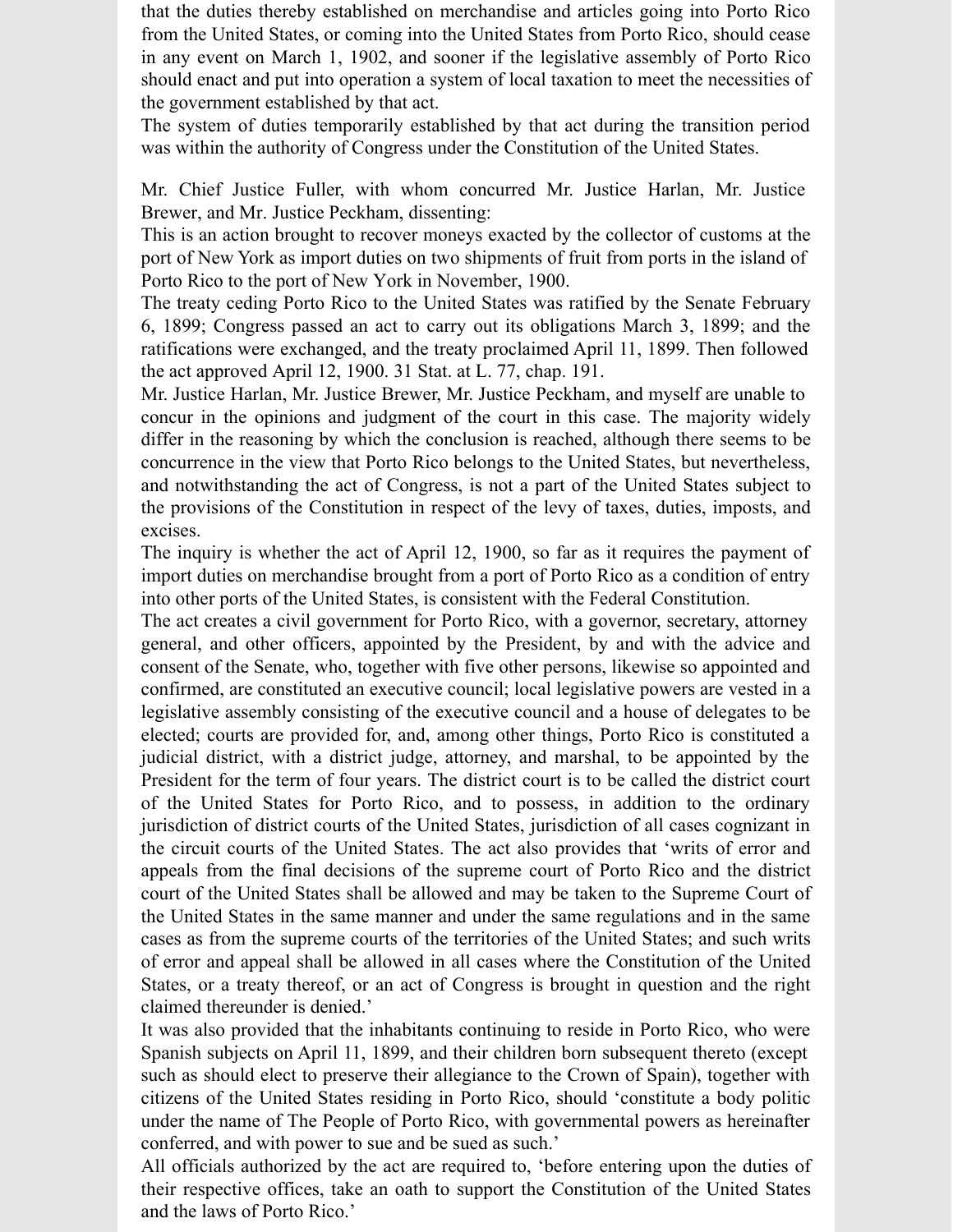that the duties thereby established on merchandise and articles going into Porto Rico from the United States, or coming into the United States from Porto Rico, should cease in any event on March 1, 1902, and sooner if the legislative assembly of Porto Rico should enact and put into operation a system of local taxation to meet the necessities of the government established by that act.

The system of duties temporarily established by that act during the transition period was within the authority of Congress under the Constitution of the United States.

Mr. Chief Justice Fuller, with whom concurred Mr. Justice Harlan, Mr. Justice Brewer, and Mr. Justice Peckham, dissenting:

This is an action brought to recover moneys exacted by the collector of customs at the port of New York as import duties on two shipments of fruit from ports in the island of Porto Rico to the port of New York in November, 1900.

The treaty ceding Porto Rico to the United States was ratified by the Senate February 6, 1899; Congress passed an act to carry out its obligations March 3, 1899; and the ratifications were exchanged, and the treaty proclaimed April 11, 1899. Then followed the act approved April 12, 1900. 31 Stat. at L. 77, chap. 191.

Mr. Justice Harlan, Mr. Justice Brewer, Mr. Justice Peckham, and myself are unable to concur in the opinions and judgment of the court in this case. The majority widely differ in the reasoning by which the conclusion is reached, although there seems to be concurrence in the view that Porto Rico belongs to the United States, but nevertheless, and notwithstanding the act of Congress, is not a part of the United States subject to the provisions of the Constitution in respect of the levy of taxes, duties, imposts, and excises.

The inquiry is whether the act of April 12, 1900, so far as it requires the payment of import duties on merchandise brought from a port of Porto Rico as a condition of entry into other ports of the United States, is consistent with the Federal Constitution.

The act creates a civil government for Porto Rico, with a governor, secretary, attorney general, and other officers, appointed by the President, by and with the advice and consent of the Senate, who, together with five other persons, likewise so appointed and confirmed, are constituted an executive council; local legislative powers are vested in a legislative assembly consisting of the executive council and a house of delegates to be elected; courts are provided for, and, among other things, Porto Rico is constituted a judicial district, with a district judge, attorney, and marshal, to be appointed by the President for the term of four years. The district court is to be called the district court of the United States for Porto Rico, and to possess, in addition to the ordinary jurisdiction of district courts of the United States, jurisdiction of all cases cognizant in the circuit courts of the United States. The act also provides that 'writs of error and appeals from the final decisions of the supreme court of Porto Rico and the district court of the United States shall be allowed and may be taken to the Supreme Court of the United States in the same manner and under the same regulations and in the same cases as from the supreme courts of the territories of the United States; and such writs of error and appeal shall be allowed in all cases where the Constitution of the United States, or a treaty thereof, or an act of Congress is brought in question and the right claimed thereunder is denied.'

It was also provided that the inhabitants continuing to reside in Porto Rico, who were Spanish subjects on April 11, 1899, and their children born subsequent thereto (except such as should elect to preserve their allegiance to the Crown of Spain), together with citizens of the United States residing in Porto Rico, should 'constitute a body politic under the name of The People of Porto Rico, with governmental powers as hereinafter conferred, and with power to sue and be sued as such.'

All officials authorized by the act are required to, 'before entering upon the duties of their respective offices, take an oath to support the Constitution of the United States and the laws of Porto Rico.'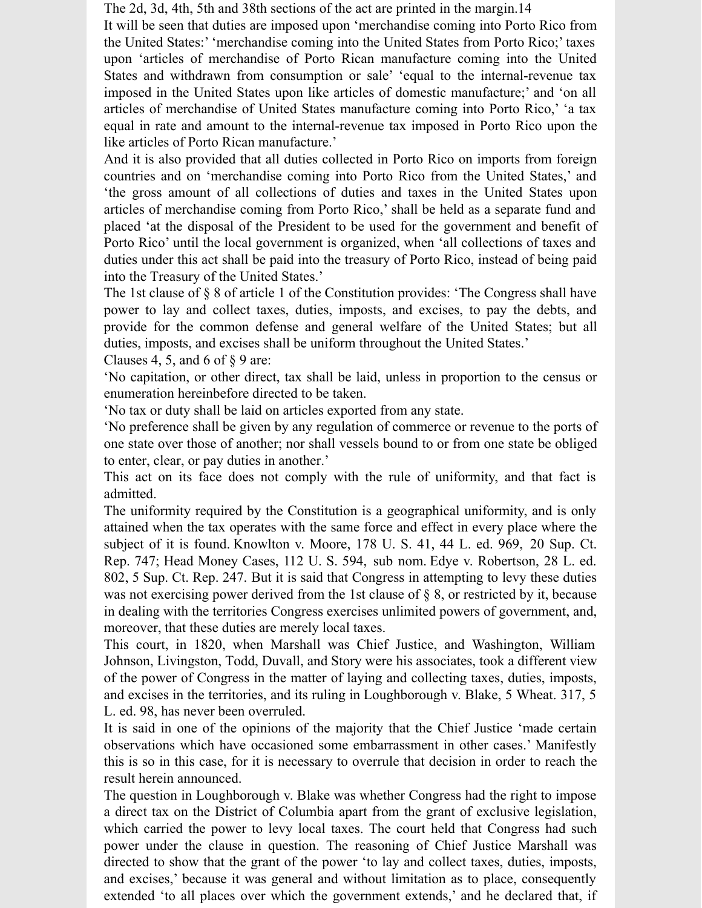The 2d, 3d, 4th, 5th and 38th sections of the act are printed in the margin.14

It will be seen that duties are imposed upon 'merchandise coming into Porto Rico from the United States:' 'merchandise coming into the United States from Porto Rico;' taxes upon 'articles of merchandise of Porto Rican manufacture coming into the United States and withdrawn from consumption or sale' 'equal to the internal-revenue tax imposed in the United States upon like articles of domestic manufacture;' and 'on all articles of merchandise of United States manufacture coming into Porto Rico,' 'a tax equal in rate and amount to the internal-revenue tax imposed in Porto Rico upon the like articles of Porto Rican manufacture.'

And it is also provided that all duties collected in Porto Rico on imports from foreign countries and on 'merchandise coming into Porto Rico from the United States,' and 'the gross amount of all collections of duties and taxes in the United States upon articles of merchandise coming from Porto Rico,' shall be held as a separate fund and placed 'at the disposal of the President to be used for the government and benefit of Porto Rico' until the local government is organized, when 'all collections of taxes and duties under this act shall be paid into the treasury of Porto Rico, instead of being paid into the Treasury of the United States.'

The 1st clause of § 8 of article 1 of the Constitution provides: 'The Congress shall have power to lay and collect taxes, duties, imposts, and excises, to pay the debts, and provide for the common defense and general welfare of the United States; but all duties, imposts, and excises shall be uniform throughout the United States.'

Clauses 4, 5, and 6 of § 9 are:

'No capitation, or other direct, tax shall be laid, unless in proportion to the census or enumeration hereinbefore directed to be taken.

'No tax or duty shall be laid on articles exported from any state.

'No preference shall be given by any regulation of commerce or revenue to the ports of one state over those of another; nor shall vessels bound to or from one state be obliged to enter, clear, or pay duties in another.'

This act on its face does not comply with the rule of uniformity, and that fact is admitted.

The uniformity required by the Constitution is a geographical uniformity, and is only attained when the tax operates with the same force and effect in every place where the subject of it is found. Knowlton v. Moore, 178 U. S. 41, 44 L. ed. 969, 20 Sup. Ct. Rep. 747; Head Money Cases, 112 U. S. 594, sub nom. Edye v. Robertson, 28 L. ed. 802, 5 Sup. Ct. Rep. 247. But it is said that Congress in attempting to levy these duties was not exercising power derived from the 1st clause of § 8, or restricted by it, because in dealing with the territories Congress exercises unlimited powers of government, and, moreover, that these duties are merely local taxes.

This court, in 1820, when Marshall was Chief Justice, and Washington, William Johnson, Livingston, Todd, Duvall, and Story were his associates, took a different view of the power of Congress in the matter of laying and collecting taxes, duties, imposts, and excises in the territories, and its ruling in Loughborough v. Blake, 5 Wheat. 317, 5 L. ed. 98, has never been overruled.

It is said in one of the opinions of the majority that the Chief Justice 'made certain observations which have occasioned some embarrassment in other cases.' Manifestly this is so in this case, for it is necessary to overrule that decision in order to reach the result herein announced.

The question in Loughborough v. Blake was whether Congress had the right to impose a direct tax on the District of Columbia apart from the grant of exclusive legislation, which carried the power to levy local taxes. The court held that Congress had such power under the clause in question. The reasoning of Chief Justice Marshall was directed to show that the grant of the power 'to lay and collect taxes, duties, imposts, and excises,' because it was general and without limitation as to place, consequently extended 'to all places over which the government extends,' and he declared that, if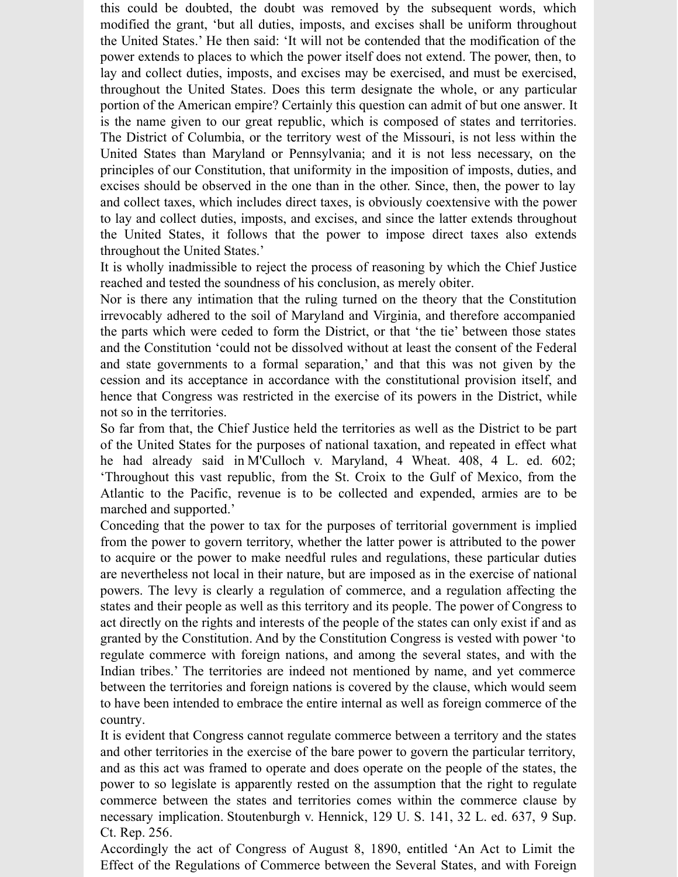this could be doubted, the doubt was removed by the subsequent words, which modified the grant, 'but all duties, imposts, and excises shall be uniform throughout the United States.' He then said: 'It will not be contended that the modification of the power extends to places to which the power itself does not extend. The power, then, to lay and collect duties, imposts, and excises may be exercised, and must be exercised, throughout the United States. Does this term designate the whole, or any particular portion of the American empire? Certainly this question can admit of but one answer. It is the name given to our great republic, which is composed of states and territories. The District of Columbia, or the territory west of the Missouri, is not less within the United States than Maryland or Pennsylvania; and it is not less necessary, on the principles of our Constitution, that uniformity in the imposition of imposts, duties, and excises should be observed in the one than in the other. Since, then, the power to lay and collect taxes, which includes direct taxes, is obviously coextensive with the power to lay and collect duties, imposts, and excises, and since the latter extends throughout the United States, it follows that the power to impose direct taxes also extends throughout the United States.'

It is wholly inadmissible to reject the process of reasoning by which the Chief Justice reached and tested the soundness of his conclusion, as merely obiter.

Nor is there any intimation that the ruling turned on the theory that the Constitution irrevocably adhered to the soil of Maryland and Virginia, and therefore accompanied the parts which were ceded to form the District, or that 'the tie' between those states and the Constitution 'could not be dissolved without at least the consent of the Federal and state governments to a formal separation,' and that this was not given by the cession and its acceptance in accordance with the constitutional provision itself, and hence that Congress was restricted in the exercise of its powers in the District, while not so in the territories.

So far from that, the Chief Justice held the territories as well as the District to be part of the United States for the purposes of national taxation, and repeated in effect what he had already said in M'Culloch v. Maryland, 4 Wheat. 408, 4 L. ed. 602; 'Throughout this vast republic, from the St. Croix to the Gulf of Mexico, from the Atlantic to the Pacific, revenue is to be collected and expended, armies are to be marched and supported.'

Conceding that the power to tax for the purposes of territorial government is implied from the power to govern territory, whether the latter power is attributed to the power to acquire or the power to make needful rules and regulations, these particular duties are nevertheless not local in their nature, but are imposed as in the exercise of national powers. The levy is clearly a regulation of commerce, and a regulation affecting the states and their people as well as this territory and its people. The power of Congress to act directly on the rights and interests of the people of the states can only exist if and as granted by the Constitution. And by the Constitution Congress is vested with power 'to regulate commerce with foreign nations, and among the several states, and with the Indian tribes.' The territories are indeed not mentioned by name, and yet commerce between the territories and foreign nations is covered by the clause, which would seem to have been intended to embrace the entire internal as well as foreign commerce of the country.

It is evident that Congress cannot regulate commerce between a territory and the states and other territories in the exercise of the bare power to govern the particular territory, and as this act was framed to operate and does operate on the people of the states, the power to so legislate is apparently rested on the assumption that the right to regulate commerce between the states and territories comes within the commerce clause by necessary implication. Stoutenburgh v. Hennick, 129 U. S. 141, 32 L. ed. 637, 9 Sup. Ct. Rep. 256.

Accordingly the act of Congress of August 8, 1890, entitled 'An Act to Limit the Effect of the Regulations of Commerce between the Several States, and with Foreign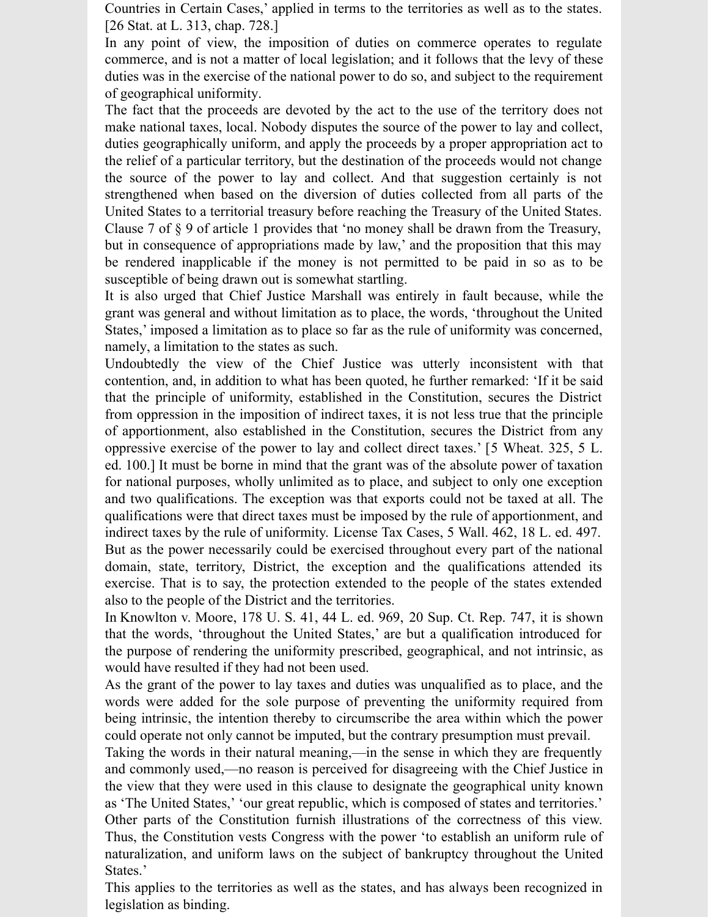Countries in Certain Cases,' applied in terms to the territories as well as to the states. [26 Stat. at L. 313, chap. 728.]

In any point of view, the imposition of duties on commerce operates to regulate commerce, and is not a matter of local legislation; and it follows that the levy of these duties was in the exercise of the national power to do so, and subject to the requirement of geographical uniformity.

The fact that the proceeds are devoted by the act to the use of the territory does not make national taxes, local. Nobody disputes the source of the power to lay and collect, duties geographically uniform, and apply the proceeds by a proper appropriation act to the relief of a particular territory, but the destination of the proceeds would not change the source of the power to lay and collect. And that suggestion certainly is not strengthened when based on the diversion of duties collected from all parts of the United States to a territorial treasury before reaching the Treasury of the United States. Clause 7 of § 9 of article 1 provides that 'no money shall be drawn from the Treasury, but in consequence of appropriations made by law,' and the proposition that this may be rendered inapplicable if the money is not permitted to be paid in so as to be susceptible of being drawn out is somewhat startling.

It is also urged that Chief Justice Marshall was entirely in fault because, while the grant was general and without limitation as to place, the words, 'throughout the United States,' imposed a limitation as to place so far as the rule of uniformity was concerned, namely, a limitation to the states as such.

Undoubtedly the view of the Chief Justice was utterly inconsistent with that contention, and, in addition to what has been quoted, he further remarked: 'If it be said that the principle of uniformity, established in the Constitution, secures the District from oppression in the imposition of indirect taxes, it is not less true that the principle of apportionment, also established in the Constitution, secures the District from any oppressive exercise of the power to lay and collect direct taxes.' [5 Wheat. 325, 5 L. ed. 100.] It must be borne in mind that the grant was of the absolute power of taxation for national purposes, wholly unlimited as to place, and subject to only one exception and two qualifications. The exception was that exports could not be taxed at all. The qualifications were that direct taxes must be imposed by the rule of apportionment, and indirect taxes by the rule of uniformity. License Tax Cases, 5 Wall. 462, 18 L. ed. 497. But as the power necessarily could be exercised throughout every part of the national domain, state, territory, District, the exception and the qualifications attended its exercise. That is to say, the protection extended to the people of the states extended also to the people of the District and the territories.

In Knowlton v. Moore, 178 U. S. 41, 44 L. ed. 969, 20 Sup. Ct. Rep. 747, it is shown that the words, 'throughout the United States,' are but a qualification introduced for the purpose of rendering the uniformity prescribed, geographical, and not intrinsic, as would have resulted if they had not been used.

As the grant of the power to lay taxes and duties was unqualified as to place, and the words were added for the sole purpose of preventing the uniformity required from being intrinsic, the intention thereby to circumscribe the area within which the power could operate not only cannot be imputed, but the contrary presumption must prevail.

Taking the words in their natural meaning,—in the sense in which they are frequently and commonly used,—no reason is perceived for disagreeing with the Chief Justice in the view that they were used in this clause to designate the geographical unity known as 'The United States,' 'our great republic, which is composed of states and territories.' Other parts of the Constitution furnish illustrations of the correctness of this view. Thus, the Constitution vests Congress with the power 'to establish an uniform rule of naturalization, and uniform laws on the subject of bankruptcy throughout the United States.'

This applies to the territories as well as the states, and has always been recognized in legislation as binding.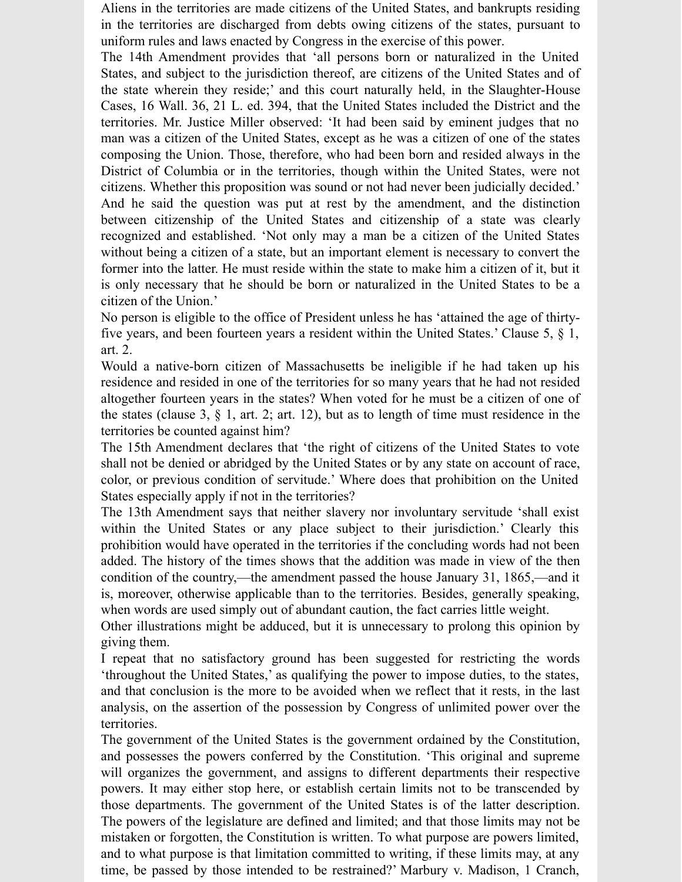Aliens in the territories are made citizens of the United States, and bankrupts residing in the territories are discharged from debts owing citizens of the states, pursuant to uniform rules and laws enacted by Congress in the exercise of this power.

The 14th Amendment provides that 'all persons born or naturalized in the United States, and subject to the jurisdiction thereof, are citizens of the United States and of the state wherein they reside;' and this court naturally held, in the Slaughter-House Cases, 16 Wall. 36, 21 L. ed. 394, that the United States included the District and the territories. Mr. Justice Miller observed: 'It had been said by eminent judges that no man was a citizen of the United States, except as he was a citizen of one of the states composing the Union. Those, therefore, who had been born and resided always in the District of Columbia or in the territories, though within the United States, were not citizens. Whether this proposition was sound or not had never been judicially decided.' And he said the question was put at rest by the amendment, and the distinction between citizenship of the United States and citizenship of a state was clearly recognized and established. 'Not only may a man be a citizen of the United States without being a citizen of a state, but an important element is necessary to convert the former into the latter. He must reside within the state to make him a citizen of it, but it is only necessary that he should be born or naturalized in the United States to be a citizen of the Union.'

No person is eligible to the office of President unless he has 'attained the age of thirty-five years, and been fourteen years a resident within the United States.' Clause 5, § 1, art. 2.

Would a native-born citizen of Massachusetts be ineligible if he had taken up his residence and resided in one of the territories for so many years that he had not resided altogether fourteen years in the states? When voted for he must be a citizen of one of the states (clause 3, § 1, art. 2; art. 12), but as to length of time must residence in the territories be counted against him?

The 15th Amendment declares that 'the right of citizens of the United States to vote shall not be denied or abridged by the United States or by any state on account of race, color, or previous condition of servitude.' Where does that prohibition on the United States especially apply if not in the territories?

The 13th Amendment says that neither slavery nor involuntary servitude 'shall exist within the United States or any place subject to their jurisdiction.' Clearly this prohibition would have operated in the territories if the concluding words had not been added. The history of the times shows that the addition was made in view of the then condition of the country,—the amendment passed the house January 31, 1865,—and it is, moreover, otherwise applicable than to the territories. Besides, generally speaking, when words are used simply out of abundant caution, the fact carries little weight.

Other illustrations might be adduced, but it is unnecessary to prolong this opinion by giving them.

I repeat that no satisfactory ground has been suggested for restricting the words 'throughout the United States,' as qualifying the power to impose duties, to the states, and that conclusion is the more to be avoided when we reflect that it rests, in the last analysis, on the assertion of the possession by Congress of unlimited power over the territories.

The government of the United States is the government ordained by the Constitution, and possesses the powers conferred by the Constitution. 'This original and supreme will organizes the government, and assigns to different departments their respective powers. It may either stop here, or establish certain limits not to be transcended by those departments. The government of the United States is of the latter description. The powers of the legislature are defined and limited; and that those limits may not be mistaken or forgotten, the Constitution is written. To what purpose are powers limited, and to what purpose is that limitation committed to writing, if these limits may, at any time, be passed by those intended to be restrained?' Marbury v. Madison, 1 Cranch,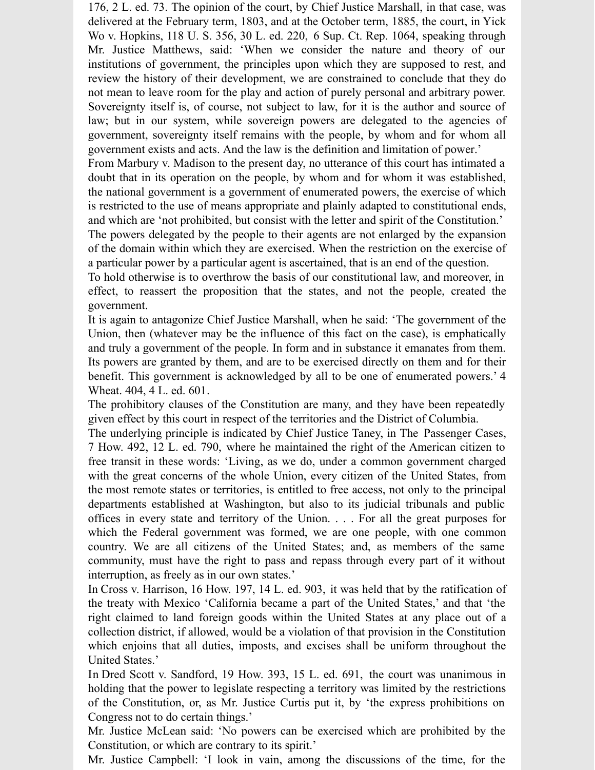176, 2 L. ed. 73. The opinion of the court, by Chief Justice Marshall, in that case, was delivered at the February term, 1803, and at the October term, 1885, the court, in Yick Wo v. Hopkins, 118 U. S. 356, 30 L. ed. 220, 6 Sup. Ct. Rep. 1064, speaking through Mr. Justice Matthews, said: 'When we consider the nature and theory of our institutions of government, the principles upon which they are supposed to rest, and review the history of their development, we are constrained to conclude that they do not mean to leave room for the play and action of purely personal and arbitrary power. Sovereignty itself is, of course, not subject to law, for it is the author and source of law; but in our system, while sovereign powers are delegated to the agencies of government, sovereignty itself remains with the people, by whom and for whom all government exists and acts. And the law is the definition and limitation of power.'

From Marbury v. Madison to the present day, no utterance of this court has intimated a doubt that in its operation on the people, by whom and for whom it was established, the national government is a government of enumerated powers, the exercise of which is restricted to the use of means appropriate and plainly adapted to constitutional ends, and which are 'not prohibited, but consist with the letter and spirit of the Constitution.'

The powers delegated by the people to their agents are not enlarged by the expansion of the domain within which they are exercised. When the restriction on the exercise of a particular power by a particular agent is ascertained, that is an end of the question.

To hold otherwise is to overthrow the basis of our constitutional law, and moreover, in effect, to reassert the proposition that the states, and not the people, created the government.

It is again to antagonize Chief Justice Marshall, when he said: 'The government of the Union, then (whatever may be the influence of this fact on the case), is emphatically and truly a government of the people. In form and in substance it emanates from them. Its powers are granted by them, and are to be exercised directly on them and for their benefit. This government is acknowledged by all to be one of enumerated powers.' 4 Wheat. 404, 4 L. ed. 601.

The prohibitory clauses of the Constitution are many, and they have been repeatedly given effect by this court in respect of the territories and the District of Columbia.

The underlying principle is indicated by Chief Justice Taney, in The Passenger Cases, 7 How. 492, 12 L. ed. 790, where he maintained the right of the American citizen to free transit in these words: 'Living, as we do, under a common government charged with the great concerns of the whole Union, every citizen of the United States, from the most remote states or territories, is entitled to free access, not only to the principal departments established at Washington, but also to its judicial tribunals and public offices in every state and territory of the Union. . . . For all the great purposes for which the Federal government was formed, we are one people, with one common country. We are all citizens of the United States; and, as members of the same community, must have the right to pass and repass through every part of it without interruption, as freely as in our own states.'

In Cross v. Harrison, 16 How. 197, 14 L. ed. 903, it was held that by the ratification of the treaty with Mexico 'California became a part of the United States,' and that 'the right claimed to land foreign goods within the United States at any place out of a collection district, if allowed, would be a violation of that provision in the Constitution which enjoins that all duties, imposts, and excises shall be uniform throughout the United States.'

In Dred Scott v. Sandford, 19 How. 393, 15 L. ed. 691, the court was unanimous in holding that the power to legislate respecting a territory was limited by the restrictions of the Constitution, or, as Mr. Justice Curtis put it, by 'the express prohibitions on Congress not to do certain things.'

Mr. Justice McLean said: 'No powers can be exercised which are prohibited by the Constitution, or which are contrary to its spirit.'

Mr. Justice Campbell: 'I look in vain, among the discussions of the time, for the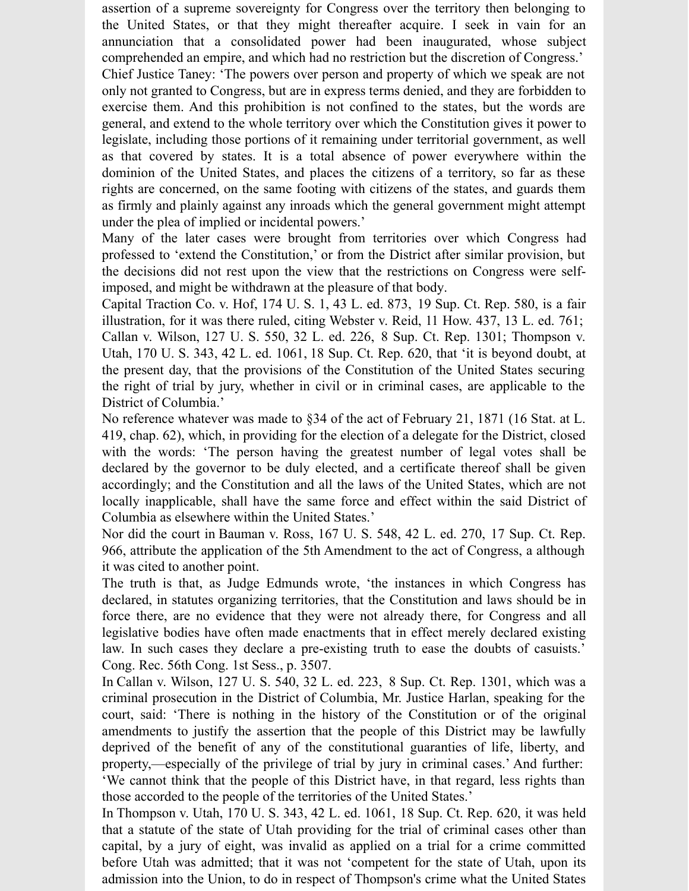assertion of a supreme sovereignty for Congress over the territory then belonging to the United States, or that they might thereafter acquire. I seek in vain for an annunciation that a consolidated power had been inaugurated, whose subject comprehended an empire, and which had no restriction but the discretion of Congress.'

Chief Justice Taney: 'The powers over person and property of which we speak are not only not granted to Congress, but are in express terms denied, and they are forbidden to exercise them. And this prohibition is not confined to the states, but the words are general, and extend to the whole territory over which the Constitution gives it power to legislate, including those portions of it remaining under territorial government, as well as that covered by states. It is a total absence of power everywhere within the dominion of the United States, and places the citizens of a territory, so far as these rights are concerned, on the same footing with citizens of the states, and guards them as firmly and plainly against any inroads which the general government might attempt under the plea of implied or incidental powers.'

Many of the later cases were brought from territories over which Congress had professed to 'extend the Constitution,' or from the District after similar provision, but the decisions did not rest upon the view that the restrictions on Congress were self-imposed, and might be withdrawn at the pleasure of that body.

Capital Traction Co. v. Hof, 174 U. S. 1, 43 L. ed. 873, 19 Sup. Ct. Rep. 580, is a fair illustration, for it was there ruled, citing Webster v. Reid, 11 How. 437, 13 L. ed. 761; Callan v. Wilson, 127 U. S. 550, 32 L. ed. 226, 8 Sup. Ct. Rep. 1301; Thompson v. Utah, 170 U. S. 343, 42 L. ed. 1061, 18 Sup. Ct. Rep. 620, that 'it is beyond doubt, at the present day, that the provisions of the Constitution of the United States securing the right of trial by jury, whether in civil or in criminal cases, are applicable to the District of Columbia.'

No reference whatever was made to §34 of the act of February 21, 1871 (16 Stat. at L. 419, chap. 62), which, in providing for the election of a delegate for the District, closed with the words: 'The person having the greatest number of legal votes shall be declared by the governor to be duly elected, and a certificate thereof shall be given accordingly; and the Constitution and all the laws of the United States, which are not locally inapplicable, shall have the same force and effect within the said District of Columbia as elsewhere within the United States.'

Nor did the court in Bauman v. Ross, 167 U. S. 548, 42 L. ed. 270, 17 Sup. Ct. Rep. 966, attribute the application of the 5th Amendment to the act of Congress, a although it was cited to another point.

The truth is that, as Judge Edmunds wrote, 'the instances in which Congress has declared, in statutes organizing territories, that the Constitution and laws should be in force there, are no evidence that they were not already there, for Congress and all legislative bodies have often made enactments that in effect merely declared existing law. In such cases they declare a pre-existing truth to ease the doubts of casuists.' Cong. Rec. 56th Cong. 1st Sess., p. 3507.

In Callan v. Wilson, 127 U. S. 540, 32 L. ed. 223, 8 Sup. Ct. Rep. 1301, which was a criminal prosecution in the District of Columbia, Mr. Justice Harlan, speaking for the court, said: 'There is nothing in the history of the Constitution or of the original amendments to justify the assertion that the people of this District may be lawfully deprived of the benefit of any of the constitutional guaranties of life, liberty, and property,—especially of the privilege of trial by jury in criminal cases.' And further: 'We cannot think that the people of this District have, in that regard, less rights than those accorded to the people of the territories of the United States.'

In Thompson v. Utah, 170 U. S. 343, 42 L. ed. 1061, 18 Sup. Ct. Rep. 620, it was held that a statute of the state of Utah providing for the trial of criminal cases other than capital, by a jury of eight, was invalid as applied on a trial for a crime committed before Utah was admitted; that it was not 'competent for the state of Utah, upon its admission into the Union, to do in respect of Thompson's crime what the United States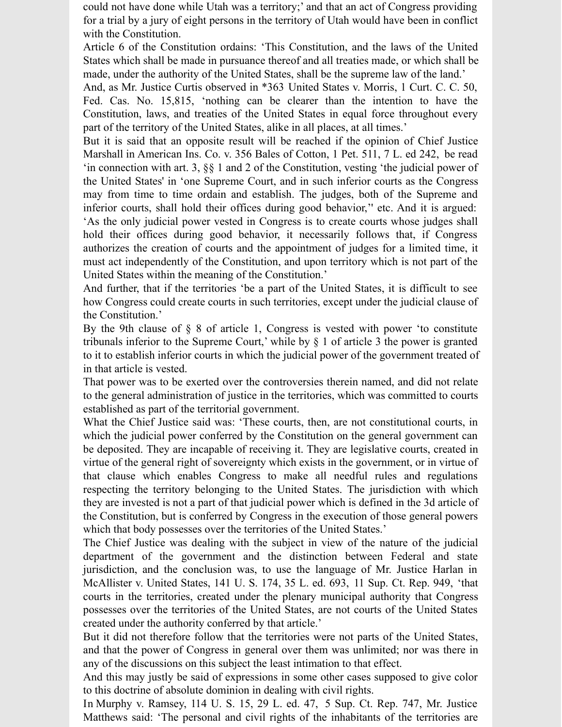could not have done while Utah was a territory;' and that an act of Congress providing for a trial by a jury of eight persons in the territory of Utah would have been in conflict with the Constitution.

Article 6 of the Constitution ordains: 'This Constitution, and the laws of the United States which shall be made in pursuance thereof and all treaties made, or which shall be made, under the authority of the United States, shall be the supreme law of the land.'

And, as Mr. Justice Curtis observed in *363 United States v. Morris, 1 Curt. C. C. 50, Fed. Cas. No. 15,815, 'nothing can be clearer than the intention to have the Constitution, laws, and treaties of the United States in equal force throughout every part of the territory of the United States, alike in all places, at all times.'

But it is said that an opposite result will be reached if the opinion of Chief Justice Marshall in American Ins. Co. v. 356 Bales of Cotton, 1 Pet. 511, 7 L. ed 242, be read 'in connection with art. 3, §§ 1 and 2 of the Constitution, vesting 'the judicial power of the United States' in 'one Supreme Court, and in such inferior courts as the Congress may from time to time ordain and establish. The judges, both of the Supreme and inferior courts, shall hold their offices during good behavior,'' etc. And it is argued: 'As the only judicial power vested in Congress is to create courts whose judges shall hold their offices during good behavior, it necessarily follows that, if Congress authorizes the creation of courts and the appointment of judges for a limited time, it must act independently of the Constitution, and upon territory which is not part of the United States within the meaning of the Constitution.'

And further, that if the territories 'be a part of the United States, it is difficult to see how Congress could create courts in such territories, except under the judicial clause of the Constitution.'

By the 9th clause of § 8 of article 1, Congress is vested with power 'to constitute tribunals inferior to the Supreme Court,' while by § 1 of article 3 the power is granted to it to establish inferior courts in which the judicial power of the government treated of in that article is vested.

That power was to be exerted over the controversies therein named, and did not relate to the general administration of justice in the territories, which was committed to courts established as part of the territorial government.

What the Chief Justice said was: 'These courts, then, are not constitutional courts, in which the judicial power conferred by the Constitution on the general government can be deposited. They are incapable of receiving it. They are legislative courts, created in virtue of the general right of sovereignty which exists in the government, or in virtue of that clause which enables Congress to make all needful rules and regulations respecting the territory belonging to the United States. The jurisdiction with which they are invested is not a part of that judicial power which is defined in the 3d article of the Constitution, but is conferred by Congress in the execution of those general powers which that body possesses over the territories of the United States.'

The Chief Justice was dealing with the subject in view of the nature of the judicial department of the government and the distinction between Federal and state jurisdiction, and the conclusion was, to use the language of Mr. Justice Harlan in McAllister v. United States, 141 U. S. 174, 35 L. ed. 693, 11 Sup. Ct. Rep. 949, 'that courts in the territories, created under the plenary municipal authority that Congress possesses over the territories of the United States, are not courts of the United States created under the authority conferred by that article.'

But it did not therefore follow that the territories were not parts of the United States, and that the power of Congress in general over them was unlimited; nor was there in any of the discussions on this subject the least intimation to that effect.

And this may justly be said of expressions in some other cases supposed to give color to this doctrine of absolute dominion in dealing with civil rights.

In Murphy v. Ramsey, 114 U. S. 15, 29 L. ed. 47, 5 Sup. Ct. Rep. 747, Mr. Justice Matthews said: 'The personal and civil rights of the inhabitants of the territories are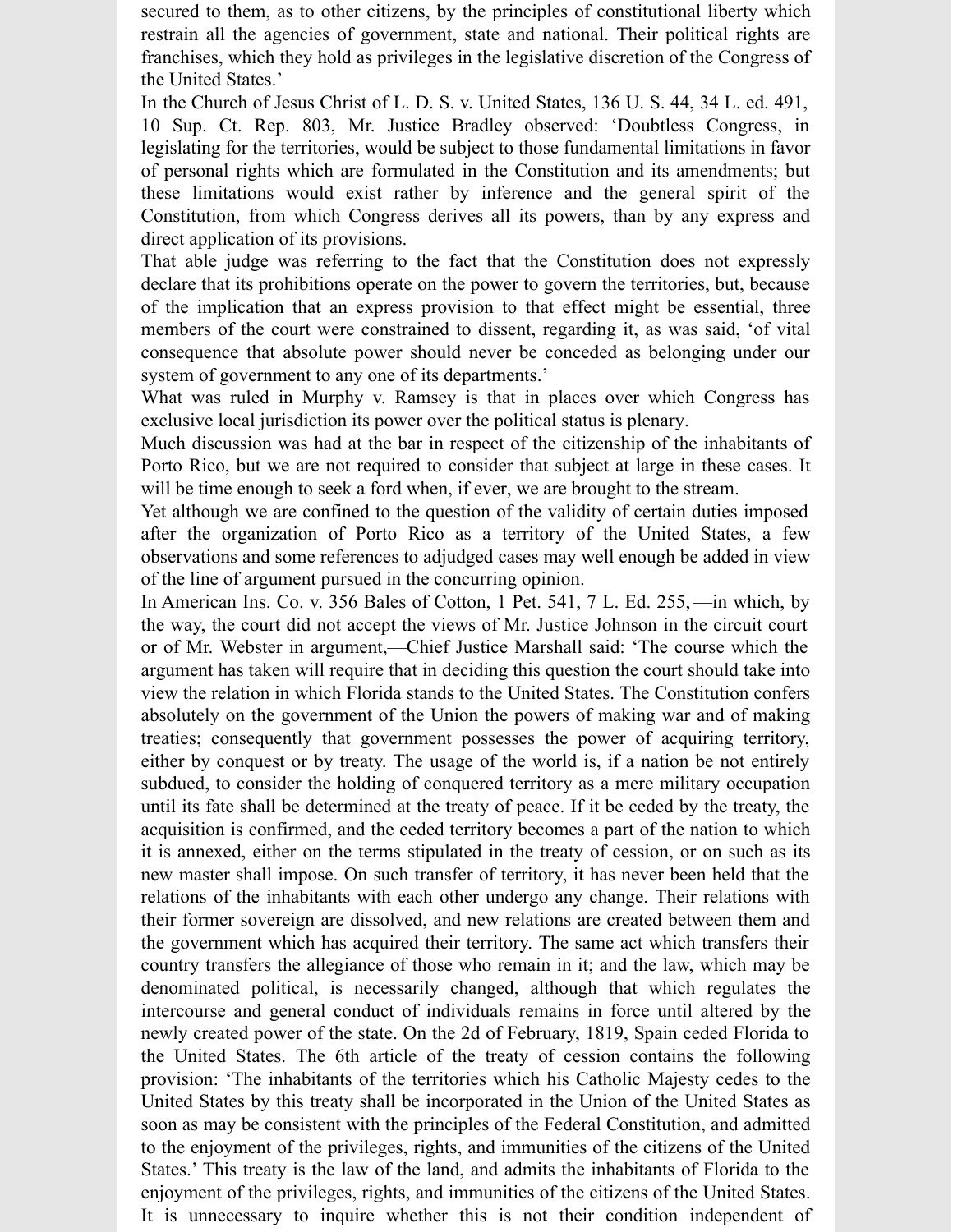secured to them, as to other citizens, by the principles of constitutional liberty which restrain all the agencies of government, state and national. Their political rights are franchises, which they hold as privileges in the legislative discretion of the Congress of the United States.'

In the Church of Jesus Christ of L. D. S. v. United States, 136 U. S. 44, 34 L. ed. 491, 10 Sup. Ct. Rep. 803, Mr. Justice Bradley observed: 'Doubtless Congress, in legislating for the territories, would be subject to those fundamental limitations in favor of personal rights which are formulated in the Constitution and its amendments; but these limitations would exist rather by inference and the general spirit of the Constitution, from which Congress derives all its powers, than by any express and direct application of its provisions.

That able judge was referring to the fact that the Constitution does not expressly declare that its prohibitions operate on the power to govern the territories, but, because of the implication that an express provision to that effect might be essential, three members of the court were constrained to dissent, regarding it, as was said, 'of vital consequence that absolute power should never be conceded as belonging under our system of government to any one of its departments.'

What was ruled in Murphy v. Ramsey is that in places over which Congress has exclusive local jurisdiction its power over the political status is plenary.

Much discussion was had at the bar in respect of the citizenship of the inhabitants of Porto Rico, but we are not required to consider that subject at large in these cases. It will be time enough to seek a ford when, if ever, we are brought to the stream.

Yet although we are confined to the question of the validity of certain duties imposed after the organization of Porto Rico as a territory of the United States, a few observations and some references to adjudged cases may well enough be added in view of the line of argument pursued in the concurring opinion.

In American Ins. Co. v. 356 Bales of Cotton, 1 Pet. 541, 7 L. Ed. 255,—in which, by the way, the court did not accept the views of Mr. Justice Johnson in the circuit court or of Mr. Webster in argument,—Chief Justice Marshall said: 'The course which the argument has taken will require that in deciding this question the court should take into view the relation in which Florida stands to the United States. The Constitution confers absolutely on the government of the Union the powers of making war and of making treaties; consequently that government possesses the power of acquiring territory, either by conquest or by treaty. The usage of the world is, if a nation be not entirely subdued, to consider the holding of conquered territory as a mere military occupation until its fate shall be determined at the treaty of peace. If it be ceded by the treaty, the acquisition is confirmed, and the ceded territory becomes a part of the nation to which it is annexed, either on the terms stipulated in the treaty of cession, or on such as its new master shall impose. On such transfer of territory, it has never been held that the relations of the inhabitants with each other undergo any change. Their relations with their former sovereign are dissolved, and new relations are created between them and the government which has acquired their territory. The same act which transfers their country transfers the allegiance of those who remain in it; and the law, which may be denominated political, is necessarily changed, although that which regulates the intercourse and general conduct of individuals remains in force until altered by the newly created power of the state. On the 2d of February, 1819, Spain ceded Florida to the United States. The 6th article of the treaty of cession contains the following provision: 'The inhabitants of the territories which his Catholic Majesty cedes to the United States by this treaty shall be incorporated in the Union of the United States as soon as may be consistent with the principles of the Federal Constitution, and admitted to the enjoyment of the privileges, rights, and immunities of the citizens of the United States.' This treaty is the law of the land, and admits the inhabitants of Florida to the enjoyment of the privileges, rights, and immunities of the citizens of the United States. It is unnecessary to inquire whether this is not their condition independent of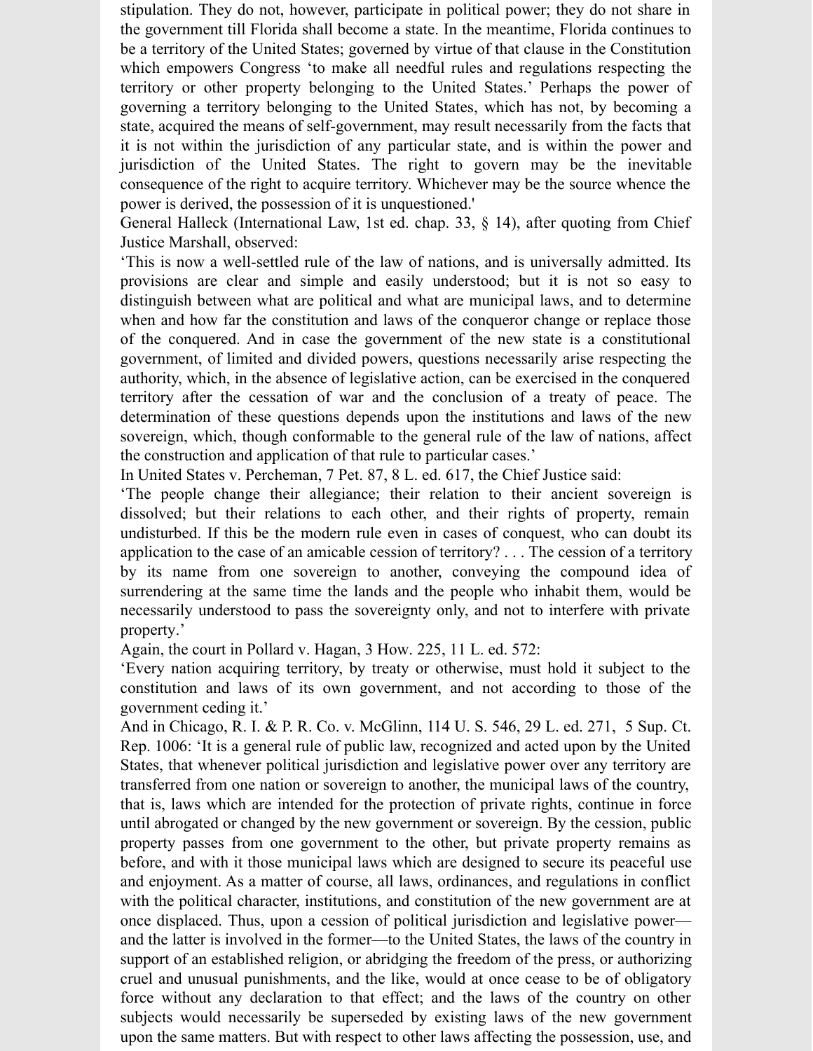stipulation. They do not, however, participate in political power; they do not share in the government till Florida shall become a state. In the meantime, Florida continues to be a territory of the United States; governed by virtue of that clause in the Constitution which empowers Congress 'to make all needful rules and regulations respecting the territory or other property belonging to the United States.' Perhaps the power of governing a territory belonging to the United States, which has not, by becoming a state, acquired the means of self-government, may result necessarily from the facts that it is not within the jurisdiction of any particular state, and is within the power and jurisdiction of the United States. The right to govern may be the inevitable consequence of the right to acquire territory. Whichever may be the source whence the power is derived, the possession of it is unquestioned.'

General Halleck (International Law, 1st ed. chap. 33, § 14), after quoting from Chief Justice Marshall, observed:

'This is now a well-settled rule of the law of nations, and is universally admitted. Its provisions are clear and simple and easily understood; but it is not so easy to distinguish between what are political and what are municipal laws, and to determine when and how far the constitution and laws of the conqueror change or replace those of the conquered. And in case the government of the new state is a constitutional government, of limited and divided powers, questions necessarily arise respecting the authority, which, in the absence of legislative action, can be exercised in the conquered territory after the cessation of war and the conclusion of a treaty of peace. The determination of these questions depends upon the institutions and laws of the new sovereign, which, though conformable to the general rule of the law of nations, affect the construction and application of that rule to particular cases.'

In United States v. Percheman, 7 Pet. 87, 8 L. ed. 617, the Chief Justice said:

'The people change their allegiance; their relation to their ancient sovereign is dissolved; but their relations to each other, and their rights of property, remain undisturbed. If this be the modern rule even in cases of conquest, who can doubt its application to the case of an amicable cession of territory? . . . The cession of a territory by its name from one sovereign to another, conveying the compound idea of surrendering at the same time the lands and the people who inhabit them, would be necessarily understood to pass the sovereignty only, and not to interfere with private property.'

Again, the court in Pollard v. Hagan, 3 How. 225, 11 L. ed. 572:

'Every nation acquiring territory, by treaty or otherwise, must hold it subject to the constitution and laws of its own government, and not according to those of the government ceding it.'

And in Chicago, R. I. & P. R. Co. v. McGlinn, 114 U. S. 546, 29 L. ed. 271, 5 Sup. Ct. Rep. 1006: 'It is a general rule of public law, recognized and acted upon by the United States, that whenever political jurisdiction and legislative power over any territory are transferred from one nation or sovereign to another, the municipal laws of the country, that is, laws which are intended for the protection of private rights, continue in force until abrogated or changed by the new government or sovereign. By the cession, public property passes from one government to the other, but private property remains as before, and with it those municipal laws which are designed to secure its peaceful use and enjoyment. As a matter of course, all laws, ordinances, and regulations in conflict with the political character, institutions, and constitution of the new government are at once displaced. Thus, upon a cession of political jurisdiction and legislative power—and the latter is involved in the former—to the United States, the laws of the country in support of an established religion, or abridging the freedom of the press, or authorizing cruel and unusual punishments, and the like, would at once cease to be of obligatory force without any declaration to that effect; and the laws of the country on other subjects would necessarily be superseded by existing laws of the new government upon the same matters. But with respect to other laws affecting the possession, use, and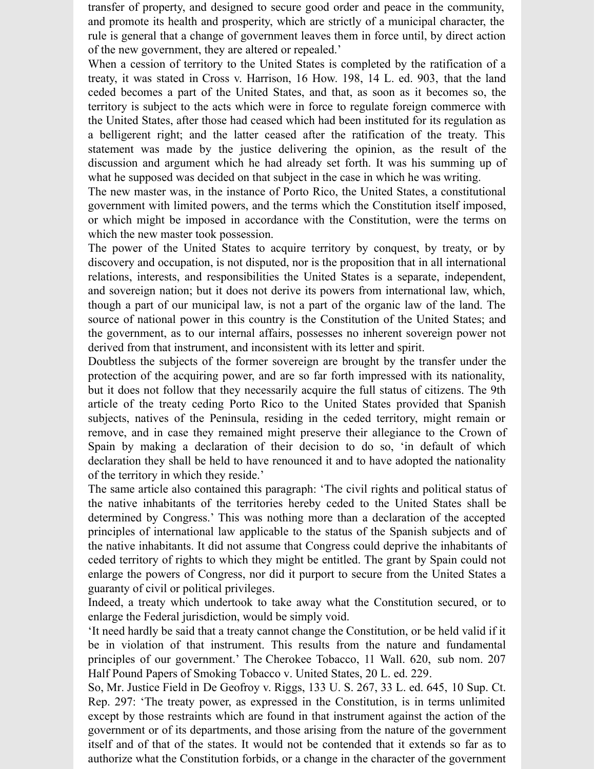transfer of property, and designed to secure good order and peace in the community, and promote its health and prosperity, which are strictly of a municipal character, the rule is general that a change of government leaves them in force until, by direct action of the new government, they are altered or repealed.'

When a cession of territory to the United States is completed by the ratification of a treaty, it was stated in Cross v. Harrison, 16 How. 198, 14 L. ed. 903, that the land ceded becomes a part of the United States, and that, as soon as it becomes so, the territory is subject to the acts which were in force to regulate foreign commerce with the United States, after those had ceased which had been instituted for its regulation as a belligerent right; and the latter ceased after the ratification of the treaty. This statement was made by the justice delivering the opinion, as the result of the discussion and argument which he had already set forth. It was his summing up of what he supposed was decided on that subject in the case in which he was writing.

The new master was, in the instance of Porto Rico, the United States, a constitutional government with limited powers, and the terms which the Constitution itself imposed, or which might be imposed in accordance with the Constitution, were the terms on which the new master took possession.

The power of the United States to acquire territory by conquest, by treaty, or by discovery and occupation, is not disputed, nor is the proposition that in all international relations, interests, and responsibilities the United States is a separate, independent, and sovereign nation; but it does not derive its powers from international law, which, though a part of our municipal law, is not a part of the organic law of the land. The source of national power in this country is the Constitution of the United States; and the government, as to our internal affairs, possesses no inherent sovereign power not derived from that instrument, and inconsistent with its letter and spirit.

Doubtless the subjects of the former sovereign are brought by the transfer under the protection of the acquiring power, and are so far forth impressed with its nationality, but it does not follow that they necessarily acquire the full status of citizens. The 9th article of the treaty ceding Porto Rico to the United States provided that Spanish subjects, natives of the Peninsula, residing in the ceded territory, might remain or remove, and in case they remained might preserve their allegiance to the Crown of Spain by making a declaration of their decision to do so, 'in default of which declaration they shall be held to have renounced it and to have adopted the nationality of the territory in which they reside.'

The same article also contained this paragraph: 'The civil rights and political status of the native inhabitants of the territories hereby ceded to the United States shall be determined by Congress.' This was nothing more than a declaration of the accepted principles of international law applicable to the status of the Spanish subjects and of the native inhabitants. It did not assume that Congress could deprive the inhabitants of ceded territory of rights to which they might be entitled. The grant by Spain could not enlarge the powers of Congress, nor did it purport to secure from the United States a guaranty of civil or political privileges.

Indeed, a treaty which undertook to take away what the Constitution secured, or to enlarge the Federal jurisdiction, would be simply void.

'It need hardly be said that a treaty cannot change the Constitution, or be held valid if it be in violation of that instrument. This results from the nature and fundamental principles of our government.' The Cherokee Tobacco, 11 Wall. 620, sub nom. 207 Half Pound Papers of Smoking Tobacco v. United States, 20 L. ed. 229.

So, Mr. Justice Field in De Geofroy v. Riggs, 133 U. S. 267, 33 L. ed. 645, 10 Sup. Ct. Rep. 297: 'The treaty power, as expressed in the Constitution, is in terms unlimited except by those restraints which are found in that instrument against the action of the government or of its departments, and those arising from the nature of the government itself and of that of the states. It would not be contended that it extends so far as to authorize what the Constitution forbids, or a change in the character of the government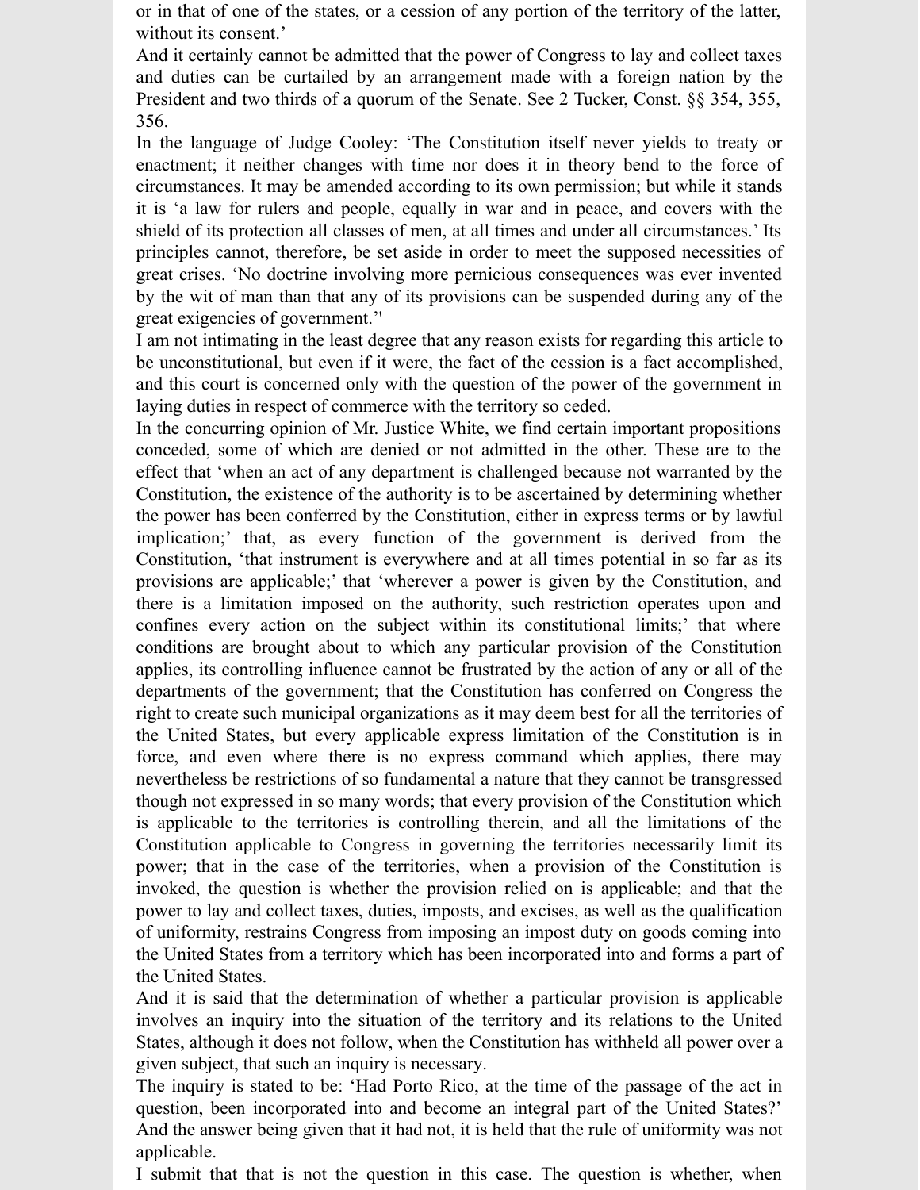or in that of one of the states, or a cession of any portion of the territory of the latter, without its consent.'

And it certainly cannot be admitted that the power of Congress to lay and collect taxes and duties can be curtailed by an arrangement made with a foreign nation by the President and two thirds of a quorum of the Senate. See 2 Tucker, Const. §§ 354, 355, 356.

In the language of Judge Cooley: 'The Constitution itself never yields to treaty or enactment; it neither changes with time nor does it in theory bend to the force of circumstances. It may be amended according to its own permission; but while it stands it is 'a law for rulers and people, equally in war and in peace, and covers with the shield of its protection all classes of men, at all times and under all circumstances.' Its principles cannot, therefore, be set aside in order to meet the supposed necessities of great crises. 'No doctrine involving more pernicious consequences was ever invented by the wit of man than that any of its provisions can be suspended during any of the great exigencies of government.''

I am not intimating in the least degree that any reason exists for regarding this article to be unconstitutional, but even if it were, the fact of the cession is a fact accomplished, and this court is concerned only with the question of the power of the government in laying duties in respect of commerce with the territory so ceded.

In the concurring opinion of Mr. Justice White, we find certain important propositions conceded, some of which are denied or not admitted in the other. These are to the effect that 'when an act of any department is challenged because not warranted by the Constitution, the existence of the authority is to be ascertained by determining whether the power has been conferred by the Constitution, either in express terms or by lawful implication;' that, as every function of the government is derived from the Constitution, 'that instrument is everywhere and at all times potential in so far as its provisions are applicable;' that 'wherever a power is given by the Constitution, and there is a limitation imposed on the authority, such restriction operates upon and confines every action on the subject within its constitutional limits;' that where conditions are brought about to which any particular provision of the Constitution applies, its controlling influence cannot be frustrated by the action of any or all of the departments of the government; that the Constitution has conferred on Congress the right to create such municipal organizations as it may deem best for all the territories of the United States, but every applicable express limitation of the Constitution is in force, and even where there is no express command which applies, there may nevertheless be restrictions of so fundamental a nature that they cannot be transgressed though not expressed in so many words; that every provision of the Constitution which is applicable to the territories is controlling therein, and all the limitations of the Constitution applicable to Congress in governing the territories necessarily limit its power; that in the case of the territories, when a provision of the Constitution is invoked, the question is whether the provision relied on is applicable; and that the power to lay and collect taxes, duties, imposts, and excises, as well as the qualification of uniformity, restrains Congress from imposing an impost duty on goods coming into the United States from a territory which has been incorporated into and forms a part of the United States.

And it is said that the determination of whether a particular provision is applicable involves an inquiry into the situation of the territory and its relations to the United States, although it does not follow, when the Constitution has withheld all power over a given subject, that such an inquiry is necessary.

The inquiry is stated to be: 'Had Porto Rico, at the time of the passage of the act in question, been incorporated into and become an integral part of the United States?' And the answer being given that it had not, it is held that the rule of uniformity was not applicable.

I submit that that is not the question in this case. The question is whether, when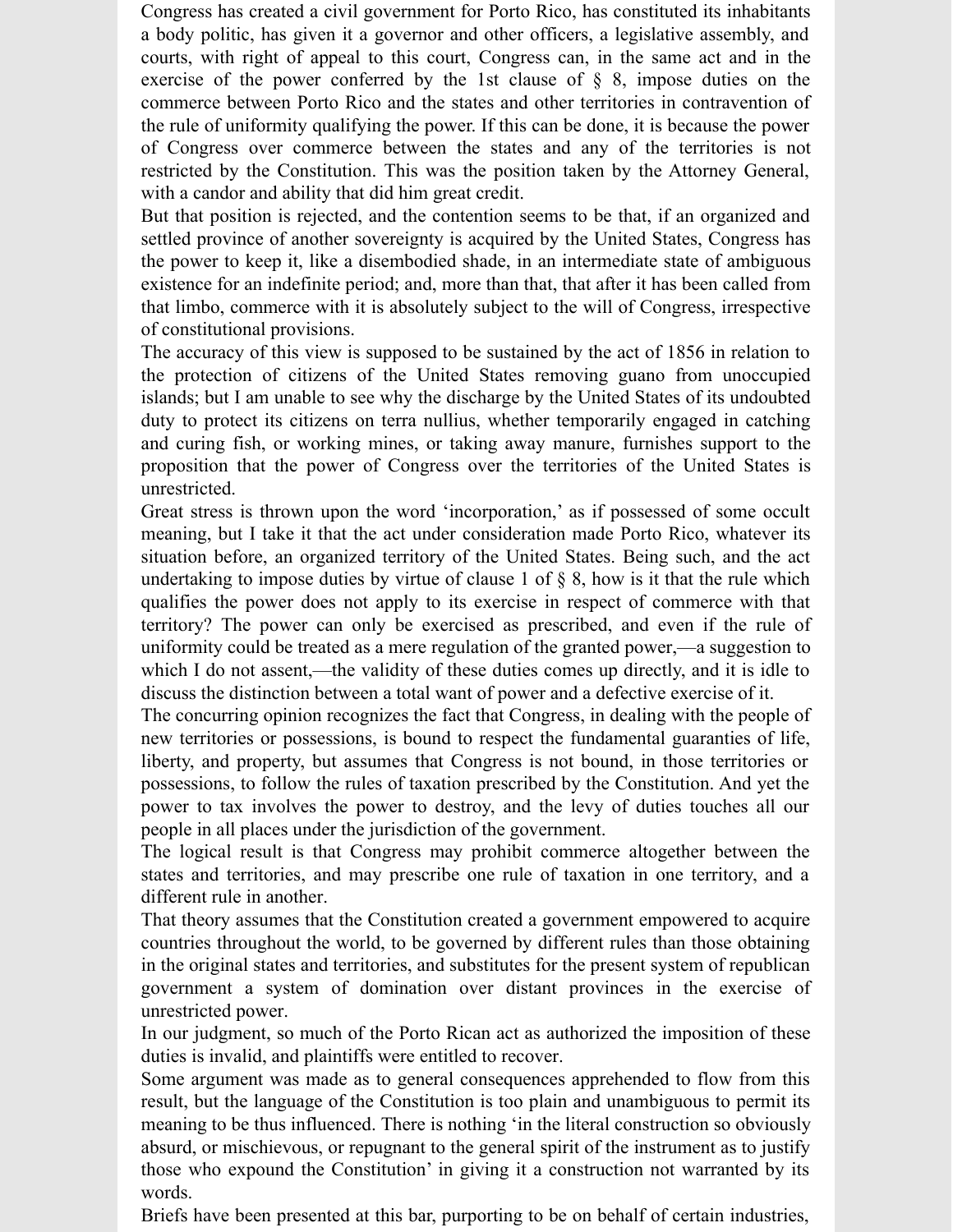Congress has created a civil government for Porto Rico, has constituted its inhabitants a body politic, has given it a governor and other officers, a legislative assembly, and courts, with right of appeal to this court, Congress can, in the same act and in the exercise of the power conferred by the 1st clause of § 8, impose duties on the commerce between Porto Rico and the states and other territories in contravention of the rule of uniformity qualifying the power. If this can be done, it is because the power of Congress over commerce between the states and any of the territories is not restricted by the Constitution. This was the position taken by the Attorney General, with a candor and ability that did him great credit.

But that position is rejected, and the contention seems to be that, if an organized and settled province of another sovereignty is acquired by the United States, Congress has the power to keep it, like a disembodied shade, in an intermediate state of ambiguous existence for an indefinite period; and, more than that, that after it has been called from that limbo, commerce with it is absolutely subject to the will of Congress, irrespective of constitutional provisions.

The accuracy of this view is supposed to be sustained by the act of 1856 in relation to the protection of citizens of the United States removing guano from unoccupied islands; but I am unable to see why the discharge by the United States of its undoubted duty to protect its citizens on terra nullius, whether temporarily engaged in catching and curing fish, or working mines, or taking away manure, furnishes support to the proposition that the power of Congress over the territories of the United States is unrestricted.

Great stress is thrown upon the word 'incorporation,' as if possessed of some occult meaning, but I take it that the act under consideration made Porto Rico, whatever its situation before, an organized territory of the United States. Being such, and the act undertaking to impose duties by virtue of clause 1 of § 8, how is it that the rule which qualifies the power does not apply to its exercise in respect of commerce with that territory? The power can only be exercised as prescribed, and even if the rule of uniformity could be treated as a mere regulation of the granted power,—a suggestion to which I do not assent,—the validity of these duties comes up directly, and it is idle to discuss the distinction between a total want of power and a defective exercise of it.

The concurring opinion recognizes the fact that Congress, in dealing with the people of new territories or possessions, is bound to respect the fundamental guaranties of life, liberty, and property, but assumes that Congress is not bound, in those territories or possessions, to follow the rules of taxation prescribed by the Constitution. And yet the power to tax involves the power to destroy, and the levy of duties touches all our people in all places under the jurisdiction of the government.

The logical result is that Congress may prohibit commerce altogether between the states and territories, and may prescribe one rule of taxation in one territory, and a different rule in another.

That theory assumes that the Constitution created a government empowered to acquire countries throughout the world, to be governed by different rules than those obtaining in the original states and territories, and substitutes for the present system of republican government a system of domination over distant provinces in the exercise of unrestricted power.

In our judgment, so much of the Porto Rican act as authorized the imposition of these duties is invalid, and plaintiffs were entitled to recover.

Some argument was made as to general consequences apprehended to flow from this result, but the language of the Constitution is too plain and unambiguous to permit its meaning to be thus influenced. There is nothing 'in the literal construction so obviously absurd, or mischievous, or repugnant to the general spirit of the instrument as to justify those who expound the Constitution' in giving it a construction not warranted by its words.

Briefs have been presented at this bar, purporting to be on behalf of certain industries,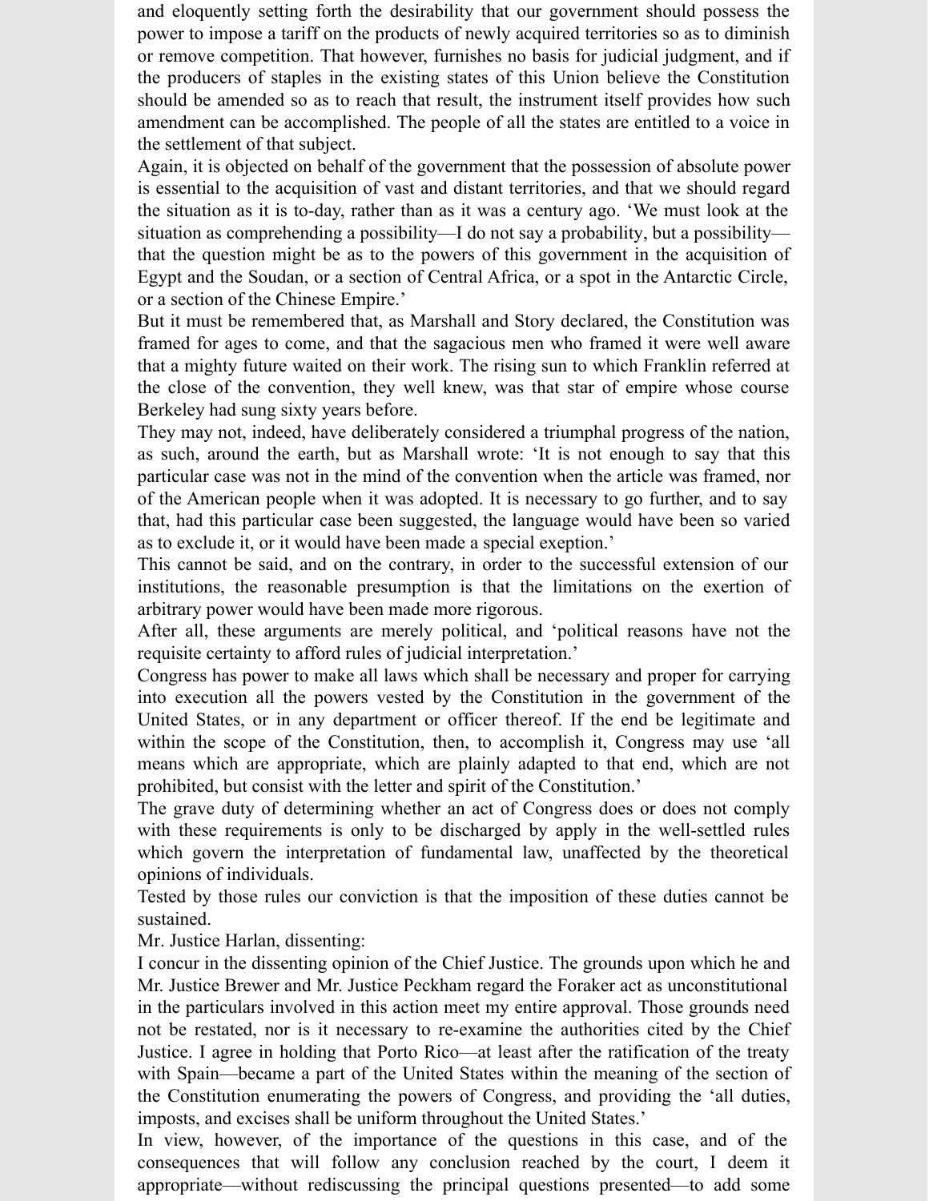and eloquently setting forth the desirability that our government should possess the power to impose a tariff on the products of newly acquired territories so as to diminish or remove competition. That however, furnishes no basis for judicial judgment, and if the producers of staples in the existing states of this Union believe the Constitution should be amended so as to reach that result, the instrument itself provides how such amendment can be accomplished. The people of all the states are entitled to a voice in the settlement of that subject.

Again, it is objected on behalf of the government that the possession of absolute power is essential to the acquisition of vast and distant territories, and that we should regard the situation as it is to-day, rather than as it was a century ago. 'We must look at the situation as comprehending a possibility—I do not say a probability, but a possibility—that the question might be as to the powers of this government in the acquisition of Egypt and the Soudan, or a section of Central Africa, or a spot in the Antarctic Circle, or a section of the Chinese Empire.'

But it must be remembered that, as Marshall and Story declared, the Constitution was framed for ages to come, and that the sagacious men who framed it were well aware that a mighty future waited on their work. The rising sun to which Franklin referred at the close of the convention, they well knew, was that star of empire whose course Berkeley had sung sixty years before.

They may not, indeed, have deliberately considered a triumphal progress of the nation, as such, around the earth, but as Marshall wrote: 'It is not enough to say that this particular case was not in the mind of the convention when the article was framed, nor of the American people when it was adopted. It is necessary to go further, and to say that, had this particular case been suggested, the language would have been so varied as to exclude it, or it would have been made a special exception.'

This cannot be said, and on the contrary, in order to the successful extension of our institutions, the reasonable presumption is that the limitations on the exertion of arbitrary power would have been made more rigorous.

After all, these arguments are merely political, and 'political reasons have not the requisite certainty to afford rules of judicial interpretation.'

Congress has power to make all laws which shall be necessary and proper for carrying into execution all the powers vested by the Constitution in the government of the United States, or in any department or officer thereof. If the end be legitimate and within the scope of the Constitution, then, to accomplish it, Congress may use 'all means which are appropriate, which are plainly adapted to that end, which are not prohibited, but consist with the letter and spirit of the Constitution.'

The grave duty of determining whether an act of Congress does or does not comply with these requirements is only to be discharged by apply in the well-settled rules which govern the interpretation of fundamental law, unaffected by the theoretical opinions of individuals.

Tested by those rules our conviction is that the imposition of these duties cannot be sustained.

Mr. Justice Harlan, dissenting:

I concur in the dissenting opinion of the Chief Justice. The grounds upon which he and Mr. Justice Brewer and Mr. Justice Peckham regard the Foraker act as unconstitutional in the particulars involved in this action meet my entire approval. Those grounds need not be restated, nor is it necessary to re-examine the authorities cited by the Chief Justice. I agree in holding that Porto Rico—at least after the ratification of the treaty with Spain—became a part of the United States within the meaning of the section of the Constitution enumerating the powers of Congress, and providing the 'all duties, imposts, and excises shall be uniform throughout the United States.'

In view, however, of the importance of the questions in this case, and of the consequences that will follow any conclusion reached by the court, I deem it appropriate—without rediscussing the principal questions presented—to add some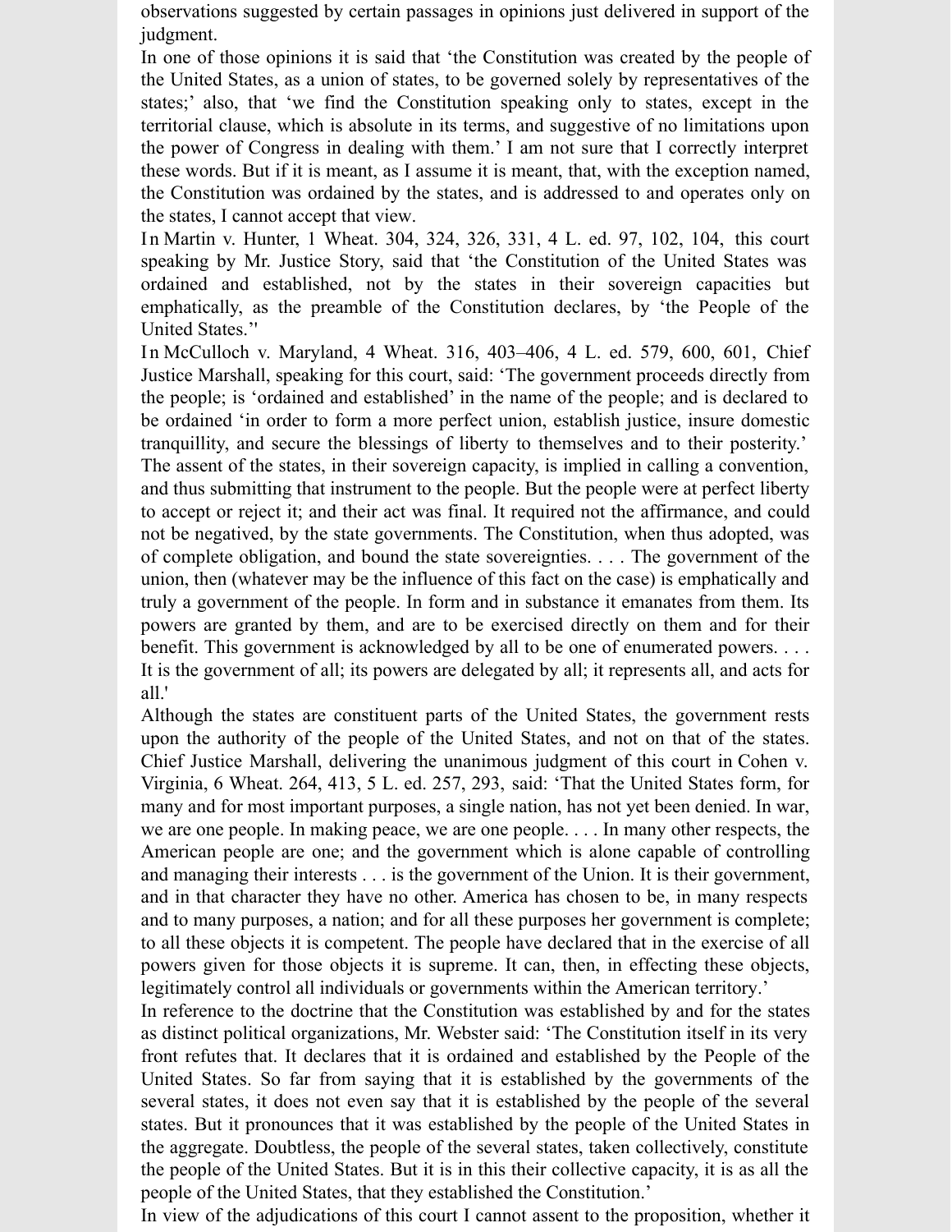observations suggested by certain passages in opinions just delivered in support of the judgment.

In one of those opinions it is said that 'the Constitution was created by the people of the United States, as a union of states, to be governed solely by representatives of the states;' also, that 'we find the Constitution speaking only to states, except in the territorial clause, which is absolute in its terms, and suggestive of no limitations upon the power of Congress in dealing with them.' I am not sure that I correctly interpret these words. But if it is meant, as I assume it is meant, that, with the exception named, the Constitution was ordained by the states, and is addressed to and operates only on the states, I cannot accept that view.

In Martin v. Hunter, 1 Wheat. 304, 324, 326, 331, 4 L. ed. 97, 102, 104, this court speaking by Mr. Justice Story, said that 'the Constitution of the United States was ordained and established, not by the states in their sovereign capacities but emphatically, as the preamble of the Constitution declares, by 'the People of the United States.''

In McCulloch v. Maryland, 4 Wheat. 316, 403–406, 4 L. ed. 579, 600, 601, Chief Justice Marshall, speaking for this court, said: 'The government proceeds directly from the people; is 'ordained and established' in the name of the people; and is declared to be ordained 'in order to form a more perfect union, establish justice, insure domestic tranquillity, and secure the blessings of liberty to themselves and to their posterity.' The assent of the states, in their sovereign capacity, is implied in calling a convention, and thus submitting that instrument to the people. But the people were at perfect liberty to accept or reject it; and their act was final. It required not the affirmance, and could not be negatived, by the state governments. The Constitution, when thus adopted, was of complete obligation, and bound the state sovereignties. . . . The government of the union, then (whatever may be the influence of this fact on the case) is emphatically and truly a government of the people. In form and in substance it emanates from them. Its powers are granted by them, and are to be exercised directly on them and for their benefit. This government is acknowledged by all to be one of enumerated powers. . . . It is the government of all; its powers are delegated by all; it represents all, and acts for all.'

Although the states are constituent parts of the United States, the government rests upon the authority of the people of the United States, and not on that of the states. Chief Justice Marshall, delivering the unanimous judgment of this court in Cohen v. Virginia, 6 Wheat. 264, 413, 5 L. ed. 257, 293, said: 'That the United States form, for many and for most important purposes, a single nation, has not yet been denied. In war, we are one people. In making peace, we are one people. . . . In many other respects, the American people are one; and the government which is alone capable of controlling and managing their interests . . . is the government of the Union. It is their government, and in that character they have no other. America has chosen to be, in many respects and to many purposes, a nation; and for all these purposes her government is complete; to all these objects it is competent. The people have declared that in the exercise of all powers given for those objects it is supreme. It can, then, in effecting these objects, legitimately control all individuals or governments within the American territory.'

In reference to the doctrine that the Constitution was established by and for the states as distinct political organizations, Mr. Webster said: 'The Constitution itself in its very front refutes that. It declares that it is ordained and established by the People of the United States. So far from saying that it is established by the governments of the several states, it does not even say that it is established by the people of the several states. But it pronounces that it was established by the people of the United States in the aggregate. Doubtless, the people of the several states, taken collectively, constitute the people of the United States. But it is in this their collective capacity, it is as all the people of the United States, that they established the Constitution.'

In view of the adjudications of this court I cannot assent to the proposition, whether it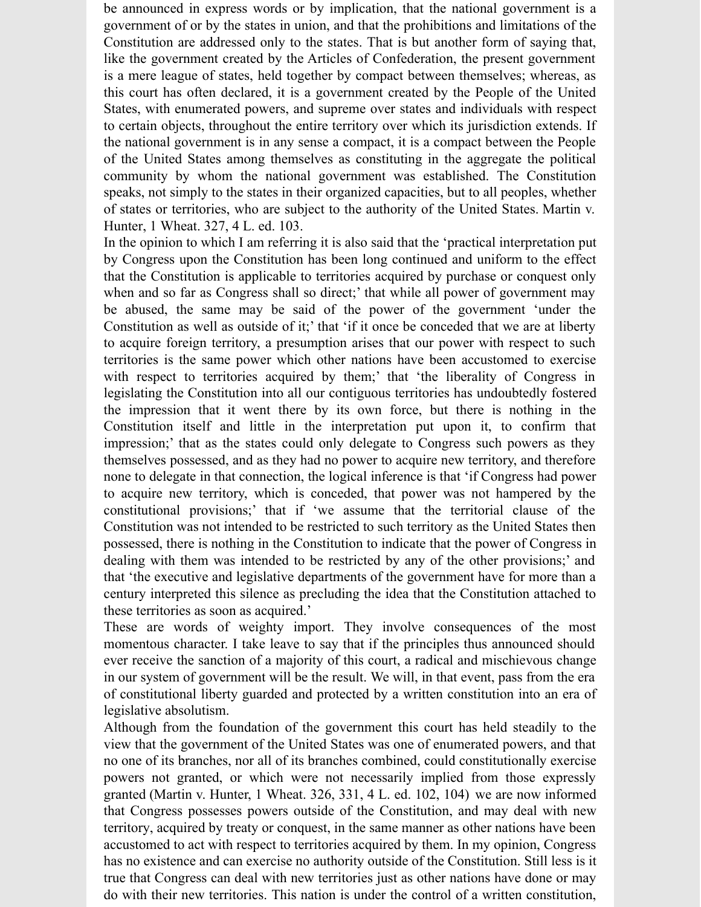be announced in express words or by implication, that the national government is a government of or by the states in union, and that the prohibitions and limitations of the Constitution are addressed only to the states. That is but another form of saying that, like the government created by the Articles of Confederation, the present government is a mere league of states, held together by compact between themselves; whereas, as this court has often declared, it is a government created by the People of the United States, with enumerated powers, and supreme over states and individuals with respect to certain objects, throughout the entire territory over which its jurisdiction extends. If the national government is in any sense a compact, it is a compact between the People of the United States among themselves as constituting in the aggregate the political community by whom the national government was established. The Constitution speaks, not simply to the states in their organized capacities, but to all peoples, whether of states or territories, who are subject to the authority of the United States. Martin v. Hunter, 1 Wheat. 327, 4 L. ed. 103.

In the opinion to which I am referring it is also said that the 'practical interpretation put by Congress upon the Constitution has been long continued and uniform to the effect that the Constitution is applicable to territories acquired by purchase or conquest only when and so far as Congress shall so direct;' that while all power of government may be abused, the same may be said of the power of the government 'under the Constitution as well as outside of it;' that 'if it once be conceded that we are at liberty to acquire foreign territory, a presumption arises that our power with respect to such territories is the same power which other nations have been accustomed to exercise with respect to territories acquired by them;' that 'the liberality of Congress in legislating the Constitution into all our contiguous territories has undoubtedly fostered the impression that it went there by its own force, but there is nothing in the Constitution itself and little in the interpretation put upon it, to confirm that impression;' that as the states could only delegate to Congress such powers as they themselves possessed, and as they had no power to acquire new territory, and therefore none to delegate in that connection, the logical inference is that 'if Congress had power to acquire new territory, which is conceded, that power was not hampered by the constitutional provisions;' that if 'we assume that the territorial clause of the Constitution was not intended to be restricted to such territory as the United States then possessed, there is nothing in the Constitution to indicate that the power of Congress in dealing with them was intended to be restricted by any of the other provisions;' and that 'the executive and legislative departments of the government have for more than a century interpreted this silence as precluding the idea that the Constitution attached to these territories as soon as acquired.'

These are words of weighty import. They involve consequences of the most momentous character. I take leave to say that if the principles thus announced should ever receive the sanction of a majority of this court, a radical and mischievous change in our system of government will be the result. We will, in that event, pass from the era of constitutional liberty guarded and protected by a written constitution into an era of legislative absolutism.

Although from the foundation of the government this court has held steadily to the view that the government of the United States was one of enumerated powers, and that no one of its branches, nor all of its branches combined, could constitutionally exercise powers not granted, or which were not necessarily implied from those expressly granted (Martin v. Hunter, 1 Wheat. 326, 331, 4 L. ed. 102, 104) we are now informed that Congress possesses powers outside of the Constitution, and may deal with new territory, acquired by treaty or conquest, in the same manner as other nations have been accustomed to act with respect to territories acquired by them. In my opinion, Congress has no existence and can exercise no authority outside of the Constitution. Still less is it true that Congress can deal with new territories just as other nations have done or may do with their new territories. This nation is under the control of a written constitution,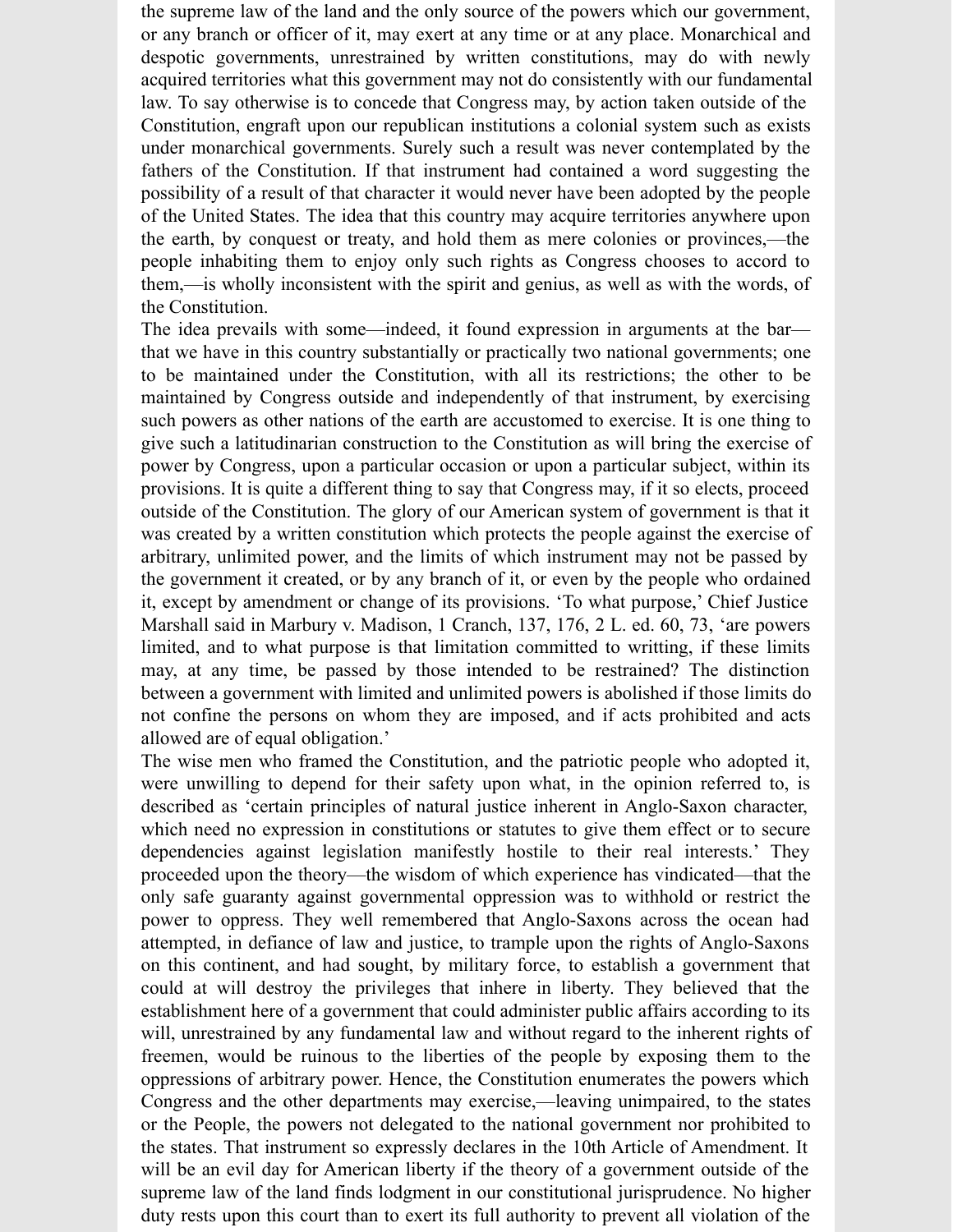the supreme law of the land and the only source of the powers which our government, or any branch or officer of it, may exert at any time or at any place. Monarchical and despotic governments, unrestrained by written constitutions, may do with newly acquired territories what this government may not do consistently with our fundamental law. To say otherwise is to concede that Congress may, by action taken outside of the Constitution, engraft upon our republican institutions a colonial system such as exists under monarchical governments. Surely such a result was never contemplated by the fathers of the Constitution. If that instrument had contained a word suggesting the possibility of a result of that character it would never have been adopted by the people of the United States. The idea that this country may acquire territories anywhere upon the earth, by conquest or treaty, and hold them as mere colonies or provinces,—the people inhabiting them to enjoy only such rights as Congress chooses to accord to them,—is wholly inconsistent with the spirit and genius, as well as with the words, of the Constitution.

The idea prevails with some—indeed, it found expression in arguments at the bar—that we have in this country substantially or practically two national governments; one to be maintained under the Constitution, with all its restrictions; the other to be maintained by Congress outside and independently of that instrument, by exercising such powers as other nations of the earth are accustomed to exercise. It is one thing to give such a latitudinarian construction to the Constitution as will bring the exercise of power by Congress, upon a particular occasion or upon a particular subject, within its provisions. It is quite a different thing to say that Congress may, if it so elects, proceed outside of the Constitution. The glory of our American system of government is that it was created by a written constitution which protects the people against the exercise of arbitrary, unlimited power, and the limits of which instrument may not be passed by the government it created, or by any branch of it, or even by the people who ordained it, except by amendment or change of its provisions. 'To what purpose,' Chief Justice Marshall said in Marbury v. Madison, 1 Cranch, 137, 176, 2 L. ed. 60, 73, 'are powers limited, and to what purpose is that limitation committed to writting, if these limits may, at any time, be passed by those intended to be restrained? The distinction between a government with limited and unlimited powers is abolished if those limits do not confine the persons on whom they are imposed, and if acts prohibited and acts allowed are of equal obligation.'

The wise men who framed the Constitution, and the patriotic people who adopted it, were unwilling to depend for their safety upon what, in the opinion referred to, is described as 'certain principles of natural justice inherent in Anglo-Saxon character, which need no expression in constitutions or statutes to give them effect or to secure dependencies against legislation manifestly hostile to their real interests.' They proceeded upon the theory—the wisdom of which experience has vindicated—that the only safe guaranty against governmental oppression was to withhold or restrict the power to oppress. They well remembered that Anglo-Saxons across the ocean had attempted, in defiance of law and justice, to trample upon the rights of Anglo-Saxons on this continent, and had sought, by military force, to establish a government that could at will destroy the privileges that inhere in liberty. They believed that the establishment here of a government that could administer public affairs according to its will, unrestrained by any fundamental law and without regard to the inherent rights of freemen, would be ruinous to the liberties of the people by exposing them to the oppressions of arbitrary power. Hence, the Constitution enumerates the powers which Congress and the other departments may exercise,—leaving unimpaired, to the states or the People, the powers not delegated to the national government nor prohibited to the states. That instrument so expressly declares in the 10th Article of Amendment. It will be an evil day for American liberty if the theory of a government outside of the supreme law of the land finds lodgment in our constitutional jurisprudence. No higher duty rests upon this court than to exert its full authority to prevent all violation of the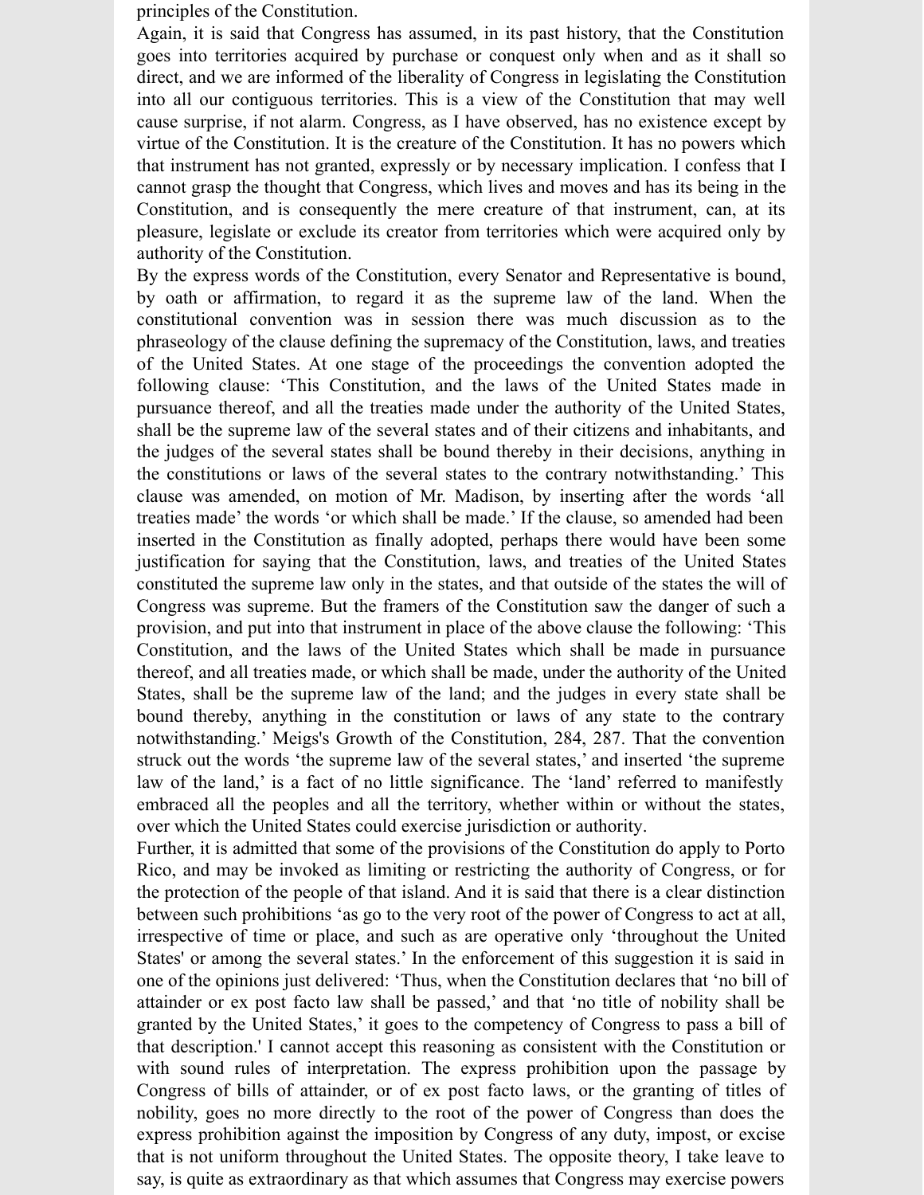principles of the Constitution.

Again, it is said that Congress has assumed, in its past history, that the Constitution goes into territories acquired by purchase or conquest only when and as it shall so direct, and we are informed of the liberality of Congress in legislating the Constitution into all our contiguous territories. This is a view of the Constitution that may well cause surprise, if not alarm. Congress, as I have observed, has no existence except by virtue of the Constitution. It is the creature of the Constitution. It has no powers which that instrument has not granted, expressly or by necessary implication. I confess that I cannot grasp the thought that Congress, which lives and moves and has its being in the Constitution, and is consequently the mere creature of that instrument, can, at its pleasure, legislate or exclude its creator from territories which were acquired only by authority of the Constitution.

By the express words of the Constitution, every Senator and Representative is bound, by oath or affirmation, to regard it as the supreme law of the land. When the constitutional convention was in session there was much discussion as to the phraseology of the clause defining the supremacy of the Constitution, laws, and treaties of the United States. At one stage of the proceedings the convention adopted the following clause: 'This Constitution, and the laws of the United States made in pursuance thereof, and all the treaties made under the authority of the United States, shall be the supreme law of the several states and of their citizens and inhabitants, and the judges of the several states shall be bound thereby in their decisions, anything in the constitutions or laws of the several states to the contrary notwithstanding.' This clause was amended, on motion of Mr. Madison, by inserting after the words 'all treaties made' the words 'or which shall be made.' If the clause, so amended had been inserted in the Constitution as finally adopted, perhaps there would have been some justification for saying that the Constitution, laws, and treaties of the United States constituted the supreme law only in the states, and that outside of the states the will of Congress was supreme. But the framers of the Constitution saw the danger of such a provision, and put into that instrument in place of the above clause the following: 'This Constitution, and the laws of the United States which shall be made in pursuance thereof, and all treaties made, or which shall be made, under the authority of the United States, shall be the supreme law of the land; and the judges in every state shall be bound thereby, anything in the constitution or laws of any state to the contrary notwithstanding.' Meigs's Growth of the Constitution, 284, 287. That the convention struck out the words 'the supreme law of the several states,' and inserted 'the supreme law of the land,' is a fact of no little significance. The 'land' referred to manifestly embraced all the peoples and all the territory, whether within or without the states, over which the United States could exercise jurisdiction or authority.

Further, it is admitted that some of the provisions of the Constitution do apply to Porto Rico, and may be invoked as limiting or restricting the authority of Congress, or for the protection of the people of that island. And it is said that there is a clear distinction between such prohibitions 'as go to the very root of the power of Congress to act at all, irrespective of time or place, and such as are operative only 'throughout the United States' or among the several states.' In the enforcement of this suggestion it is said in one of the opinions just delivered: 'Thus, when the Constitution declares that 'no bill of attainder or ex post facto law shall be passed,' and that 'no title of nobility shall be granted by the United States,' it goes to the competency of Congress to pass a bill of that description.' I cannot accept this reasoning as consistent with the Constitution or with sound rules of interpretation. The express prohibition upon the passage by Congress of bills of attainder, or of ex post facto laws, or the granting of titles of nobility, goes no more directly to the root of the power of Congress than does the express prohibition against the imposition by Congress of any duty, impost, or excise that is not uniform throughout the United States. The opposite theory, I take leave to say, is quite as extraordinary as that which assumes that Congress may exercise powers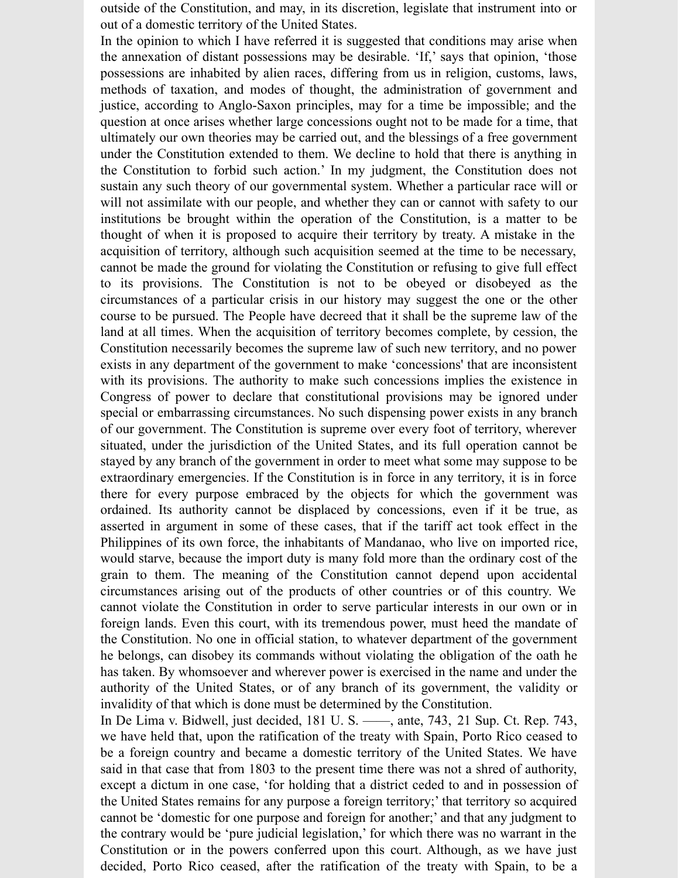outside of the Constitution, and may, in its discretion, legislate that instrument into or out of a domestic territory of the United States.

In the opinion to which I have referred it is suggested that conditions may arise when the annexation of distant possessions may be desirable. 'If,' says that opinion, 'those possessions are inhabited by alien races, differing from us in religion, customs, laws, methods of taxation, and modes of thought, the administration of government and justice, according to Anglo-Saxon principles, may for a time be impossible; and the question at once arises whether large concessions ought not to be made for a time, that ultimately our own theories may be carried out, and the blessings of a free government under the Constitution extended to them. We decline to hold that there is anything in the Constitution to forbid such action.' In my judgment, the Constitution does not sustain any such theory of our governmental system. Whether a particular race will or will not assimilate with our people, and whether they can or cannot with safety to our institutions be brought within the operation of the Constitution, is a matter to be thought of when it is proposed to acquire their territory by treaty. A mistake in the acquisition of territory, although such acquisition seemed at the time to be necessary, cannot be made the ground for violating the Constitution or refusing to give full effect to its provisions. The Constitution is not to be obeyed or disobeyed as the circumstances of a particular crisis in our history may suggest the one or the other course to be pursued. The People have decreed that it shall be the supreme law of the land at all times. When the acquisition of territory becomes complete, by cession, the Constitution necessarily becomes the supreme law of such new territory, and no power exists in any department of the government to make 'concessions' that are inconsistent with its provisions. The authority to make such concessions implies the existence in Congress of power to declare that constitutional provisions may be ignored under special or embarrassing circumstances. No such dispensing power exists in any branch of our government. The Constitution is supreme over every foot of territory, wherever situated, under the jurisdiction of the United States, and its full operation cannot be stayed by any branch of the government in order to meet what some may suppose to be extraordinary emergencies. If the Constitution is in force in any territory, it is in force there for every purpose embraced by the objects for which the government was ordained. Its authority cannot be displaced by concessions, even if it be true, as asserted in argument in some of these cases, that if the tariff act took effect in the Philippines of its own force, the inhabitants of Mandanao, who live on imported rice, would starve, because the import duty is many fold more than the ordinary cost of the grain to them. The meaning of the Constitution cannot depend upon accidental circumstances arising out of the products of other countries or of this country. We cannot violate the Constitution in order to serve particular interests in our own or in foreign lands. Even this court, with its tremendous power, must heed the mandate of the Constitution. No one in official station, to whatever department of the government he belongs, can disobey its commands without violating the obligation of the oath he has taken. By whomsoever and wherever power is exercised in the name and under the authority of the United States, or of any branch of its government, the validity or invalidity of that which is done must be determined by the Constitution.

In De Lima v. Bidwell, just decided, 181 U. S. ——, ante, 743, 21 Sup. Ct. Rep. 743, we have held that, upon the ratification of the treaty with Spain, Porto Rico ceased to be a foreign country and became a domestic territory of the United States. We have said in that case that from 1803 to the present time there was not a shred of authority, except a dictum in one case, 'for holding that a district ceded to and in possession of the United States remains for any purpose a foreign territory;' that territory so acquired cannot be 'domestic for one purpose and foreign for another;' and that any judgment to the contrary would be 'pure judicial legislation,' for which there was no warrant in the Constitution or in the powers conferred upon this court. Although, as we have just decided, Porto Rico ceased, after the ratification of the treaty with Spain, to be a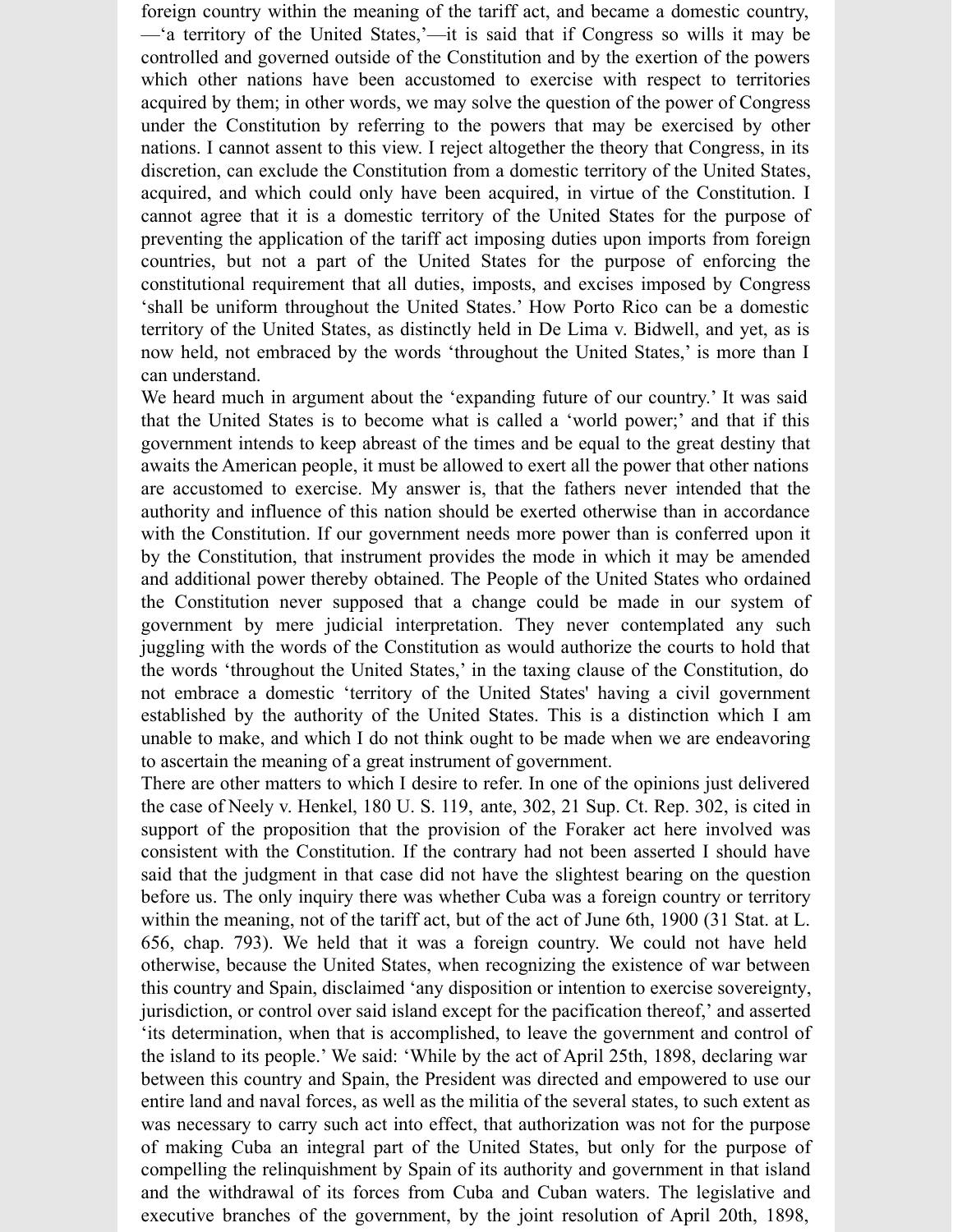foreign country within the meaning of the tariff act, and became a domestic country, —'a territory of the United States,'—it is said that if Congress so wills it may be controlled and governed outside of the Constitution and by the exertion of the powers which other nations have been accustomed to exercise with respect to territories acquired by them; in other words, we may solve the question of the power of Congress under the Constitution by referring to the powers that may be exercised by other nations. I cannot assent to this view. I reject altogether the theory that Congress, in its discretion, can exclude the Constitution from a domestic territory of the United States, acquired, and which could only have been acquired, in virtue of the Constitution. I cannot agree that it is a domestic territory of the United States for the purpose of preventing the application of the tariff act imposing duties upon imports from foreign countries, but not a part of the United States for the purpose of enforcing the constitutional requirement that all duties, imposts, and excises imposed by Congress 'shall be uniform throughout the United States.' How Porto Rico can be a domestic territory of the United States, as distinctly held in De Lima v. Bidwell, and yet, as is now held, not embraced by the words 'throughout the United States,' is more than I can understand.

We heard much in argument about the 'expanding future of our country.' It was said that the United States is to become what is called a 'world power;' and that if this government intends to keep abreast of the times and be equal to the great destiny that awaits the American people, it must be allowed to exert all the power that other nations are accustomed to exercise. My answer is, that the fathers never intended that the authority and influence of this nation should be exerted otherwise than in accordance with the Constitution. If our government needs more power than is conferred upon it by the Constitution, that instrument provides the mode in which it may be amended and additional power thereby obtained. The People of the United States who ordained the Constitution never supposed that a change could be made in our system of government by mere judicial interpretation. They never contemplated any such juggling with the words of the Constitution as would authorize the courts to hold that the words 'throughout the United States,' in the taxing clause of the Constitution, do not embrace a domestic 'territory of the United States' having a civil government established by the authority of the United States. This is a distinction which I am unable to make, and which I do not think ought to be made when we are endeavoring to ascertain the meaning of a great instrument of government.

There are other matters to which I desire to refer. In one of the opinions just delivered the case of Neely v. Henkel, 180 U. S. 119, ante, 302, 21 Sup. Ct. Rep. 302, is cited in support of the proposition that the provision of the Foraker act here involved was consistent with the Constitution. If the contrary had not been asserted I should have said that the judgment in that case did not have the slightest bearing on the question before us. The only inquiry there was whether Cuba was a foreign country or territory within the meaning, not of the tariff act, but of the act of June 6th, 1900 (31 Stat. at L. 656, chap. 793). We held that it was a foreign country. We could not have held otherwise, because the United States, when recognizing the existence of war between this country and Spain, disclaimed 'any disposition or intention to exercise sovereignty, jurisdiction, or control over said island except for the pacification thereof,' and asserted 'its determination, when that is accomplished, to leave the government and control of the island to its people.' We said: 'While by the act of April 25th, 1898, declaring war between this country and Spain, the President was directed and empowered to use our entire land and naval forces, as well as the militia of the several states, to such extent as was necessary to carry such act into effect, that authorization was not for the purpose of making Cuba an integral part of the United States, but only for the purpose of compelling the relinquishment by Spain of its authority and government in that island and the withdrawal of its forces from Cuba and Cuban waters. The legislative and executive branches of the government, by the joint resolution of April 20th, 1898,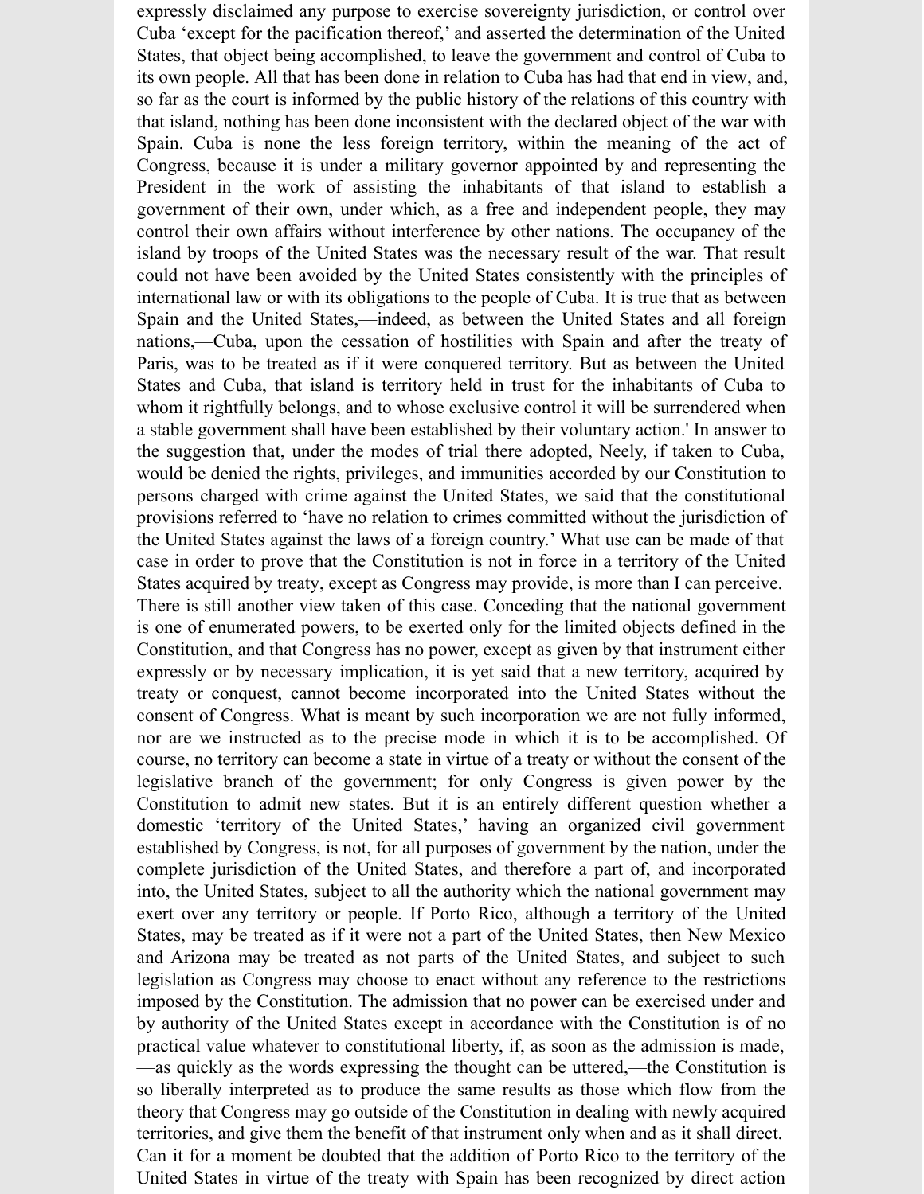expressly disclaimed any purpose to exercise sovereignty jurisdiction, or control over Cuba 'except for the pacification thereof,' and asserted the determination of the United States, that object being accomplished, to leave the government and control of Cuba to its own people. All that has been done in relation to Cuba has had that end in view, and, so far as the court is informed by the public history of the relations of this country with that island, nothing has been done inconsistent with the declared object of the war with Spain. Cuba is none the less foreign territory, within the meaning of the act of Congress, because it is under a military governor appointed by and representing the President in the work of assisting the inhabitants of that island to establish a government of their own, under which, as a free and independent people, they may control their own affairs without interference by other nations. The occupancy of the island by troops of the United States was the necessary result of the war. That result could not have been avoided by the United States consistently with the principles of international law or with its obligations to the people of Cuba. It is true that as between Spain and the United States,—indeed, as between the United States and all foreign nations,—Cuba, upon the cessation of hostilities with Spain and after the treaty of Paris, was to be treated as if it were conquered territory. But as between the United States and Cuba, that island is territory held in trust for the inhabitants of Cuba to whom it rightfully belongs, and to whose exclusive control it will be surrendered when a stable government shall have been established by their voluntary action.' In answer to the suggestion that, under the modes of trial there adopted, Neely, if taken to Cuba, would be denied the rights, privileges, and immunities accorded by our Constitution to persons charged with crime against the United States, we said that the constitutional provisions referred to 'have no relation to crimes committed without the jurisdiction of the United States against the laws of a foreign country.' What use can be made of that case in order to prove that the Constitution is not in force in a territory of the United States acquired by treaty, except as Congress may provide, is more than I can perceive.

There is still another view taken of this case. Conceding that the national government is one of enumerated powers, to be exerted only for the limited objects defined in the Constitution, and that Congress has no power, except as given by that instrument either expressly or by necessary implication, it is yet said that a new territory, acquired by treaty or conquest, cannot become incorporated into the United States without the consent of Congress. What is meant by such incorporation we are not fully informed, nor are we instructed as to the precise mode in which it is to be accomplished. Of course, no territory can become a state in virtue of a treaty or without the consent of the legislative branch of the government; for only Congress is given power by the Constitution to admit new states. But it is an entirely different question whether a domestic 'territory of the United States,' having an organized civil government established by Congress, is not, for all purposes of government by the nation, under the complete jurisdiction of the United States, and therefore a part of, and incorporated into, the United States, subject to all the authority which the national government may exert over any territory or people. If Porto Rico, although a territory of the United States, may be treated as if it were not a part of the United States, then New Mexico and Arizona may be treated as not parts of the United States, and subject to such legislation as Congress may choose to enact without any reference to the restrictions imposed by the Constitution. The admission that no power can be exercised under and by authority of the United States except in accordance with the Constitution is of no practical value whatever to constitutional liberty, if, as soon as the admission is made, —as quickly as the words expressing the thought can be uttered,—the Constitution is so liberally interpreted as to produce the same results as those which flow from the theory that Congress may go outside of the Constitution in dealing with newly acquired territories, and give them the benefit of that instrument only when and as it shall direct. Can it for a moment be doubted that the addition of Porto Rico to the territory of the United States in virtue of the treaty with Spain has been recognized by direct action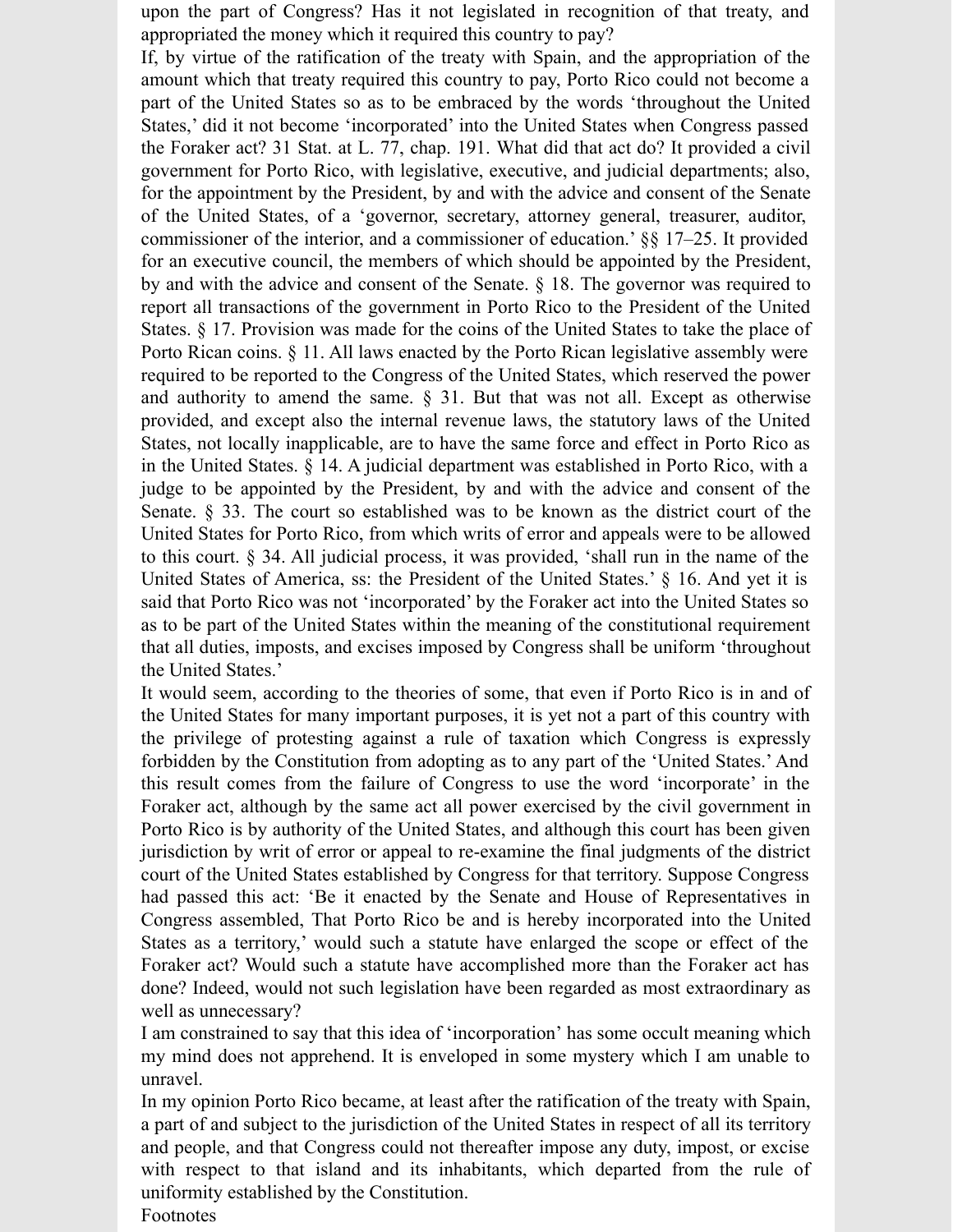upon the part of Congress? Has it not legislated in recognition of that treaty, and appropriated the money which it required this country to pay?

If, by virtue of the ratification of the treaty with Spain, and the appropriation of the amount which that treaty required this country to pay, Porto Rico could not become a part of the United States so as to be embraced by the words 'throughout the United States,' did it not become 'incorporated' into the United States when Congress passed the Foraker act? 31 Stat. at L. 77, chap. 191. What did that act do? It provided a civil government for Porto Rico, with legislative, executive, and judicial departments; also, for the appointment by the President, by and with the advice and consent of the Senate of the United States, of a 'governor, secretary, attorney general, treasurer, auditor, commissioner of the interior, and a commissioner of education.' §§ 17–25. It provided for an executive council, the members of which should be appointed by the President, by and with the advice and consent of the Senate. § 18. The governor was required to report all transactions of the government in Porto Rico to the President of the United States. § 17. Provision was made for the coins of the United States to take the place of Porto Rican coins. § 11. All laws enacted by the Porto Rican legislative assembly were required to be reported to the Congress of the United States, which reserved the power and authority to amend the same. § 31. But that was not all. Except as otherwise provided, and except also the internal revenue laws, the statutory laws of the United States, not locally inapplicable, are to have the same force and effect in Porto Rico as in the United States. § 14. A judicial department was established in Porto Rico, with a judge to be appointed by the President, by and with the advice and consent of the Senate. § 33. The court so established was to be known as the district court of the United States for Porto Rico, from which writs of error and appeals were to be allowed to this court. § 34. All judicial process, it was provided, 'shall run in the name of the United States of America, ss: the President of the United States.' § 16. And yet it is said that Porto Rico was not 'incorporated' by the Foraker act into the United States so as to be part of the United States within the meaning of the constitutional requirement that all duties, imposts, and excises imposed by Congress shall be uniform 'throughout the United States.'

It would seem, according to the theories of some, that even if Porto Rico is in and of the United States for many important purposes, it is yet not a part of this country with the privilege of protesting against a rule of taxation which Congress is expressly forbidden by the Constitution from adopting as to any part of the 'United States.' And this result comes from the failure of Congress to use the word 'incorporate' in the Foraker act, although by the same act all power exercised by the civil government in Porto Rico is by authority of the United States, and although this court has been given jurisdiction by writ of error or appeal to re-examine the final judgments of the district court of the United States established by Congress for that territory. Suppose Congress had passed this act: 'Be it enacted by the Senate and House of Representatives in Congress assembled, That Porto Rico be and is hereby incorporated into the United States as a territory,' would such a statute have enlarged the scope or effect of the Foraker act? Would such a statute have accomplished more than the Foraker act has done? Indeed, would not such legislation have been regarded as most extraordinary as well as unnecessary?

I am constrained to say that this idea of 'incorporation' has some occult meaning which my mind does not apprehend. It is enveloped in some mystery which I am unable to unravel.

In my opinion Porto Rico became, at least after the ratification of the treaty with Spain, a part of and subject to the jurisdiction of the United States in respect of all its territory and people, and that Congress could not thereafter impose any duty, impost, or excise with respect to that island and its inhabitants, which departed from the rule of uniformity established by the Constitution.

Footnotes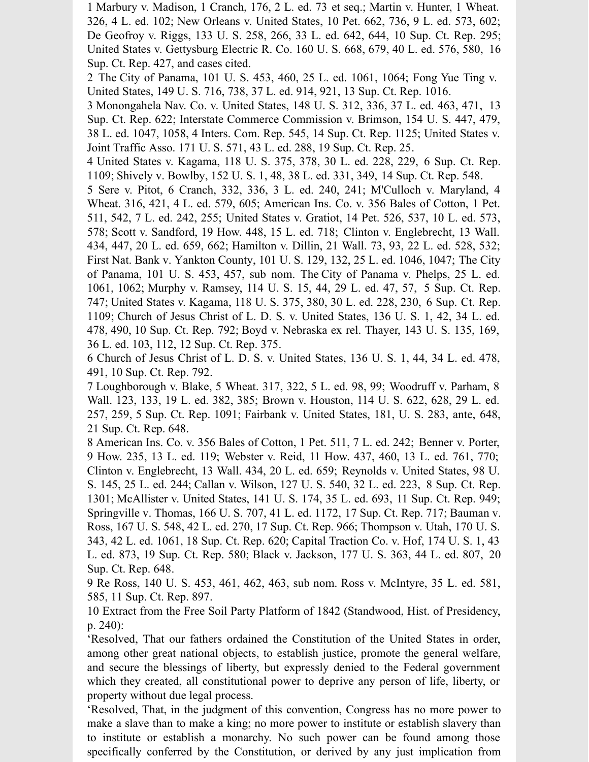1 Marbury v. Madison, 1 Cranch, 176, 2 L. ed. 73 et seq.; Martin v. Hunter, 1 Wheat. 326, 4 L. ed. 102; New Orleans v. United States, 10 Pet. 662, 736, 9 L. ed. 573, 602; De Geofroy v. Riggs, 133 U. S. 258, 266, 33 L. ed. 642, 644, 10 Sup. Ct. Rep. 295; United States v. Gettysburg Electric R. Co. 160 U. S. 668, 679, 40 L. ed. 576, 580, 16 Sup. Ct. Rep. 427, and cases cited.

2 The City of Panama, 101 U. S. 453, 460, 25 L. ed. 1061, 1064; Fong Yue Ting v. United States, 149 U. S. 716, 738, 37 L. ed. 914, 921, 13 Sup. Ct. Rep. 1016.

3 Monongahela Nav. Co. v. United States, 148 U. S. 312, 336, 37 L. ed. 463, 471, 13 Sup. Ct. Rep. 622; Interstate Commerce Commission v. Brimson, 154 U. S. 447, 479, 38 L. ed. 1047, 1058, 4 Inters. Com. Rep. 545, 14 Sup. Ct. Rep. 1125; United States v. Joint Traffic Asso. 171 U. S. 571, 43 L. ed. 288, 19 Sup. Ct. Rep. 25.

4 United States v. Kagama, 118 U. S. 375, 378, 30 L. ed. 228, 229, 6 Sup. Ct. Rep. 1109; Shively v. Bowlby, 152 U. S. 1, 48, 38 L. ed. 331, 349, 14 Sup. Ct. Rep. 548.

5 Sere v. Pitot, 6 Cranch, 332, 336, 3 L. ed. 240, 241; M'Culloch v. Maryland, 4 Wheat. 316, 421, 4 L. ed. 579, 605; American Ins. Co. v. 356 Bales of Cotton, 1 Pet. 511, 542, 7 L. ed. 242, 255; United States v. Gratiot, 14 Pet. 526, 537, 10 L. ed. 573, 578; Scott v. Sandford, 19 How. 448, 15 L. ed. 718; Clinton v. Englebrecht, 13 Wall. 434, 447, 20 L. ed. 659, 662; Hamilton v. Dillin, 21 Wall. 73, 93, 22 L. ed. 528, 532; First Nat. Bank v. Yankton County, 101 U. S. 129, 132, 25 L. ed. 1046, 1047; The City of Panama, 101 U. S. 453, 457, sub nom. The City of Panama v. Phelps, 25 L. ed. 1061, 1062; Murphy v. Ramsey, 114 U. S. 15, 44, 29 L. ed. 47, 57, 5 Sup. Ct. Rep. 747; United States v. Kagama, 118 U. S. 375, 380, 30 L. ed. 228, 230, 6 Sup. Ct. Rep. 1109; Church of Jesus Christ of L. D. S. v. United States, 136 U. S. 1, 42, 34 L. ed. 478, 490, 10 Sup. Ct. Rep. 792; Boyd v. Nebraska ex rel. Thayer, 143 U. S. 135, 169, 36 L. ed. 103, 112, 12 Sup. Ct. Rep. 375.

6 Church of Jesus Christ of L. D. S. v. United States, 136 U. S. 1, 44, 34 L. ed. 478, 491, 10 Sup. Ct. Rep. 792.

7 Loughborough v. Blake, 5 Wheat. 317, 322, 5 L. ed. 98, 99; Woodruff v. Parham, 8 Wall. 123, 133, 19 L. ed. 382, 385; Brown v. Houston, 114 U. S. 622, 628, 29 L. ed. 257, 259, 5 Sup. Ct. Rep. 1091; Fairbank v. United States, 181, U. S. 283, ante, 648, 21 Sup. Ct. Rep. 648.

8 American Ins. Co. v. 356 Bales of Cotton, 1 Pet. 511, 7 L. ed. 242; Benner v. Porter, 9 How. 235, 13 L. ed. 119; Webster v. Reid, 11 How. 437, 460, 13 L. ed. 761, 770; Clinton v. Englebrecht, 13 Wall. 434, 20 L. ed. 659; Reynolds v. United States, 98 U. S. 145, 25 L. ed. 244; Callan v. Wilson, 127 U. S. 540, 32 L. ed. 223, 8 Sup. Ct. Rep. 1301; McAllister v. United States, 141 U. S. 174, 35 L. ed. 693, 11 Sup. Ct. Rep. 949; Springville v. Thomas, 166 U. S. 707, 41 L. ed. 1172, 17 Sup. Ct. Rep. 717; Bauman v. Ross, 167 U. S. 548, 42 L. ed. 270, 17 Sup. Ct. Rep. 966; Thompson v. Utah, 170 U. S. 343, 42 L. ed. 1061, 18 Sup. Ct. Rep. 620; Capital Traction Co. v. Hof, 174 U. S. 1, 43 L. ed. 873, 19 Sup. Ct. Rep. 580; Black v. Jackson, 177 U. S. 363, 44 L. ed. 807, 20 Sup. Ct. Rep. 648.

9 Re Ross, 140 U. S. 453, 461, 462, 463, sub nom. Ross v. McIntyre, 35 L. ed. 581, 585, 11 Sup. Ct. Rep. 897.

10 Extract from the Free Soil Party Platform of 1842 (Standwood, Hist. of Presidency, p. 240):

'Resolved, That our fathers ordained the Constitution of the United States in order, among other great national objects, to establish justice, promote the general welfare, and secure the blessings of liberty, but expressly denied to the Federal government which they created, all constitutional power to deprive any person of life, liberty, or property without due legal process.

'Resolved, That, in the judgment of this convention, Congress has no more power to make a slave than to make a king; no more power to institute or establish slavery than to institute or establish a monarchy. No such power can be found among those specifically conferred by the Constitution, or derived by any just implication from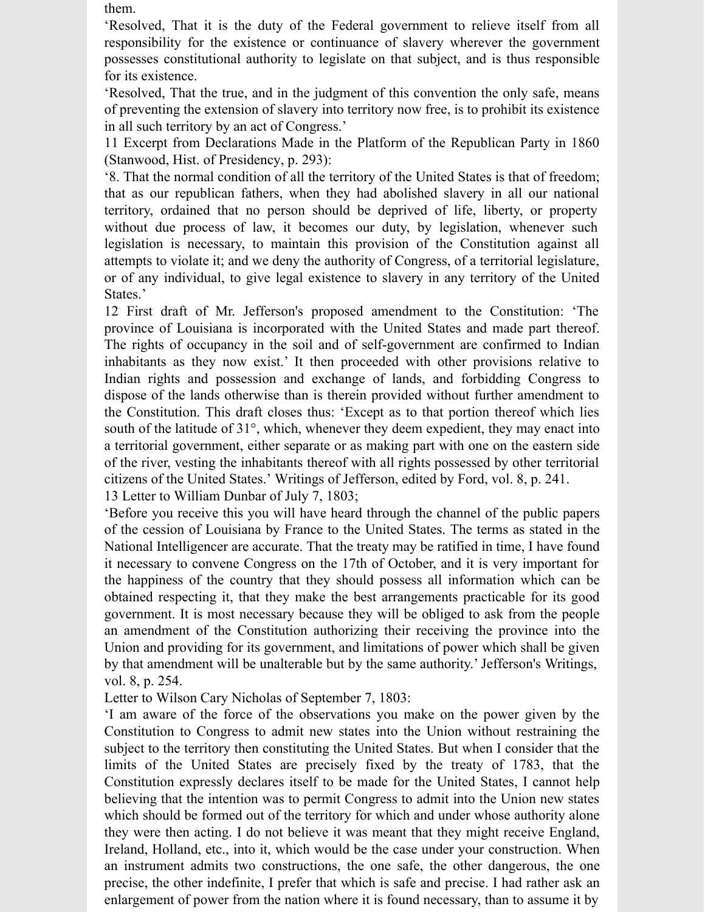them.

'Resolved, That it is the duty of the Federal government to relieve itself from all responsibility for the existence or continuance of slavery wherever the government possesses constitutional authority to legislate on that subject, and is thus responsible for its existence.

'Resolved, That the true, and in the judgment of this convention the only safe, means of preventing the extension of slavery into territory now free, is to prohibit its existence in all such territory by an act of Congress.'

11 Excerpt from Declarations Made in the Platform of the Republican Party in 1860 (Stanwood, Hist. of Presidency, p. 293):

'8. That the normal condition of all the territory of the United States is that of freedom; that as our republican fathers, when they had abolished slavery in all our national territory, ordained that no person should be deprived of life, liberty, or property without due process of law, it becomes our duty, by legislation, whenever such legislation is necessary, to maintain this provision of the Constitution against all attempts to violate it; and we deny the authority of Congress, of a territorial legislature, or of any individual, to give legal existence to slavery in any territory of the United States.'

12 First draft of Mr. Jefferson's proposed amendment to the Constitution: 'The province of Louisiana is incorporated with the United States and made part thereof. The rights of occupancy in the soil and of self-government are confirmed to Indian inhabitants as they now exist.' It then proceeded with other provisions relative to Indian rights and possession and exchange of lands, and forbidding Congress to dispose of the lands otherwise than is therein provided without further amendment to the Constitution. This draft closes thus: 'Except as to that portion thereof which lies south of the latitude of 31°, which, whenever they deem expedient, they may enact into a territorial government, either separate or as making part with one on the eastern side of the river, vesting the inhabitants thereof with all rights possessed by other territorial citizens of the United States.' Writings of Jefferson, edited by Ford, vol. 8, p. 241.

13 Letter to William Dunbar of July 7, 1803;

'Before you receive this you will have heard through the channel of the public papers of the cession of Louisiana by France to the United States. The terms as stated in the National Intelligencer are accurate. That the treaty may be ratified in time, I have found it necessary to convene Congress on the 17th of October, and it is very important for the happiness of the country that they should possess all information which can be obtained respecting it, that they make the best arrangements practicable for its good government. It is most necessary because they will be obliged to ask from the people an amendment of the Constitution authorizing their receiving the province into the Union and providing for its government, and limitations of power which shall be given by that amendment will be unalterable but by the same authority.' Jefferson's Writings, vol. 8, p. 254.

Letter to Wilson Cary Nicholas of September 7, 1803:

'I am aware of the force of the observations you make on the power given by the Constitution to Congress to admit new states into the Union without restraining the subject to the territory then constituting the United States. But when I consider that the limits of the United States are precisely fixed by the treaty of 1783, that the Constitution expressly declares itself to be made for the United States, I cannot help believing that the intention was to permit Congress to admit into the Union new states which should be formed out of the territory for which and under whose authority alone they were then acting. I do not believe it was meant that they might receive England, Ireland, Holland, etc., into it, which would be the case under your construction. When an instrument admits two constructions, the one safe, the other dangerous, the one precise, the other indefinite, I prefer that which is safe and precise. I had rather ask an enlargement of power from the nation where it is found necessary, than to assume it by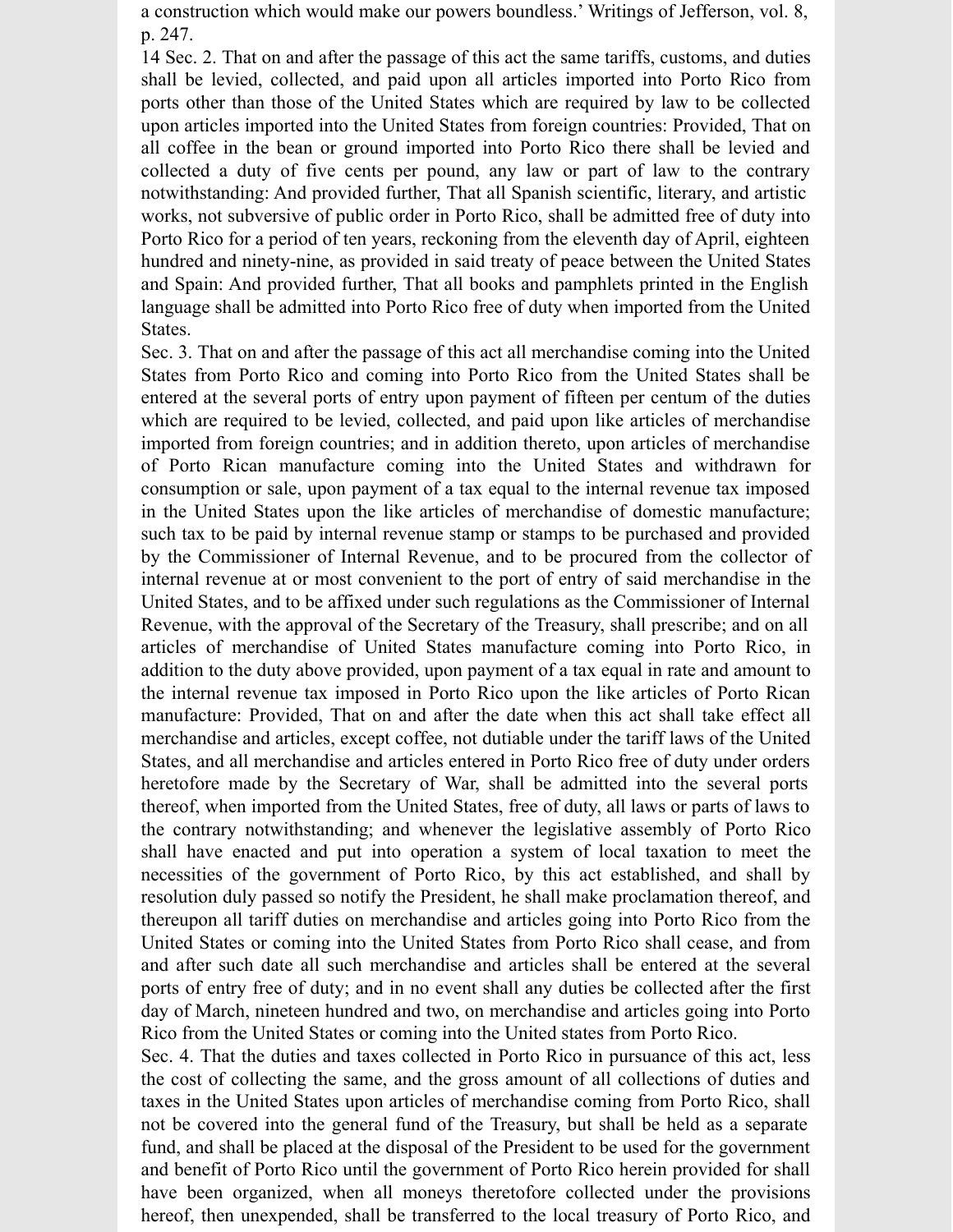a construction which would make our powers boundless.' Writings of Jefferson, vol. 8, p. 247.

14 Sec. 2. That on and after the passage of this act the same tariffs, customs, and duties shall be levied, collected, and paid upon all articles imported into Porto Rico from ports other than those of the United States which are required by law to be collected upon articles imported into the United States from foreign countries: Provided, That on all coffee in the bean or ground imported into Porto Rico there shall be levied and collected a duty of five cents per pound, any law or part of law to the contrary notwithstanding: And provided further, That all Spanish scientific, literary, and artistic works, not subversive of public order in Porto Rico, shall be admitted free of duty into Porto Rico for a period of ten years, reckoning from the eleventh day of April, eighteen hundred and ninety-nine, as provided in said treaty of peace between the United States and Spain: And provided further, That all books and pamphlets printed in the English language shall be admitted into Porto Rico free of duty when imported from the United States.

Sec. 3. That on and after the passage of this act all merchandise coming into the United States from Porto Rico and coming into Porto Rico from the United States shall be entered at the several ports of entry upon payment of fifteen per centum of the duties which are required to be levied, collected, and paid upon like articles of merchandise imported from foreign countries; and in addition thereto, upon articles of merchandise of Porto Rican manufacture coming into the United States and withdrawn for consumption or sale, upon payment of a tax equal to the internal revenue tax imposed in the United States upon the like articles of merchandise of domestic manufacture; such tax to be paid by internal revenue stamp or stamps to be purchased and provided by the Commissioner of Internal Revenue, and to be procured from the collector of internal revenue at or most convenient to the port of entry of said merchandise in the United States, and to be affixed under such regulations as the Commissioner of Internal Revenue, with the approval of the Secretary of the Treasury, shall prescribe; and on all articles of merchandise of United States manufacture coming into Porto Rico, in addition to the duty above provided, upon payment of a tax equal in rate and amount to the internal revenue tax imposed in Porto Rico upon the like articles of Porto Rican manufacture: Provided, That on and after the date when this act shall take effect all merchandise and articles, except coffee, not dutiable under the tariff laws of the United States, and all merchandise and articles entered in Porto Rico free of duty under orders heretofore made by the Secretary of War, shall be admitted into the several ports thereof, when imported from the United States, free of duty, all laws or parts of laws to the contrary notwithstanding; and whenever the legislative assembly of Porto Rico shall have enacted and put into operation a system of local taxation to meet the necessities of the government of Porto Rico, by this act established, and shall by resolution duly passed so notify the President, he shall make proclamation thereof, and thereupon all tariff duties on merchandise and articles going into Porto Rico from the United States or coming into the United States from Porto Rico shall cease, and from and after such date all such merchandise and articles shall be entered at the several ports of entry free of duty; and in no event shall any duties be collected after the first day of March, nineteen hundred and two, on merchandise and articles going into Porto Rico from the United States or coming into the United states from Porto Rico.

Sec. 4. That the duties and taxes collected in Porto Rico in pursuance of this act, less the cost of collecting the same, and the gross amount of all collections of duties and taxes in the United States upon articles of merchandise coming from Porto Rico, shall not be covered into the general fund of the Treasury, but shall be held as a separate fund, and shall be placed at the disposal of the President to be used for the government and benefit of Porto Rico until the government of Porto Rico herein provided for shall have been organized, when all moneys theretofore collected under the provisions hereof, then unexpended, shall be transferred to the local treasury of Porto Rico, and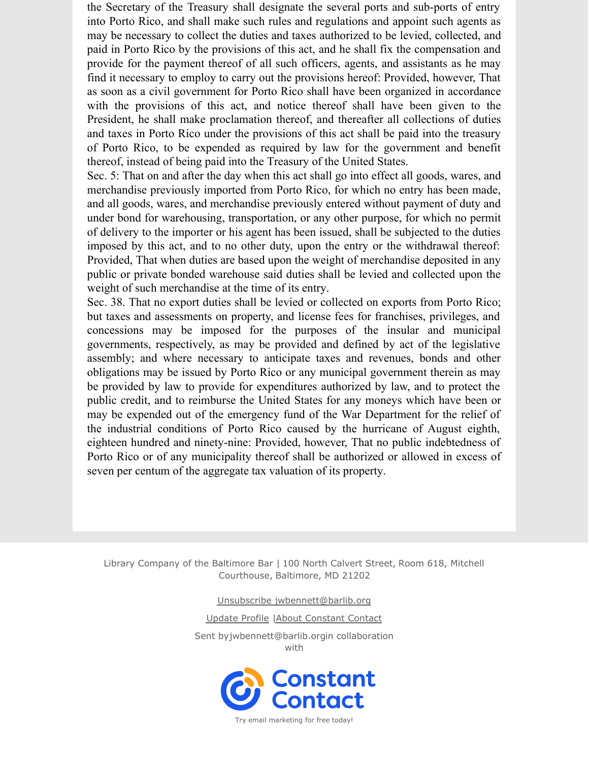the Secretary of the Treasury shall designate the several ports and sub-ports of entry into Porto Rico, and shall make such rules and regulations and appoint such agents as may be necessary to collect the duties and taxes authorized to be levied, collected, and paid in Porto Rico by the provisions of this act, and he shall fix the compensation and provide for the payment thereof of all such officers, agents, and assistants as he may find it necessary to employ to carry out the provisions hereof: Provided, however, That as soon as a civil government for Porto Rico shall have been organized in accordance with the provisions of this act, and notice thereof shall have been given to the President, he shall make proclamation thereof, and thereafter all collections of duties and taxes in Porto Rico under the provisions of this act shall be paid into the treasury of Porto Rico, to be expended as required by law for the government and benefit thereof, instead of being paid into the Treasury of the United States.

Sec. 5: That on and after the day when this act shall go into effect all goods, wares, and merchandise previously imported from Porto Rico, for which no entry has been made, and all goods, wares, and merchandise previously entered without payment of duty and under bond for warehousing, transportation, or any other purpose, for which no permit of delivery to the importer or his agent has been issued, shall be subjected to the duties imposed by this act, and to no other duty, upon the entry or the withdrawal thereof: Provided, That when duties are based upon the weight of merchandise deposited in any public or private bonded warehouse said duties shall be levied and collected upon the weight of such merchandise at the time of its entry.

Sec. 38. That no export duties shall be levied or collected on exports from Porto Rico; but taxes and assessments on property, and license fees for franchises, privileges, and concessions may be imposed for the purposes of the insular and municipal governments, respectively, as may be provided and defined by act of the legislative assembly; and where necessary to anticipate taxes and revenues, bonds and other obligations may be issued by Porto Rico or any municipal government therein as may be provided by law to provide for expenditures authorized by law, and to protect the public credit, and to reimburse the United States for any moneys which have been or may be expended out of the emergency fund of the War Department for the relief of the industrial conditions of Porto Rico caused by the hurricane of August eighth, eighteen hundred and ninety-nine: Provided, however, That no public indebtedness of Porto Rico or of any municipality thereof shall be authorized or allowed in excess of seven per centum of the aggregate tax valuation of its property.

Library Company of the Baltimore Bar | 100 North Calvert Street, Room 618, Mitchell Courthouse, Baltimore, MD 21202

Unsubscribe jwbennett@barlib.org

Update Profile | About Constant Contact

Sent by jwbennett@barlib.org in collaboration with

Constant Contact

Try email marketing for free today!